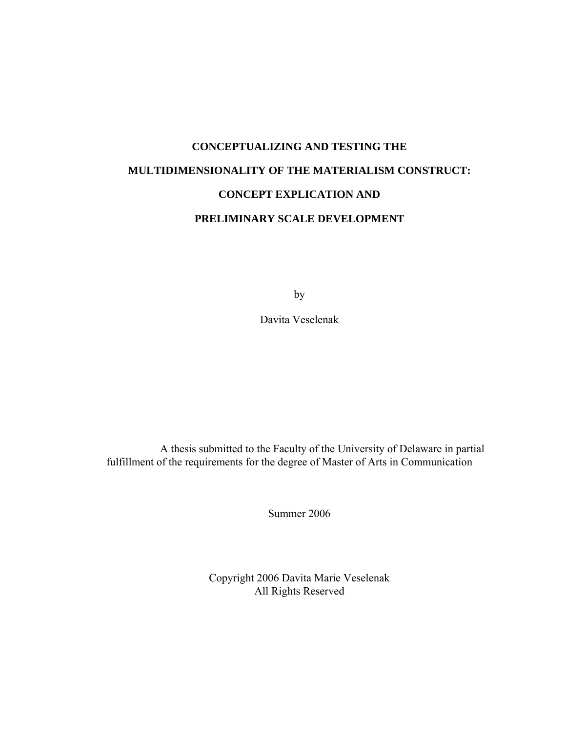# CONCEPTUALIZING AND TESTING THE MULTIDIMENSIONALITY OF THE MATERIALISM CONSTRUCT: CONCEPT EXPLICATION AND PRELIMINARY SCALE DEVELOPMENT

by

Davita Veselenak

A thesis submitted to the Faculty of the University of Delaware in partial fulfillment of the requirements for the degree of Master of Arts in Communication

Summer 2006

Copyright 2006 Davita Marie Veselenak
All Rights Reserved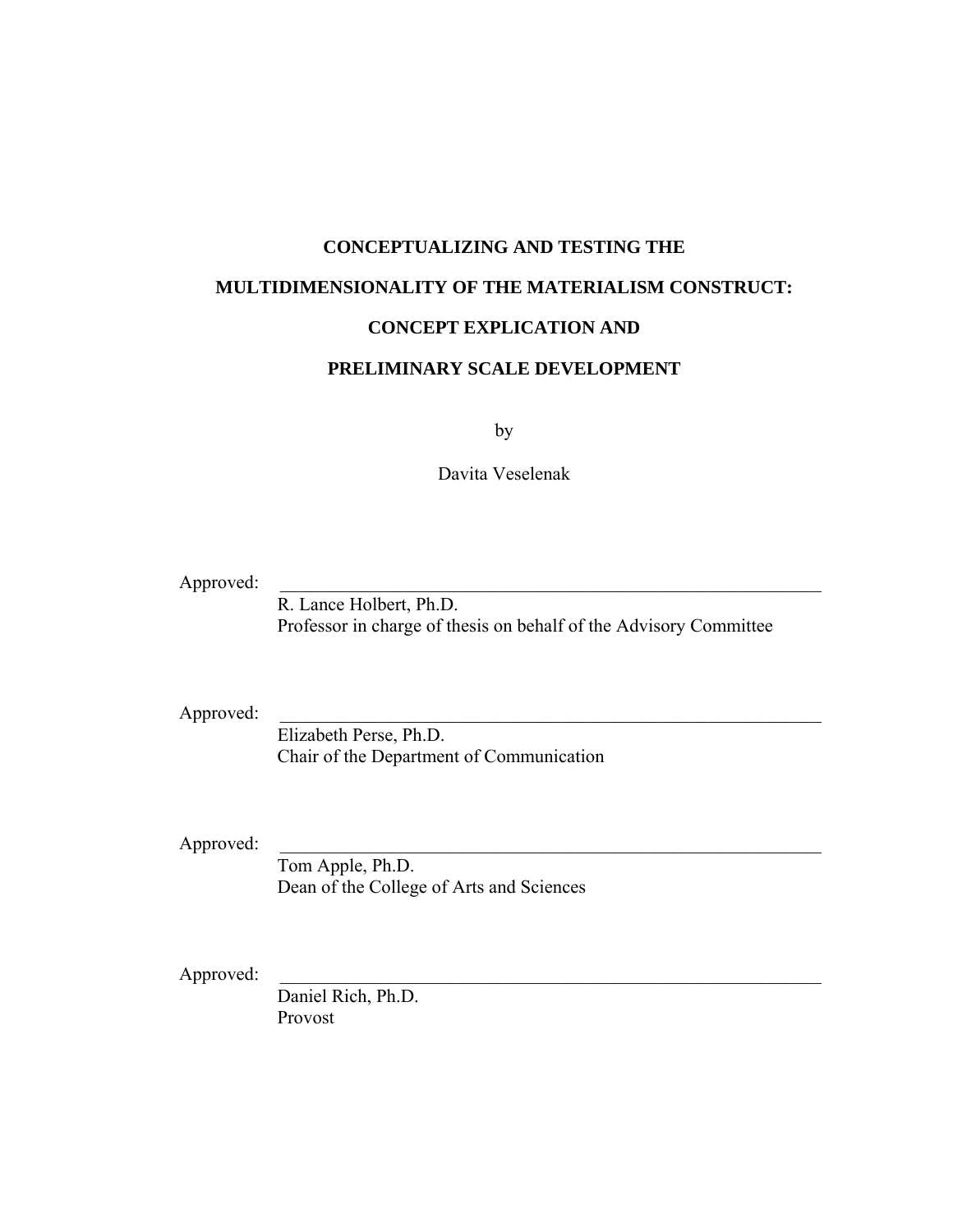**CONCEPTUALIZING AND TESTING THE**

**MULTIDIMENSIONALITY OF THE MATERIALISM CONSTRUCT:**

**CONCEPT EXPLICATION AND**

**PRELIMINARY SCALE DEVELOPMENT**

by

Davita Veselenak

Approved: \_\_\_\_\_\_\_\_\_\_\_\_\_\_\_\_\_\_\_\_\_\_\_\_\_\_\_\_\_\_\_\_\_\_\_\_\_\_\_\_\_\_\_\_\_\_\_\_\_\_\_\_\_\_\_\_

R. Lance Holbert, Ph.D.
Professor in charge of thesis on behalf of the Advisory Committee

Approved: \_\_\_\_\_\_\_\_\_\_\_\_\_\_\_\_\_\_\_\_\_\_\_\_\_\_\_\_\_\_\_\_\_\_\_\_\_\_\_\_\_\_\_\_\_\_\_\_\_\_\_\_\_\_\_\_

Elizabeth Perse, Ph.D.
Chair of the Department of Communication

Approved: \_\_\_\_\_\_\_\_\_\_\_\_\_\_\_\_\_\_\_\_\_\_\_\_\_\_\_\_\_\_\_\_\_\_\_\_\_\_\_\_\_\_\_\_\_\_\_\_\_\_\_\_\_\_\_\_

Tom Apple, Ph.D.
Dean of the College of Arts and Sciences

Approved: \_\_\_\_\_\_\_\_\_\_\_\_\_\_\_\_\_\_\_\_\_\_\_\_\_\_\_\_\_\_\_\_\_\_\_\_\_\_\_\_\_\_\_\_\_\_\_\_\_\_\_\_\_\_\_\_

Daniel Rich, Ph.D.
Provost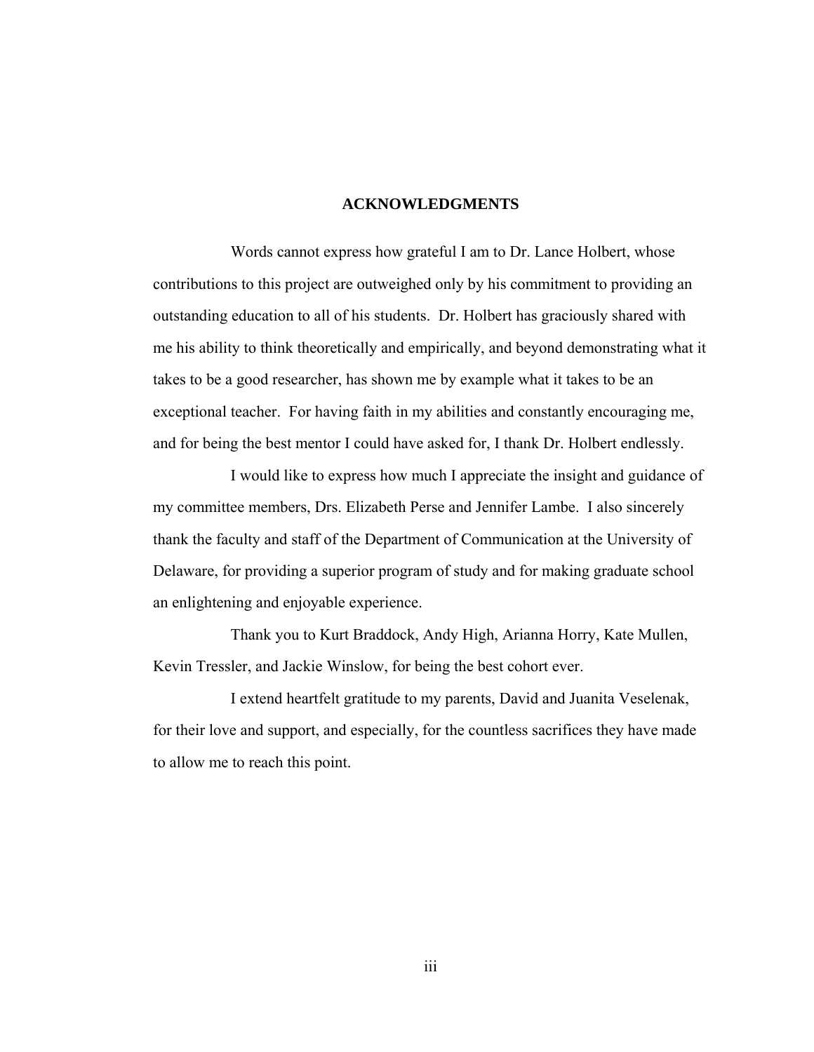## ACKNOWLEDGMENTS

Words cannot express how grateful I am to Dr. Lance Holbert, whose contributions to this project are outweighed only by his commitment to providing an outstanding education to all of his students. Dr. Holbert has graciously shared with me his ability to think theoretically and empirically, and beyond demonstrating what it takes to be a good researcher, has shown me by example what it takes to be an exceptional teacher. For having faith in my abilities and constantly encouraging me, and for being the best mentor I could have asked for, I thank Dr. Holbert endlessly.

I would like to express how much I appreciate the insight and guidance of my committee members, Drs. Elizabeth Perse and Jennifer Lambe. I also sincerely thank the faculty and staff of the Department of Communication at the University of Delaware, for providing a superior program of study and for making graduate school an enlightening and enjoyable experience.

Thank you to Kurt Braddock, Andy High, Arianna Horry, Kate Mullen, Kevin Tressler, and Jackie Winslow, for being the best cohort ever.

I extend heartfelt gratitude to my parents, David and Juanita Veselenak, for their love and support, and especially, for the countless sacrifices they have made to allow me to reach this point.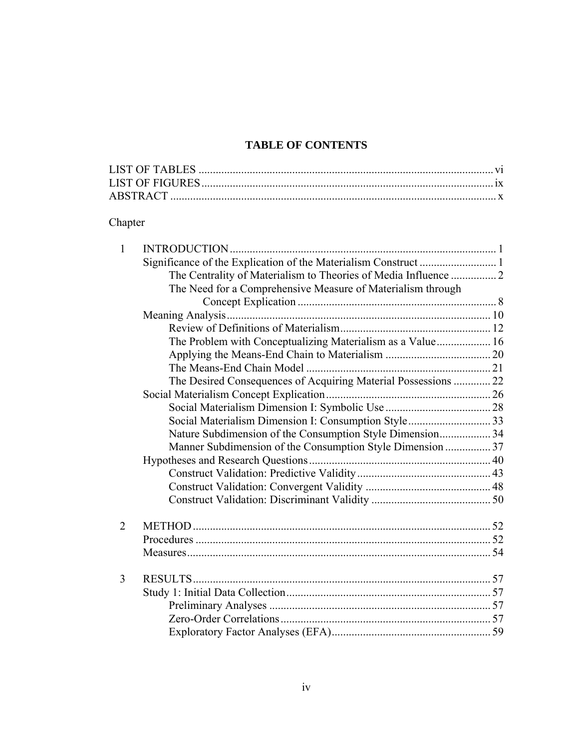# TABLE OF CONTENTS

LIST OF TABLES ........................................................................................................ vi
LIST OF FIGURES ...................................................................................................... ix
ABSTRACT .................................................................................................................. x

Chapter

1 INTRODUCTION ............................................................................................. 1
  Significance of the Explication of the Materialism Construct ........................... 1
    The Centrality of Materialism to Theories of Media Influence ................ 2
    The Need for a Comprehensive Measure of Materialism through Concept Explication ...................................................................... 8
  Meaning Analysis ............................................................................................ 10
    Review of Definitions of Materialism ..................................................... 12
    The Problem with Conceptualizing Materialism as a Value ................... 16
    Applying the Means-End Chain to Materialism ..................................... 20
    The Means-End Chain Model ................................................................. 21
    The Desired Consequences of Acquiring Material Possessions ............. 22
  Social Materialism Concept Explication .......................................................... 26
    Social Materialism Dimension I: Symbolic Use ..................................... 28
    Social Materialism Dimension I: Consumption Style ............................. 33
    Nature Subdimension of the Consumption Style Dimension .................. 34
    Manner Subdimension of the Consumption Style Dimension ................ 37
  Hypotheses and Research Questions ................................................................ 40
    Construct Validation: Predictive Validity ............................................... 43
    Construct Validation: Convergent Validity ............................................ 48
    Construct Validation: Discriminant Validity .......................................... 50

2 METHOD ......................................................................................................... 52
  Procedures ........................................................................................................ 52
  Measures ........................................................................................................... 54

3 RESULTS ......................................................................................................... 57
  Study 1: Initial Data Collection ........................................................................ 57
    Preliminary Analyses .............................................................................. 57
    Zero-Order Correlations .......................................................................... 57
    Exploratory Factor Analyses (EFA) ........................................................ 59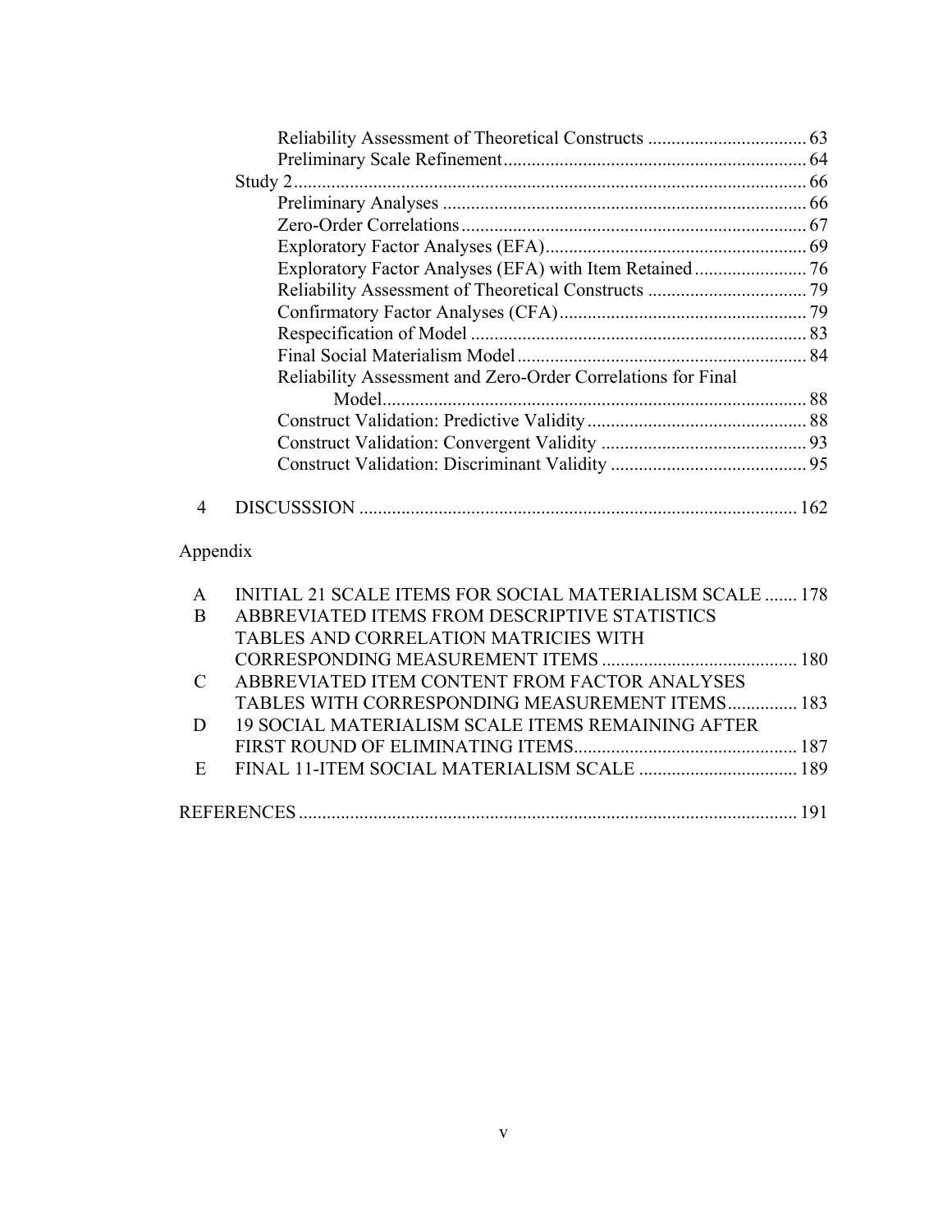- Reliability Assessment of Theoretical Constructs ... 63
- Preliminary Scale Refinement ... 64

Study 2 ... 66

- Preliminary Analyses ... 66
- Zero-Order Correlations ... 67
- Exploratory Factor Analyses (EFA) ... 69
- Exploratory Factor Analyses (EFA) with Item Retained ... 76
- Reliability Assessment of Theoretical Constructs ... 79
- Confirmatory Factor Analyses (CFA) ... 79
- Respecification of Model ... 83
- Final Social Materialism Model ... 84
- Reliability Assessment and Zero-Order Correlations for Final Model ... 88
- Construct Validation: Predictive Validity ... 88
- Construct Validation: Convergent Validity ... 93
- Construct Validation: Discriminant Validity ... 95

4 DISCUSSSION ... 162

Appendix

A INITIAL 21 SCALE ITEMS FOR SOCIAL MATERIALISM SCALE ... 178

B ABBREVIATED ITEMS FROM DESCRIPTIVE STATISTICS TABLES AND CORRELATION MATRICIES WITH CORRESPONDING MEASUREMENT ITEMS ... 180

C ABBREVIATED ITEM CONTENT FROM FACTOR ANALYSES TABLES WITH CORRESPONDING MEASUREMENT ITEMS ... 183

D 19 SOCIAL MATERIALISM SCALE ITEMS REMAINING AFTER FIRST ROUND OF ELIMINATING ITEMS ... 187

E FINAL 11-ITEM SOCIAL MATERIALISM SCALE ... 189

REFERENCES ... 191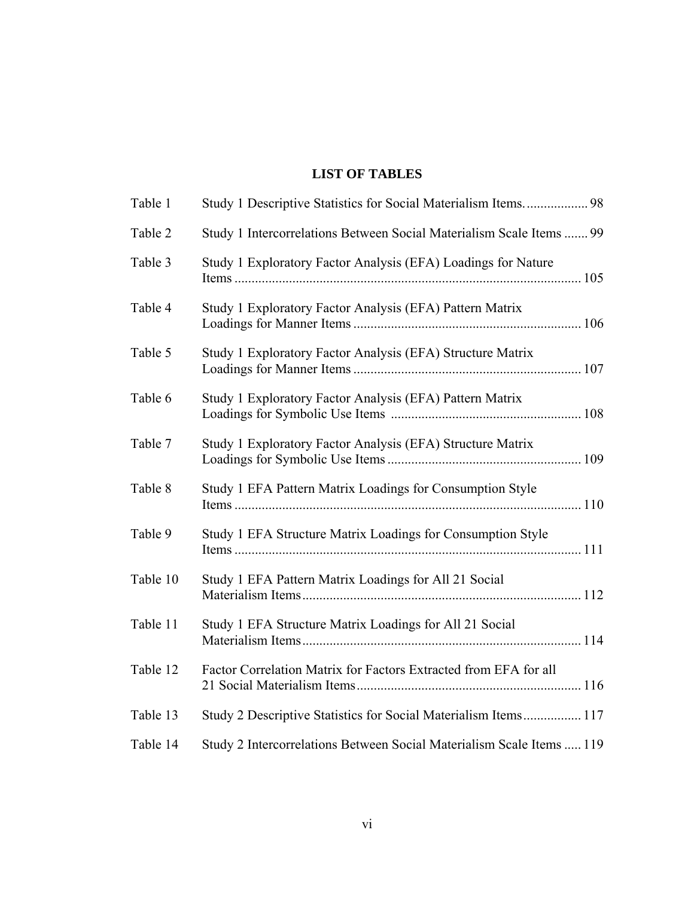## LIST OF TABLES

| | | |
|---|---|---|
| Table 1 | Study 1 Descriptive Statistics for Social Materialism Items. | 98 |
| Table 2 | Study 1 Intercorrelations Between Social Materialism Scale Items | 99 |
| Table 3 | Study 1 Exploratory Factor Analysis (EFA) Loadings for Nature Items | 105 |
| Table 4 | Study 1 Exploratory Factor Analysis (EFA) Pattern Matrix Loadings for Manner Items | 106 |
| Table 5 | Study 1 Exploratory Factor Analysis (EFA) Structure Matrix Loadings for Manner Items | 107 |
| Table 6 | Study 1 Exploratory Factor Analysis (EFA) Pattern Matrix Loadings for Symbolic Use Items | 108 |
| Table 7 | Study 1 Exploratory Factor Analysis (EFA) Structure Matrix Loadings for Symbolic Use Items | 109 |
| Table 8 | Study 1 EFA Pattern Matrix Loadings for Consumption Style Items | 110 |
| Table 9 | Study 1 EFA Structure Matrix Loadings for Consumption Style Items | 111 |
| Table 10 | Study 1 EFA Pattern Matrix Loadings for All 21 Social Materialism Items | 112 |
| Table 11 | Study 1 EFA Structure Matrix Loadings for All 21 Social Materialism Items | 114 |
| Table 12 | Factor Correlation Matrix for Factors Extracted from EFA for all 21 Social Materialism Items | 116 |
| Table 13 | Study 2 Descriptive Statistics for Social Materialism Items | 117 |
| Table 14 | Study 2 Intercorrelations Between Social Materialism Scale Items | 119 |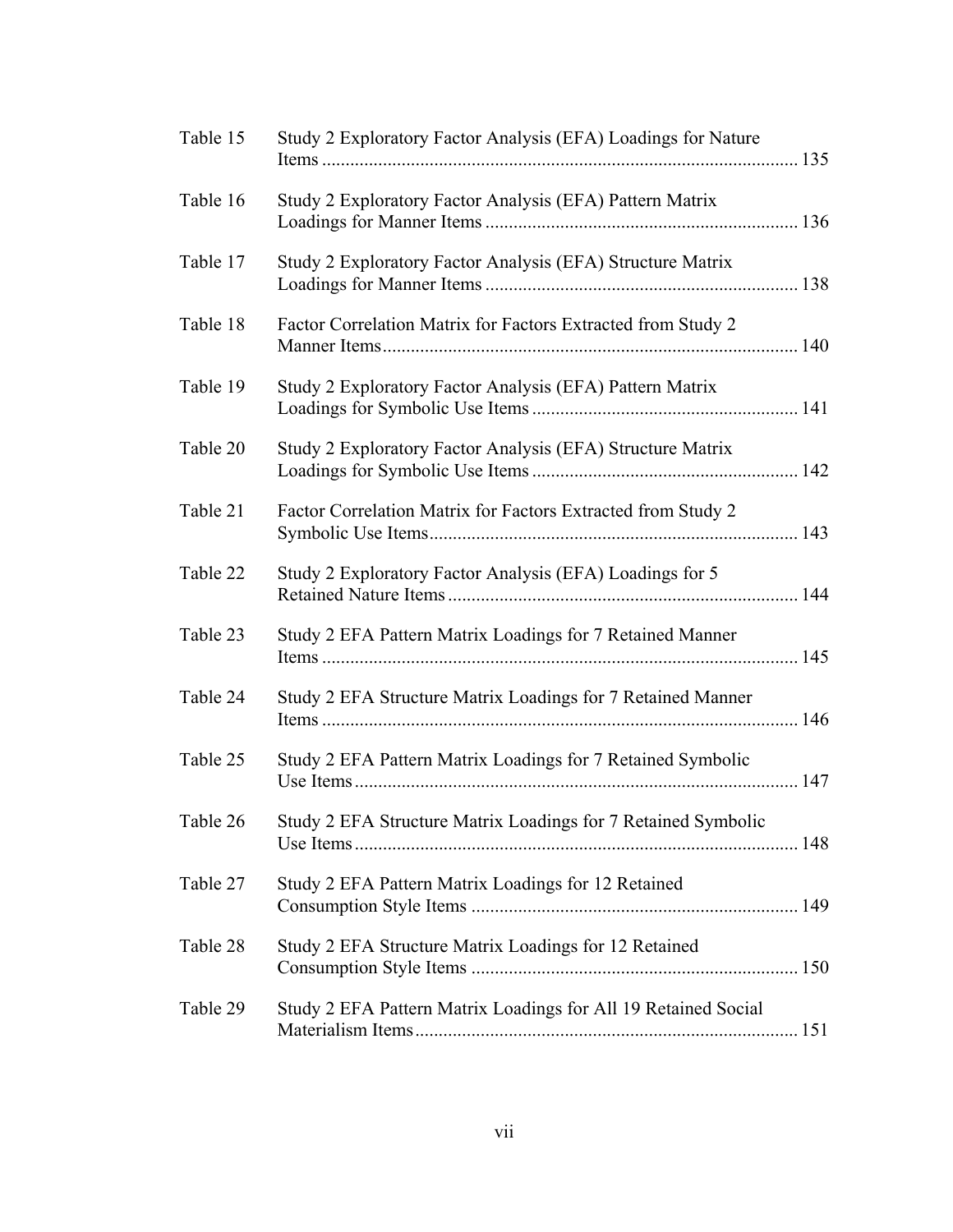| | | |
|---|---|---|
| Table 15 | Study 2 Exploratory Factor Analysis (EFA) Loadings for Nature Items | 135 |
| Table 16 | Study 2 Exploratory Factor Analysis (EFA) Pattern Matrix Loadings for Manner Items | 136 |
| Table 17 | Study 2 Exploratory Factor Analysis (EFA) Structure Matrix Loadings for Manner Items | 138 |
| Table 18 | Factor Correlation Matrix for Factors Extracted from Study 2 Manner Items | 140 |
| Table 19 | Study 2 Exploratory Factor Analysis (EFA) Pattern Matrix Loadings for Symbolic Use Items | 141 |
| Table 20 | Study 2 Exploratory Factor Analysis (EFA) Structure Matrix Loadings for Symbolic Use Items | 142 |
| Table 21 | Factor Correlation Matrix for Factors Extracted from Study 2 Symbolic Use Items | 143 |
| Table 22 | Study 2 Exploratory Factor Analysis (EFA) Loadings for 5 Retained Nature Items | 144 |
| Table 23 | Study 2 EFA Pattern Matrix Loadings for 7 Retained Manner Items | 145 |
| Table 24 | Study 2 EFA Structure Matrix Loadings for 7 Retained Manner Items | 146 |
| Table 25 | Study 2 EFA Pattern Matrix Loadings for 7 Retained Symbolic Use Items | 147 |
| Table 26 | Study 2 EFA Structure Matrix Loadings for 7 Retained Symbolic Use Items | 148 |
| Table 27 | Study 2 EFA Pattern Matrix Loadings for 12 Retained Consumption Style Items | 149 |
| Table 28 | Study 2 EFA Structure Matrix Loadings for 12 Retained Consumption Style Items | 150 |
| Table 29 | Study 2 EFA Pattern Matrix Loadings for All 19 Retained Social Materialism Items | 151 |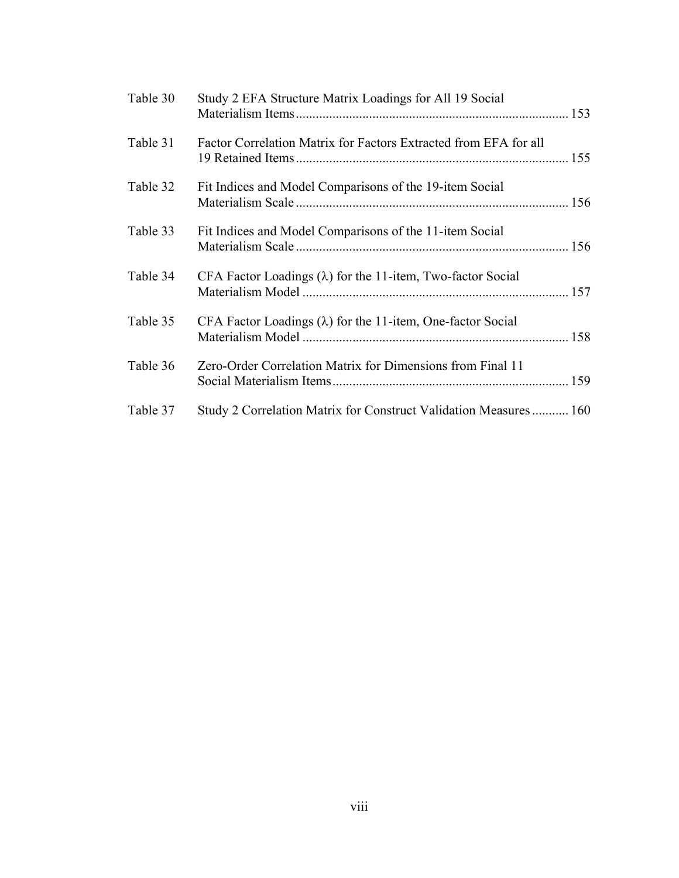| | | |
|---|---|---|
| Table 30 | Study 2 EFA Structure Matrix Loadings for All 19 Social Materialism Items | 153 |
| Table 31 | Factor Correlation Matrix for Factors Extracted from EFA for all 19 Retained Items | 155 |
| Table 32 | Fit Indices and Model Comparisons of the 19-item Social Materialism Scale | 156 |
| Table 33 | Fit Indices and Model Comparisons of the 11-item Social Materialism Scale | 156 |
| Table 34 | CFA Factor Loadings ($\lambda$) for the 11-item, Two-factor Social Materialism Model | 157 |
| Table 35 | CFA Factor Loadings ($\lambda$) for the 11-item, One-factor Social Materialism Model | 158 |
| Table 36 | Zero-Order Correlation Matrix for Dimensions from Final 11 Social Materialism Items | 159 |
| Table 37 | Study 2 Correlation Matrix for Construct Validation Measures | 160 |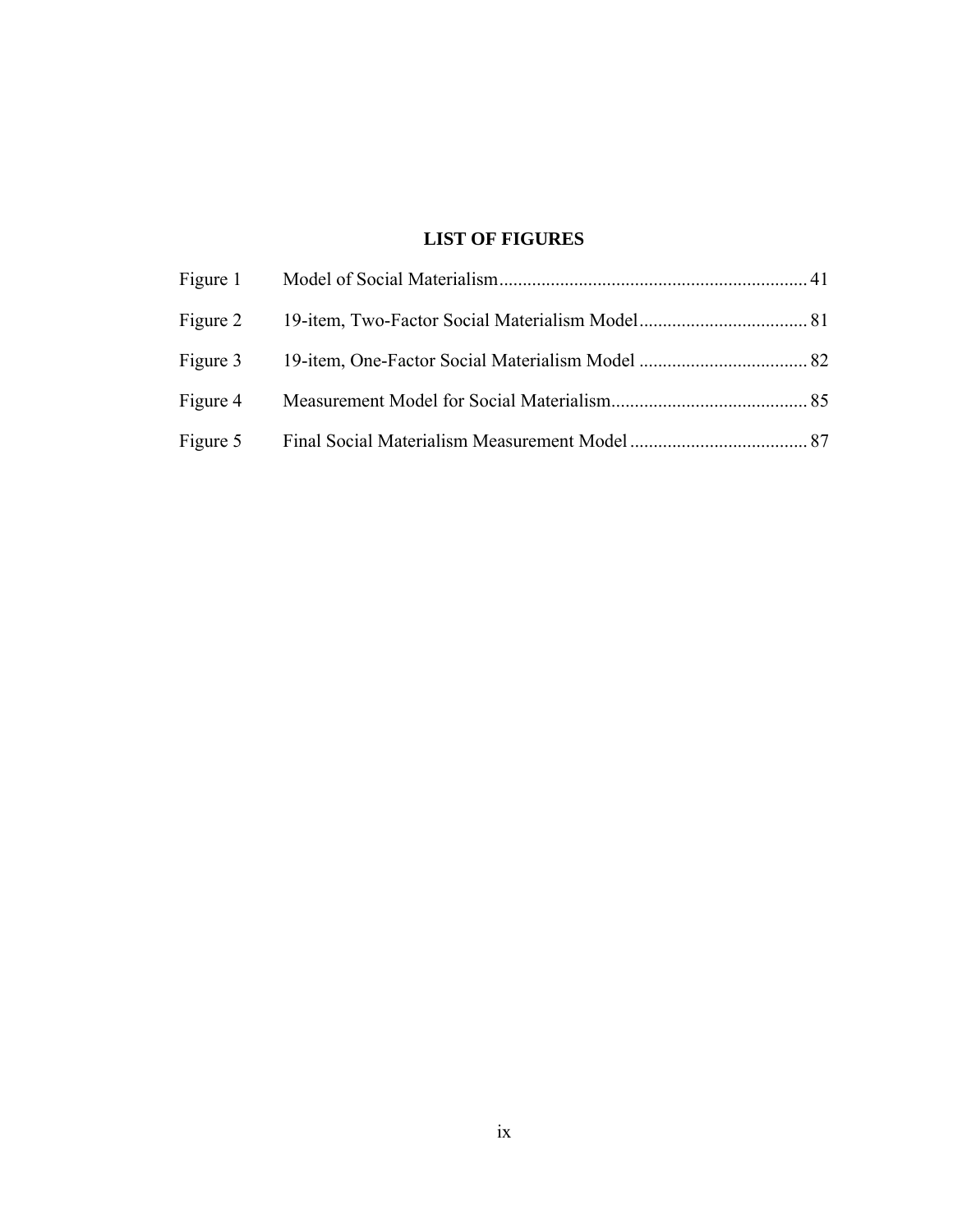# LIST OF FIGURES

| | | |
|---|---|---|
| Figure 1 | Model of Social Materialism | 41 |
| Figure 2 | 19-item, Two-Factor Social Materialism Model | 81 |
| Figure 3 | 19-item, One-Factor Social Materialism Model | 82 |
| Figure 4 | Measurement Model for Social Materialism | 85 |
| Figure 5 | Final Social Materialism Measurement Model | 87 |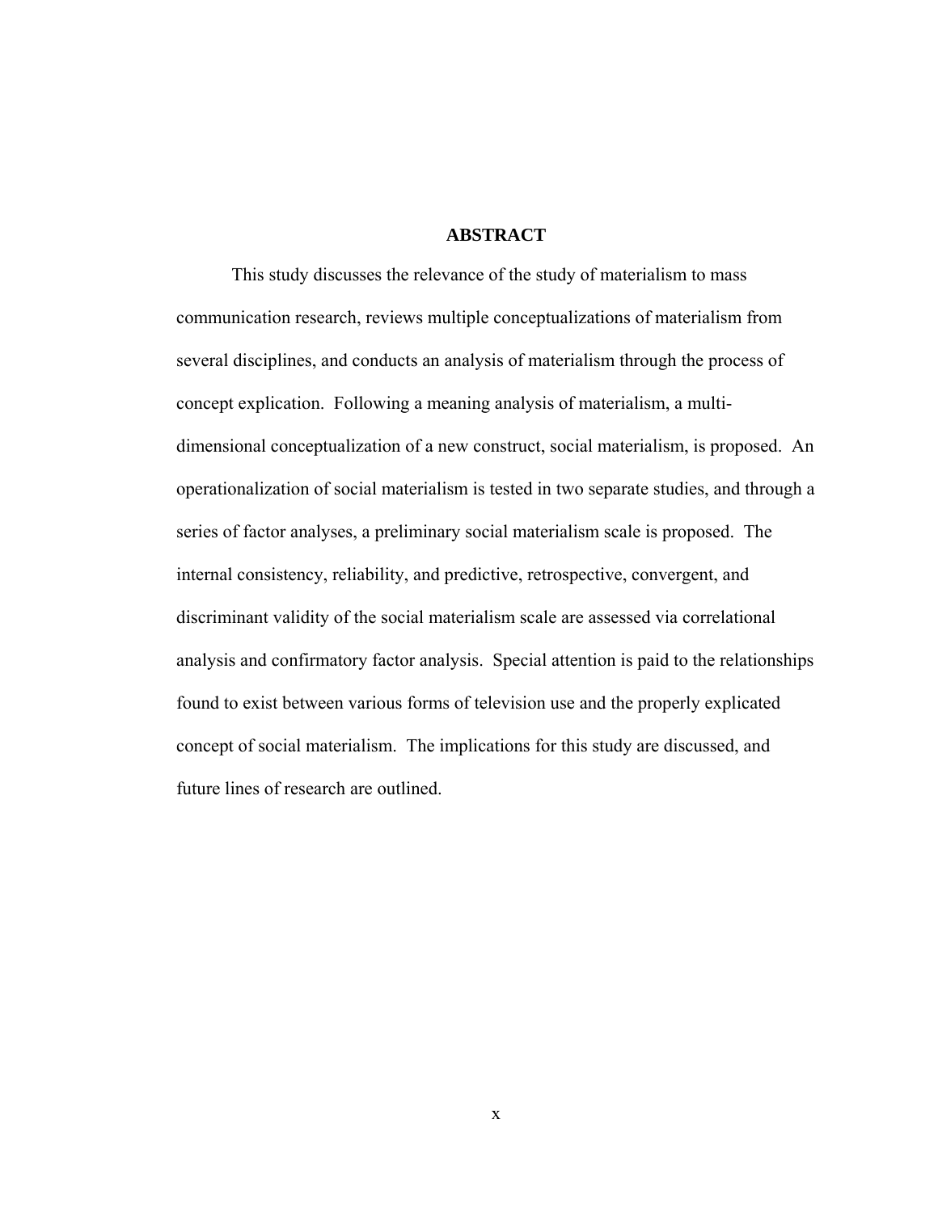# ABSTRACT

This study discusses the relevance of the study of materialism to mass communication research, reviews multiple conceptualizations of materialism from several disciplines, and conducts an analysis of materialism through the process of concept explication. Following a meaning analysis of materialism, a multi-dimensional conceptualization of a new construct, social materialism, is proposed. An operationalization of social materialism is tested in two separate studies, and through a series of factor analyses, a preliminary social materialism scale is proposed. The internal consistency, reliability, and predictive, retrospective, convergent, and discriminant validity of the social materialism scale are assessed via correlational analysis and confirmatory factor analysis. Special attention is paid to the relationships found to exist between various forms of television use and the properly explicated concept of social materialism. The implications for this study are discussed, and future lines of research are outlined.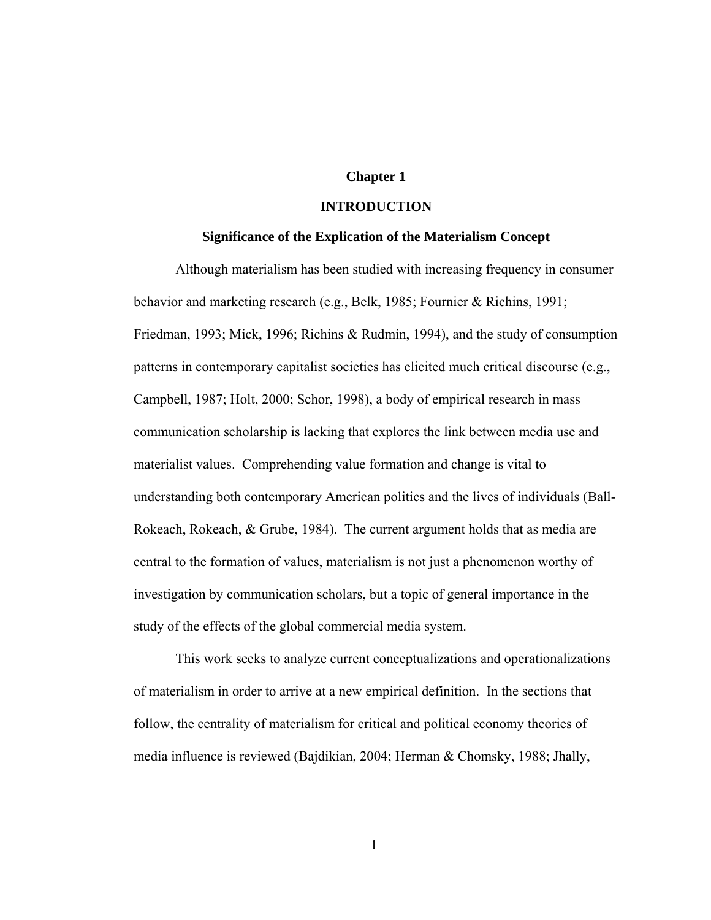# Chapter 1

# INTRODUCTION

## Significance of the Explication of the Materialism Concept

Although materialism has been studied with increasing frequency in consumer behavior and marketing research (e.g., Belk, 1985; Fournier & Richins, 1991; Friedman, 1993; Mick, 1996; Richins & Rudmin, 1994), and the study of consumption patterns in contemporary capitalist societies has elicited much critical discourse (e.g., Campbell, 1987; Holt, 2000; Schor, 1998), a body of empirical research in mass communication scholarship is lacking that explores the link between media use and materialist values. Comprehending value formation and change is vital to understanding both contemporary American politics and the lives of individuals (Ball-Rokeach, Rokeach, & Grube, 1984). The current argument holds that as media are central to the formation of values, materialism is not just a phenomenon worthy of investigation by communication scholars, but a topic of general importance in the study of the effects of the global commercial media system.

This work seeks to analyze current conceptualizations and operationalizations of materialism in order to arrive at a new empirical definition. In the sections that follow, the centrality of materialism for critical and political economy theories of media influence is reviewed (Bajdikian, 2004; Herman & Chomsky, 1988; Jhally,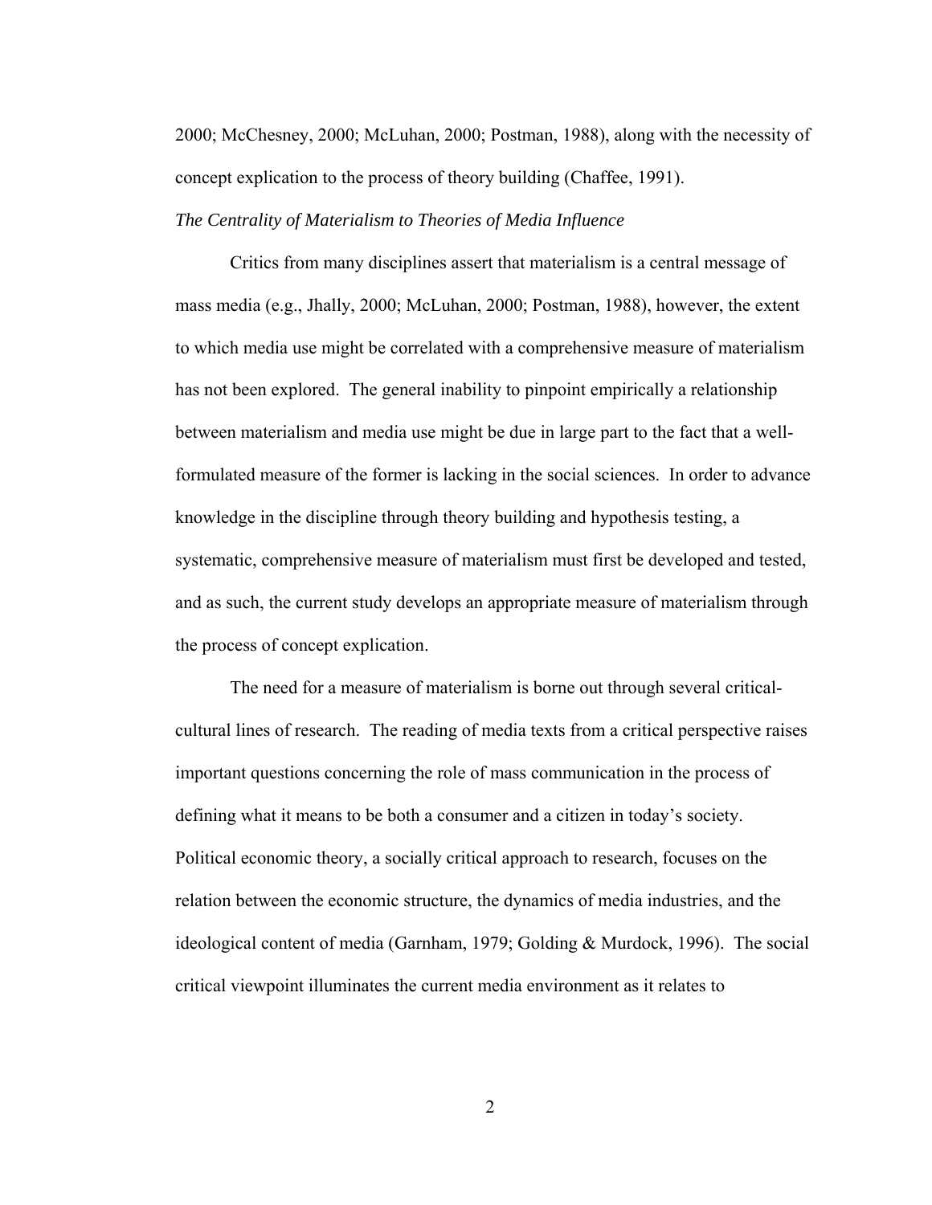2000; McChesney, 2000; McLuhan, 2000; Postman, 1988), along with the necessity of concept explication to the process of theory building (Chaffee, 1991).

*The Centrality of Materialism to Theories of Media Influence*

Critics from many disciplines assert that materialism is a central message of mass media (e.g., Jhally, 2000; McLuhan, 2000; Postman, 1988), however, the extent to which media use might be correlated with a comprehensive measure of materialism has not been explored. The general inability to pinpoint empirically a relationship between materialism and media use might be due in large part to the fact that a well-formulated measure of the former is lacking in the social sciences. In order to advance knowledge in the discipline through theory building and hypothesis testing, a systematic, comprehensive measure of materialism must first be developed and tested, and as such, the current study develops an appropriate measure of materialism through the process of concept explication.

The need for a measure of materialism is borne out through several critical-cultural lines of research. The reading of media texts from a critical perspective raises important questions concerning the role of mass communication in the process of defining what it means to be both a consumer and a citizen in today's society. Political economic theory, a socially critical approach to research, focuses on the relation between the economic structure, the dynamics of media industries, and the ideological content of media (Garnham, 1979; Golding & Murdock, 1996). The social critical viewpoint illuminates the current media environment as it relates to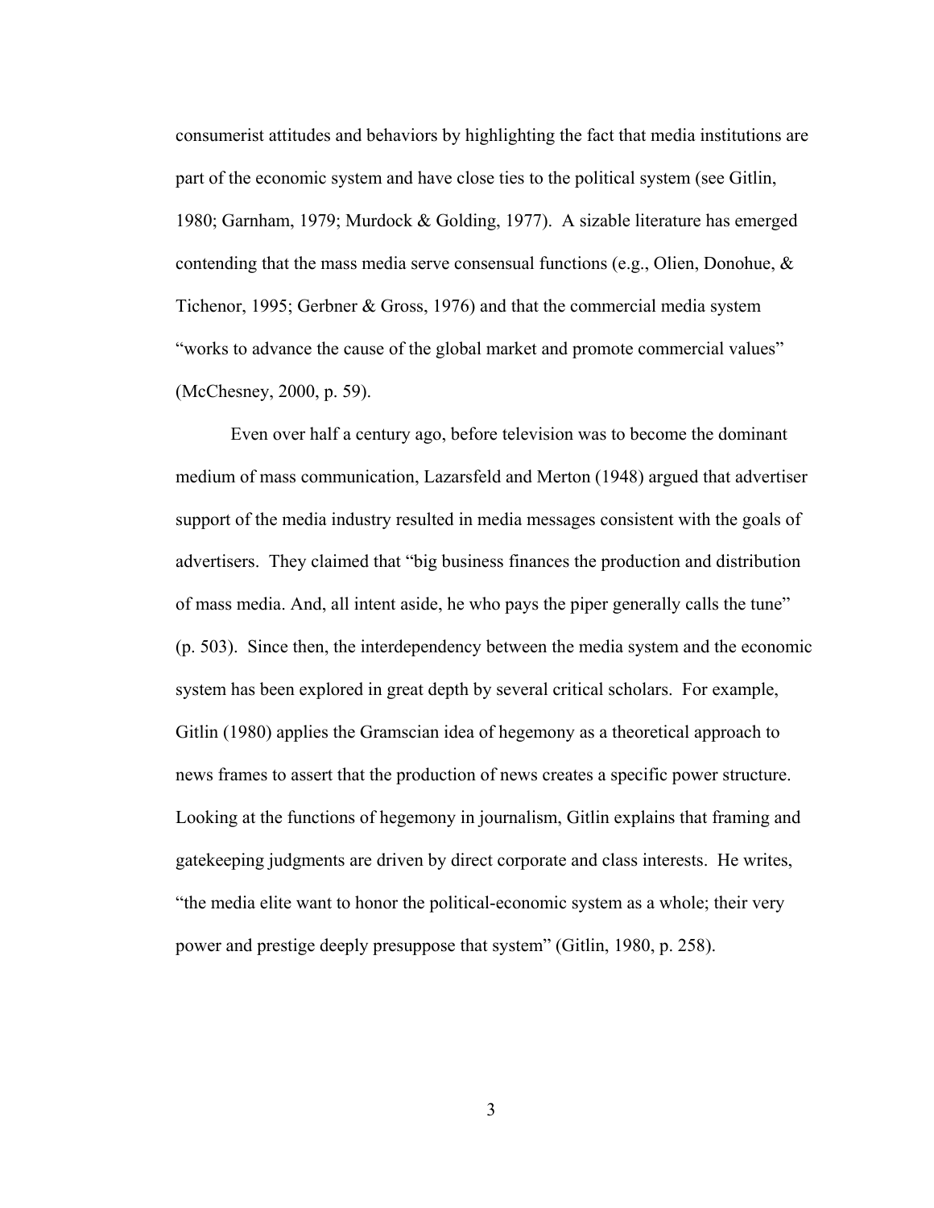consumerist attitudes and behaviors by highlighting the fact that media institutions are part of the economic system and have close ties to the political system (see Gitlin, 1980; Garnham, 1979; Murdock & Golding, 1977). A sizable literature has emerged contending that the mass media serve consensual functions (e.g., Olien, Donohue, & Tichenor, 1995; Gerbner & Gross, 1976) and that the commercial media system "works to advance the cause of the global market and promote commercial values" (McChesney, 2000, p. 59).

Even over half a century ago, before television was to become the dominant medium of mass communication, Lazarsfeld and Merton (1948) argued that advertiser support of the media industry resulted in media messages consistent with the goals of advertisers. They claimed that "big business finances the production and distribution of mass media. And, all intent aside, he who pays the piper generally calls the tune" (p. 503). Since then, the interdependency between the media system and the economic system has been explored in great depth by several critical scholars. For example, Gitlin (1980) applies the Gramscian idea of hegemony as a theoretical approach to news frames to assert that the production of news creates a specific power structure. Looking at the functions of hegemony in journalism, Gitlin explains that framing and gatekeeping judgments are driven by direct corporate and class interests. He writes, "the media elite want to honor the political-economic system as a whole; their very power and prestige deeply presuppose that system" (Gitlin, 1980, p. 258).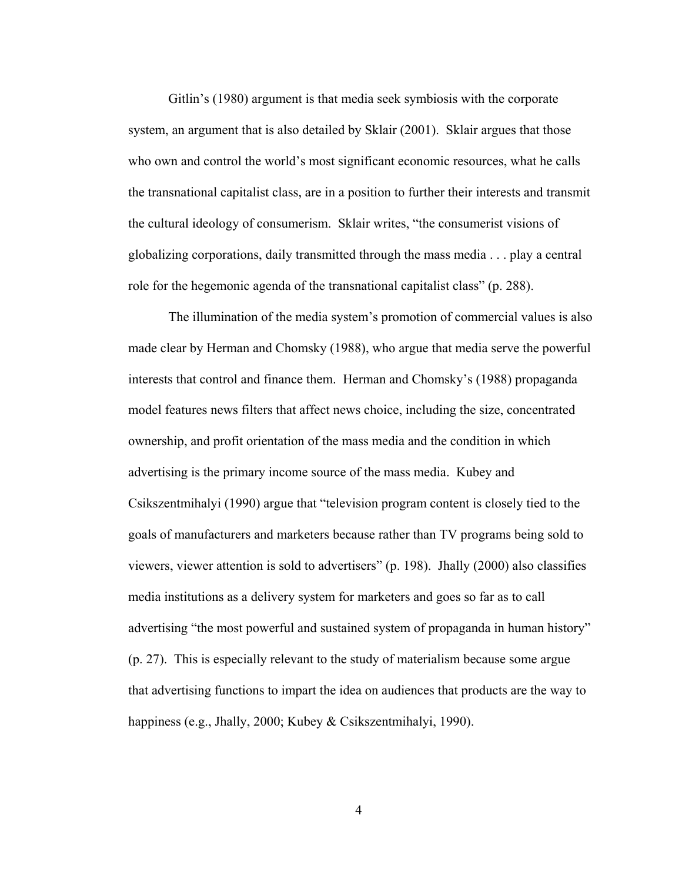Gitlin's (1980) argument is that media seek symbiosis with the corporate system, an argument that is also detailed by Sklair (2001). Sklair argues that those who own and control the world's most significant economic resources, what he calls the transnational capitalist class, are in a position to further their interests and transmit the cultural ideology of consumerism. Sklair writes, "the consumerist visions of globalizing corporations, daily transmitted through the mass media . . . play a central role for the hegemonic agenda of the transnational capitalist class" (p. 288).

The illumination of the media system's promotion of commercial values is also made clear by Herman and Chomsky (1988), who argue that media serve the powerful interests that control and finance them. Herman and Chomsky's (1988) propaganda model features news filters that affect news choice, including the size, concentrated ownership, and profit orientation of the mass media and the condition in which advertising is the primary income source of the mass media. Kubey and Csikszentmihalyi (1990) argue that "television program content is closely tied to the goals of manufacturers and marketers because rather than TV programs being sold to viewers, viewer attention is sold to advertisers" (p. 198). Jhally (2000) also classifies media institutions as a delivery system for marketers and goes so far as to call advertising "the most powerful and sustained system of propaganda in human history" (p. 27). This is especially relevant to the study of materialism because some argue that advertising functions to impart the idea on audiences that products are the way to happiness (e.g., Jhally, 2000; Kubey & Csikszentmihalyi, 1990).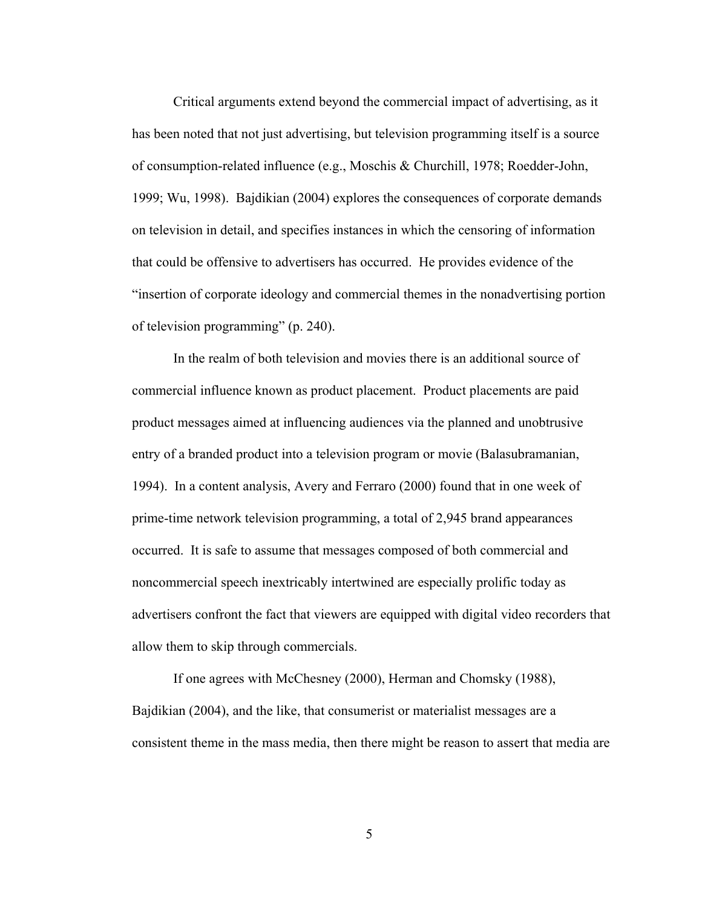Critical arguments extend beyond the commercial impact of advertising, as it has been noted that not just advertising, but television programming itself is a source of consumption-related influence (e.g., Moschis & Churchill, 1978; Roedder-John, 1999; Wu, 1998). Bajdikian (2004) explores the consequences of corporate demands on television in detail, and specifies instances in which the censoring of information that could be offensive to advertisers has occurred. He provides evidence of the "insertion of corporate ideology and commercial themes in the nonadvertising portion of television programming" (p. 240).

In the realm of both television and movies there is an additional source of commercial influence known as product placement. Product placements are paid product messages aimed at influencing audiences via the planned and unobtrusive entry of a branded product into a television program or movie (Balasubramanian, 1994). In a content analysis, Avery and Ferraro (2000) found that in one week of prime-time network television programming, a total of 2,945 brand appearances occurred. It is safe to assume that messages composed of both commercial and noncommercial speech inextricably intertwined are especially prolific today as advertisers confront the fact that viewers are equipped with digital video recorders that allow them to skip through commercials.

If one agrees with McChesney (2000), Herman and Chomsky (1988), Bajdikian (2004), and the like, that consumerist or materialist messages are a consistent theme in the mass media, then there might be reason to assert that media are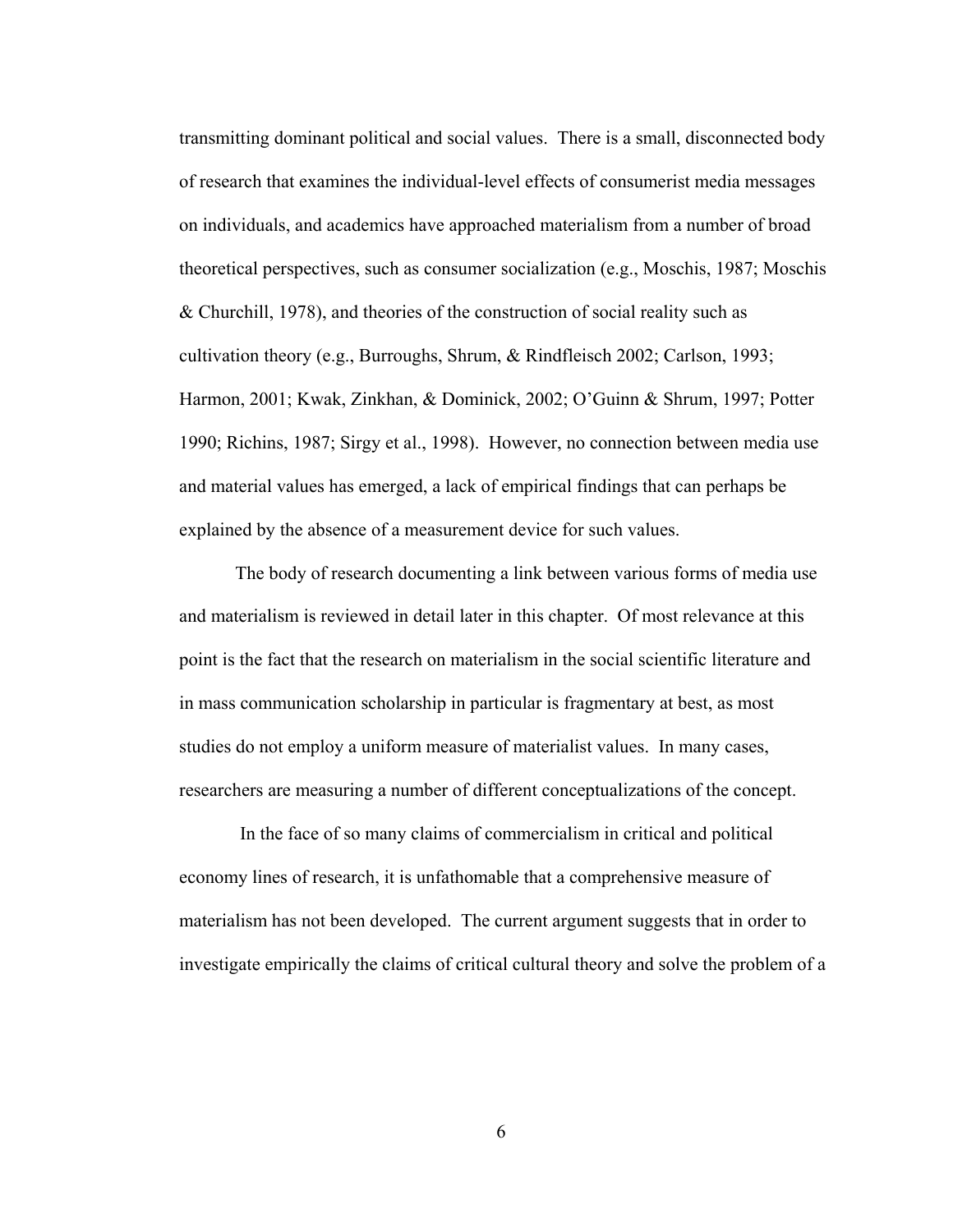transmitting dominant political and social values. There is a small, disconnected body of research that examines the individual-level effects of consumerist media messages on individuals, and academics have approached materialism from a number of broad theoretical perspectives, such as consumer socialization (e.g., Moschis, 1987; Moschis & Churchill, 1978), and theories of the construction of social reality such as cultivation theory (e.g., Burroughs, Shrum, & Rindfleisch 2002; Carlson, 1993; Harmon, 2001; Kwak, Zinkhan, & Dominick, 2002; O'Guinn & Shrum, 1997; Potter 1990; Richins, 1987; Sirgy et al., 1998). However, no connection between media use and material values has emerged, a lack of empirical findings that can perhaps be explained by the absence of a measurement device for such values.

The body of research documenting a link between various forms of media use and materialism is reviewed in detail later in this chapter. Of most relevance at this point is the fact that the research on materialism in the social scientific literature and in mass communication scholarship in particular is fragmentary at best, as most studies do not employ a uniform measure of materialist values. In many cases, researchers are measuring a number of different conceptualizations of the concept.

In the face of so many claims of commercialism in critical and political economy lines of research, it is unfathomable that a comprehensive measure of materialism has not been developed. The current argument suggests that in order to investigate empirically the claims of critical cultural theory and solve the problem of a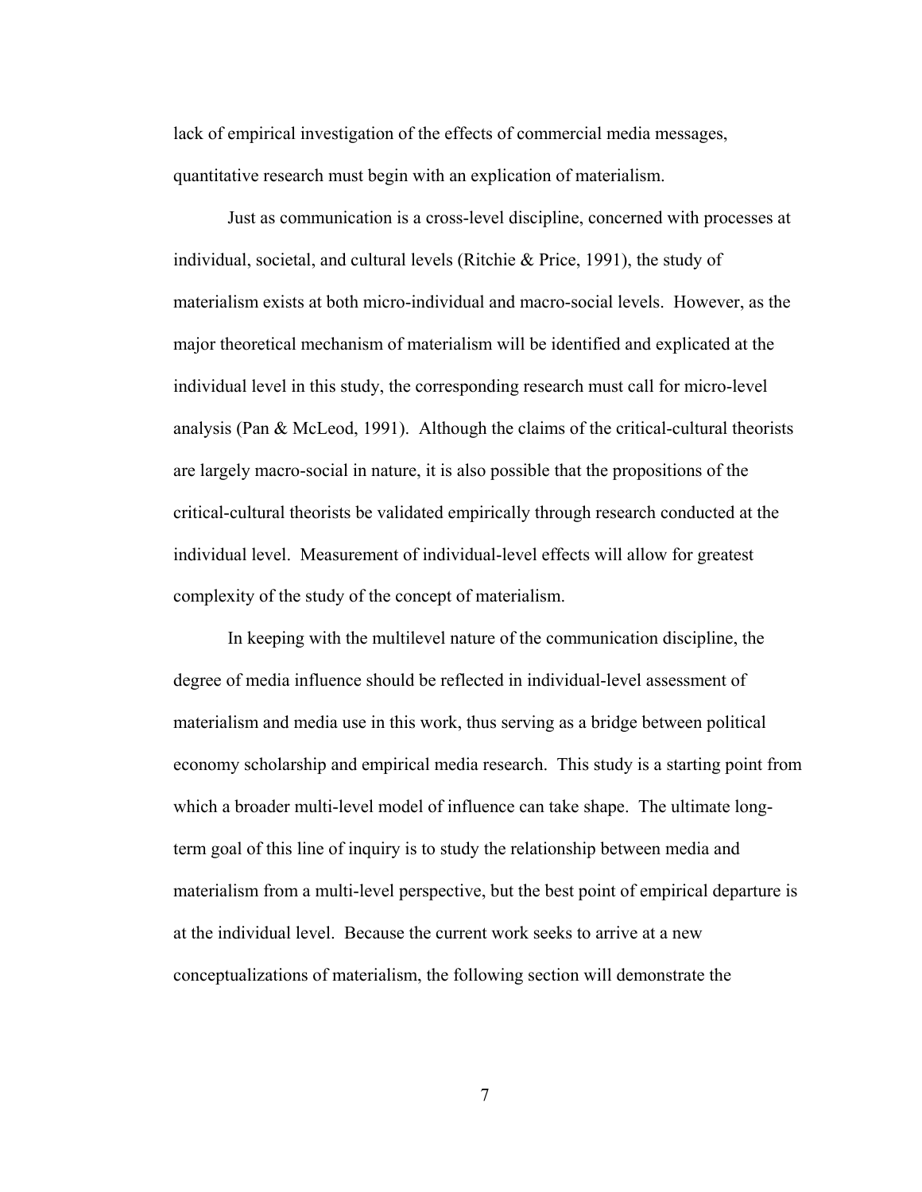lack of empirical investigation of the effects of commercial media messages, quantitative research must begin with an explication of materialism.

Just as communication is a cross-level discipline, concerned with processes at individual, societal, and cultural levels (Ritchie & Price, 1991), the study of materialism exists at both micro-individual and macro-social levels. However, as the major theoretical mechanism of materialism will be identified and explicated at the individual level in this study, the corresponding research must call for micro-level analysis (Pan & McLeod, 1991). Although the claims of the critical-cultural theorists are largely macro-social in nature, it is also possible that the propositions of the critical-cultural theorists be validated empirically through research conducted at the individual level. Measurement of individual-level effects will allow for greatest complexity of the study of the concept of materialism.

In keeping with the multilevel nature of the communication discipline, the degree of media influence should be reflected in individual-level assessment of materialism and media use in this work, thus serving as a bridge between political economy scholarship and empirical media research. This study is a starting point from which a broader multi-level model of influence can take shape. The ultimate long-term goal of this line of inquiry is to study the relationship between media and materialism from a multi-level perspective, but the best point of empirical departure is at the individual level. Because the current work seeks to arrive at a new conceptualizations of materialism, the following section will demonstrate the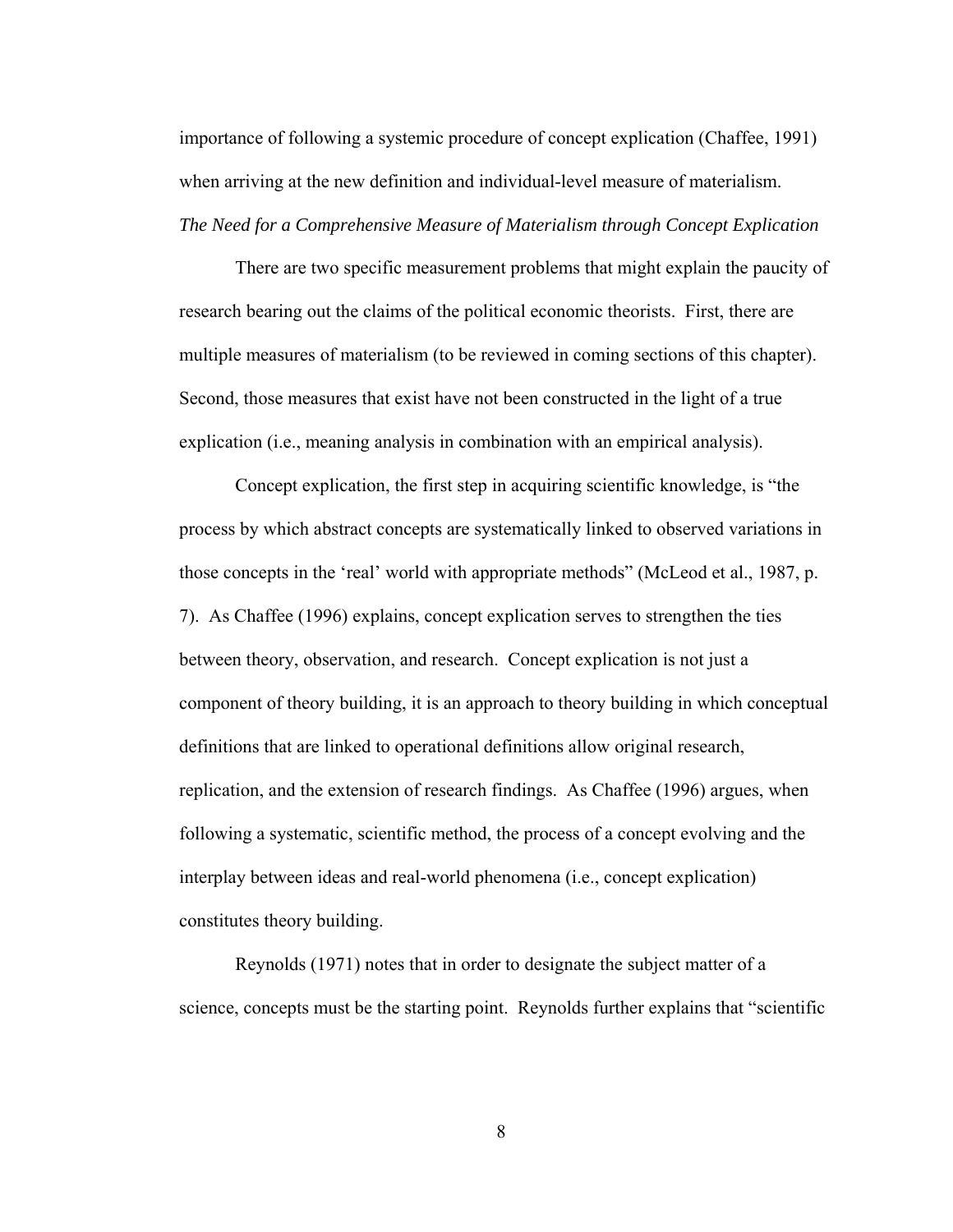importance of following a systemic procedure of concept explication (Chaffee, 1991) when arriving at the new definition and individual-level measure of materialism.

### *The Need for a Comprehensive Measure of Materialism through Concept Explication*

There are two specific measurement problems that might explain the paucity of research bearing out the claims of the political economic theorists. First, there are multiple measures of materialism (to be reviewed in coming sections of this chapter). Second, those measures that exist have not been constructed in the light of a true explication (i.e., meaning analysis in combination with an empirical analysis).

Concept explication, the first step in acquiring scientific knowledge, is "the process by which abstract concepts are systematically linked to observed variations in those concepts in the 'real' world with appropriate methods" (McLeod et al., 1987, p. 7). As Chaffee (1996) explains, concept explication serves to strengthen the ties between theory, observation, and research. Concept explication is not just a component of theory building, it is an approach to theory building in which conceptual definitions that are linked to operational definitions allow original research, replication, and the extension of research findings. As Chaffee (1996) argues, when following a systematic, scientific method, the process of a concept evolving and the interplay between ideas and real-world phenomena (i.e., concept explication) constitutes theory building.

Reynolds (1971) notes that in order to designate the subject matter of a science, concepts must be the starting point. Reynolds further explains that "scientific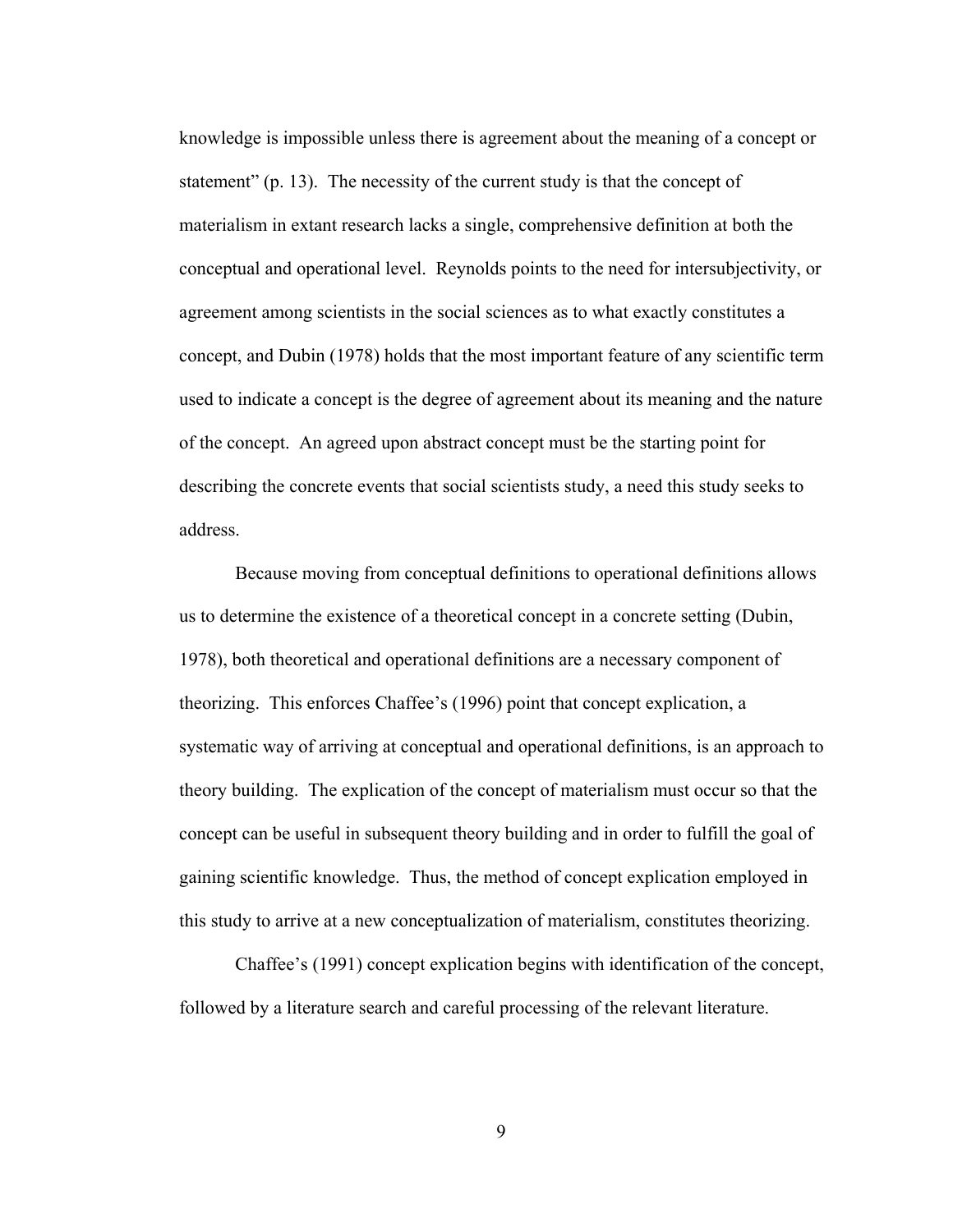knowledge is impossible unless there is agreement about the meaning of a concept or statement" (p. 13). The necessity of the current study is that the concept of materialism in extant research lacks a single, comprehensive definition at both the conceptual and operational level. Reynolds points to the need for intersubjectivity, or agreement among scientists in the social sciences as to what exactly constitutes a concept, and Dubin (1978) holds that the most important feature of any scientific term used to indicate a concept is the degree of agreement about its meaning and the nature of the concept. An agreed upon abstract concept must be the starting point for describing the concrete events that social scientists study, a need this study seeks to address.

Because moving from conceptual definitions to operational definitions allows us to determine the existence of a theoretical concept in a concrete setting (Dubin, 1978), both theoretical and operational definitions are a necessary component of theorizing. This enforces Chaffee's (1996) point that concept explication, a systematic way of arriving at conceptual and operational definitions, is an approach to theory building. The explication of the concept of materialism must occur so that the concept can be useful in subsequent theory building and in order to fulfill the goal of gaining scientific knowledge. Thus, the method of concept explication employed in this study to arrive at a new conceptualization of materialism, constitutes theorizing.

Chaffee's (1991) concept explication begins with identification of the concept, followed by a literature search and careful processing of the relevant literature.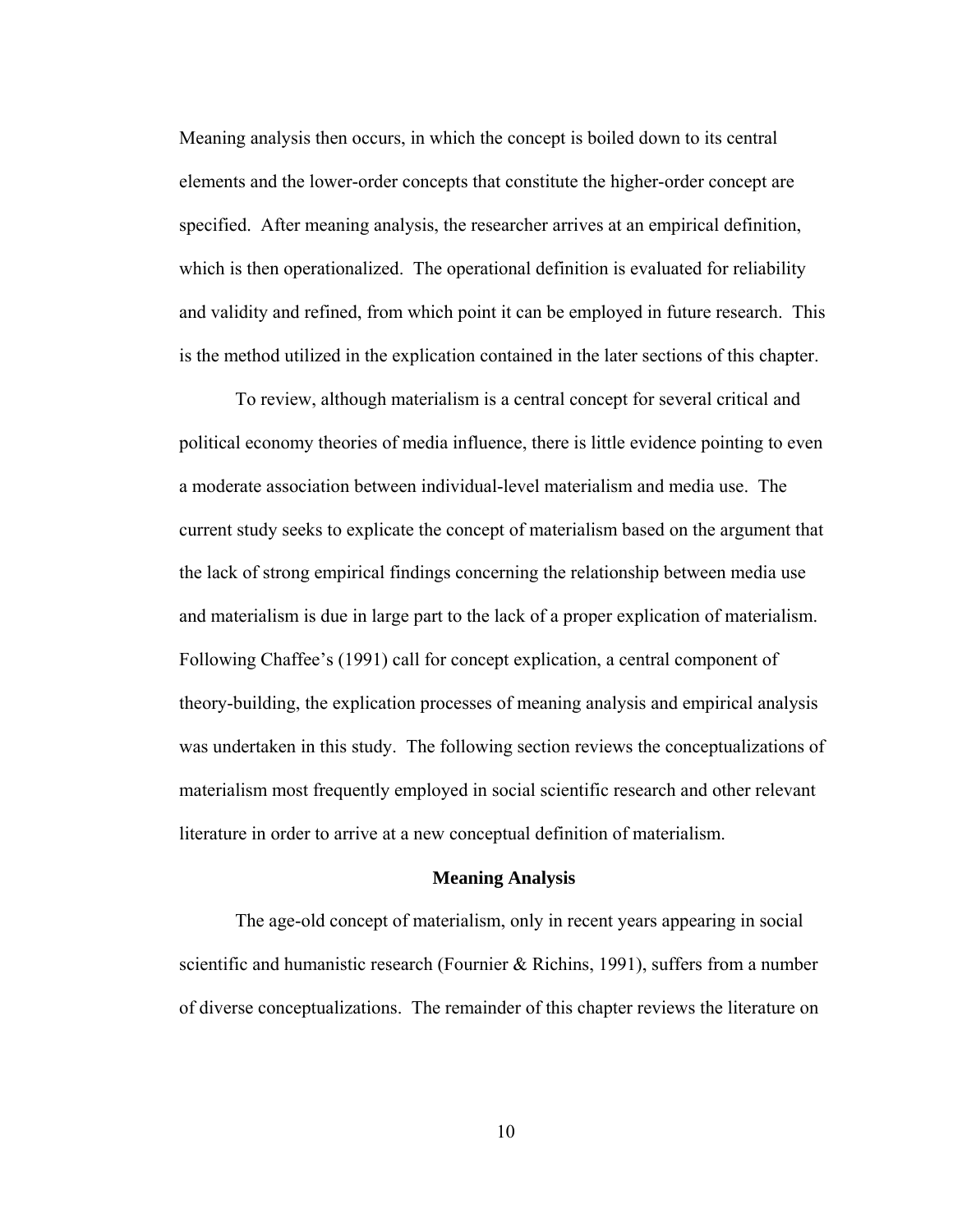Meaning analysis then occurs, in which the concept is boiled down to its central elements and the lower-order concepts that constitute the higher-order concept are specified. After meaning analysis, the researcher arrives at an empirical definition, which is then operationalized. The operational definition is evaluated for reliability and validity and refined, from which point it can be employed in future research. This is the method utilized in the explication contained in the later sections of this chapter.

To review, although materialism is a central concept for several critical and political economy theories of media influence, there is little evidence pointing to even a moderate association between individual-level materialism and media use. The current study seeks to explicate the concept of materialism based on the argument that the lack of strong empirical findings concerning the relationship between media use and materialism is due in large part to the lack of a proper explication of materialism. Following Chaffee's (1991) call for concept explication, a central component of theory-building, the explication processes of meaning analysis and empirical analysis was undertaken in this study. The following section reviews the conceptualizations of materialism most frequently employed in social scientific research and other relevant literature in order to arrive at a new conceptual definition of materialism.

## Meaning Analysis

The age-old concept of materialism, only in recent years appearing in social scientific and humanistic research (Fournier & Richins, 1991), suffers from a number of diverse conceptualizations. The remainder of this chapter reviews the literature on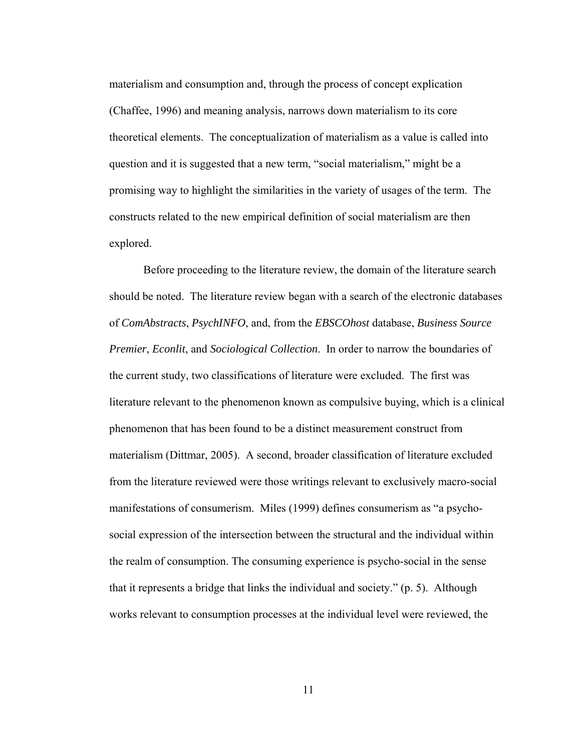materialism and consumption and, through the process of concept explication (Chaffee, 1996) and meaning analysis, narrows down materialism to its core theoretical elements. The conceptualization of materialism as a value is called into question and it is suggested that a new term, "social materialism," might be a promising way to highlight the similarities in the variety of usages of the term. The constructs related to the new empirical definition of social materialism are then explored.

Before proceeding to the literature review, the domain of the literature search should be noted. The literature review began with a search of the electronic databases of *ComAbstracts*, *PsychINFO*, and, from the *EBSCOhost* database, *Business Source Premier*, *Econlit*, and *Sociological Collection*. In order to narrow the boundaries of the current study, two classifications of literature were excluded. The first was literature relevant to the phenomenon known as compulsive buying, which is a clinical phenomenon that has been found to be a distinct measurement construct from materialism (Dittmar, 2005). A second, broader classification of literature excluded from the literature reviewed were those writings relevant to exclusively macro-social manifestations of consumerism. Miles (1999) defines consumerism as "a psycho-social expression of the intersection between the structural and the individual within the realm of consumption. The consuming experience is psycho-social in the sense that it represents a bridge that links the individual and society." (p. 5). Although works relevant to consumption processes at the individual level were reviewed, the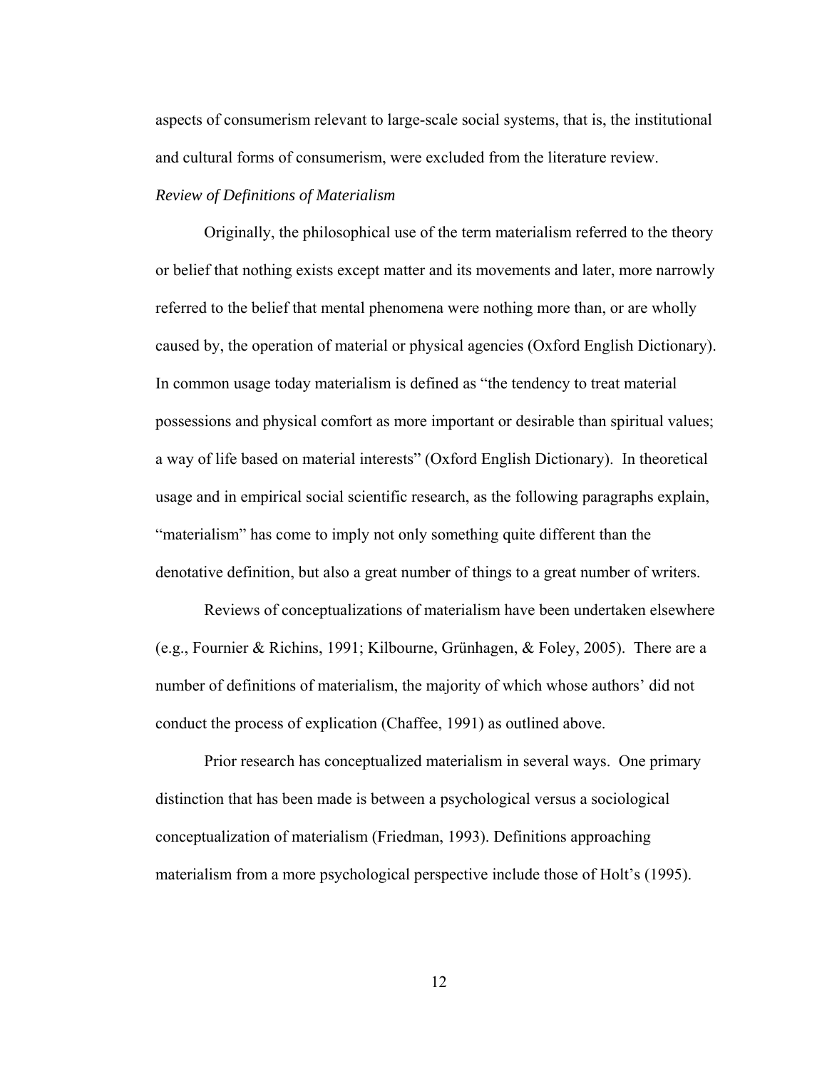aspects of consumerism relevant to large-scale social systems, that is, the institutional and cultural forms of consumerism, were excluded from the literature review.

### *Review of Definitions of Materialism*

Originally, the philosophical use of the term materialism referred to the theory or belief that nothing exists except matter and its movements and later, more narrowly referred to the belief that mental phenomena were nothing more than, or are wholly caused by, the operation of material or physical agencies (Oxford English Dictionary). In common usage today materialism is defined as "the tendency to treat material possessions and physical comfort as more important or desirable than spiritual values; a way of life based on material interests" (Oxford English Dictionary). In theoretical usage and in empirical social scientific research, as the following paragraphs explain, "materialism" has come to imply not only something quite different than the denotative definition, but also a great number of things to a great number of writers.

Reviews of conceptualizations of materialism have been undertaken elsewhere (e.g., Fournier & Richins, 1991; Kilbourne, Grünhagen, & Foley, 2005). There are a number of definitions of materialism, the majority of which whose authors' did not conduct the process of explication (Chaffee, 1991) as outlined above.

Prior research has conceptualized materialism in several ways. One primary distinction that has been made is between a psychological versus a sociological conceptualization of materialism (Friedman, 1993). Definitions approaching materialism from a more psychological perspective include those of Holt's (1995).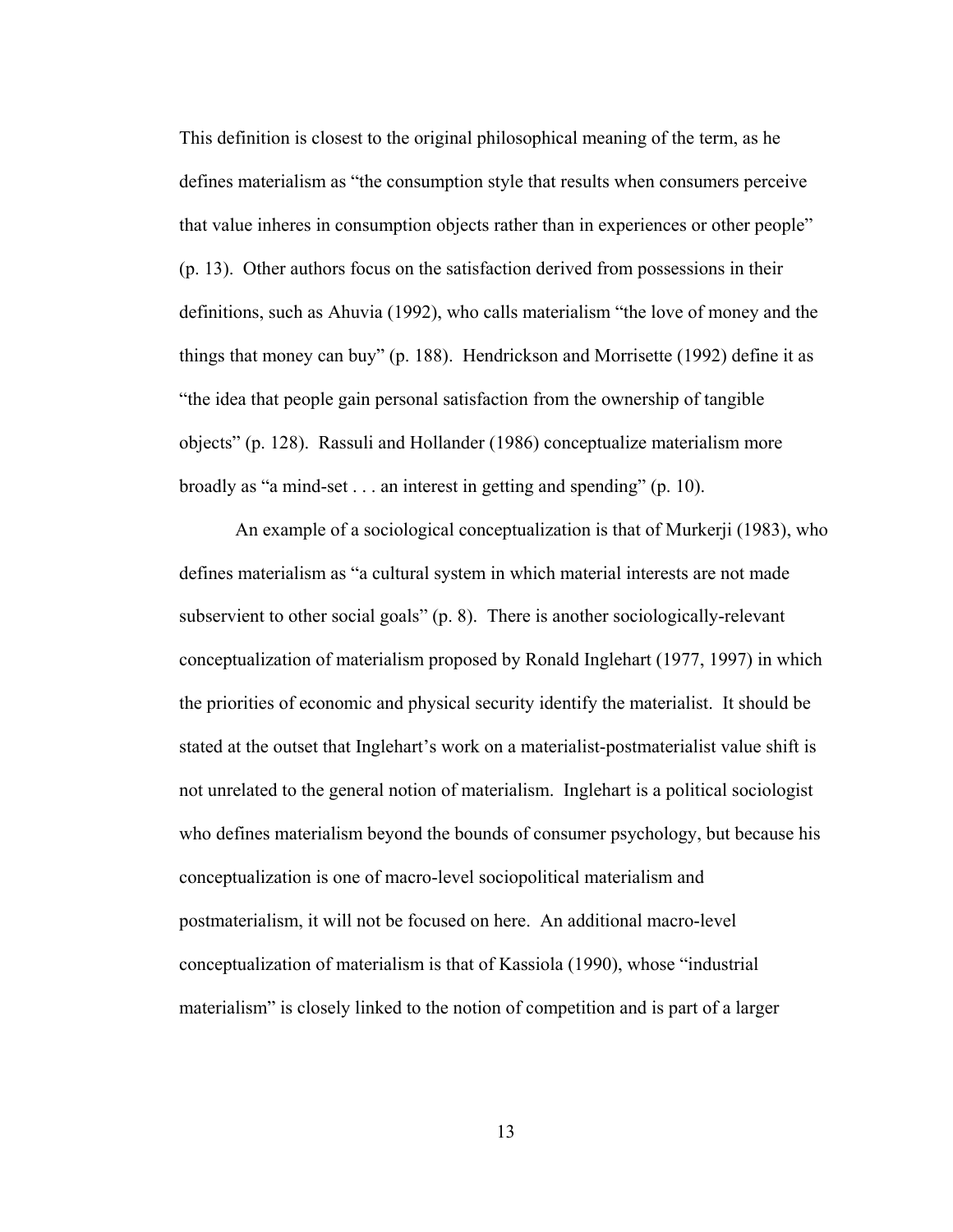This definition is closest to the original philosophical meaning of the term, as he defines materialism as "the consumption style that results when consumers perceive that value inheres in consumption objects rather than in experiences or other people" (p. 13). Other authors focus on the satisfaction derived from possessions in their definitions, such as Ahuvia (1992), who calls materialism "the love of money and the things that money can buy" (p. 188). Hendrickson and Morrisette (1992) define it as "the idea that people gain personal satisfaction from the ownership of tangible objects" (p. 128). Rassuli and Hollander (1986) conceptualize materialism more broadly as "a mind-set . . . an interest in getting and spending" (p. 10).

An example of a sociological conceptualization is that of Murkerji (1983), who defines materialism as "a cultural system in which material interests are not made subservient to other social goals" (p. 8). There is another sociologically-relevant conceptualization of materialism proposed by Ronald Inglehart (1977, 1997) in which the priorities of economic and physical security identify the materialist. It should be stated at the outset that Inglehart's work on a materialist-postmaterialist value shift is not unrelated to the general notion of materialism. Inglehart is a political sociologist who defines materialism beyond the bounds of consumer psychology, but because his conceptualization is one of macro-level sociopolitical materialism and postmaterialism, it will not be focused on here. An additional macro-level conceptualization of materialism is that of Kassiola (1990), whose "industrial materialism" is closely linked to the notion of competition and is part of a larger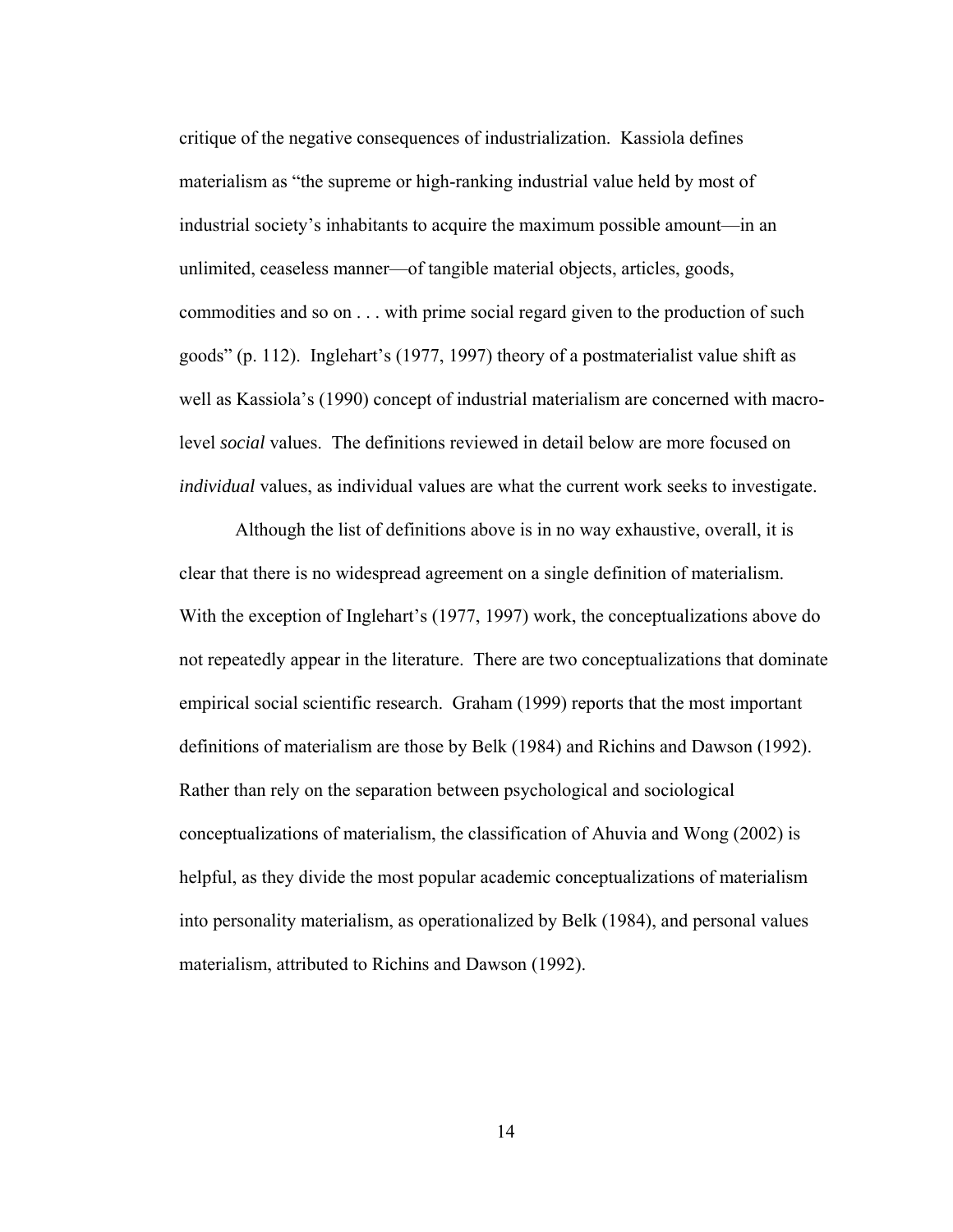critique of the negative consequences of industrialization. Kassiola defines materialism as "the supreme or high-ranking industrial value held by most of industrial society's inhabitants to acquire the maximum possible amount—in an unlimited, ceaseless manner—of tangible material objects, articles, goods, commodities and so on . . . with prime social regard given to the production of such goods" (p. 112). Inglehart's (1977, 1997) theory of a postmaterialist value shift as well as Kassiola's (1990) concept of industrial materialism are concerned with macro-level *social* values. The definitions reviewed in detail below are more focused on *individual* values, as individual values are what the current work seeks to investigate.

Although the list of definitions above is in no way exhaustive, overall, it is clear that there is no widespread agreement on a single definition of materialism. With the exception of Inglehart's (1977, 1997) work, the conceptualizations above do not repeatedly appear in the literature. There are two conceptualizations that dominate empirical social scientific research. Graham (1999) reports that the most important definitions of materialism are those by Belk (1984) and Richins and Dawson (1992). Rather than rely on the separation between psychological and sociological conceptualizations of materialism, the classification of Ahuvia and Wong (2002) is helpful, as they divide the most popular academic conceptualizations of materialism into personality materialism, as operationalized by Belk (1984), and personal values materialism, attributed to Richins and Dawson (1992).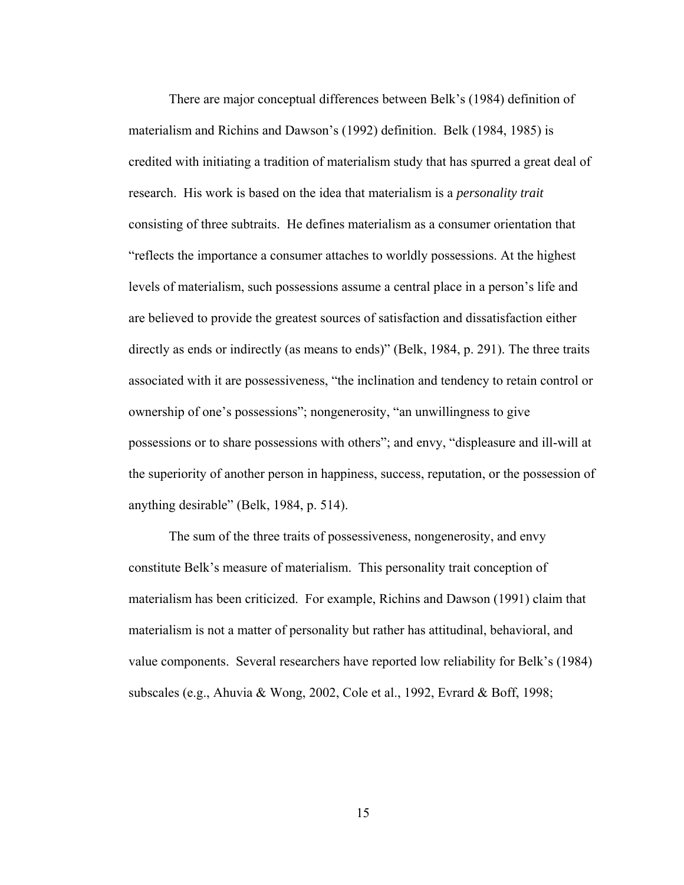There are major conceptual differences between Belk's (1984) definition of materialism and Richins and Dawson's (1992) definition. Belk (1984, 1985) is credited with initiating a tradition of materialism study that has spurred a great deal of research. His work is based on the idea that materialism is a *personality trait* consisting of three subtraits. He defines materialism as a consumer orientation that "reflects the importance a consumer attaches to worldly possessions. At the highest levels of materialism, such possessions assume a central place in a person's life and are believed to provide the greatest sources of satisfaction and dissatisfaction either directly as ends or indirectly (as means to ends)" (Belk, 1984, p. 291). The three traits associated with it are possessiveness, "the inclination and tendency to retain control or ownership of one's possessions"; nongenerosity, "an unwillingness to give possessions or to share possessions with others"; and envy, "displeasure and ill-will at the superiority of another person in happiness, success, reputation, or the possession of anything desirable" (Belk, 1984, p. 514).

The sum of the three traits of possessiveness, nongenerosity, and envy constitute Belk's measure of materialism. This personality trait conception of materialism has been criticized. For example, Richins and Dawson (1991) claim that materialism is not a matter of personality but rather has attitudinal, behavioral, and value components. Several researchers have reported low reliability for Belk's (1984) subscales (e.g., Ahuvia & Wong, 2002, Cole et al., 1992, Evrard & Boff, 1998;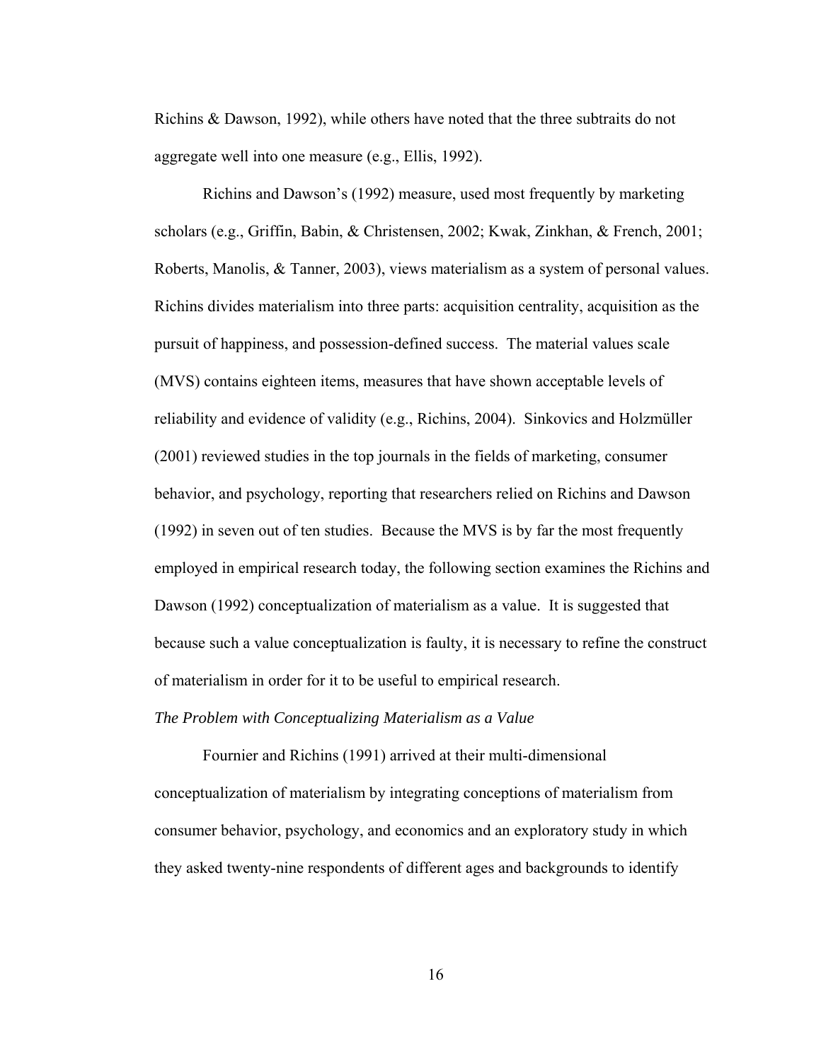Richins & Dawson, 1992), while others have noted that the three subtraits do not aggregate well into one measure (e.g., Ellis, 1992).

Richins and Dawson's (1992) measure, used most frequently by marketing scholars (e.g., Griffin, Babin, & Christensen, 2002; Kwak, Zinkhan, & French, 2001; Roberts, Manolis, & Tanner, 2003), views materialism as a system of personal values. Richins divides materialism into three parts: acquisition centrality, acquisition as the pursuit of happiness, and possession-defined success. The material values scale (MVS) contains eighteen items, measures that have shown acceptable levels of reliability and evidence of validity (e.g., Richins, 2004). Sinkovics and Holzmüller (2001) reviewed studies in the top journals in the fields of marketing, consumer behavior, and psychology, reporting that researchers relied on Richins and Dawson (1992) in seven out of ten studies. Because the MVS is by far the most frequently employed in empirical research today, the following section examines the Richins and Dawson (1992) conceptualization of materialism as a value. It is suggested that because such a value conceptualization is faulty, it is necessary to refine the construct of materialism in order for it to be useful to empirical research.

*The Problem with Conceptualizing Materialism as a Value*

Fournier and Richins (1991) arrived at their multi-dimensional conceptualization of materialism by integrating conceptions of materialism from consumer behavior, psychology, and economics and an exploratory study in which they asked twenty-nine respondents of different ages and backgrounds to identify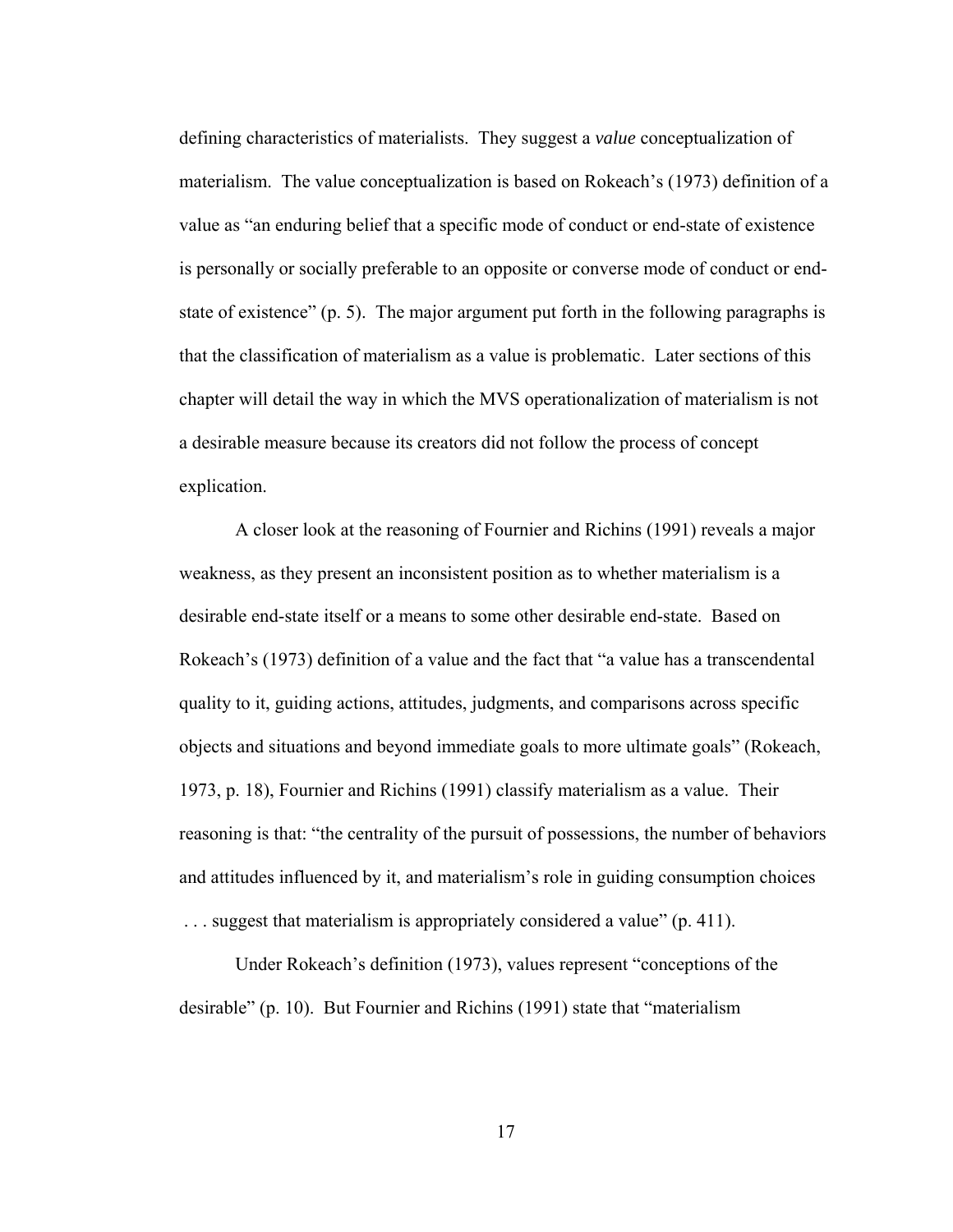defining characteristics of materialists. They suggest a *value* conceptualization of materialism. The value conceptualization is based on Rokeach's (1973) definition of a value as "an enduring belief that a specific mode of conduct or end-state of existence is personally or socially preferable to an opposite or converse mode of conduct or end-state of existence" (p. 5). The major argument put forth in the following paragraphs is that the classification of materialism as a value is problematic. Later sections of this chapter will detail the way in which the MVS operationalization of materialism is not a desirable measure because its creators did not follow the process of concept explication.

A closer look at the reasoning of Fournier and Richins (1991) reveals a major weakness, as they present an inconsistent position as to whether materialism is a desirable end-state itself or a means to some other desirable end-state. Based on Rokeach's (1973) definition of a value and the fact that "a value has a transcendental quality to it, guiding actions, attitudes, judgments, and comparisons across specific objects and situations and beyond immediate goals to more ultimate goals" (Rokeach, 1973, p. 18), Fournier and Richins (1991) classify materialism as a value. Their reasoning is that: "the centrality of the pursuit of possessions, the number of behaviors and attitudes influenced by it, and materialism's role in guiding consumption choices . . . suggest that materialism is appropriately considered a value" (p. 411).

Under Rokeach's definition (1973), values represent "conceptions of the desirable" (p. 10). But Fournier and Richins (1991) state that "materialism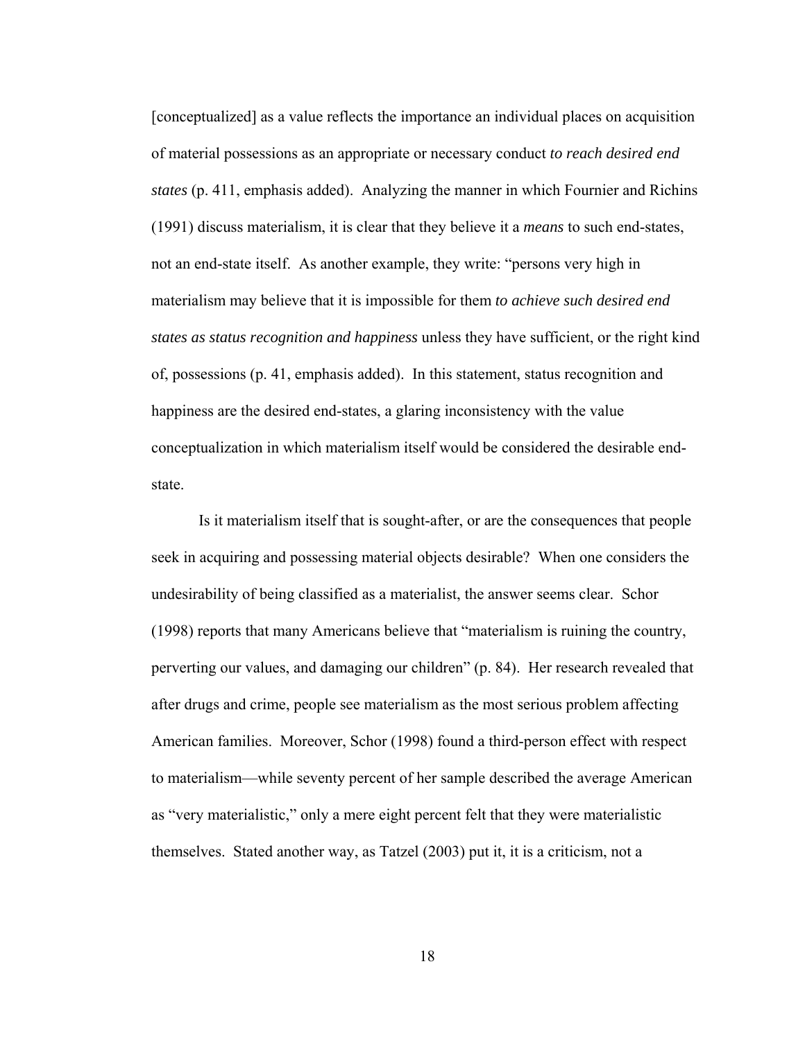[conceptualized] as a value reflects the importance an individual places on acquisition of material possessions as an appropriate or necessary conduct *to reach desired end states* (p. 411, emphasis added). Analyzing the manner in which Fournier and Richins (1991) discuss materialism, it is clear that they believe it a *means* to such end-states, not an end-state itself. As another example, they write: "persons very high in materialism may believe that it is impossible for them *to achieve such desired end states as status recognition and happiness* unless they have sufficient, or the right kind of, possessions (p. 41, emphasis added). In this statement, status recognition and happiness are the desired end-states, a glaring inconsistency with the value conceptualization in which materialism itself would be considered the desirable end-state.

Is it materialism itself that is sought-after, or are the consequences that people seek in acquiring and possessing material objects desirable? When one considers the undesirability of being classified as a materialist, the answer seems clear. Schor (1998) reports that many Americans believe that "materialism is ruining the country, perverting our values, and damaging our children" (p. 84). Her research revealed that after drugs and crime, people see materialism as the most serious problem affecting American families. Moreover, Schor (1998) found a third-person effect with respect to materialism—while seventy percent of her sample described the average American as "very materialistic," only a mere eight percent felt that they were materialistic themselves. Stated another way, as Tatzel (2003) put it, it is a criticism, not a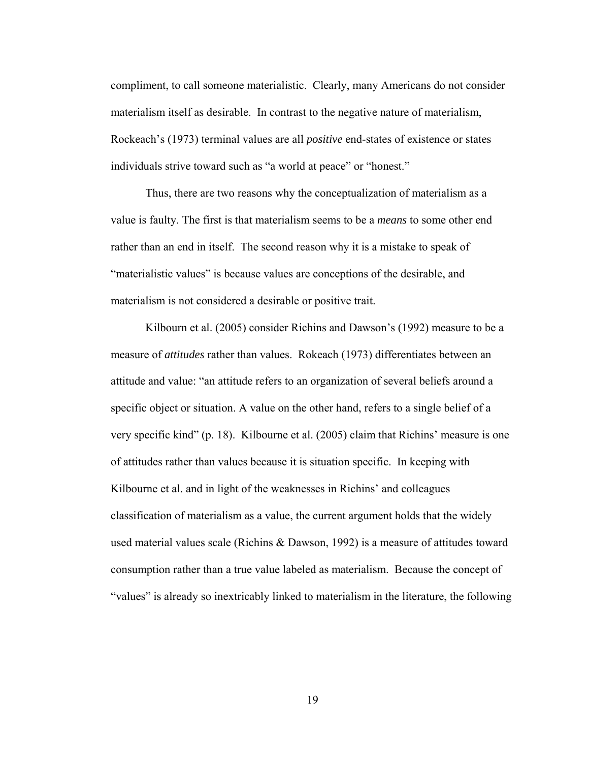compliment, to call someone materialistic. Clearly, many Americans do not consider materialism itself as desirable. In contrast to the negative nature of materialism, Rockeach's (1973) terminal values are all *positive* end-states of existence or states individuals strive toward such as "a world at peace" or "honest."

Thus, there are two reasons why the conceptualization of materialism as a value is faulty. The first is that materialism seems to be a *means* to some other end rather than an end in itself. The second reason why it is a mistake to speak of "materialistic values" is because values are conceptions of the desirable, and materialism is not considered a desirable or positive trait.

Kilbourn et al. (2005) consider Richins and Dawson's (1992) measure to be a measure of *attitudes* rather than values. Rokeach (1973) differentiates between an attitude and value: "an attitude refers to an organization of several beliefs around a specific object or situation. A value on the other hand, refers to a single belief of a very specific kind" (p. 18). Kilbourne et al. (2005) claim that Richins' measure is one of attitudes rather than values because it is situation specific. In keeping with Kilbourne et al. and in light of the weaknesses in Richins' and colleagues classification of materialism as a value, the current argument holds that the widely used material values scale (Richins & Dawson, 1992) is a measure of attitudes toward consumption rather than a true value labeled as materialism. Because the concept of "values" is already so inextricably linked to materialism in the literature, the following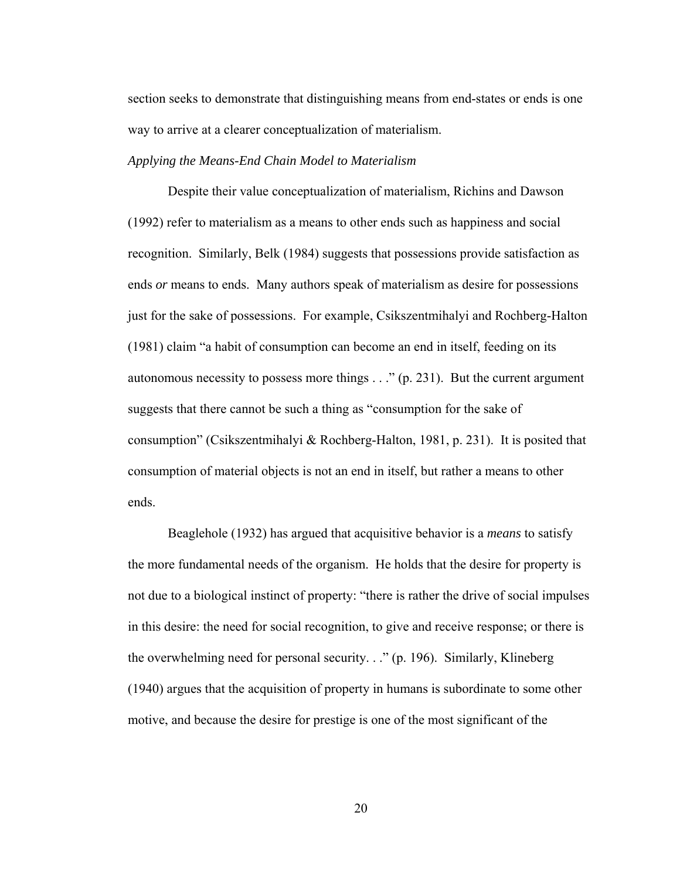section seeks to demonstrate that distinguishing means from end-states or ends is one way to arrive at a clearer conceptualization of materialism.

*Applying the Means-End Chain Model to Materialism*

Despite their value conceptualization of materialism, Richins and Dawson (1992) refer to materialism as a means to other ends such as happiness and social recognition. Similarly, Belk (1984) suggests that possessions provide satisfaction as ends *or* means to ends. Many authors speak of materialism as desire for possessions just for the sake of possessions. For example, Csikszentmihalyi and Rochberg-Halton (1981) claim "a habit of consumption can become an end in itself, feeding on its autonomous necessity to possess more things . . ." (p. 231). But the current argument suggests that there cannot be such a thing as "consumption for the sake of consumption" (Csikszentmihalyi & Rochberg-Halton, 1981, p. 231). It is posited that consumption of material objects is not an end in itself, but rather a means to other ends.

Beaglehole (1932) has argued that acquisitive behavior is a *means* to satisfy the more fundamental needs of the organism. He holds that the desire for property is not due to a biological instinct of property: "there is rather the drive of social impulses in this desire: the need for social recognition, to give and receive response; or there is the overwhelming need for personal security. . ." (p. 196). Similarly, Klineberg (1940) argues that the acquisition of property in humans is subordinate to some other motive, and because the desire for prestige is one of the most significant of the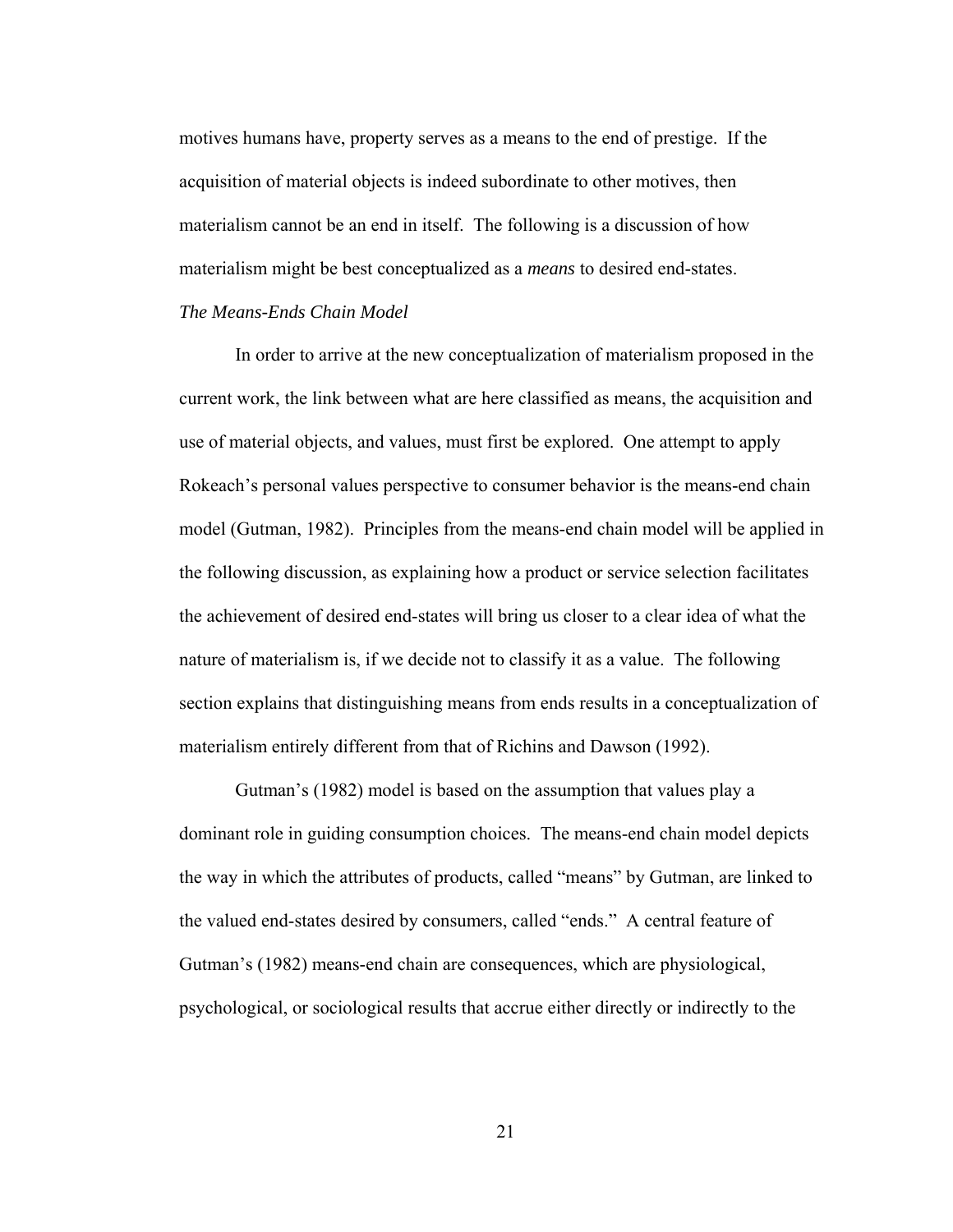motives humans have, property serves as a means to the end of prestige. If the acquisition of material objects is indeed subordinate to other motives, then materialism cannot be an end in itself. The following is a discussion of how materialism might be best conceptualized as a *means* to desired end-states.

### *The Means-Ends Chain Model*

In order to arrive at the new conceptualization of materialism proposed in the current work, the link between what are here classified as means, the acquisition and use of material objects, and values, must first be explored. One attempt to apply Rokeach's personal values perspective to consumer behavior is the means-end chain model (Gutman, 1982). Principles from the means-end chain model will be applied in the following discussion, as explaining how a product or service selection facilitates the achievement of desired end-states will bring us closer to a clear idea of what the nature of materialism is, if we decide not to classify it as a value. The following section explains that distinguishing means from ends results in a conceptualization of materialism entirely different from that of Richins and Dawson (1992).

Gutman's (1982) model is based on the assumption that values play a dominant role in guiding consumption choices. The means-end chain model depicts the way in which the attributes of products, called "means" by Gutman, are linked to the valued end-states desired by consumers, called "ends." A central feature of Gutman's (1982) means-end chain are consequences, which are physiological, psychological, or sociological results that accrue either directly or indirectly to the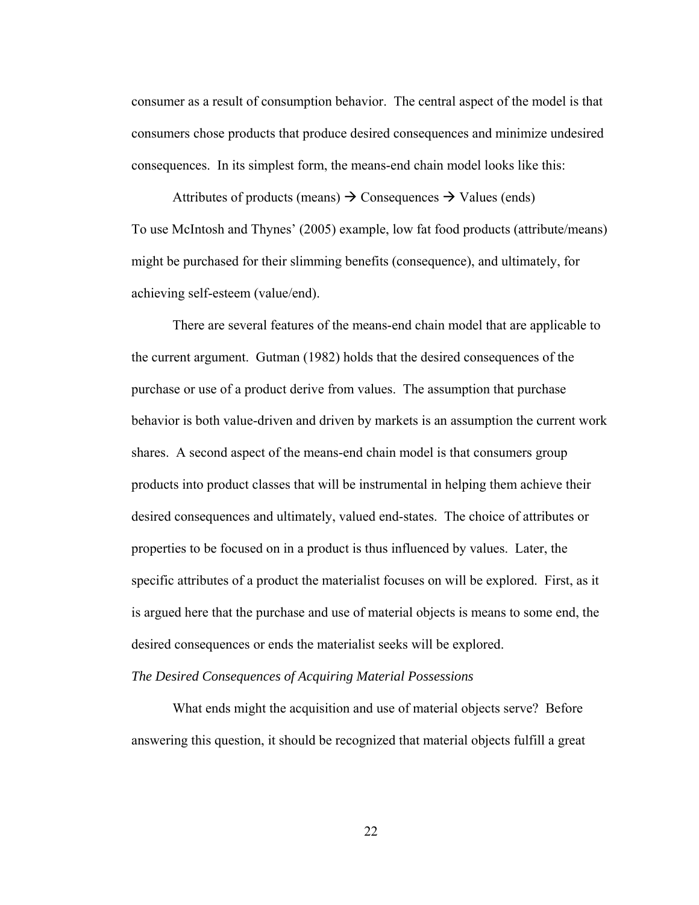consumer as a result of consumption behavior. The central aspect of the model is that consumers chose products that produce desired consequences and minimize undesired consequences. In its simplest form, the means-end chain model looks like this:

Attributes of products (means) → Consequences → Values (ends)

To use McIntosh and Thynes' (2005) example, low fat food products (attribute/means) might be purchased for their slimming benefits (consequence), and ultimately, for achieving self-esteem (value/end).

There are several features of the means-end chain model that are applicable to the current argument. Gutman (1982) holds that the desired consequences of the purchase or use of a product derive from values. The assumption that purchase behavior is both value-driven and driven by markets is an assumption the current work shares. A second aspect of the means-end chain model is that consumers group products into product classes that will be instrumental in helping them achieve their desired consequences and ultimately, valued end-states. The choice of attributes or properties to be focused on in a product is thus influenced by values. Later, the specific attributes of a product the materialist focuses on will be explored. First, as it is argued here that the purchase and use of material objects is means to some end, the desired consequences or ends the materialist seeks will be explored.

*The Desired Consequences of Acquiring Material Possessions*

What ends might the acquisition and use of material objects serve? Before answering this question, it should be recognized that material objects fulfill a great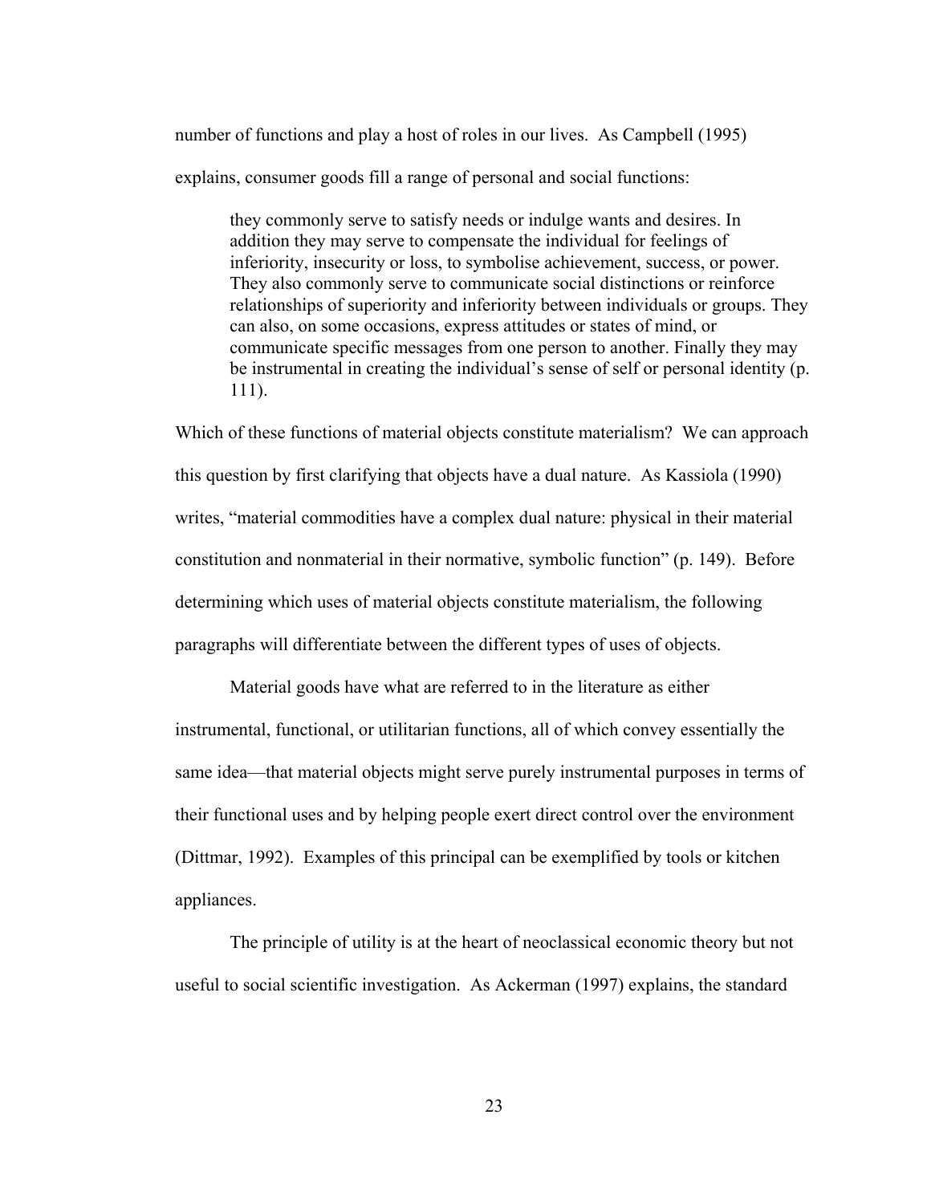number of functions and play a host of roles in our lives. As Campbell (1995) explains, consumer goods fill a range of personal and social functions:

> they commonly serve to satisfy needs or indulge wants and desires. In addition they may serve to compensate the individual for feelings of inferiority, insecurity or loss, to symbolise achievement, success, or power. They also commonly serve to communicate social distinctions or reinforce relationships of superiority and inferiority between individuals or groups. They can also, on some occasions, express attitudes or states of mind, or communicate specific messages from one person to another. Finally they may be instrumental in creating the individual's sense of self or personal identity (p. 111).

Which of these functions of material objects constitute materialism? We can approach this question by first clarifying that objects have a dual nature. As Kassiola (1990) writes, "material commodities have a complex dual nature: physical in their material constitution and nonmaterial in their normative, symbolic function" (p. 149). Before determining which uses of material objects constitute materialism, the following paragraphs will differentiate between the different types of uses of objects.

Material goods have what are referred to in the literature as either instrumental, functional, or utilitarian functions, all of which convey essentially the same idea—that material objects might serve purely instrumental purposes in terms of their functional uses and by helping people exert direct control over the environment (Dittmar, 1992). Examples of this principal can be exemplified by tools or kitchen appliances.

The principle of utility is at the heart of neoclassical economic theory but not useful to social scientific investigation. As Ackerman (1997) explains, the standard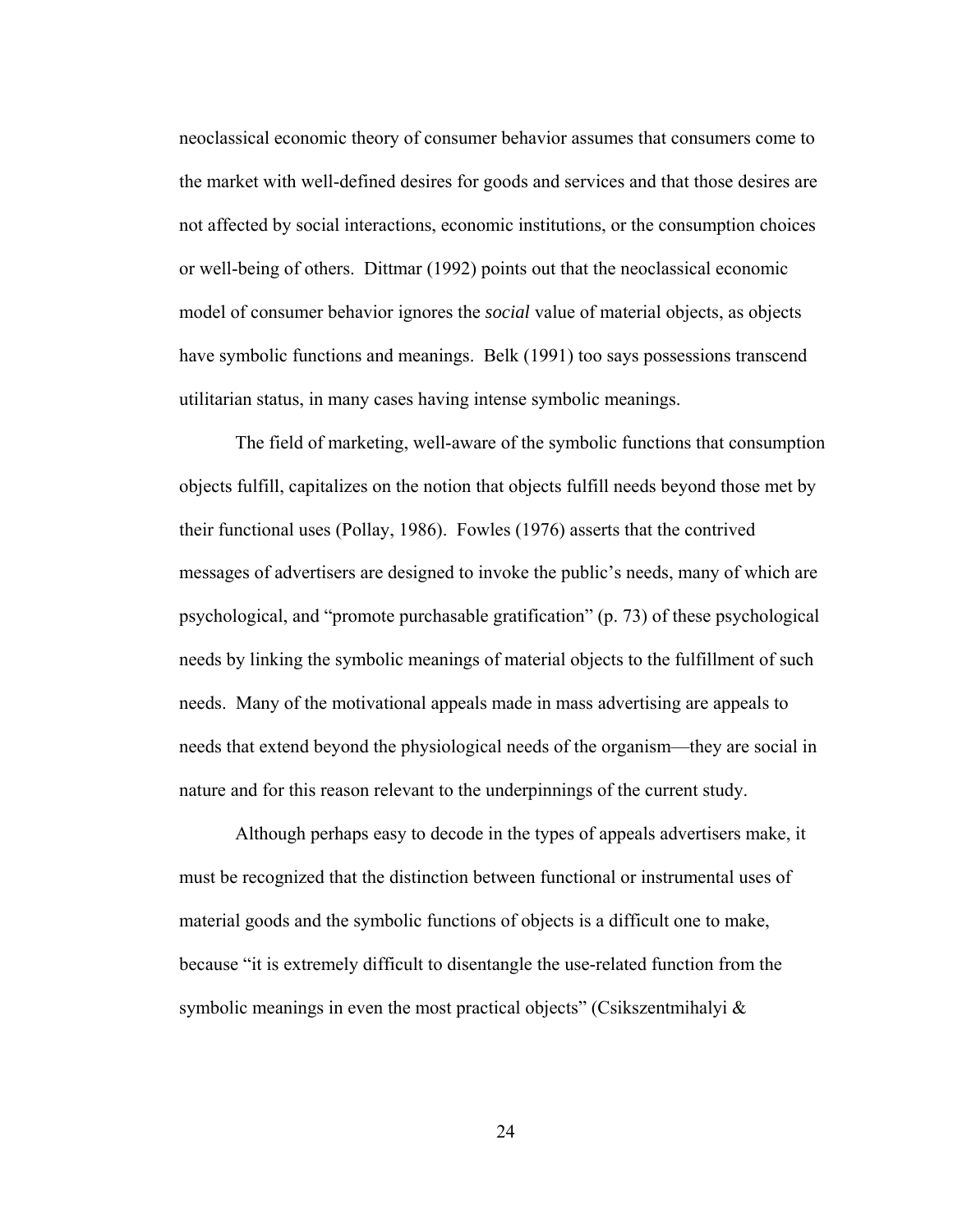neoclassical economic theory of consumer behavior assumes that consumers come to the market with well-defined desires for goods and services and that those desires are not affected by social interactions, economic institutions, or the consumption choices or well-being of others. Dittmar (1992) points out that the neoclassical economic model of consumer behavior ignores the *social* value of material objects, as objects have symbolic functions and meanings. Belk (1991) too says possessions transcend utilitarian status, in many cases having intense symbolic meanings.

The field of marketing, well-aware of the symbolic functions that consumption objects fulfill, capitalizes on the notion that objects fulfill needs beyond those met by their functional uses (Pollay, 1986). Fowles (1976) asserts that the contrived messages of advertisers are designed to invoke the public's needs, many of which are psychological, and "promote purchasable gratification" (p. 73) of these psychological needs by linking the symbolic meanings of material objects to the fulfillment of such needs. Many of the motivational appeals made in mass advertising are appeals to needs that extend beyond the physiological needs of the organism—they are social in nature and for this reason relevant to the underpinnings of the current study.

Although perhaps easy to decode in the types of appeals advertisers make, it must be recognized that the distinction between functional or instrumental uses of material goods and the symbolic functions of objects is a difficult one to make, because "it is extremely difficult to disentangle the use-related function from the symbolic meanings in even the most practical objects" (Csikszentmihalyi &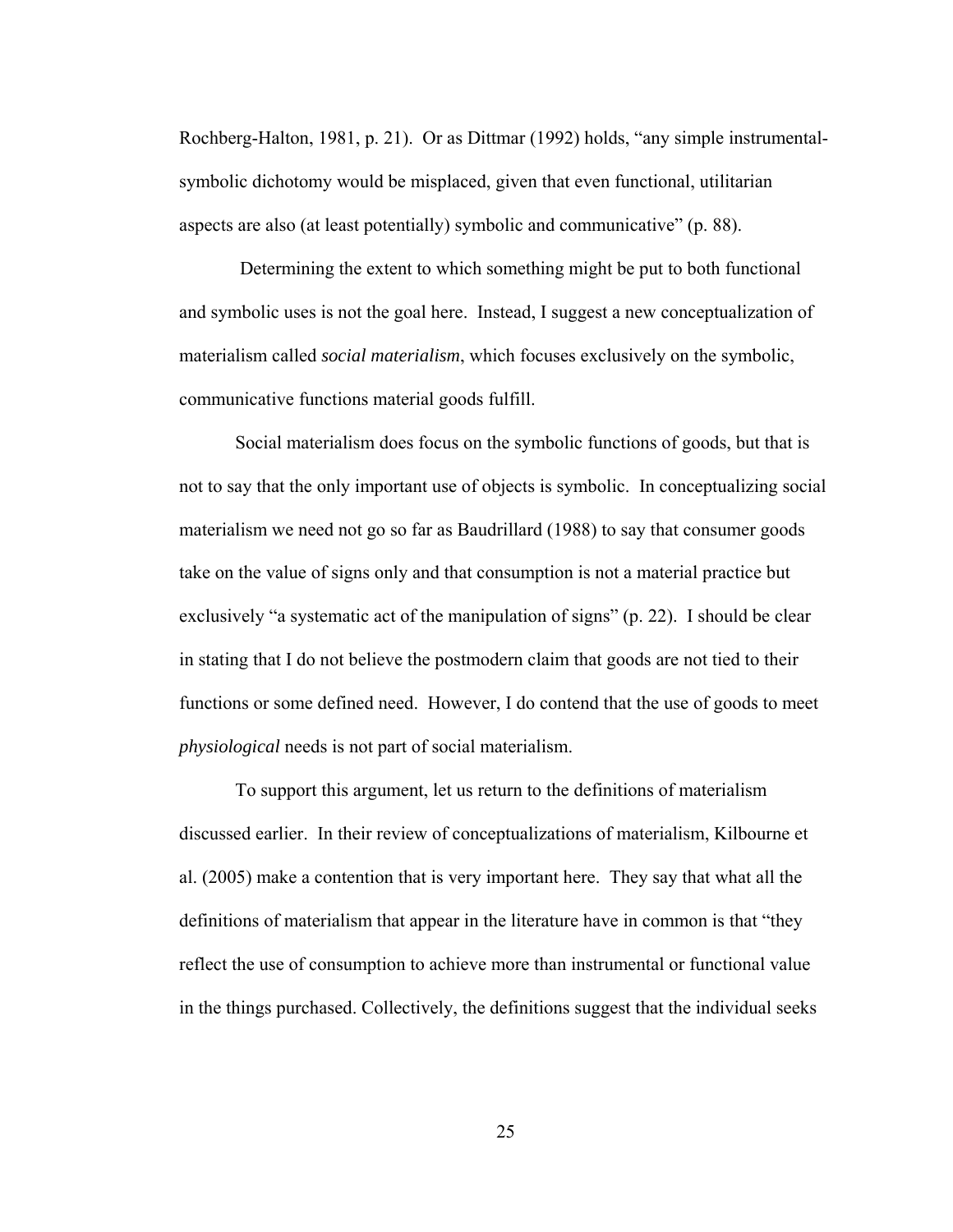Rochberg-Halton, 1981, p. 21). Or as Dittmar (1992) holds, “any simple instrumental-symbolic dichotomy would be misplaced, given that even functional, utilitarian aspects are also (at least potentially) symbolic and communicative” (p. 88).

Determining the extent to which something might be put to both functional and symbolic uses is not the goal here. Instead, I suggest a new conceptualization of materialism called *social materialism*, which focuses exclusively on the symbolic, communicative functions material goods fulfill.

Social materialism does focus on the symbolic functions of goods, but that is not to say that the only important use of objects is symbolic. In conceptualizing social materialism we need not go so far as Baudrillard (1988) to say that consumer goods take on the value of signs only and that consumption is not a material practice but exclusively “a systematic act of the manipulation of signs” (p. 22). I should be clear in stating that I do not believe the postmodern claim that goods are not tied to their functions or some defined need. However, I do contend that the use of goods to meet *physiological* needs is not part of social materialism.

To support this argument, let us return to the definitions of materialism discussed earlier. In their review of conceptualizations of materialism, Kilbourne et al. (2005) make a contention that is very important here. They say that what all the definitions of materialism that appear in the literature have in common is that “they reflect the use of consumption to achieve more than instrumental or functional value in the things purchased. Collectively, the definitions suggest that the individual seeks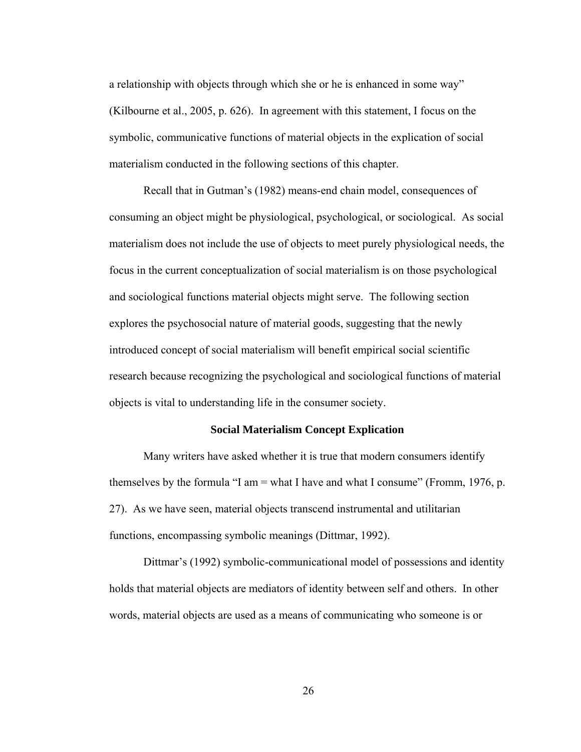a relationship with objects through which she or he is enhanced in some way" (Kilbourne et al., 2005, p. 626). In agreement with this statement, I focus on the symbolic, communicative functions of material objects in the explication of social materialism conducted in the following sections of this chapter.

Recall that in Gutman's (1982) means-end chain model, consequences of consuming an object might be physiological, psychological, or sociological. As social materialism does not include the use of objects to meet purely physiological needs, the focus in the current conceptualization of social materialism is on those psychological and sociological functions material objects might serve. The following section explores the psychosocial nature of material goods, suggesting that the newly introduced concept of social materialism will benefit empirical social scientific research because recognizing the psychological and sociological functions of material objects is vital to understanding life in the consumer society.

## Social Materialism Concept Explication

Many writers have asked whether it is true that modern consumers identify themselves by the formula "I am = what I have and what I consume" (Fromm, 1976, p. 27). As we have seen, material objects transcend instrumental and utilitarian functions, encompassing symbolic meanings (Dittmar, 1992).

Dittmar's (1992) symbolic-communicational model of possessions and identity holds that material objects are mediators of identity between self and others. In other words, material objects are used as a means of communicating who someone is or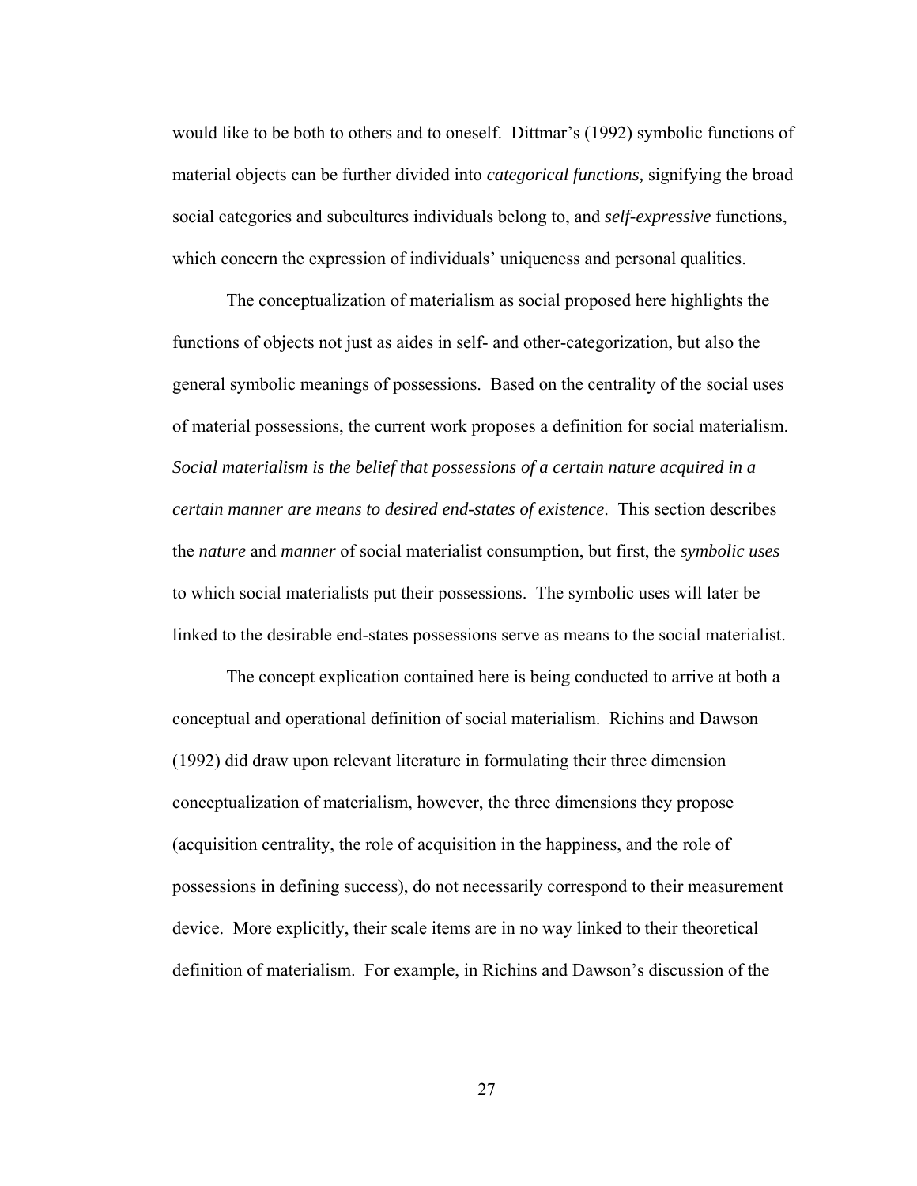would like to be both to others and to oneself. Dittmar's (1992) symbolic functions of material objects can be further divided into *categorical functions,* signifying the broad social categories and subcultures individuals belong to, and *self-expressive* functions, which concern the expression of individuals' uniqueness and personal qualities.

The conceptualization of materialism as social proposed here highlights the functions of objects not just as aides in self- and other-categorization, but also the general symbolic meanings of possessions. Based on the centrality of the social uses of material possessions, the current work proposes a definition for social materialism. *Social materialism is the belief that possessions of a certain nature acquired in a certain manner are means to desired end-states of existence*. This section describes the *nature* and *manner* of social materialist consumption, but first, the *symbolic uses* to which social materialists put their possessions. The symbolic uses will later be linked to the desirable end-states possessions serve as means to the social materialist.

The concept explication contained here is being conducted to arrive at both a conceptual and operational definition of social materialism. Richins and Dawson (1992) did draw upon relevant literature in formulating their three dimension conceptualization of materialism, however, the three dimensions they propose (acquisition centrality, the role of acquisition in the happiness, and the role of possessions in defining success), do not necessarily correspond to their measurement device. More explicitly, their scale items are in no way linked to their theoretical definition of materialism. For example, in Richins and Dawson's discussion of the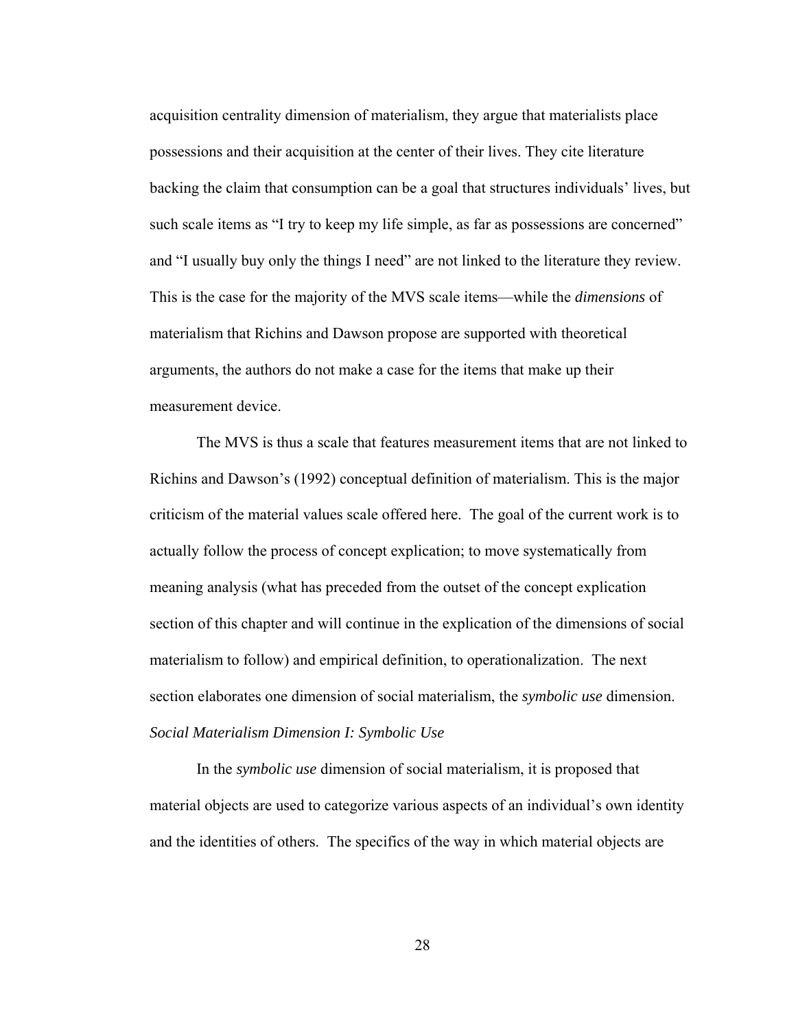acquisition centrality dimension of materialism, they argue that materialists place possessions and their acquisition at the center of their lives. They cite literature backing the claim that consumption can be a goal that structures individuals' lives, but such scale items as "I try to keep my life simple, as far as possessions are concerned" and "I usually buy only the things I need" are not linked to the literature they review. This is the case for the majority of the MVS scale items—while the *dimensions* of materialism that Richins and Dawson propose are supported with theoretical arguments, the authors do not make a case for the items that make up their measurement device.

The MVS is thus a scale that features measurement items that are not linked to Richins and Dawson's (1992) conceptual definition of materialism. This is the major criticism of the material values scale offered here. The goal of the current work is to actually follow the process of concept explication; to move systematically from meaning analysis (what has preceded from the outset of the concept explication section of this chapter and will continue in the explication of the dimensions of social materialism to follow) and empirical definition, to operationalization. The next section elaborates one dimension of social materialism, the *symbolic use* dimension.

*Social Materialism Dimension I: Symbolic Use*

In the *symbolic use* dimension of social materialism, it is proposed that material objects are used to categorize various aspects of an individual's own identity and the identities of others. The specifics of the way in which material objects are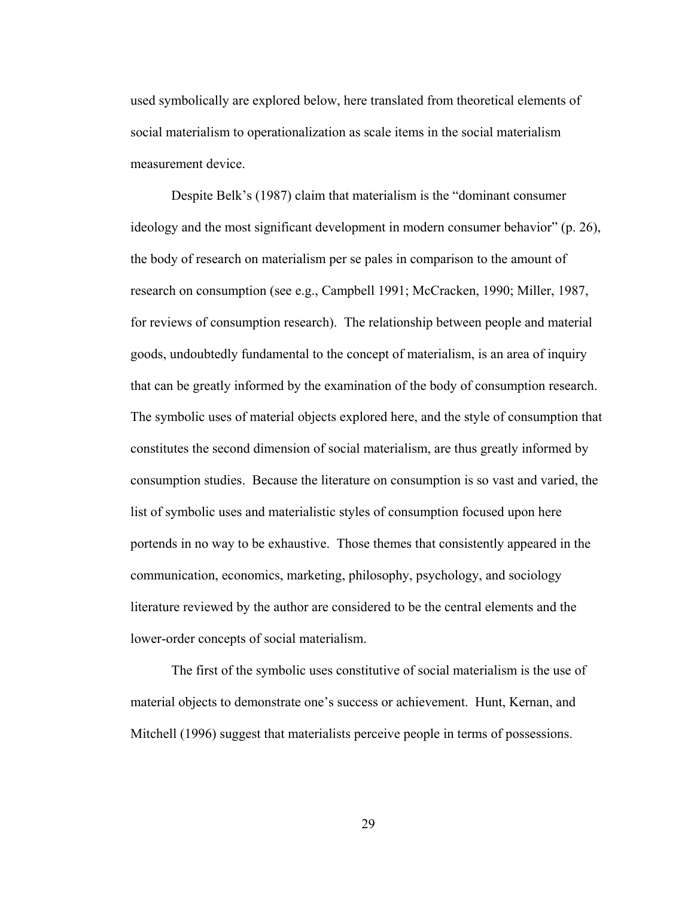used symbolically are explored below, here translated from theoretical elements of social materialism to operationalization as scale items in the social materialism measurement device.

Despite Belk's (1987) claim that materialism is the "dominant consumer ideology and the most significant development in modern consumer behavior" (p. 26), the body of research on materialism per se pales in comparison to the amount of research on consumption (see e.g., Campbell 1991; McCracken, 1990; Miller, 1987, for reviews of consumption research). The relationship between people and material goods, undoubtedly fundamental to the concept of materialism, is an area of inquiry that can be greatly informed by the examination of the body of consumption research. The symbolic uses of material objects explored here, and the style of consumption that constitutes the second dimension of social materialism, are thus greatly informed by consumption studies. Because the literature on consumption is so vast and varied, the list of symbolic uses and materialistic styles of consumption focused upon here portends in no way to be exhaustive. Those themes that consistently appeared in the communication, economics, marketing, philosophy, psychology, and sociology literature reviewed by the author are considered to be the central elements and the lower-order concepts of social materialism.

The first of the symbolic uses constitutive of social materialism is the use of material objects to demonstrate one's success or achievement. Hunt, Kernan, and Mitchell (1996) suggest that materialists perceive people in terms of possessions.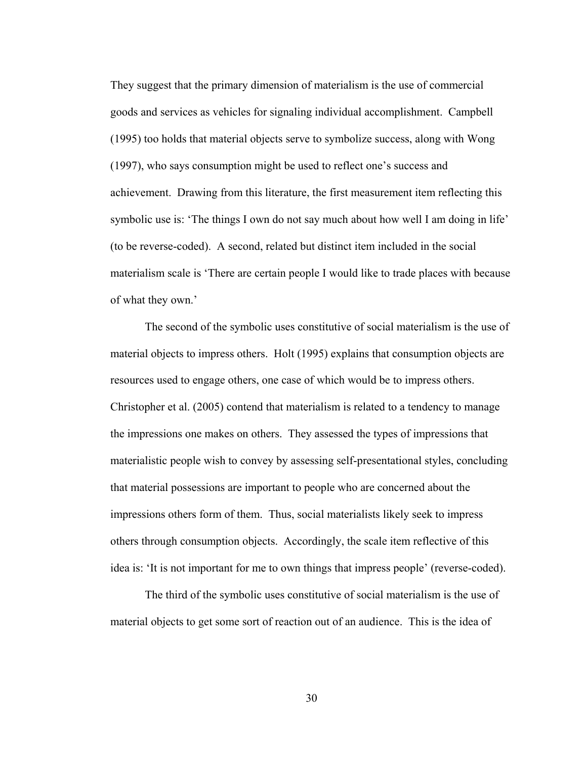They suggest that the primary dimension of materialism is the use of commercial goods and services as vehicles for signaling individual accomplishment. Campbell (1995) too holds that material objects serve to symbolize success, along with Wong (1997), who says consumption might be used to reflect one's success and achievement. Drawing from this literature, the first measurement item reflecting this symbolic use is: 'The things I own do not say much about how well I am doing in life' (to be reverse-coded). A second, related but distinct item included in the social materialism scale is 'There are certain people I would like to trade places with because of what they own.'

The second of the symbolic uses constitutive of social materialism is the use of material objects to impress others. Holt (1995) explains that consumption objects are resources used to engage others, one case of which would be to impress others. Christopher et al. (2005) contend that materialism is related to a tendency to manage the impressions one makes on others. They assessed the types of impressions that materialistic people wish to convey by assessing self-presentational styles, concluding that material possessions are important to people who are concerned about the impressions others form of them. Thus, social materialists likely seek to impress others through consumption objects. Accordingly, the scale item reflective of this idea is: 'It is not important for me to own things that impress people' (reverse-coded).

The third of the symbolic uses constitutive of social materialism is the use of material objects to get some sort of reaction out of an audience. This is the idea of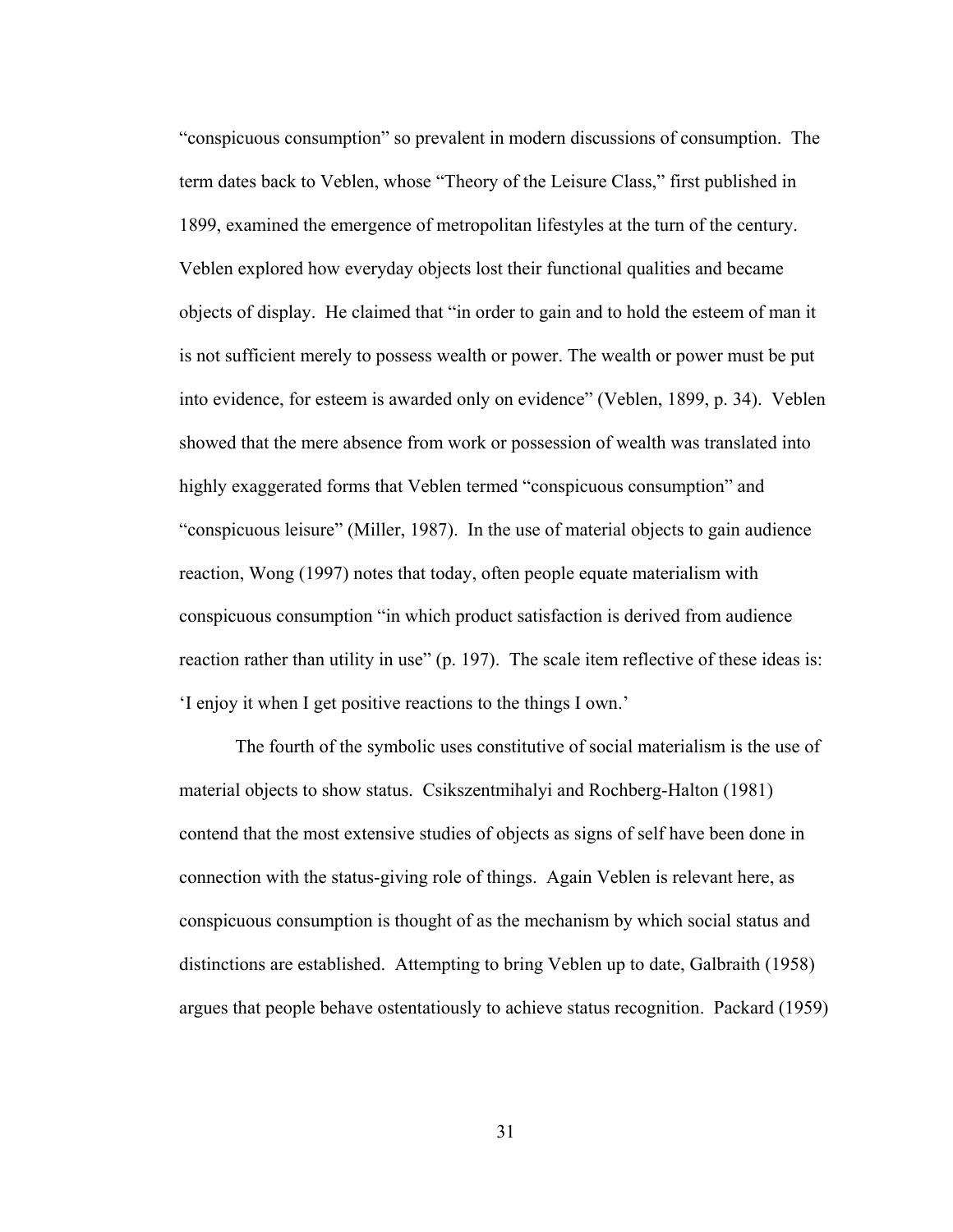"conspicuous consumption" so prevalent in modern discussions of consumption. The term dates back to Veblen, whose "Theory of the Leisure Class," first published in 1899, examined the emergence of metropolitan lifestyles at the turn of the century. Veblen explored how everyday objects lost their functional qualities and became objects of display. He claimed that "in order to gain and to hold the esteem of man it is not sufficient merely to possess wealth or power. The wealth or power must be put into evidence, for esteem is awarded only on evidence" (Veblen, 1899, p. 34). Veblen showed that the mere absence from work or possession of wealth was translated into highly exaggerated forms that Veblen termed "conspicuous consumption" and "conspicuous leisure" (Miller, 1987). In the use of material objects to gain audience reaction, Wong (1997) notes that today, often people equate materialism with conspicuous consumption "in which product satisfaction is derived from audience reaction rather than utility in use" (p. 197). The scale item reflective of these ideas is: 'I enjoy it when I get positive reactions to the things I own.'

The fourth of the symbolic uses constitutive of social materialism is the use of material objects to show status. Csikszentmihalyi and Rochberg-Halton (1981) contend that the most extensive studies of objects as signs of self have been done in connection with the status-giving role of things. Again Veblen is relevant here, as conspicuous consumption is thought of as the mechanism by which social status and distinctions are established. Attempting to bring Veblen up to date, Galbraith (1958) argues that people behave ostentatiously to achieve status recognition. Packard (1959)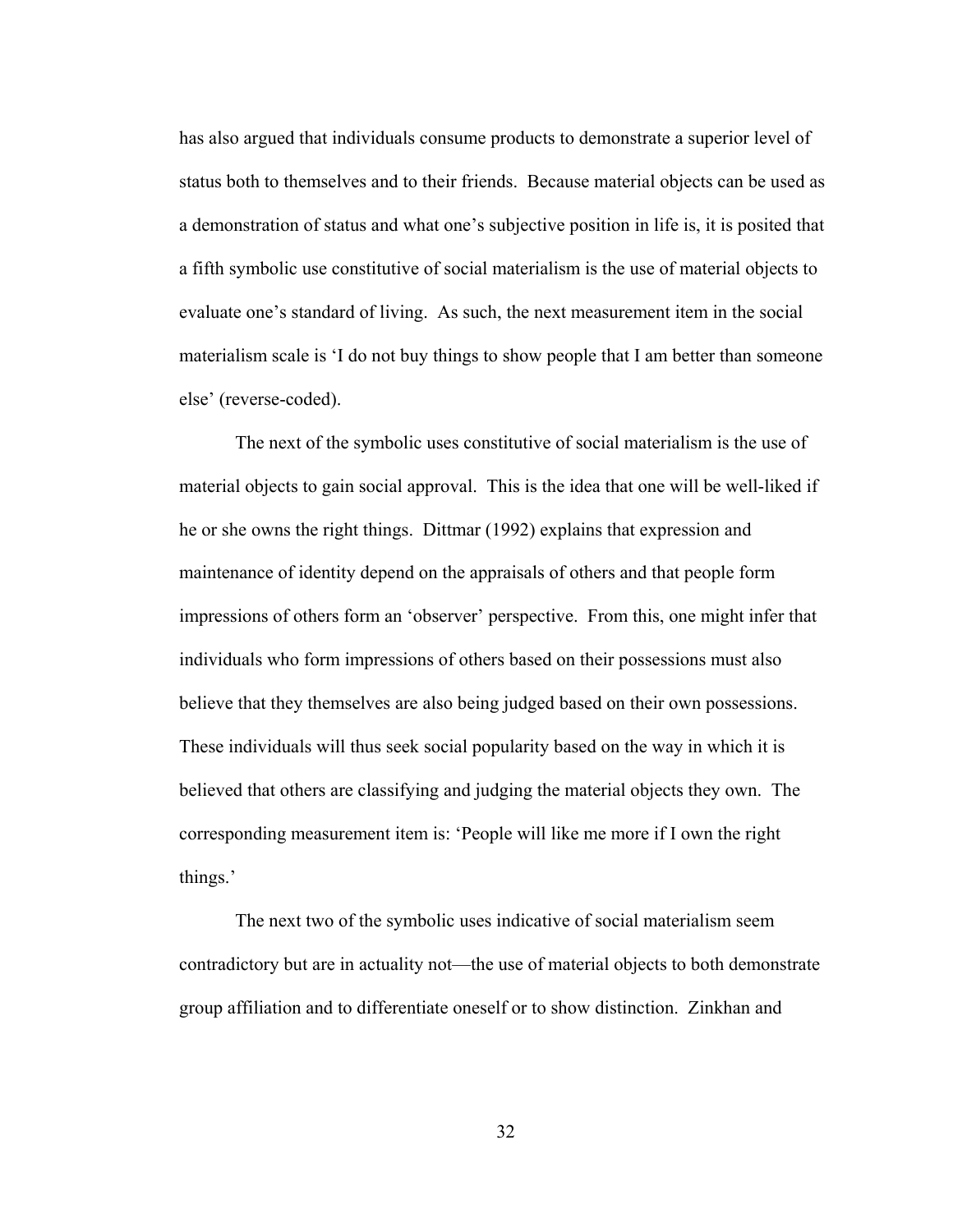has also argued that individuals consume products to demonstrate a superior level of status both to themselves and to their friends. Because material objects can be used as a demonstration of status and what one's subjective position in life is, it is posited that a fifth symbolic use constitutive of social materialism is the use of material objects to evaluate one's standard of living. As such, the next measurement item in the social materialism scale is 'I do not buy things to show people that I am better than someone else' (reverse-coded).

The next of the symbolic uses constitutive of social materialism is the use of material objects to gain social approval. This is the idea that one will be well-liked if he or she owns the right things. Dittmar (1992) explains that expression and maintenance of identity depend on the appraisals of others and that people form impressions of others form an 'observer' perspective. From this, one might infer that individuals who form impressions of others based on their possessions must also believe that they themselves are also being judged based on their own possessions. These individuals will thus seek social popularity based on the way in which it is believed that others are classifying and judging the material objects they own. The corresponding measurement item is: 'People will like me more if I own the right things.'

The next two of the symbolic uses indicative of social materialism seem contradictory but are in actuality not—the use of material objects to both demonstrate group affiliation and to differentiate oneself or to show distinction. Zinkhan and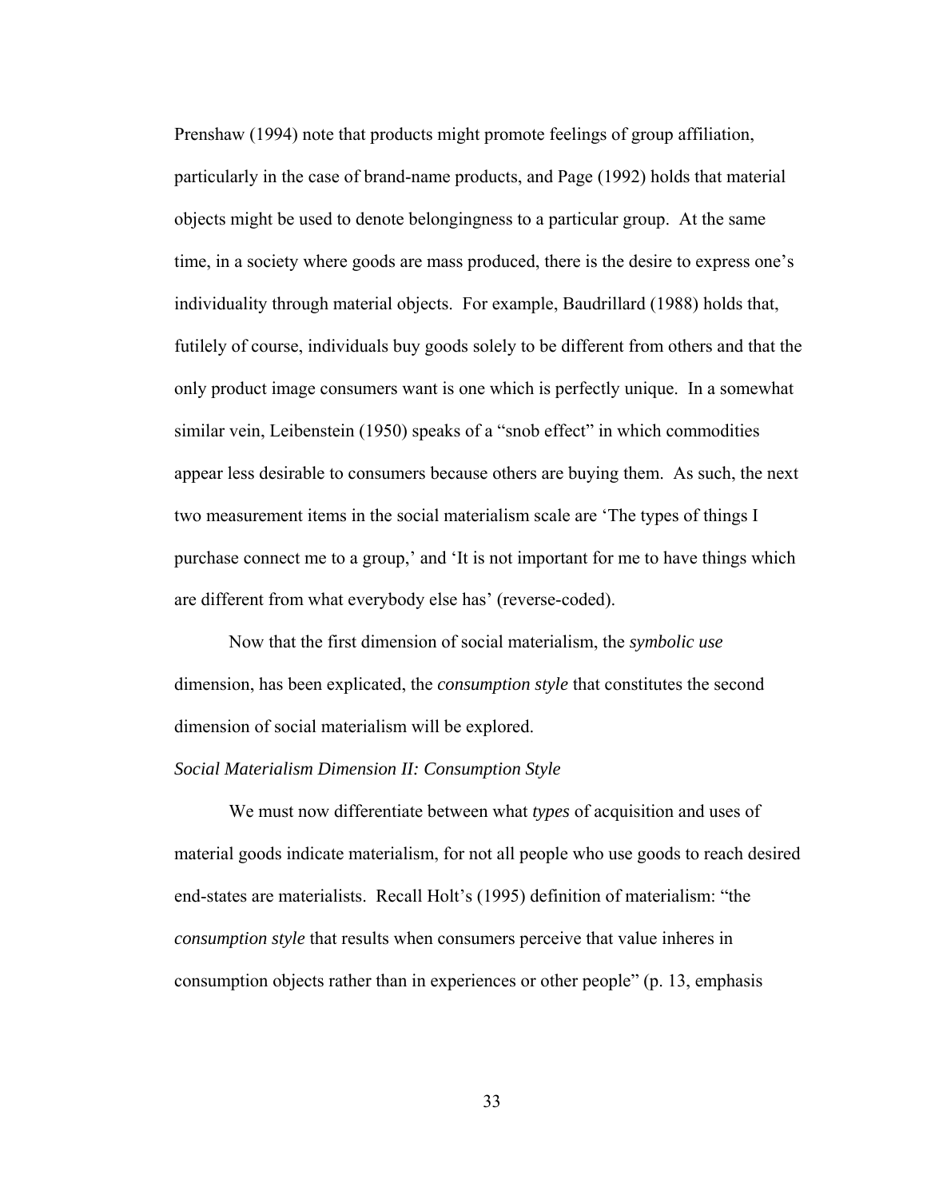Prenshaw (1994) note that products might promote feelings of group affiliation, particularly in the case of brand-name products, and Page (1992) holds that material objects might be used to denote belongingness to a particular group. At the same time, in a society where goods are mass produced, there is the desire to express one's individuality through material objects. For example, Baudrillard (1988) holds that, futilely of course, individuals buy goods solely to be different from others and that the only product image consumers want is one which is perfectly unique. In a somewhat similar vein, Leibenstein (1950) speaks of a "snob effect" in which commodities appear less desirable to consumers because others are buying them. As such, the next two measurement items in the social materialism scale are 'The types of things I purchase connect me to a group,' and 'It is not important for me to have things which are different from what everybody else has' (reverse-coded).

Now that the first dimension of social materialism, the *symbolic use* dimension, has been explicated, the *consumption style* that constitutes the second dimension of social materialism will be explored.

*Social Materialism Dimension II: Consumption Style*

We must now differentiate between what *types* of acquisition and uses of material goods indicate materialism, for not all people who use goods to reach desired end-states are materialists. Recall Holt's (1995) definition of materialism: "the *consumption style* that results when consumers perceive that value inheres in consumption objects rather than in experiences or other people" (p. 13, emphasis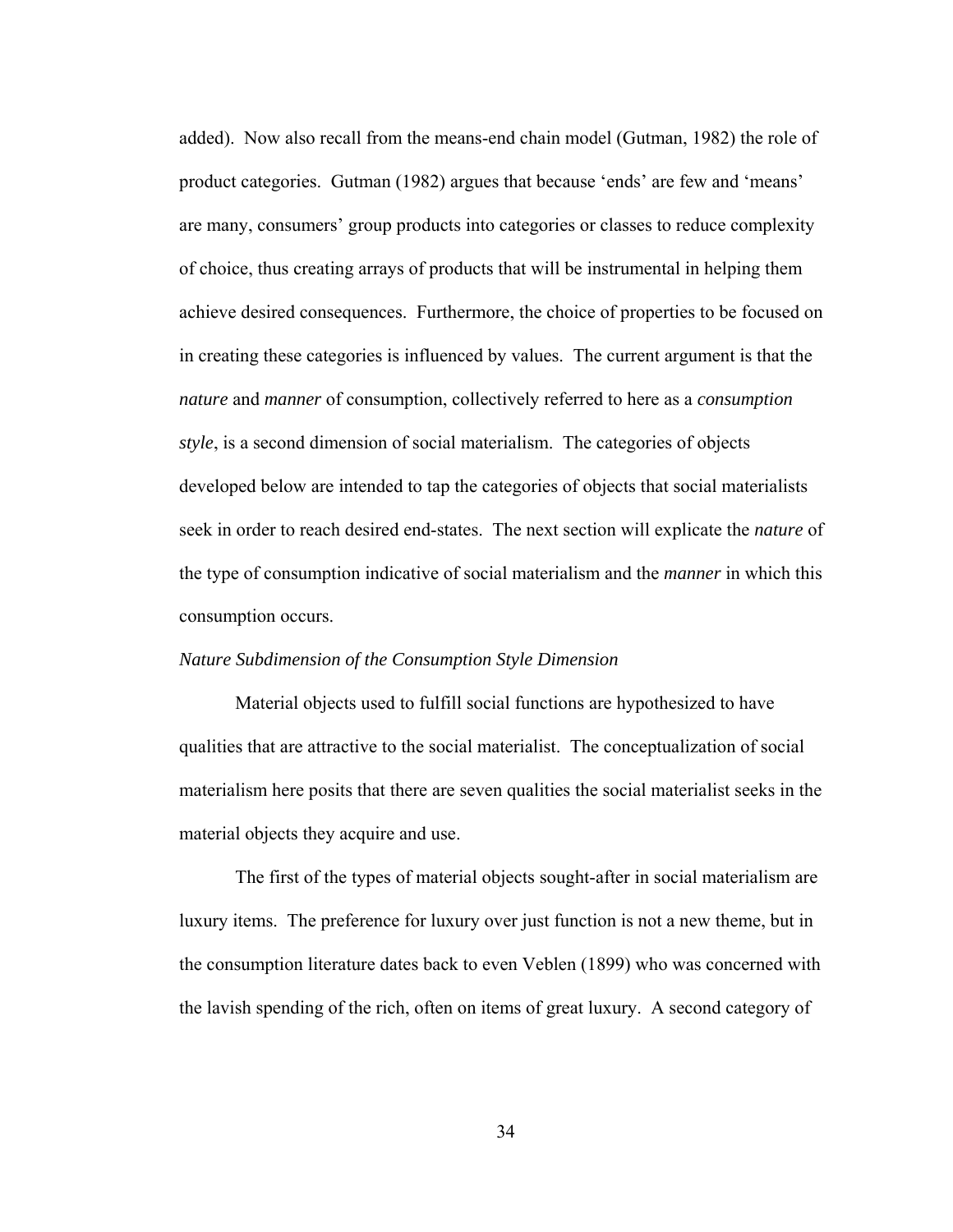added). Now also recall from the means-end chain model (Gutman, 1982) the role of product categories. Gutman (1982) argues that because 'ends' are few and 'means' are many, consumers' group products into categories or classes to reduce complexity of choice, thus creating arrays of products that will be instrumental in helping them achieve desired consequences. Furthermore, the choice of properties to be focused on in creating these categories is influenced by values. The current argument is that the *nature* and *manner* of consumption, collectively referred to here as a *consumption style*, is a second dimension of social materialism. The categories of objects developed below are intended to tap the categories of objects that social materialists seek in order to reach desired end-states. The next section will explicate the *nature* of the type of consumption indicative of social materialism and the *manner* in which this consumption occurs.

*Nature Subdimension of the Consumption Style Dimension*

Material objects used to fulfill social functions are hypothesized to have qualities that are attractive to the social materialist. The conceptualization of social materialism here posits that there are seven qualities the social materialist seeks in the material objects they acquire and use.

The first of the types of material objects sought-after in social materialism are luxury items. The preference for luxury over just function is not a new theme, but in the consumption literature dates back to even Veblen (1899) who was concerned with the lavish spending of the rich, often on items of great luxury. A second category of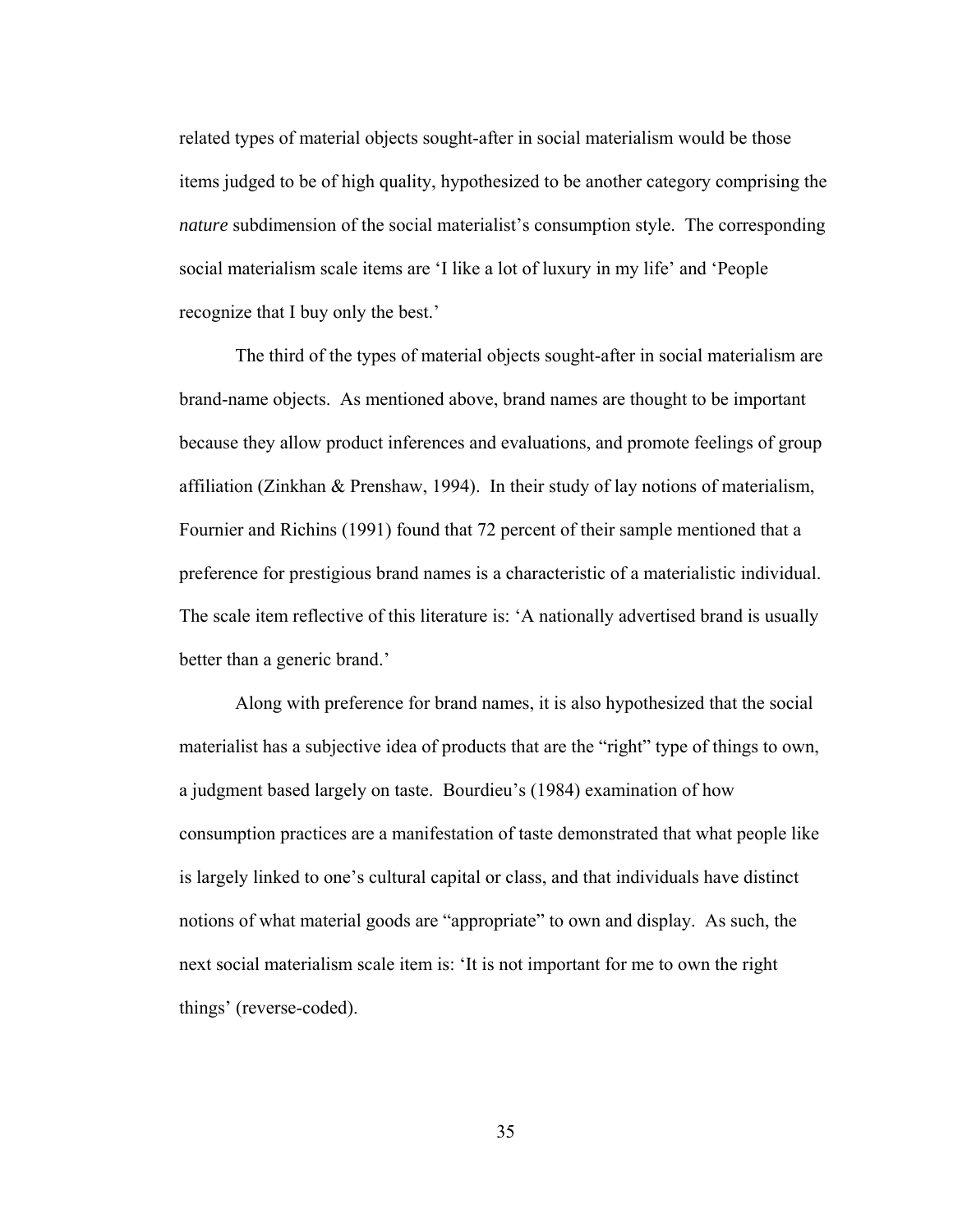related types of material objects sought-after in social materialism would be those items judged to be of high quality, hypothesized to be another category comprising the *nature* subdimension of the social materialist's consumption style. The corresponding social materialism scale items are 'I like a lot of luxury in my life' and 'People recognize that I buy only the best.'

The third of the types of material objects sought-after in social materialism are brand-name objects. As mentioned above, brand names are thought to be important because they allow product inferences and evaluations, and promote feelings of group affiliation (Zinkhan & Prenshaw, 1994). In their study of lay notions of materialism, Fournier and Richins (1991) found that 72 percent of their sample mentioned that a preference for prestigious brand names is a characteristic of a materialistic individual. The scale item reflective of this literature is: 'A nationally advertised brand is usually better than a generic brand.'

Along with preference for brand names, it is also hypothesized that the social materialist has a subjective idea of products that are the "right" type of things to own, a judgment based largely on taste. Bourdieu's (1984) examination of how consumption practices are a manifestation of taste demonstrated that what people like is largely linked to one's cultural capital or class, and that individuals have distinct notions of what material goods are "appropriate" to own and display. As such, the next social materialism scale item is: 'It is not important for me to own the right things' (reverse-coded).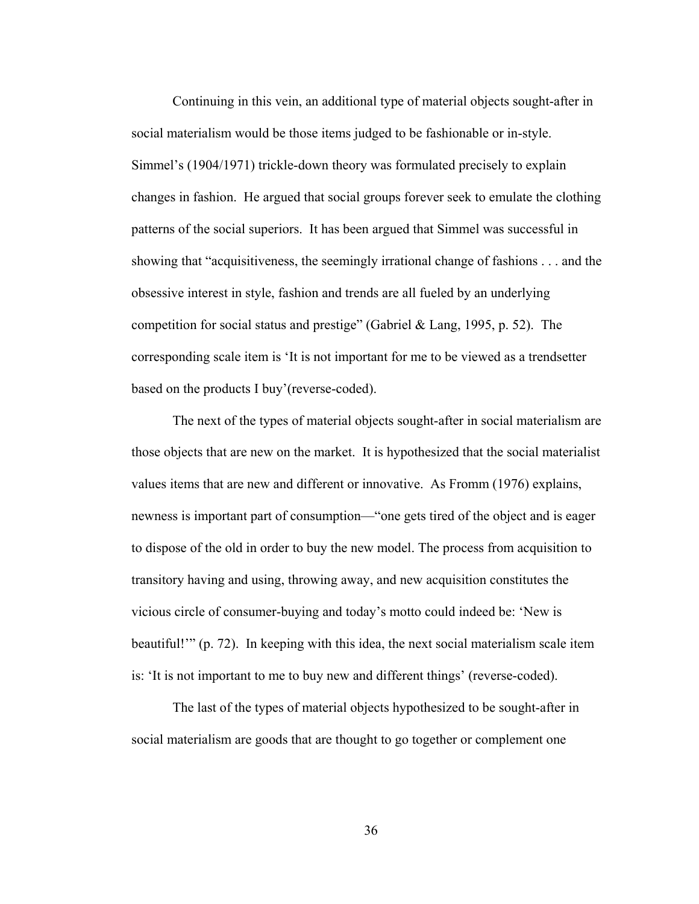Continuing in this vein, an additional type of material objects sought-after in social materialism would be those items judged to be fashionable or in-style. Simmel's (1904/1971) trickle-down theory was formulated precisely to explain changes in fashion. He argued that social groups forever seek to emulate the clothing patterns of the social superiors. It has been argued that Simmel was successful in showing that "acquisitiveness, the seemingly irrational change of fashions . . . and the obsessive interest in style, fashion and trends are all fueled by an underlying competition for social status and prestige" (Gabriel & Lang, 1995, p. 52). The corresponding scale item is 'It is not important for me to be viewed as a trendsetter based on the products I buy'(reverse-coded).

The next of the types of material objects sought-after in social materialism are those objects that are new on the market. It is hypothesized that the social materialist values items that are new and different or innovative. As Fromm (1976) explains, newness is important part of consumption—"one gets tired of the object and is eager to dispose of the old in order to buy the new model. The process from acquisition to transitory having and using, throwing away, and new acquisition constitutes the vicious circle of consumer-buying and today's motto could indeed be: 'New is beautiful!'" (p. 72). In keeping with this idea, the next social materialism scale item is: 'It is not important to me to buy new and different things' (reverse-coded).

The last of the types of material objects hypothesized to be sought-after in social materialism are goods that are thought to go together or complement one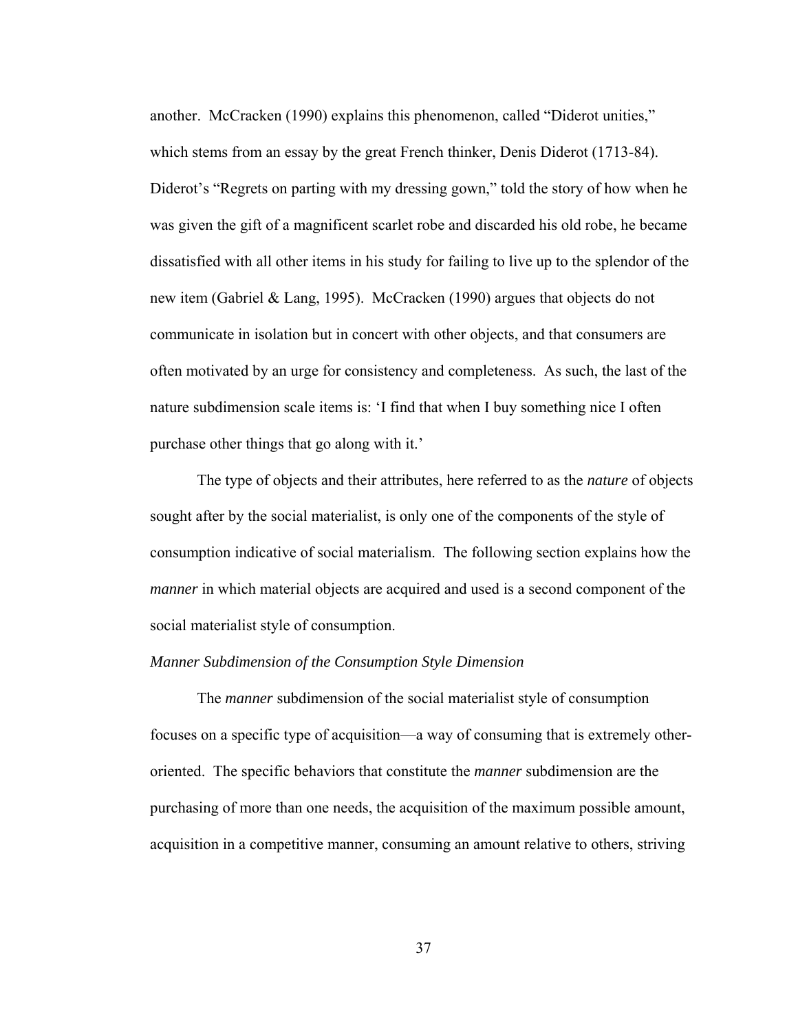another. McCracken (1990) explains this phenomenon, called "Diderot unities," which stems from an essay by the great French thinker, Denis Diderot (1713-84). Diderot's "Regrets on parting with my dressing gown," told the story of how when he was given the gift of a magnificent scarlet robe and discarded his old robe, he became dissatisfied with all other items in his study for failing to live up to the splendor of the new item (Gabriel & Lang, 1995). McCracken (1990) argues that objects do not communicate in isolation but in concert with other objects, and that consumers are often motivated by an urge for consistency and completeness. As such, the last of the nature subdimension scale items is: 'I find that when I buy something nice I often purchase other things that go along with it.'

The type of objects and their attributes, here referred to as the *nature* of objects sought after by the social materialist, is only one of the components of the style of consumption indicative of social materialism. The following section explains how the *manner* in which material objects are acquired and used is a second component of the social materialist style of consumption.

*Manner Subdimension of the Consumption Style Dimension*

The *manner* subdimension of the social materialist style of consumption focuses on a specific type of acquisition—a way of consuming that is extremely other-oriented. The specific behaviors that constitute the *manner* subdimension are the purchasing of more than one needs, the acquisition of the maximum possible amount, acquisition in a competitive manner, consuming an amount relative to others, striving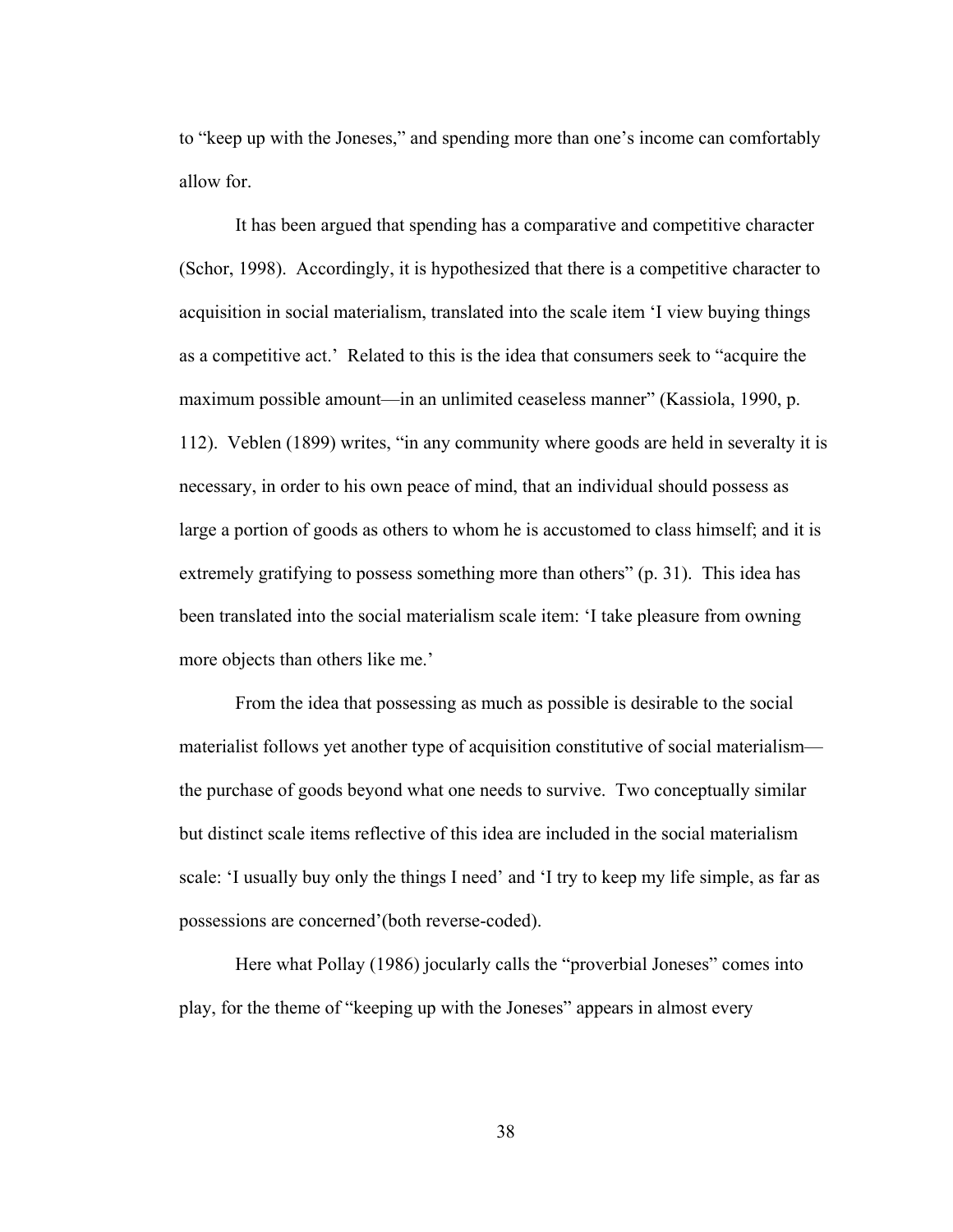to “keep up with the Joneses,” and spending more than one’s income can comfortably allow for.

It has been argued that spending has a comparative and competitive character (Schor, 1998). Accordingly, it is hypothesized that there is a competitive character to acquisition in social materialism, translated into the scale item ‘I view buying things as a competitive act.’ Related to this is the idea that consumers seek to “acquire the maximum possible amount—in an unlimited ceaseless manner” (Kassiola, 1990, p. 112). Veblen (1899) writes, “in any community where goods are held in severalty it is necessary, in order to his own peace of mind, that an individual should possess as large a portion of goods as others to whom he is accustomed to class himself; and it is extremely gratifying to possess something more than others” (p. 31). This idea has been translated into the social materialism scale item: ‘I take pleasure from owning more objects than others like me.’

From the idea that possessing as much as possible is desirable to the social materialist follows yet another type of acquisition constitutive of social materialism—the purchase of goods beyond what one needs to survive. Two conceptually similar but distinct scale items reflective of this idea are included in the social materialism scale: ‘I usually buy only the things I need’ and ‘I try to keep my life simple, as far as possessions are concerned’(both reverse-coded).

Here what Pollay (1986) jocularly calls the “proverbial Joneses” comes into play, for the theme of “keeping up with the Joneses” appears in almost every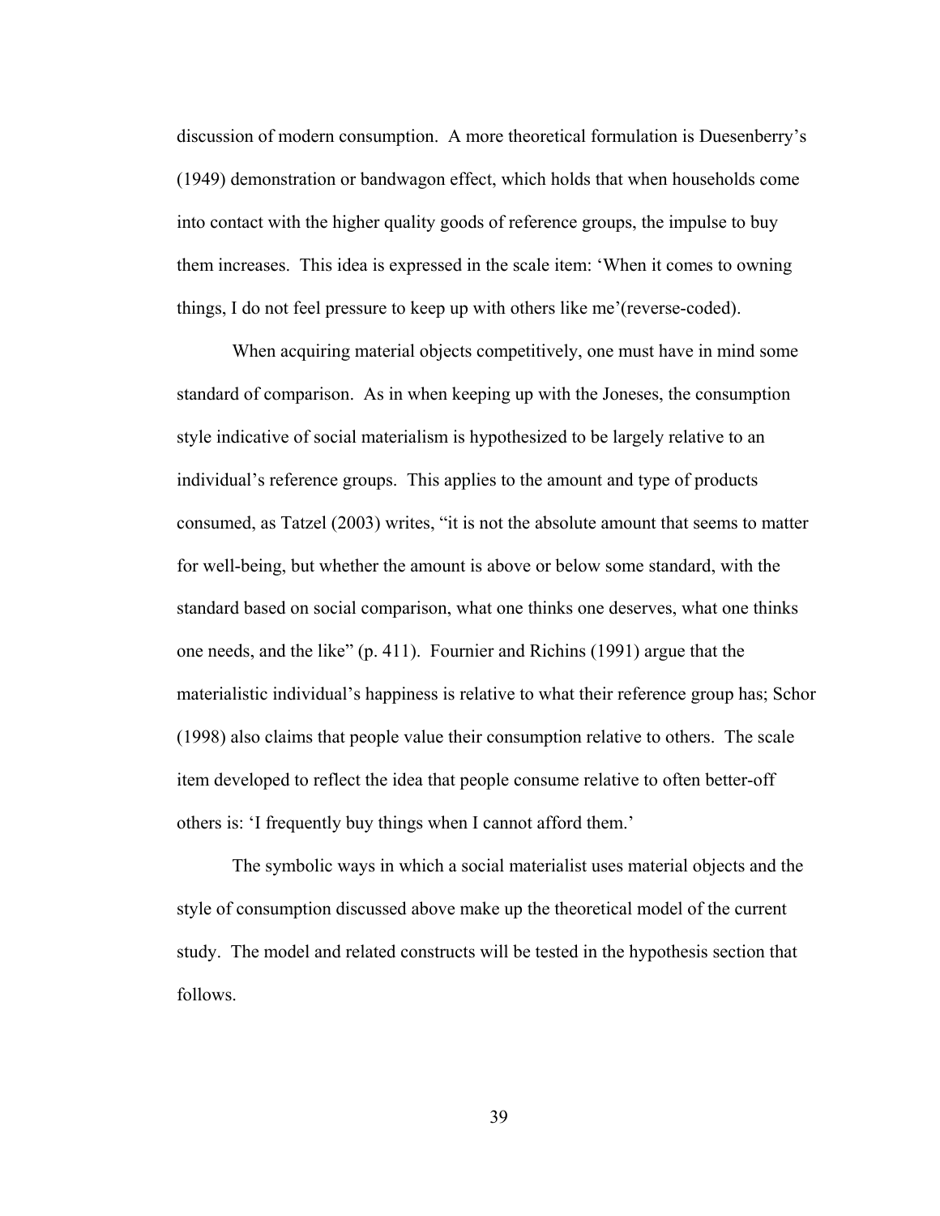discussion of modern consumption. A more theoretical formulation is Duesenberry's (1949) demonstration or bandwagon effect, which holds that when households come into contact with the higher quality goods of reference groups, the impulse to buy them increases. This idea is expressed in the scale item: 'When it comes to owning things, I do not feel pressure to keep up with others like me'(reverse-coded).

When acquiring material objects competitively, one must have in mind some standard of comparison. As in when keeping up with the Joneses, the consumption style indicative of social materialism is hypothesized to be largely relative to an individual's reference groups. This applies to the amount and type of products consumed, as Tatzel (2003) writes, "it is not the absolute amount that seems to matter for well-being, but whether the amount is above or below some standard, with the standard based on social comparison, what one thinks one deserves, what one thinks one needs, and the like" (p. 411). Fournier and Richins (1991) argue that the materialistic individual's happiness is relative to what their reference group has; Schor (1998) also claims that people value their consumption relative to others. The scale item developed to reflect the idea that people consume relative to often better-off others is: 'I frequently buy things when I cannot afford them.'

The symbolic ways in which a social materialist uses material objects and the style of consumption discussed above make up the theoretical model of the current study. The model and related constructs will be tested in the hypothesis section that follows.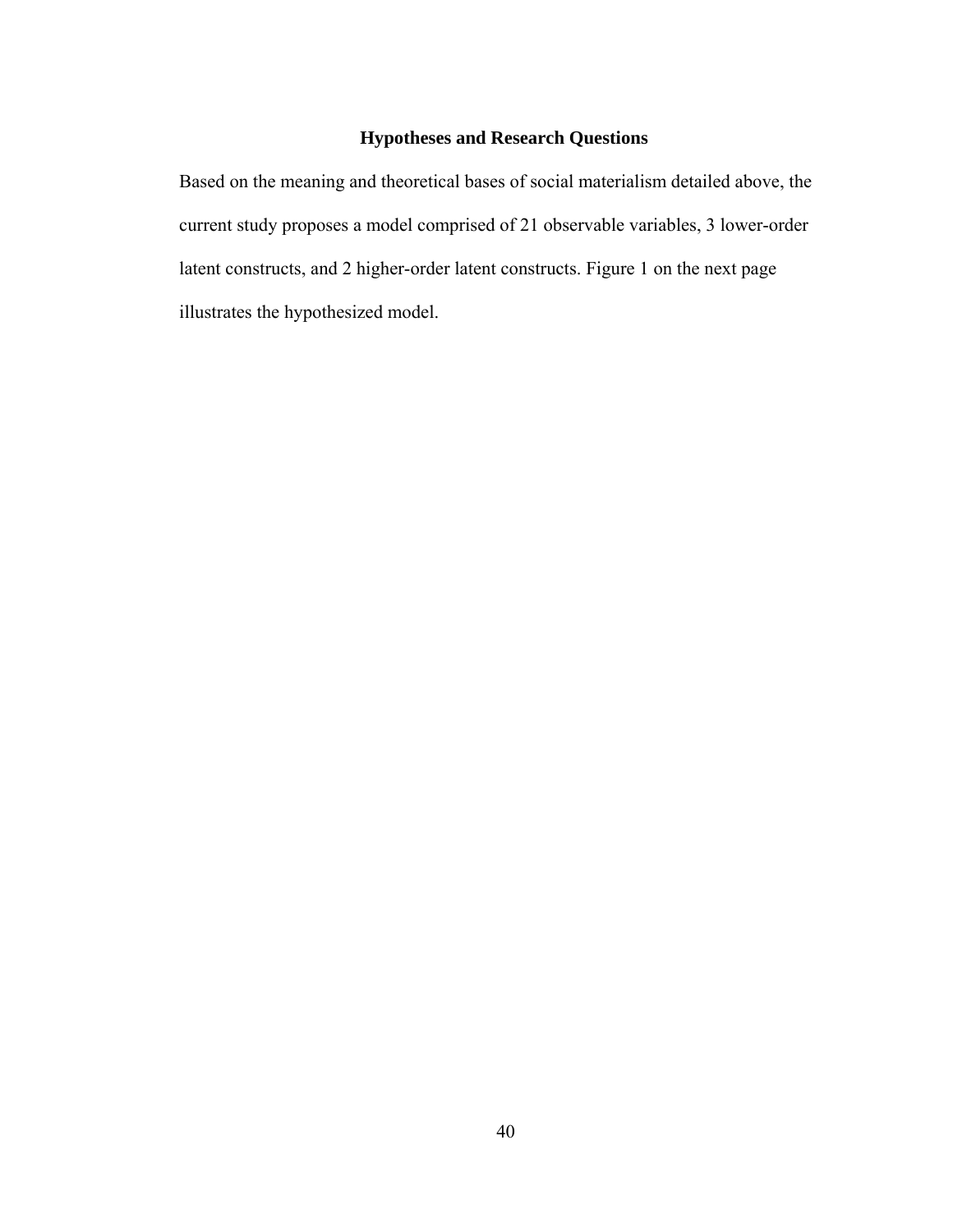## Hypotheses and Research Questions

Based on the meaning and theoretical bases of social materialism detailed above, the current study proposes a model comprised of 21 observable variables, 3 lower-order latent constructs, and 2 higher-order latent constructs. Figure 1 on the next page illustrates the hypothesized model.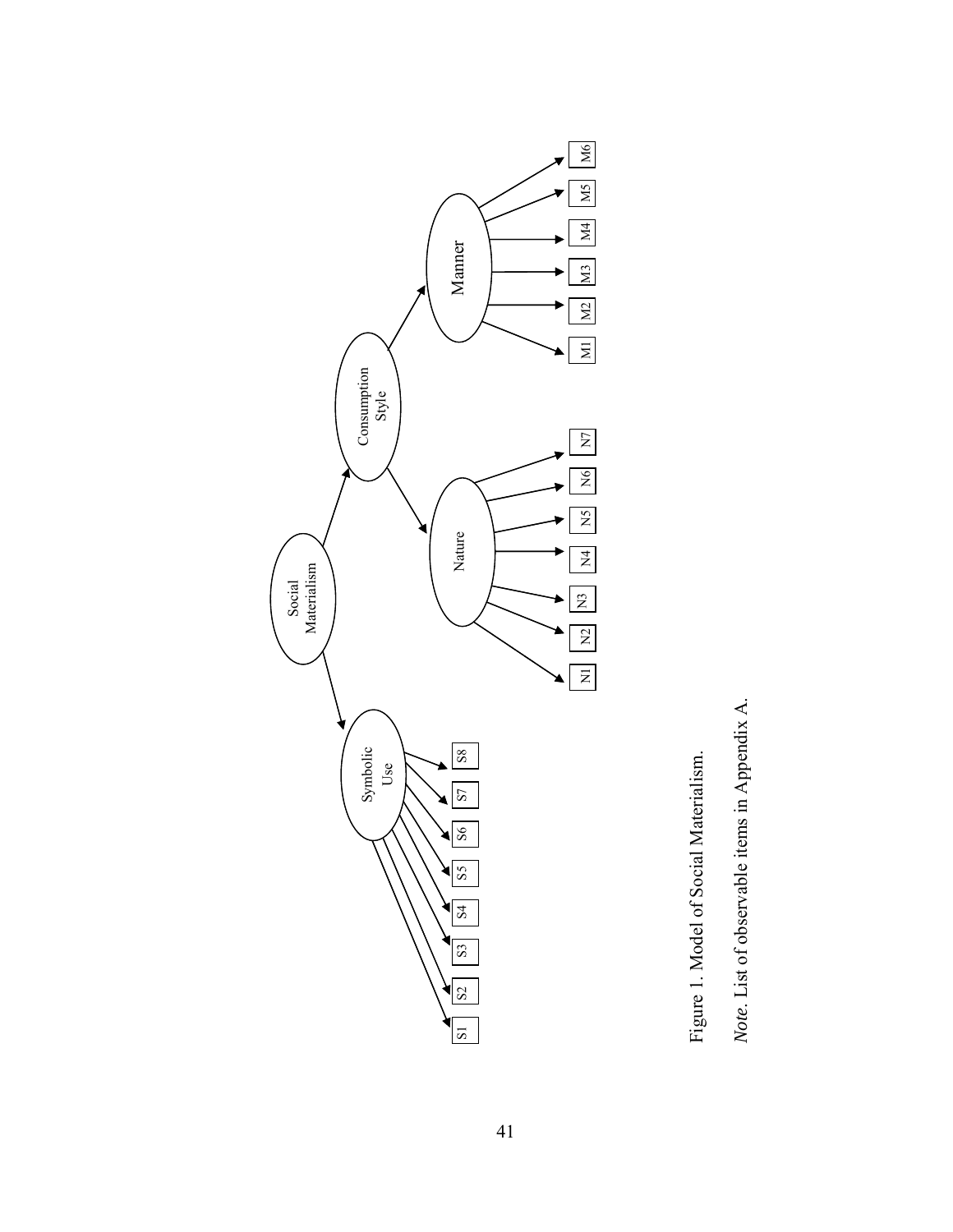Figure 1. Model of Social Materialism.

*Note*. List of observable items in Appendix A.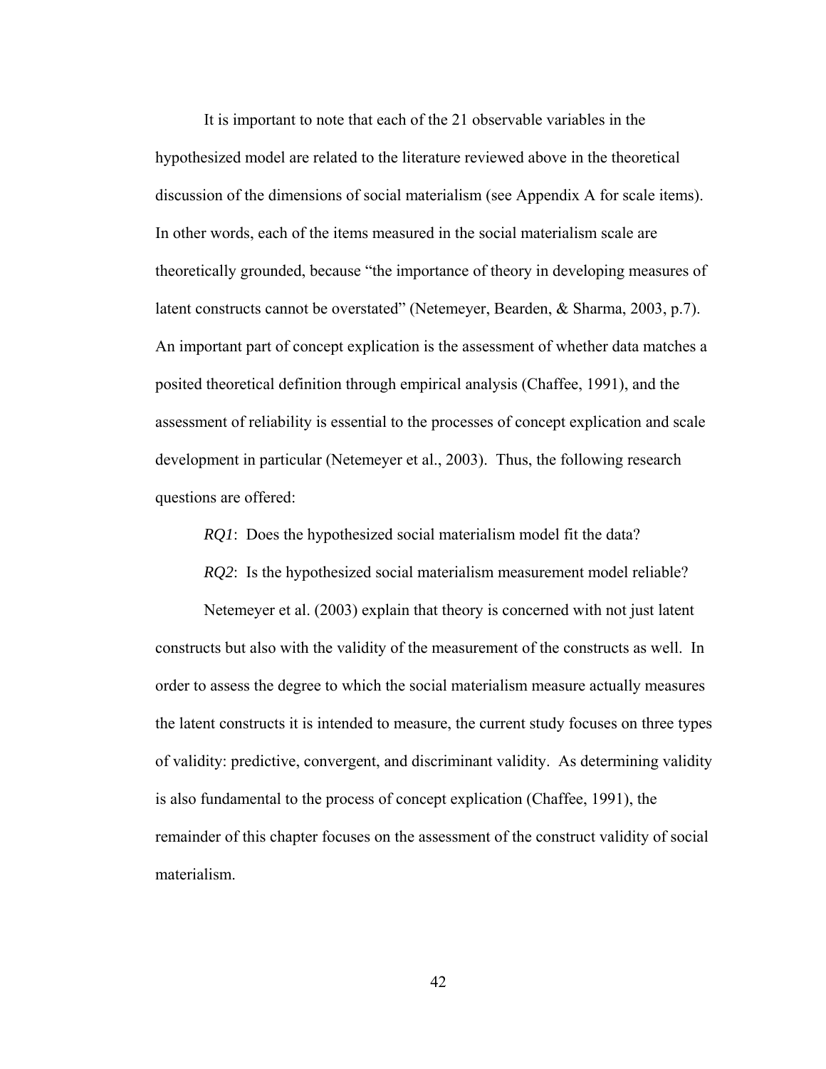It is important to note that each of the 21 observable variables in the hypothesized model are related to the literature reviewed above in the theoretical discussion of the dimensions of social materialism (see Appendix A for scale items). In other words, each of the items measured in the social materialism scale are theoretically grounded, because "the importance of theory in developing measures of latent constructs cannot be overstated" (Netemeyer, Bearden, & Sharma, 2003, p.7). An important part of concept explication is the assessment of whether data matches a posited theoretical definition through empirical analysis (Chaffee, 1991), and the assessment of reliability is essential to the processes of concept explication and scale development in particular (Netemeyer et al., 2003). Thus, the following research questions are offered:

*RQ1*: Does the hypothesized social materialism model fit the data?

*RQ2*: Is the hypothesized social materialism measurement model reliable?

Netemeyer et al. (2003) explain that theory is concerned with not just latent constructs but also with the validity of the measurement of the constructs as well. In order to assess the degree to which the social materialism measure actually measures the latent constructs it is intended to measure, the current study focuses on three types of validity: predictive, convergent, and discriminant validity. As determining validity is also fundamental to the process of concept explication (Chaffee, 1991), the remainder of this chapter focuses on the assessment of the construct validity of social materialism.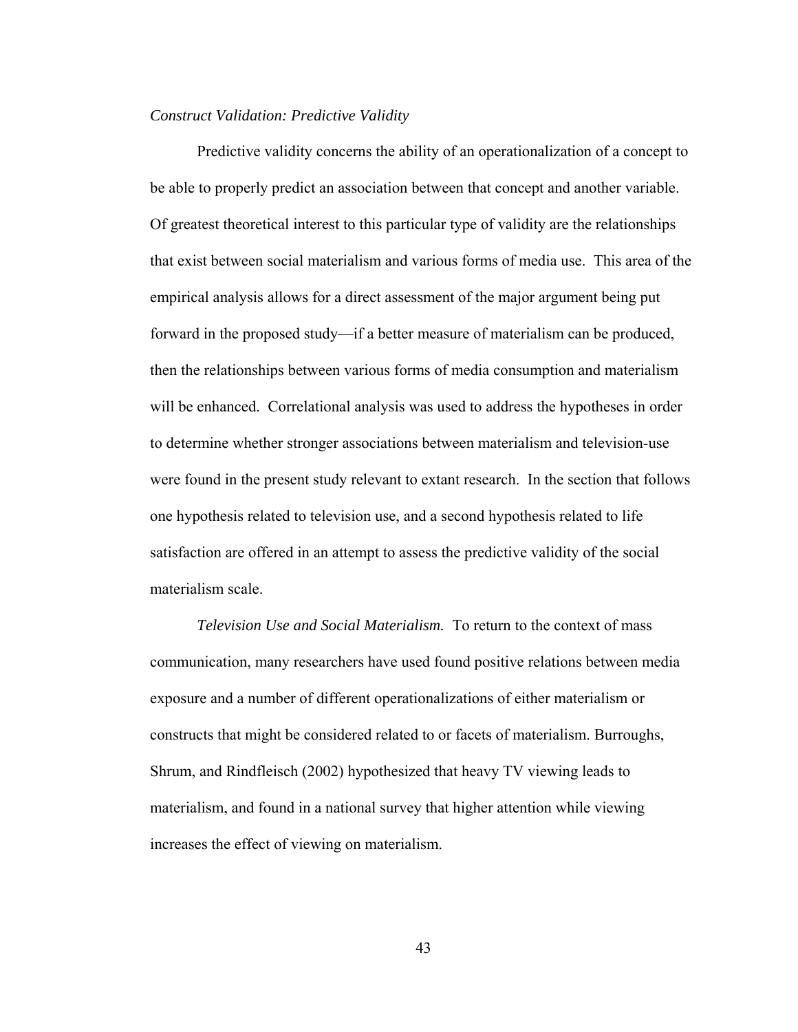*Construct Validation: Predictive Validity*

Predictive validity concerns the ability of an operationalization of a concept to be able to properly predict an association between that concept and another variable. Of greatest theoretical interest to this particular type of validity are the relationships that exist between social materialism and various forms of media use. This area of the empirical analysis allows for a direct assessment of the major argument being put forward in the proposed study—if a better measure of materialism can be produced, then the relationships between various forms of media consumption and materialism will be enhanced. Correlational analysis was used to address the hypotheses in order to determine whether stronger associations between materialism and television-use were found in the present study relevant to extant research. In the section that follows one hypothesis related to television use, and a second hypothesis related to life satisfaction are offered in an attempt to assess the predictive validity of the social materialism scale.

*Television Use and Social Materialism.* To return to the context of mass communication, many researchers have used found positive relations between media exposure and a number of different operationalizations of either materialism or constructs that might be considered related to or facets of materialism. Burroughs, Shrum, and Rindfleisch (2002) hypothesized that heavy TV viewing leads to materialism, and found in a national survey that higher attention while viewing increases the effect of viewing on materialism.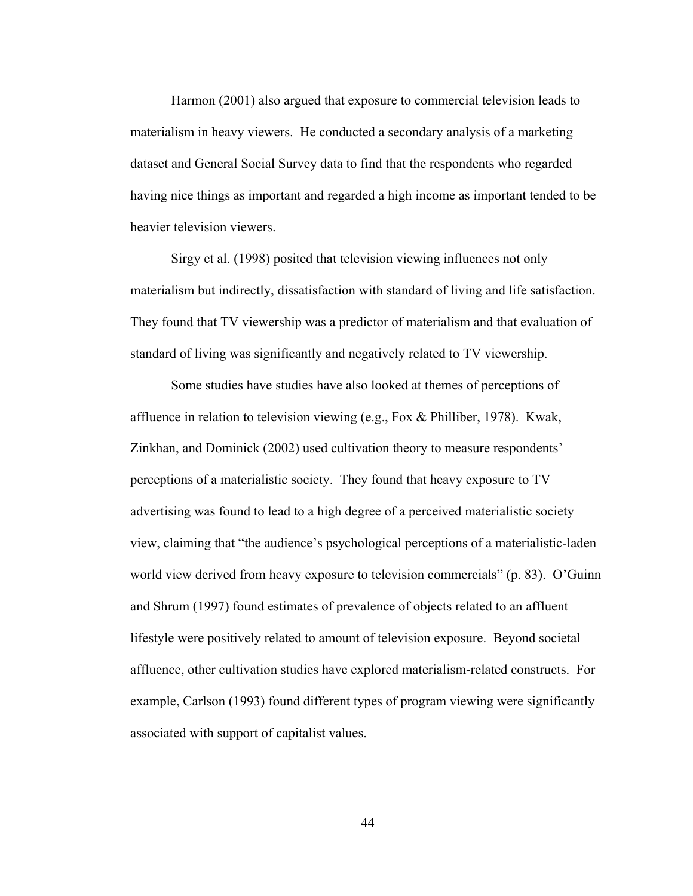Harmon (2001) also argued that exposure to commercial television leads to materialism in heavy viewers. He conducted a secondary analysis of a marketing dataset and General Social Survey data to find that the respondents who regarded having nice things as important and regarded a high income as important tended to be heavier television viewers.

Sirgy et al. (1998) posited that television viewing influences not only materialism but indirectly, dissatisfaction with standard of living and life satisfaction. They found that TV viewership was a predictor of materialism and that evaluation of standard of living was significantly and negatively related to TV viewership.

Some studies have studies have also looked at themes of perceptions of affluence in relation to television viewing (e.g., Fox & Philliber, 1978). Kwak, Zinkhan, and Dominick (2002) used cultivation theory to measure respondents' perceptions of a materialistic society. They found that heavy exposure to TV advertising was found to lead to a high degree of a perceived materialistic society view, claiming that "the audience's psychological perceptions of a materialistic-laden world view derived from heavy exposure to television commercials" (p. 83). O'Guinn and Shrum (1997) found estimates of prevalence of objects related to an affluent lifestyle were positively related to amount of television exposure. Beyond societal affluence, other cultivation studies have explored materialism-related constructs. For example, Carlson (1993) found different types of program viewing were significantly associated with support of capitalist values.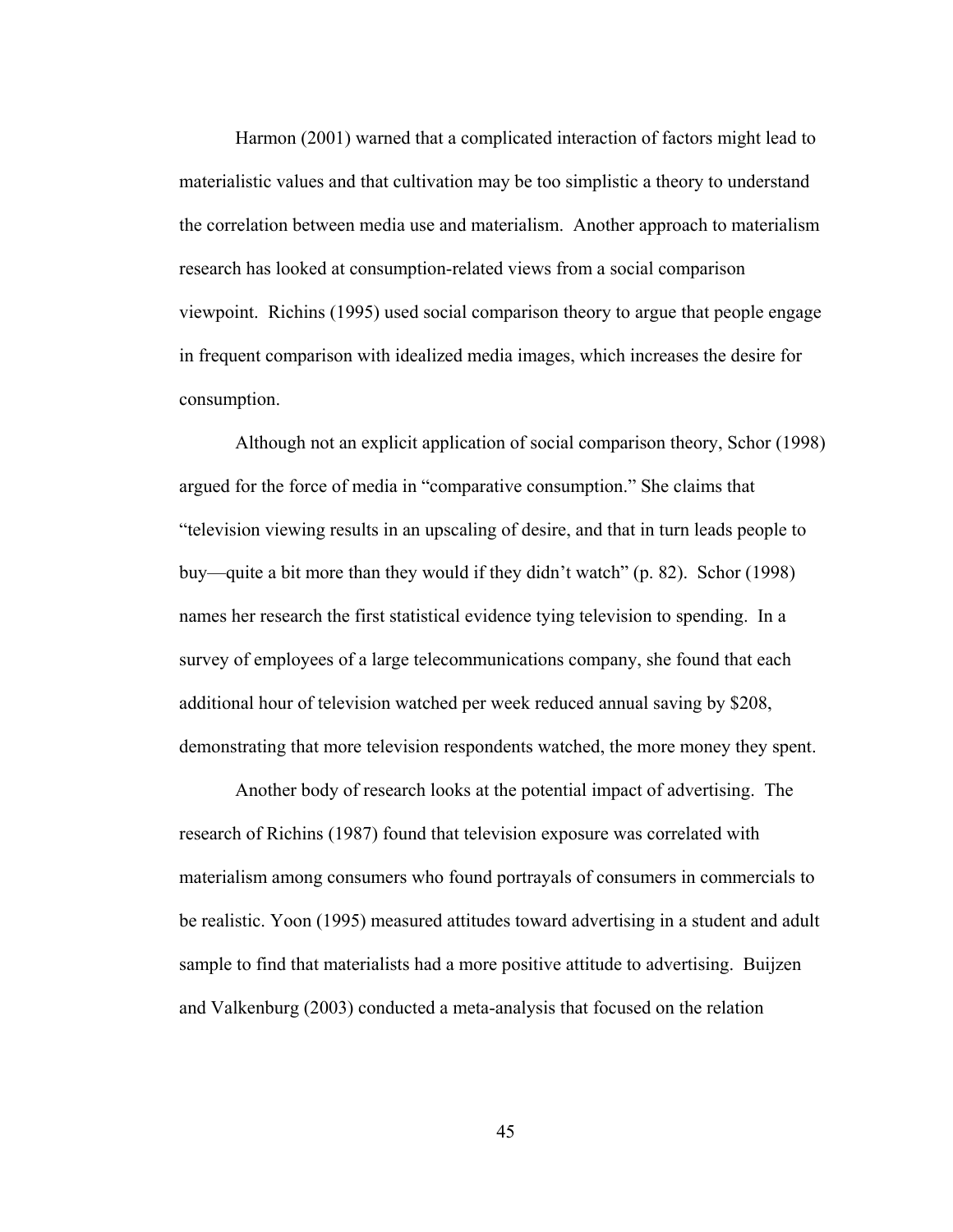Harmon (2001) warned that a complicated interaction of factors might lead to materialistic values and that cultivation may be too simplistic a theory to understand the correlation between media use and materialism. Another approach to materialism research has looked at consumption-related views from a social comparison viewpoint. Richins (1995) used social comparison theory to argue that people engage in frequent comparison with idealized media images, which increases the desire for consumption.

Although not an explicit application of social comparison theory, Schor (1998) argued for the force of media in "comparative consumption." She claims that "television viewing results in an upscaling of desire, and that in turn leads people to buy—quite a bit more than they would if they didn't watch" (p. 82). Schor (1998) names her research the first statistical evidence tying television to spending. In a survey of employees of a large telecommunications company, she found that each additional hour of television watched per week reduced annual saving by $208, demonstrating that more television respondents watched, the more money they spent.

Another body of research looks at the potential impact of advertising. The research of Richins (1987) found that television exposure was correlated with materialism among consumers who found portrayals of consumers in commercials to be realistic. Yoon (1995) measured attitudes toward advertising in a student and adult sample to find that materialists had a more positive attitude to advertising. Buijzen and Valkenburg (2003) conducted a meta-analysis that focused on the relation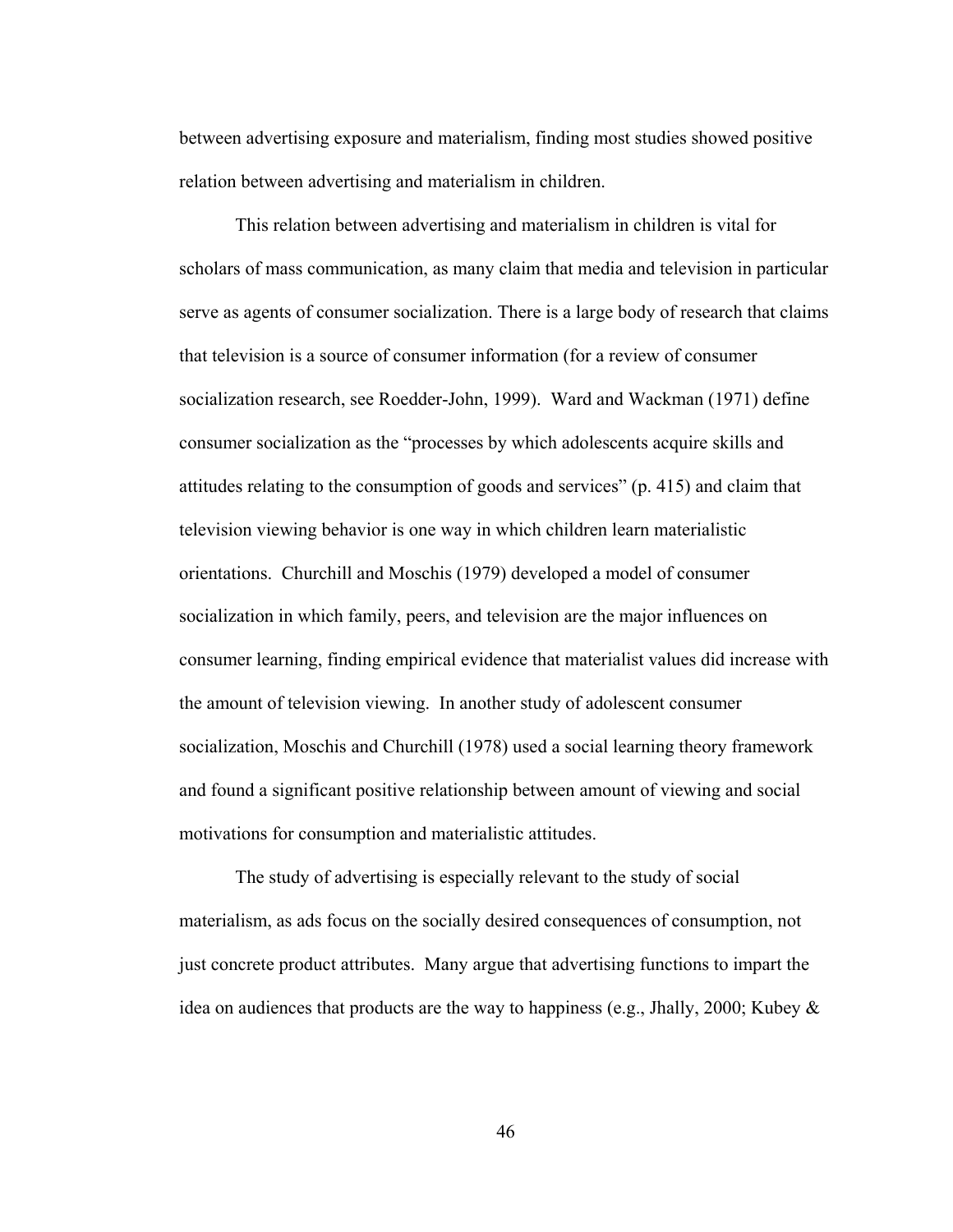between advertising exposure and materialism, finding most studies showed positive relation between advertising and materialism in children.

This relation between advertising and materialism in children is vital for scholars of mass communication, as many claim that media and television in particular serve as agents of consumer socialization. There is a large body of research that claims that television is a source of consumer information (for a review of consumer socialization research, see Roedder-John, 1999). Ward and Wackman (1971) define consumer socialization as the "processes by which adolescents acquire skills and attitudes relating to the consumption of goods and services" (p. 415) and claim that television viewing behavior is one way in which children learn materialistic orientations. Churchill and Moschis (1979) developed a model of consumer socialization in which family, peers, and television are the major influences on consumer learning, finding empirical evidence that materialist values did increase with the amount of television viewing. In another study of adolescent consumer socialization, Moschis and Churchill (1978) used a social learning theory framework and found a significant positive relationship between amount of viewing and social motivations for consumption and materialistic attitudes.

The study of advertising is especially relevant to the study of social materialism, as ads focus on the socially desired consequences of consumption, not just concrete product attributes. Many argue that advertising functions to impart the idea on audiences that products are the way to happiness (e.g., Jhally, 2000; Kubey &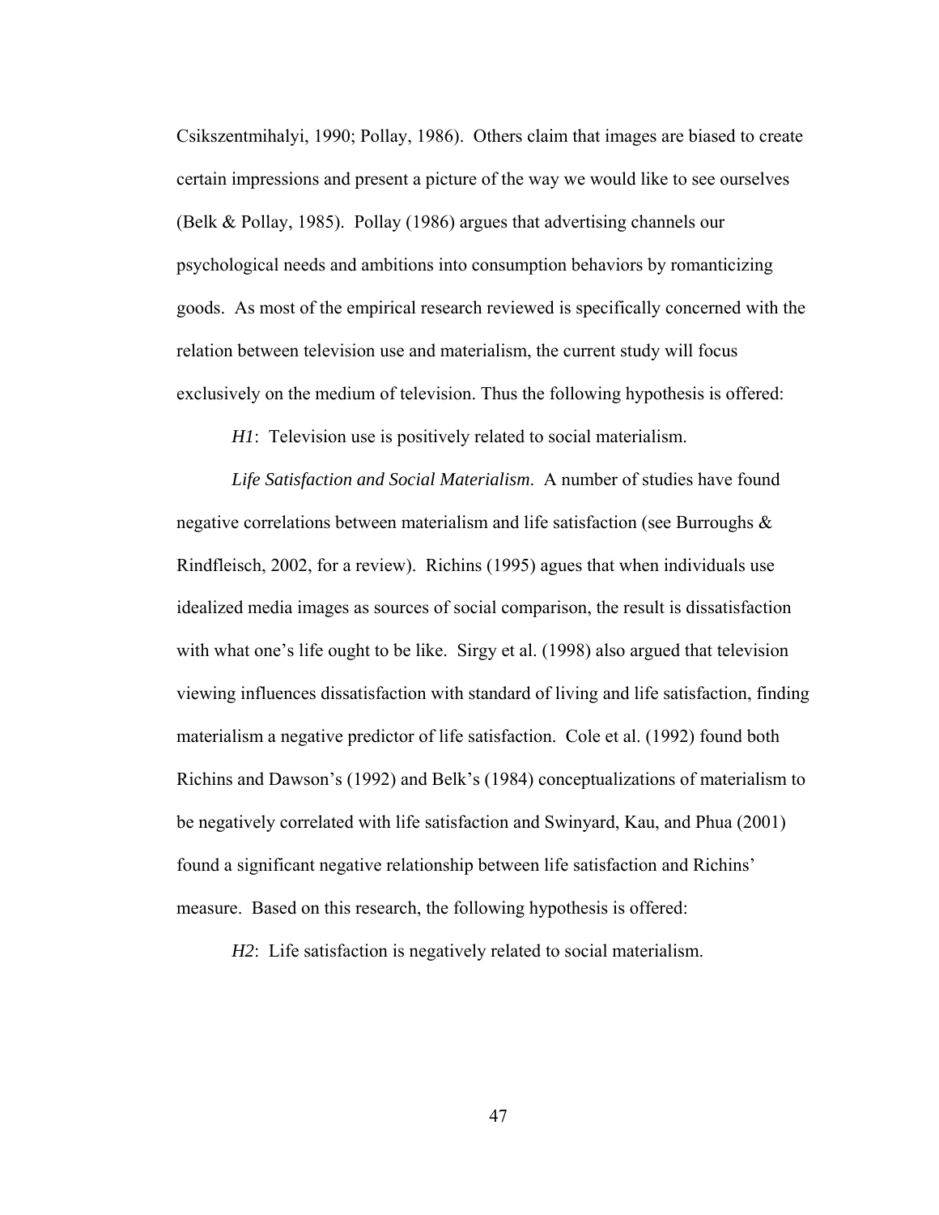Csikszentmihalyi, 1990; Pollay, 1986). Others claim that images are biased to create certain impressions and present a picture of the way we would like to see ourselves (Belk & Pollay, 1985). Pollay (1986) argues that advertising channels our psychological needs and ambitions into consumption behaviors by romanticizing goods. As most of the empirical research reviewed is specifically concerned with the relation between television use and materialism, the current study will focus exclusively on the medium of television. Thus the following hypothesis is offered:

*H1*: Television use is positively related to social materialism.

*Life Satisfaction and Social Materialism*. A number of studies have found negative correlations between materialism and life satisfaction (see Burroughs & Rindfleisch, 2002, for a review). Richins (1995) agues that when individuals use idealized media images as sources of social comparison, the result is dissatisfaction with what one's life ought to be like. Sirgy et al. (1998) also argued that television viewing influences dissatisfaction with standard of living and life satisfaction, finding materialism a negative predictor of life satisfaction. Cole et al. (1992) found both Richins and Dawson's (1992) and Belk's (1984) conceptualizations of materialism to be negatively correlated with life satisfaction and Swinyard, Kau, and Phua (2001) found a significant negative relationship between life satisfaction and Richins' measure. Based on this research, the following hypothesis is offered:

*H2*: Life satisfaction is negatively related to social materialism.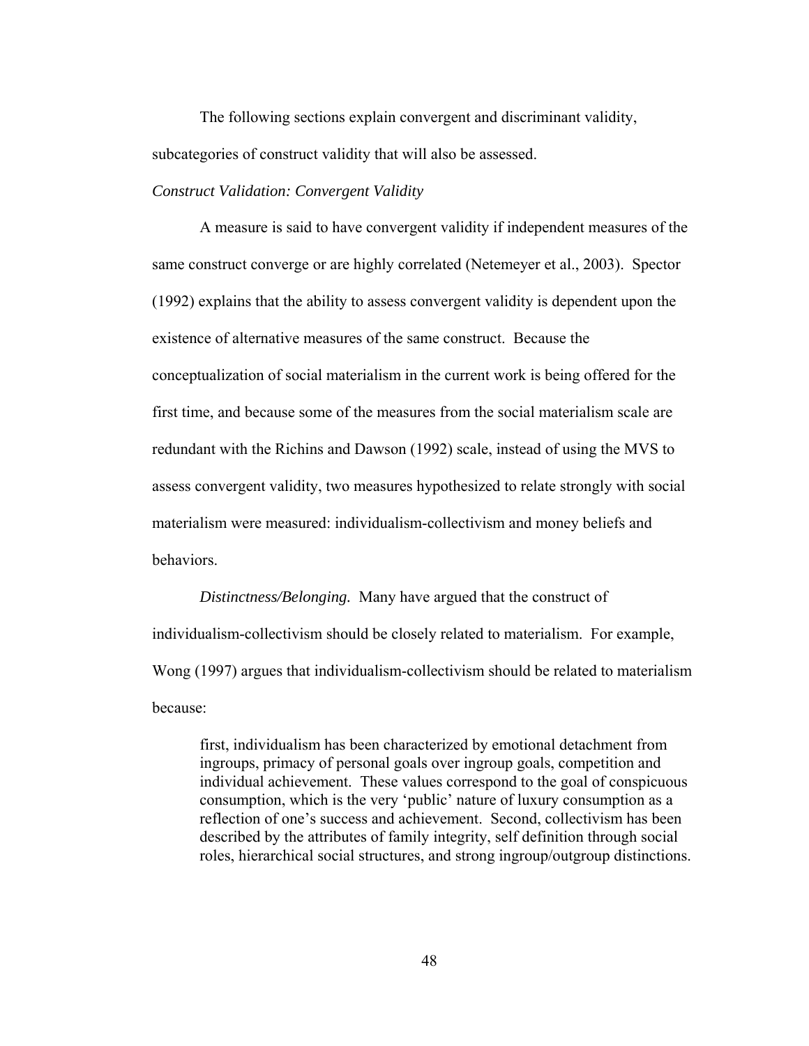The following sections explain convergent and discriminant validity, subcategories of construct validity that will also be assessed.

*Construct Validation: Convergent Validity*

A measure is said to have convergent validity if independent measures of the same construct converge or are highly correlated (Netemeyer et al., 2003). Spector (1992) explains that the ability to assess convergent validity is dependent upon the existence of alternative measures of the same construct. Because the conceptualization of social materialism in the current work is being offered for the first time, and because some of the measures from the social materialism scale are redundant with the Richins and Dawson (1992) scale, instead of using the MVS to assess convergent validity, two measures hypothesized to relate strongly with social materialism were measured: individualism-collectivism and money beliefs and behaviors.

*Distinctness/Belonging.* Many have argued that the construct of individualism-collectivism should be closely related to materialism. For example, Wong (1997) argues that individualism-collectivism should be related to materialism because:

> first, individualism has been characterized by emotional detachment from ingroups, primacy of personal goals over ingroup goals, competition and individual achievement. These values correspond to the goal of conspicuous consumption, which is the very 'public' nature of luxury consumption as a reflection of one's success and achievement. Second, collectivism has been described by the attributes of family integrity, self definition through social roles, hierarchical social structures, and strong ingroup/outgroup distinctions.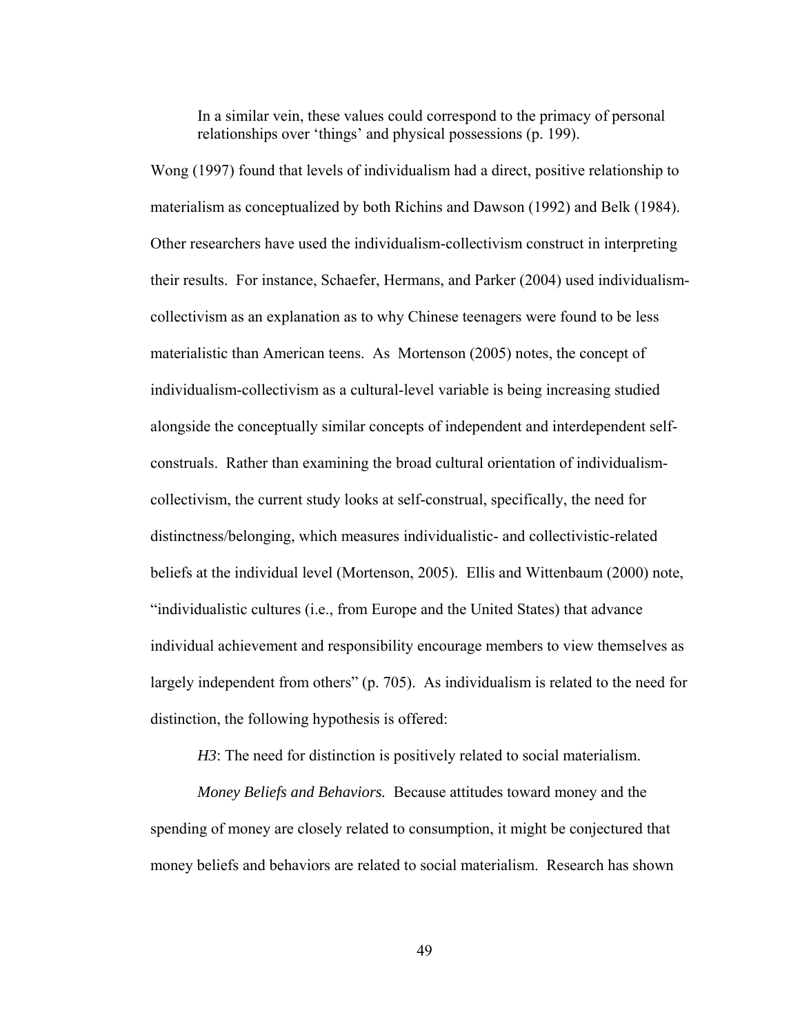> In a similar vein, these values could correspond to the primacy of personal relationships over 'things' and physical possessions (p. 199).

Wong (1997) found that levels of individualism had a direct, positive relationship to materialism as conceptualized by both Richins and Dawson (1992) and Belk (1984). Other researchers have used the individualism-collectivism construct in interpreting their results. For instance, Schaefer, Hermans, and Parker (2004) used individualism-collectivism as an explanation as to why Chinese teenagers were found to be less materialistic than American teens. As Mortenson (2005) notes, the concept of individualism-collectivism as a cultural-level variable is being increasing studied alongside the conceptually similar concepts of independent and interdependent self-construals. Rather than examining the broad cultural orientation of individualism-collectivism, the current study looks at self-construal, specifically, the need for distinctness/belonging, which measures individualistic- and collectivistic-related beliefs at the individual level (Mortenson, 2005). Ellis and Wittenbaum (2000) note, "individualistic cultures (i.e., from Europe and the United States) that advance individual achievement and responsibility encourage members to view themselves as largely independent from others" (p. 705). As individualism is related to the need for distinction, the following hypothesis is offered:

*H3*: The need for distinction is positively related to social materialism.

*Money Beliefs and Behaviors.* Because attitudes toward money and the spending of money are closely related to consumption, it might be conjectured that money beliefs and behaviors are related to social materialism. Research has shown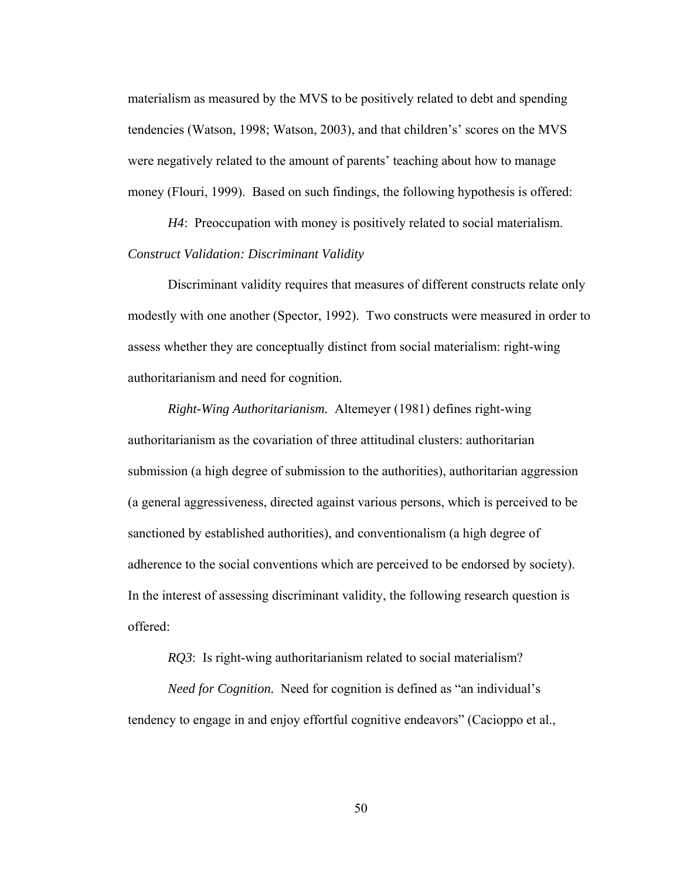materialism as measured by the MVS to be positively related to debt and spending tendencies (Watson, 1998; Watson, 2003), and that children's' scores on the MVS were negatively related to the amount of parents' teaching about how to manage money (Flouri, 1999). Based on such findings, the following hypothesis is offered:

*H4*: Preoccupation with money is positively related to social materialism.

*Construct Validation: Discriminant Validity*

Discriminant validity requires that measures of different constructs relate only modestly with one another (Spector, 1992). Two constructs were measured in order to assess whether they are conceptually distinct from social materialism: right-wing authoritarianism and need for cognition.

*Right-Wing Authoritarianism.* Altemeyer (1981) defines right-wing authoritarianism as the covariation of three attitudinal clusters: authoritarian submission (a high degree of submission to the authorities), authoritarian aggression (a general aggressiveness, directed against various persons, which is perceived to be sanctioned by established authorities), and conventionalism (a high degree of adherence to the social conventions which are perceived to be endorsed by society). In the interest of assessing discriminant validity, the following research question is offered:

*RQ3*: Is right-wing authoritarianism related to social materialism?

*Need for Cognition.* Need for cognition is defined as "an individual's tendency to engage in and enjoy effortful cognitive endeavors" (Cacioppo et al.,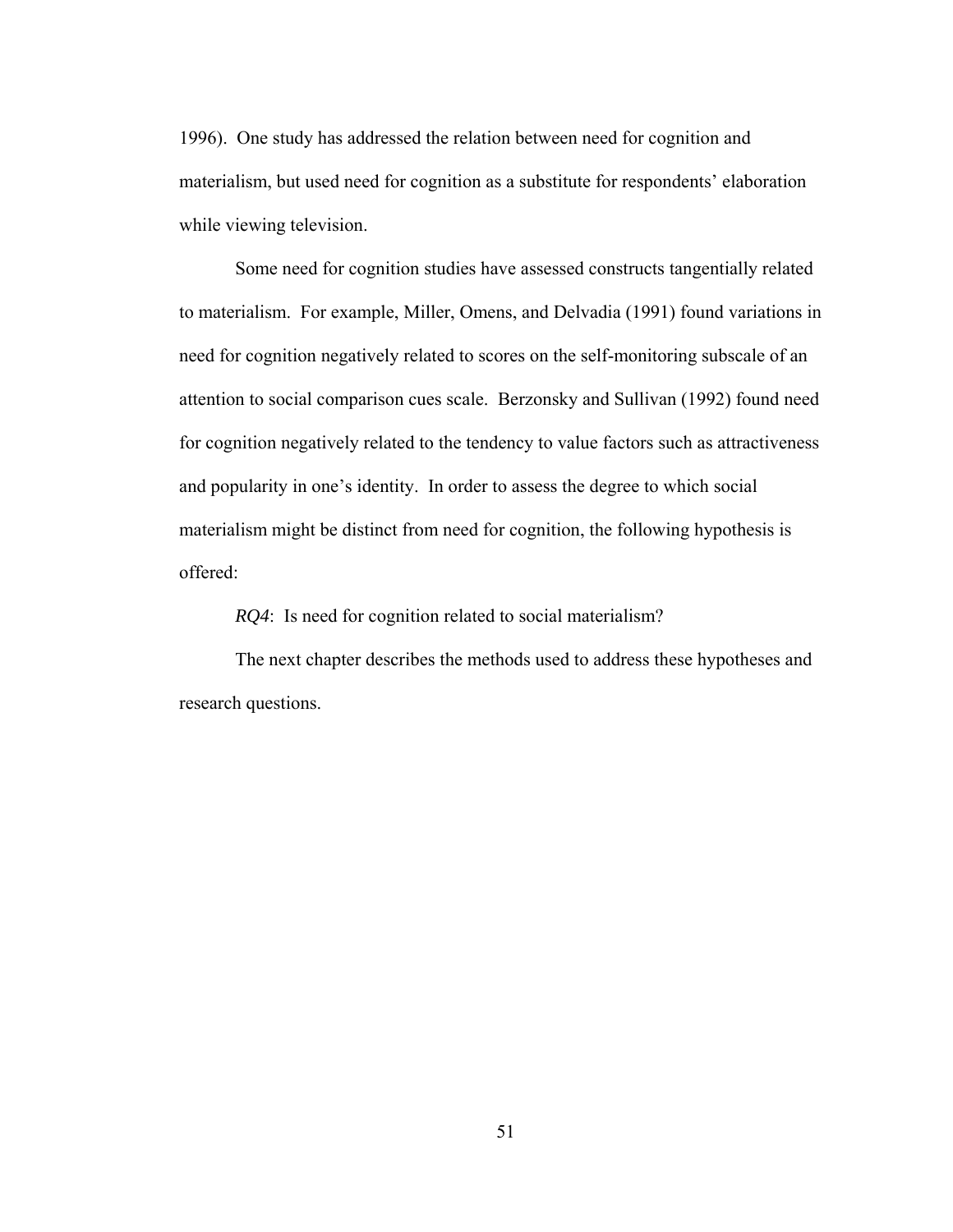1996). One study has addressed the relation between need for cognition and materialism, but used need for cognition as a substitute for respondents' elaboration while viewing television.

Some need for cognition studies have assessed constructs tangentially related to materialism. For example, Miller, Omens, and Delvadia (1991) found variations in need for cognition negatively related to scores on the self-monitoring subscale of an attention to social comparison cues scale. Berzonsky and Sullivan (1992) found need for cognition negatively related to the tendency to value factors such as attractiveness and popularity in one's identity. In order to assess the degree to which social materialism might be distinct from need for cognition, the following hypothesis is offered:

*RQ4*: Is need for cognition related to social materialism?

The next chapter describes the methods used to address these hypotheses and research questions.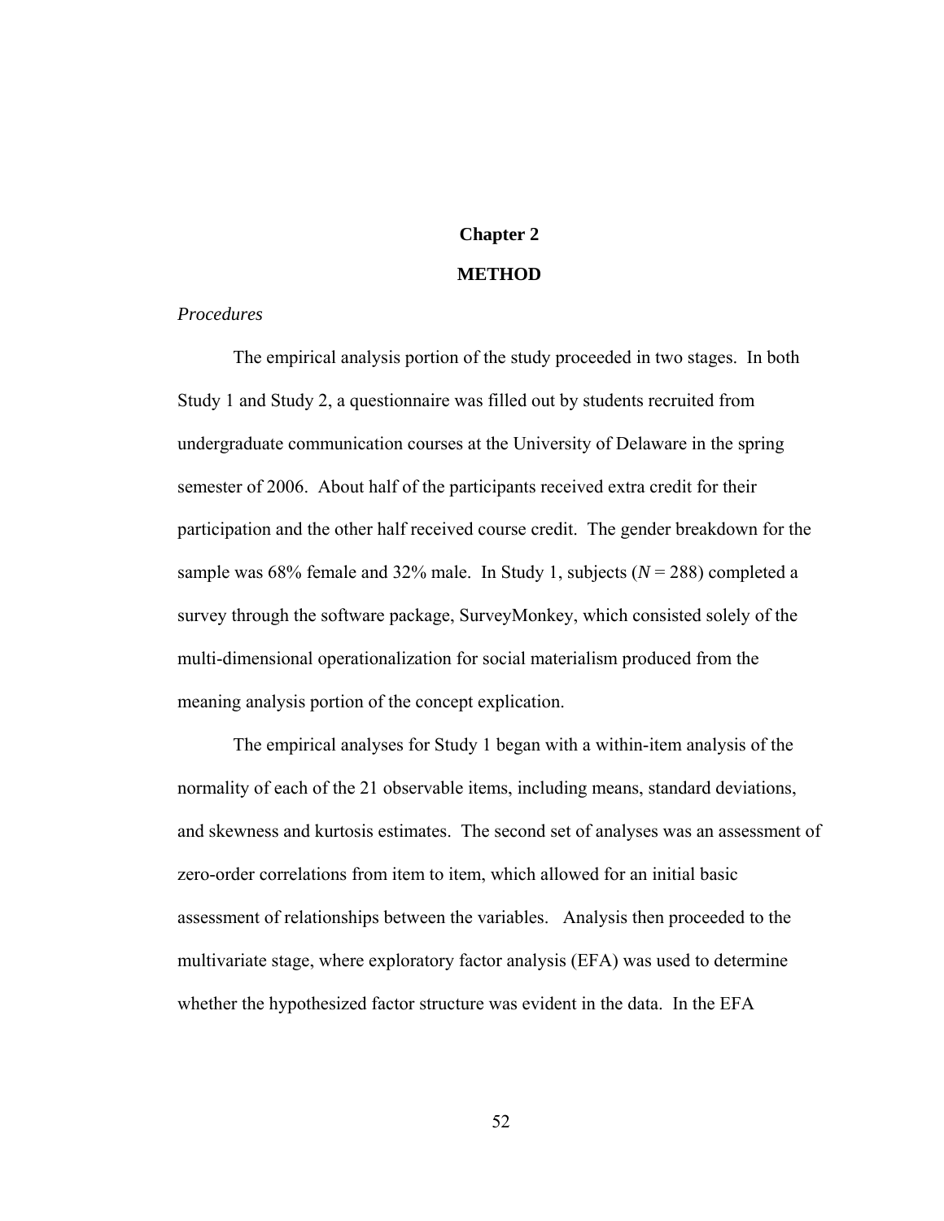# Chapter 2

# METHOD

*Procedures*

The empirical analysis portion of the study proceeded in two stages. In both Study 1 and Study 2, a questionnaire was filled out by students recruited from undergraduate communication courses at the University of Delaware in the spring semester of 2006. About half of the participants received extra credit for their participation and the other half received course credit. The gender breakdown for the sample was 68% female and 32% male. In Study 1, subjects ($N$ = 288) completed a survey through the software package, SurveyMonkey, which consisted solely of the multi-dimensional operationalization for social materialism produced from the meaning analysis portion of the concept explication.

The empirical analyses for Study 1 began with a within-item analysis of the normality of each of the 21 observable items, including means, standard deviations, and skewness and kurtosis estimates. The second set of analyses was an assessment of zero-order correlations from item to item, which allowed for an initial basic assessment of relationships between the variables. Analysis then proceeded to the multivariate stage, where exploratory factor analysis (EFA) was used to determine whether the hypothesized factor structure was evident in the data. In the EFA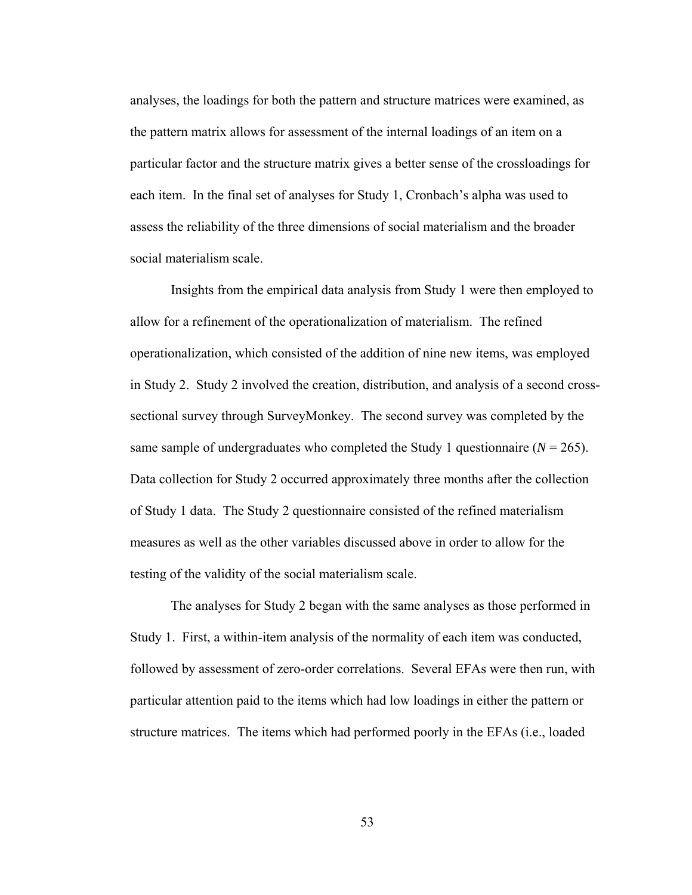analyses, the loadings for both the pattern and structure matrices were examined, as the pattern matrix allows for assessment of the internal loadings of an item on a particular factor and the structure matrix gives a better sense of the crossloadings for each item. In the final set of analyses for Study 1, Cronbach's alpha was used to assess the reliability of the three dimensions of social materialism and the broader social materialism scale.

Insights from the empirical data analysis from Study 1 were then employed to allow for a refinement of the operationalization of materialism. The refined operationalization, which consisted of the addition of nine new items, was employed in Study 2. Study 2 involved the creation, distribution, and analysis of a second cross-sectional survey through SurveyMonkey. The second survey was completed by the same sample of undergraduates who completed the Study 1 questionnaire ($N = 265$). Data collection for Study 2 occurred approximately three months after the collection of Study 1 data. The Study 2 questionnaire consisted of the refined materialism measures as well as the other variables discussed above in order to allow for the testing of the validity of the social materialism scale.

The analyses for Study 2 began with the same analyses as those performed in Study 1. First, a within-item analysis of the normality of each item was conducted, followed by assessment of zero-order correlations. Several EFAs were then run, with particular attention paid to the items which had low loadings in either the pattern or structure matrices. The items which had performed poorly in the EFAs (i.e., loaded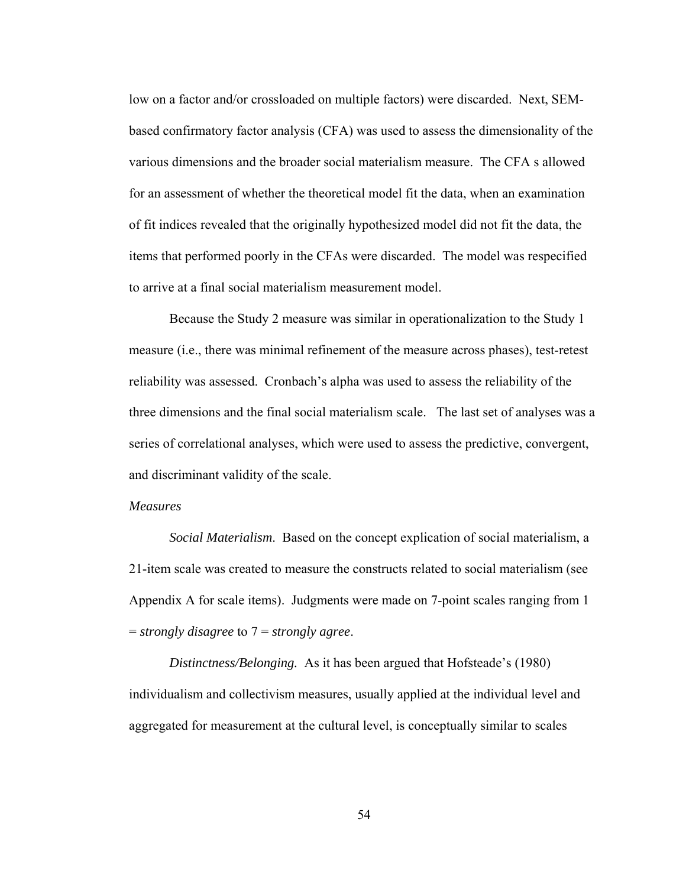low on a factor and/or crossloaded on multiple factors) were discarded. Next, SEM-based confirmatory factor analysis (CFA) was used to assess the dimensionality of the various dimensions and the broader social materialism measure. The CFA s allowed for an assessment of whether the theoretical model fit the data, when an examination of fit indices revealed that the originally hypothesized model did not fit the data, the items that performed poorly in the CFAs were discarded. The model was respecified to arrive at a final social materialism measurement model.

Because the Study 2 measure was similar in operationalization to the Study 1 measure (i.e., there was minimal refinement of the measure across phases), test-retest reliability was assessed. Cronbach's alpha was used to assess the reliability of the three dimensions and the final social materialism scale. The last set of analyses was a series of correlational analyses, which were used to assess the predictive, convergent, and discriminant validity of the scale.

*Measures*

*Social Materialism*. Based on the concept explication of social materialism, a 21-item scale was created to measure the constructs related to social materialism (see Appendix A for scale items). Judgments were made on 7-point scales ranging from 1 = *strongly disagree* to 7 = *strongly agree*.

*Distinctness/Belonging.* As it has been argued that Hofsteade's (1980) individualism and collectivism measures, usually applied at the individual level and aggregated for measurement at the cultural level, is conceptually similar to scales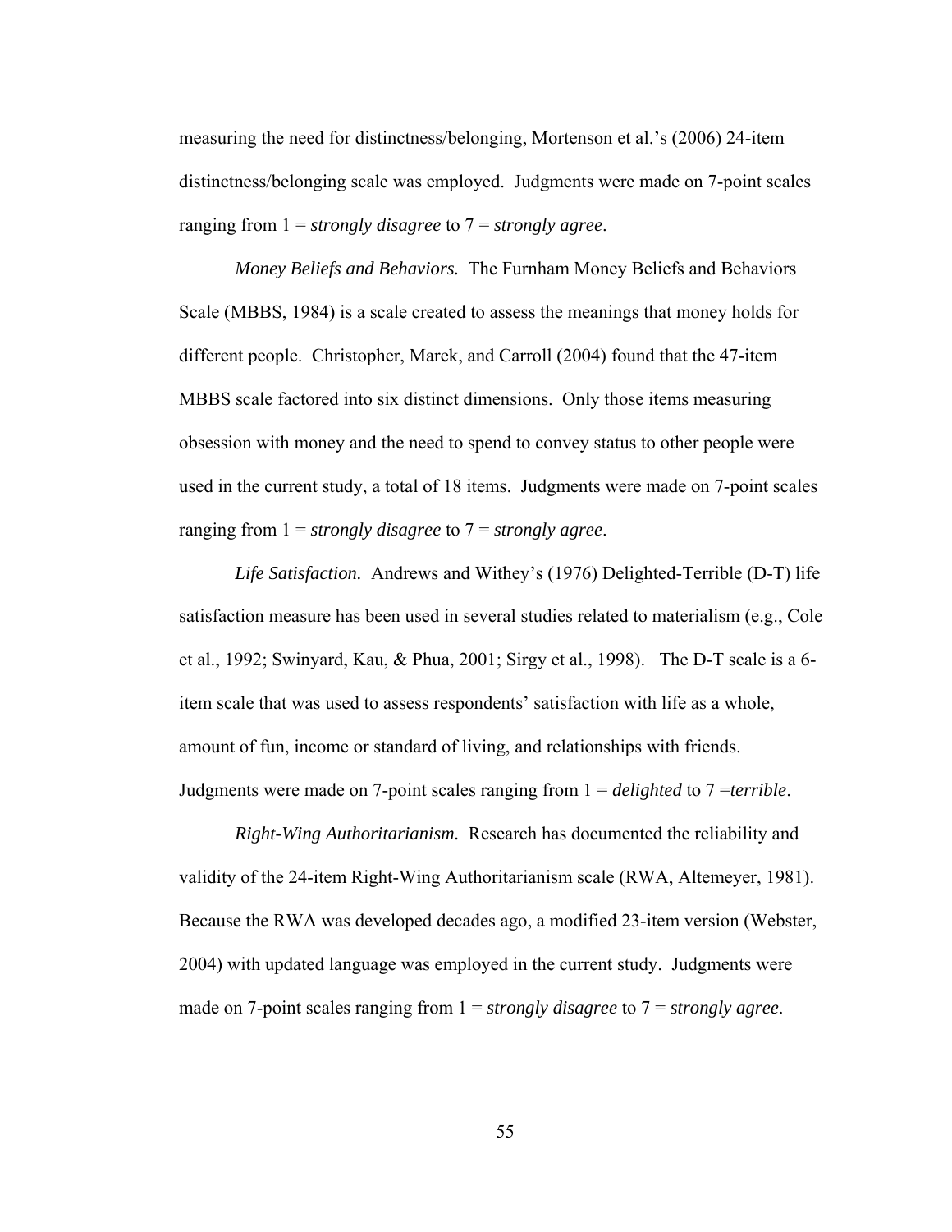measuring the need for distinctness/belonging, Mortenson et al.'s (2006) 24-item distinctness/belonging scale was employed. Judgments were made on 7-point scales ranging from 1 = *strongly disagree* to 7 = *strongly agree*.

*Money Beliefs and Behaviors.* The Furnham Money Beliefs and Behaviors Scale (MBBS, 1984) is a scale created to assess the meanings that money holds for different people. Christopher, Marek, and Carroll (2004) found that the 47-item MBBS scale factored into six distinct dimensions. Only those items measuring obsession with money and the need to spend to convey status to other people were used in the current study, a total of 18 items. Judgments were made on 7-point scales ranging from 1 = *strongly disagree* to 7 = *strongly agree*.

*Life Satisfaction.* Andrews and Withey's (1976) Delighted-Terrible (D-T) life satisfaction measure has been used in several studies related to materialism (e.g., Cole et al., 1992; Swinyard, Kau, & Phua, 2001; Sirgy et al., 1998). The D-T scale is a 6-item scale that was used to assess respondents' satisfaction with life as a whole, amount of fun, income or standard of living, and relationships with friends. Judgments were made on 7-point scales ranging from 1 = *delighted* to 7 =*terrible*.

*Right-Wing Authoritarianism.* Research has documented the reliability and validity of the 24-item Right-Wing Authoritarianism scale (RWA, Altemeyer, 1981). Because the RWA was developed decades ago, a modified 23-item version (Webster, 2004) with updated language was employed in the current study. Judgments were made on 7-point scales ranging from 1 = *strongly disagree* to 7 = *strongly agree*.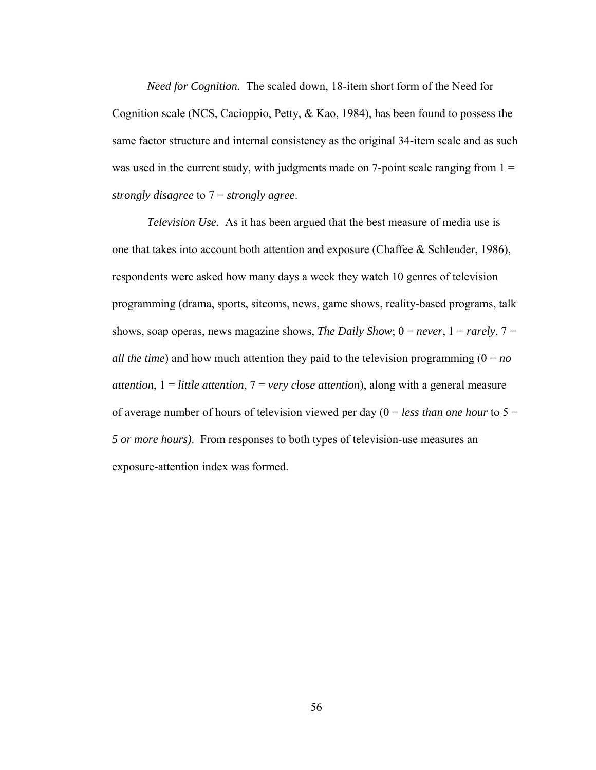*Need for Cognition.* The scaled down, 18-item short form of the Need for Cognition scale (NCS, Cacioppio, Petty, & Kao, 1984), has been found to possess the same factor structure and internal consistency as the original 34-item scale and as such was used in the current study, with judgments made on 7-point scale ranging from 1 = *strongly disagree* to 7 = *strongly agree*.

*Television Use.* As it has been argued that the best measure of media use is one that takes into account both attention and exposure (Chaffee & Schleuder, 1986), respondents were asked how many days a week they watch 10 genres of television programming (drama, sports, sitcoms, news, game shows, reality-based programs, talk shows, soap operas, news magazine shows, *The Daily Show*; 0 = *never*, 1 = *rarely*, 7 = *all the time*) and how much attention they paid to the television programming (0 = *no attention*, 1 = *little attention*, 7 = *very close attention*), along with a general measure of average number of hours of television viewed per day (0 = *less than one hour* to 5 = *5 or more hours)*. From responses to both types of television-use measures an exposure-attention index was formed.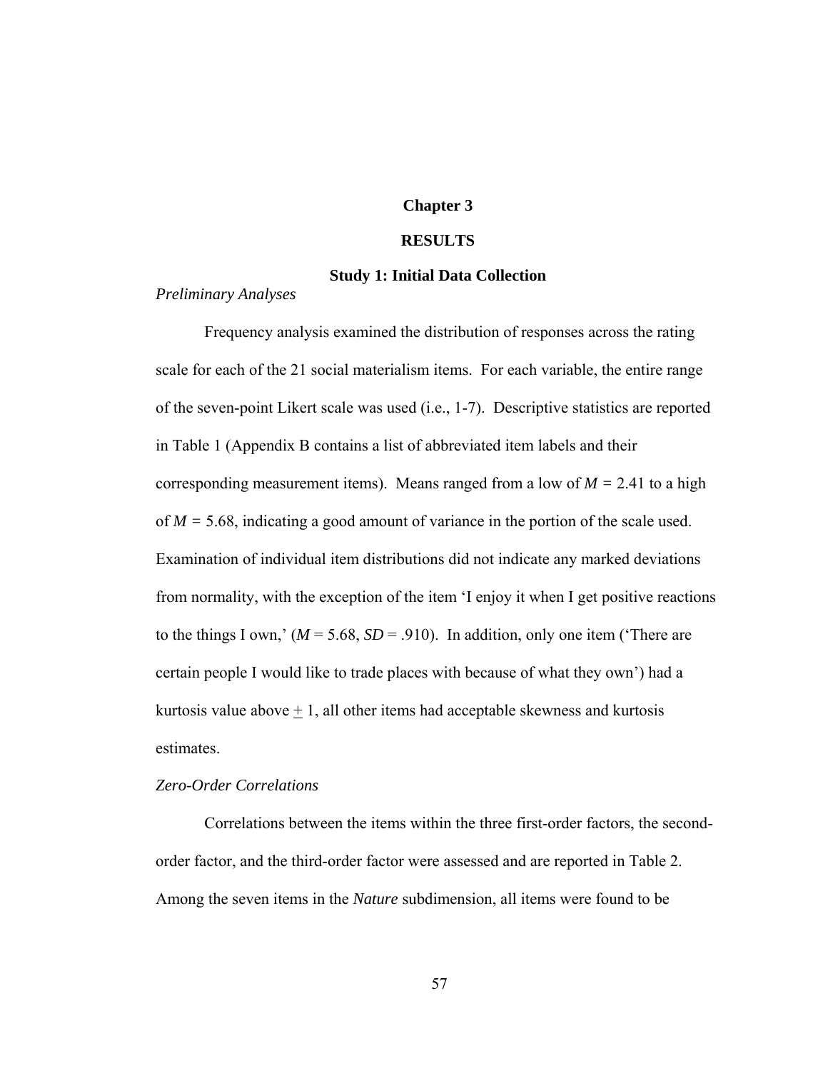# Chapter 3

# RESULTS

## Study 1: Initial Data Collection

*Preliminary Analyses*

Frequency analysis examined the distribution of responses across the rating scale for each of the 21 social materialism items. For each variable, the entire range of the seven-point Likert scale was used (i.e., 1-7). Descriptive statistics are reported in Table 1 (Appendix B contains a list of abbreviated item labels and their corresponding measurement items). Means ranged from a low of $M = 2.41$ to a high of $M = 5.68$, indicating a good amount of variance in the portion of the scale used. Examination of individual item distributions did not indicate any marked deviations from normality, with the exception of the item 'I enjoy it when I get positive reactions to the things I own,' ($M = 5.68$, $SD = .910$). In addition, only one item ('There are certain people I would like to trade places with because of what they own') had a kurtosis value above $\pm$ 1, all other items had acceptable skewness and kurtosis estimates.

*Zero-Order Correlations*

Correlations between the items within the three first-order factors, the second-order factor, and the third-order factor were assessed and are reported in Table 2. Among the seven items in the *Nature* subdimension, all items were found to be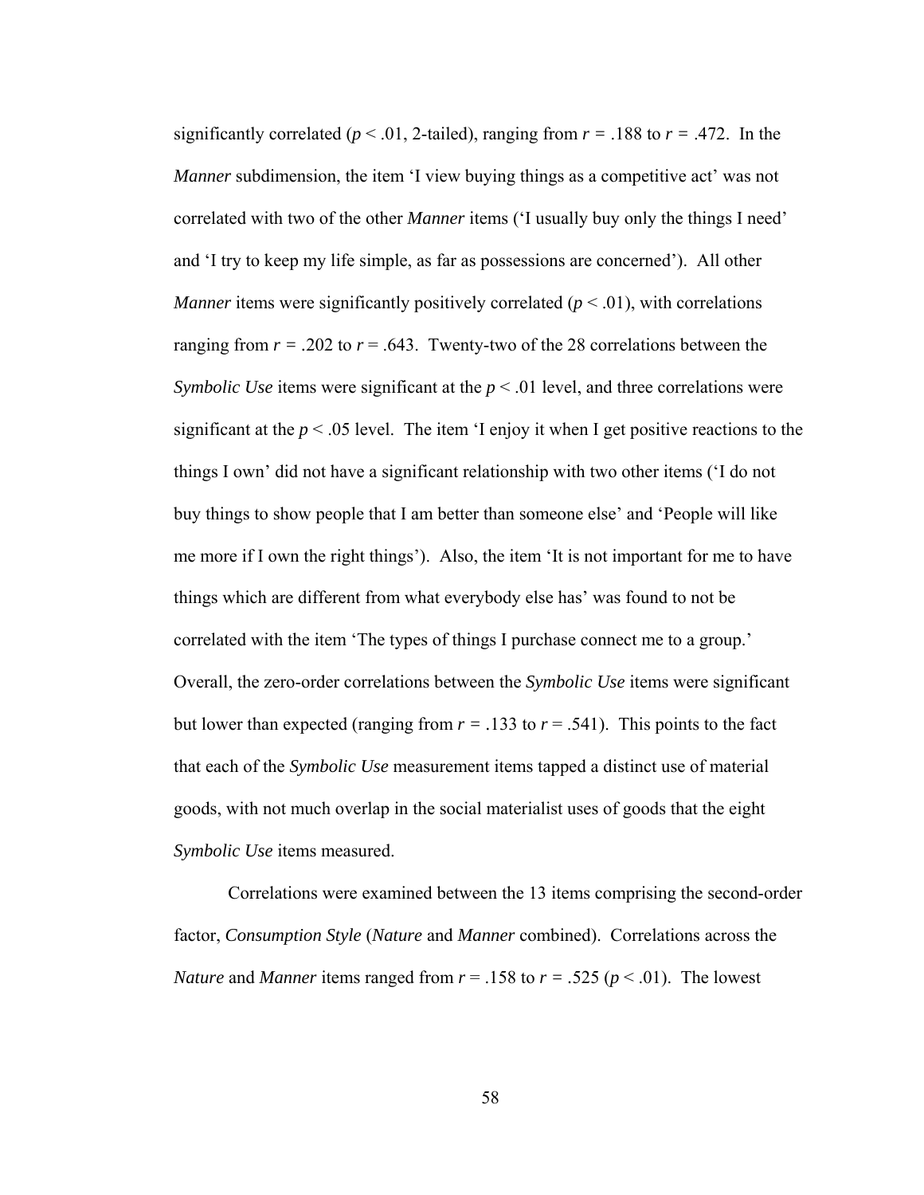significantly correlated ($p < .01$, 2-tailed), ranging from $r = .188$ to $r = .472$. In the *Manner* subdimension, the item 'I view buying things as a competitive act' was not correlated with two of the other *Manner* items ('I usually buy only the things I need' and 'I try to keep my life simple, as far as possessions are concerned'). All other *Manner* items were significantly positively correlated ($p < .01$), with correlations ranging from $r = .202$ to $r = .643$. Twenty-two of the 28 correlations between the *Symbolic Use* items were significant at the $p < .01$ level, and three correlations were significant at the $p < .05$ level. The item 'I enjoy it when I get positive reactions to the things I own' did not have a significant relationship with two other items ('I do not buy things to show people that I am better than someone else' and 'People will like me more if I own the right things'). Also, the item 'It is not important for me to have things which are different from what everybody else has' was found to not be correlated with the item 'The types of things I purchase connect me to a group.' Overall, the zero-order correlations between the *Symbolic Use* items were significant but lower than expected (ranging from $r = .133$ to $r = .541$). This points to the fact that each of the *Symbolic Use* measurement items tapped a distinct use of material goods, with not much overlap in the social materialist uses of goods that the eight *Symbolic Use* items measured.

Correlations were examined between the 13 items comprising the second-order factor, *Consumption Style* (*Nature* and *Manner* combined). Correlations across the *Nature* and *Manner* items ranged from $r = .158$ to $r = .525$ ($p < .01$). The lowest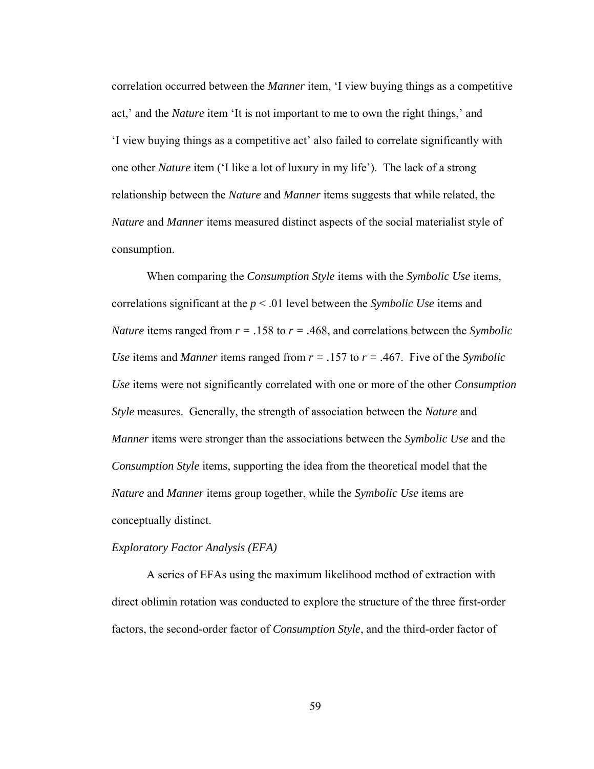correlation occurred between the *Manner* item, ‘I view buying things as a competitive act,’ and the *Nature* item ‘It is not important to me to own the right things,’ and ‘I view buying things as a competitive act’ also failed to correlate significantly with one other *Nature* item (‘I like a lot of luxury in my life’). The lack of a strong relationship between the *Nature* and *Manner* items suggests that while related, the *Nature* and *Manner* items measured distinct aspects of the social materialist style of consumption.

When comparing the *Consumption Style* items with the *Symbolic Use* items, correlations significant at the $p < .01$ level between the *Symbolic Use* items and *Nature* items ranged from $r = .158$ to $r = .468$, and correlations between the *Symbolic Use* items and *Manner* items ranged from $r = .157$ to $r = .467$. Five of the *Symbolic Use* items were not significantly correlated with one or more of the other *Consumption Style* measures. Generally, the strength of association between the *Nature* and *Manner* items were stronger than the associations between the *Symbolic Use* and the *Consumption Style* items, supporting the idea from the theoretical model that the *Nature* and *Manner* items group together, while the *Symbolic Use* items are conceptually distinct.

*Exploratory Factor Analysis (EFA)*

A series of EFAs using the maximum likelihood method of extraction with direct oblimin rotation was conducted to explore the structure of the three first-order factors, the second-order factor of *Consumption Style*, and the third-order factor of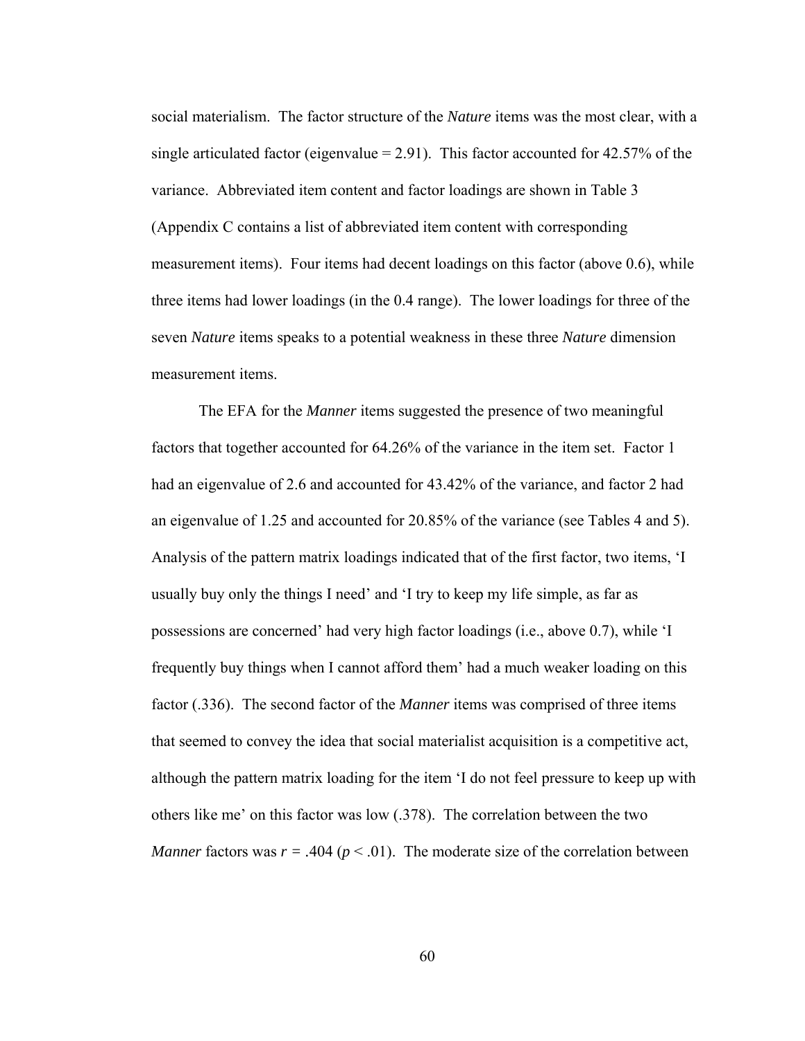social materialism. The factor structure of the *Nature* items was the most clear, with a single articulated factor (eigenvalue = 2.91). This factor accounted for 42.57% of the variance. Abbreviated item content and factor loadings are shown in Table 3 (Appendix C contains a list of abbreviated item content with corresponding measurement items). Four items had decent loadings on this factor (above 0.6), while three items had lower loadings (in the 0.4 range). The lower loadings for three of the seven *Nature* items speaks to a potential weakness in these three *Nature* dimension measurement items.

The EFA for the *Manner* items suggested the presence of two meaningful factors that together accounted for 64.26% of the variance in the item set. Factor 1 had an eigenvalue of 2.6 and accounted for 43.42% of the variance, and factor 2 had an eigenvalue of 1.25 and accounted for 20.85% of the variance (see Tables 4 and 5). Analysis of the pattern matrix loadings indicated that of the first factor, two items, 'I usually buy only the things I need' and 'I try to keep my life simple, as far as possessions are concerned' had very high factor loadings (i.e., above 0.7), while 'I frequently buy things when I cannot afford them' had a much weaker loading on this factor (.336). The second factor of the *Manner* items was comprised of three items that seemed to convey the idea that social materialist acquisition is a competitive act, although the pattern matrix loading for the item 'I do not feel pressure to keep up with others like me' on this factor was low (.378). The correlation between the two *Manner* factors was $r = .404$ ($p < .01$). The moderate size of the correlation between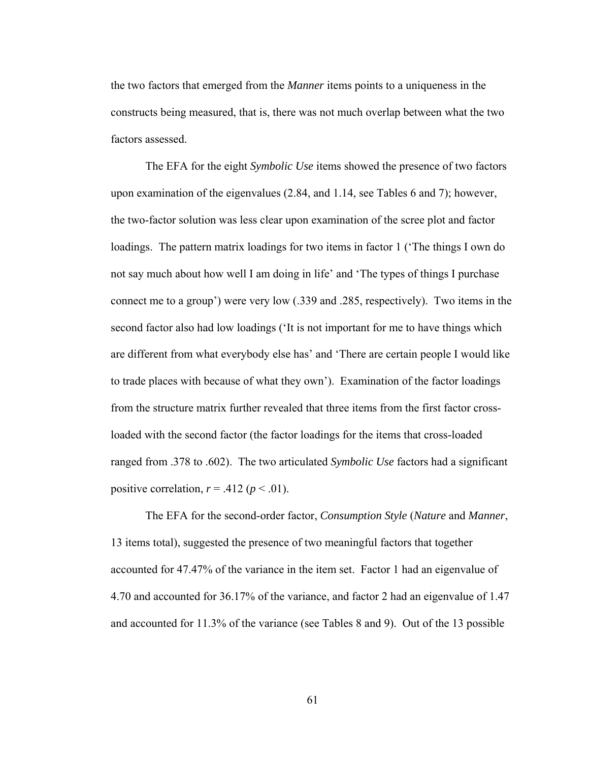the two factors that emerged from the *Manner* items points to a uniqueness in the constructs being measured, that is, there was not much overlap between what the two factors assessed.

The EFA for the eight *Symbolic Use* items showed the presence of two factors upon examination of the eigenvalues (2.84, and 1.14, see Tables 6 and 7); however, the two-factor solution was less clear upon examination of the scree plot and factor loadings. The pattern matrix loadings for two items in factor 1 ('The things I own do not say much about how well I am doing in life' and 'The types of things I purchase connect me to a group') were very low (.339 and .285, respectively). Two items in the second factor also had low loadings ('It is not important for me to have things which are different from what everybody else has' and 'There are certain people I would like to trade places with because of what they own'). Examination of the factor loadings from the structure matrix further revealed that three items from the first factor cross-loaded with the second factor (the factor loadings for the items that cross-loaded ranged from .378 to .602). The two articulated *Symbolic Use* factors had a significant positive correlation, $r = .412$ ($p < .01$).

The EFA for the second-order factor, *Consumption Style* (*Nature* and *Manner*, 13 items total), suggested the presence of two meaningful factors that together accounted for 47.47% of the variance in the item set. Factor 1 had an eigenvalue of 4.70 and accounted for 36.17% of the variance, and factor 2 had an eigenvalue of 1.47 and accounted for 11.3% of the variance (see Tables 8 and 9). Out of the 13 possible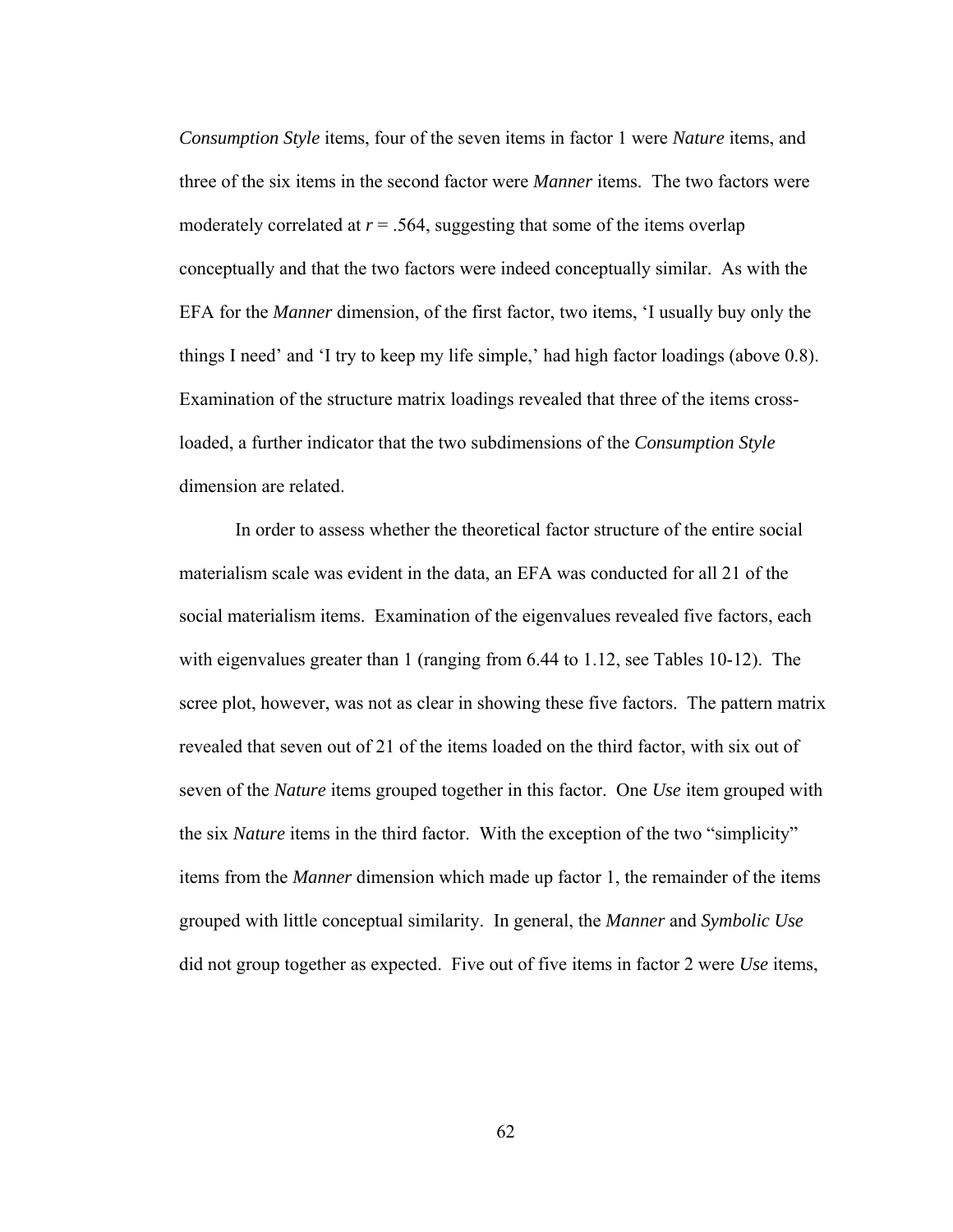*Consumption Style* items, four of the seven items in factor 1 were *Nature* items, and three of the six items in the second factor were *Manner* items. The two factors were moderately correlated at $r = .564$, suggesting that some of the items overlap conceptually and that the two factors were indeed conceptually similar. As with the EFA for the *Manner* dimension, of the first factor, two items, 'I usually buy only the things I need' and 'I try to keep my life simple,' had high factor loadings (above 0.8). Examination of the structure matrix loadings revealed that three of the items cross-loaded, a further indicator that the two subdimensions of the *Consumption Style* dimension are related.

In order to assess whether the theoretical factor structure of the entire social materialism scale was evident in the data, an EFA was conducted for all 21 of the social materialism items. Examination of the eigenvalues revealed five factors, each with eigenvalues greater than 1 (ranging from 6.44 to 1.12, see Tables 10-12). The scree plot, however, was not as clear in showing these five factors. The pattern matrix revealed that seven out of 21 of the items loaded on the third factor, with six out of seven of the *Nature* items grouped together in this factor. One *Use* item grouped with the six *Nature* items in the third factor. With the exception of the two "simplicity" items from the *Manner* dimension which made up factor 1, the remainder of the items grouped with little conceptual similarity. In general, the *Manner* and *Symbolic Use* did not group together as expected. Five out of five items in factor 2 were *Use* items,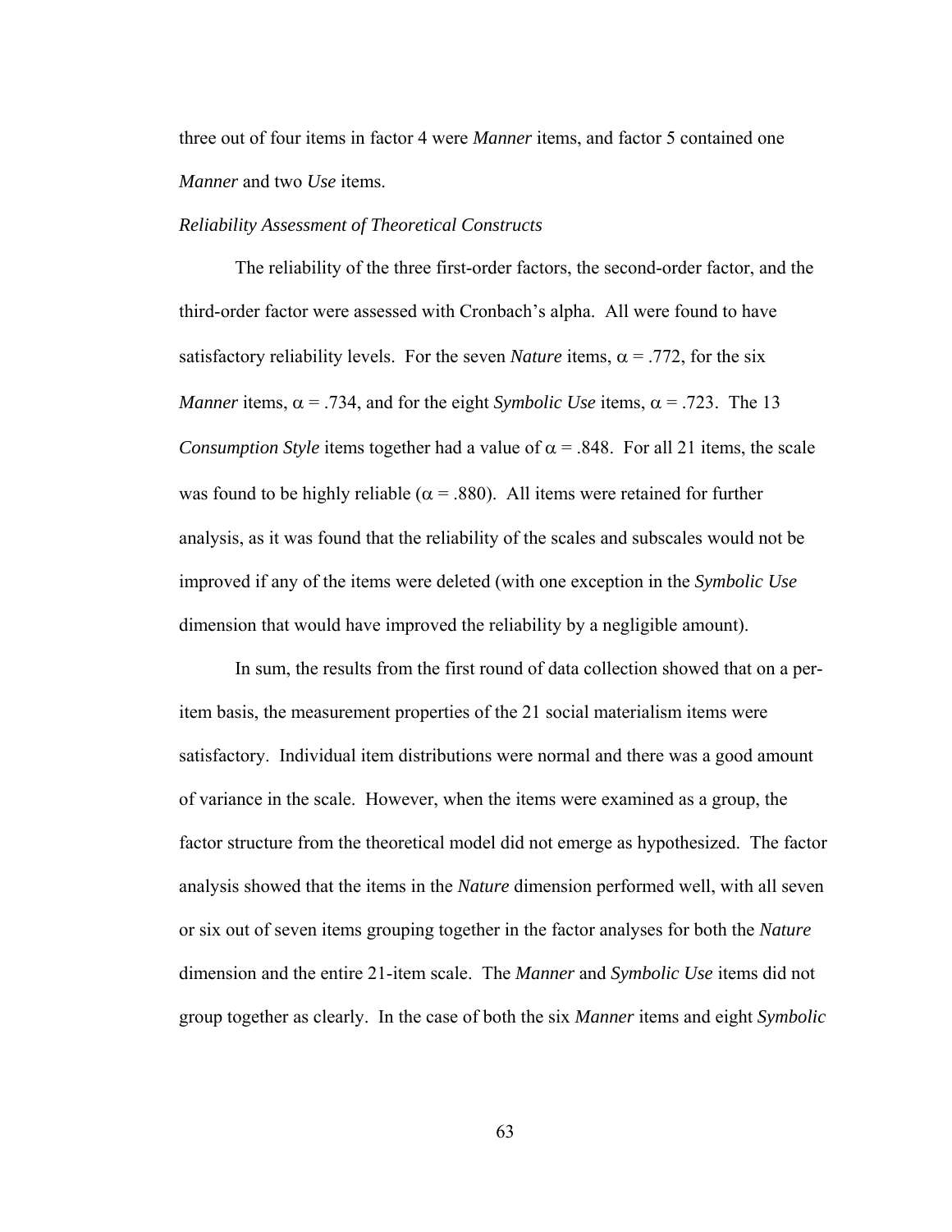three out of four items in factor 4 were *Manner* items, and factor 5 contained one *Manner* and two *Use* items.

*Reliability Assessment of Theoretical Constructs*

The reliability of the three first-order factors, the second-order factor, and the third-order factor were assessed with Cronbach's alpha. All were found to have satisfactory reliability levels. For the seven *Nature* items, $\alpha = .772$, for the six *Manner* items, $\alpha = .734$, and for the eight *Symbolic Use* items, $\alpha = .723$. The 13 *Consumption Style* items together had a value of $\alpha = .848$. For all 21 items, the scale was found to be highly reliable ($\alpha = .880$). All items were retained for further analysis, as it was found that the reliability of the scales and subscales would not be improved if any of the items were deleted (with one exception in the *Symbolic Use* dimension that would have improved the reliability by a negligible amount).

In sum, the results from the first round of data collection showed that on a per-item basis, the measurement properties of the 21 social materialism items were satisfactory. Individual item distributions were normal and there was a good amount of variance in the scale. However, when the items were examined as a group, the factor structure from the theoretical model did not emerge as hypothesized. The factor analysis showed that the items in the *Nature* dimension performed well, with all seven or six out of seven items grouping together in the factor analyses for both the *Nature* dimension and the entire 21-item scale. The *Manner* and *Symbolic Use* items did not group together as clearly. In the case of both the six *Manner* items and eight *Symbolic*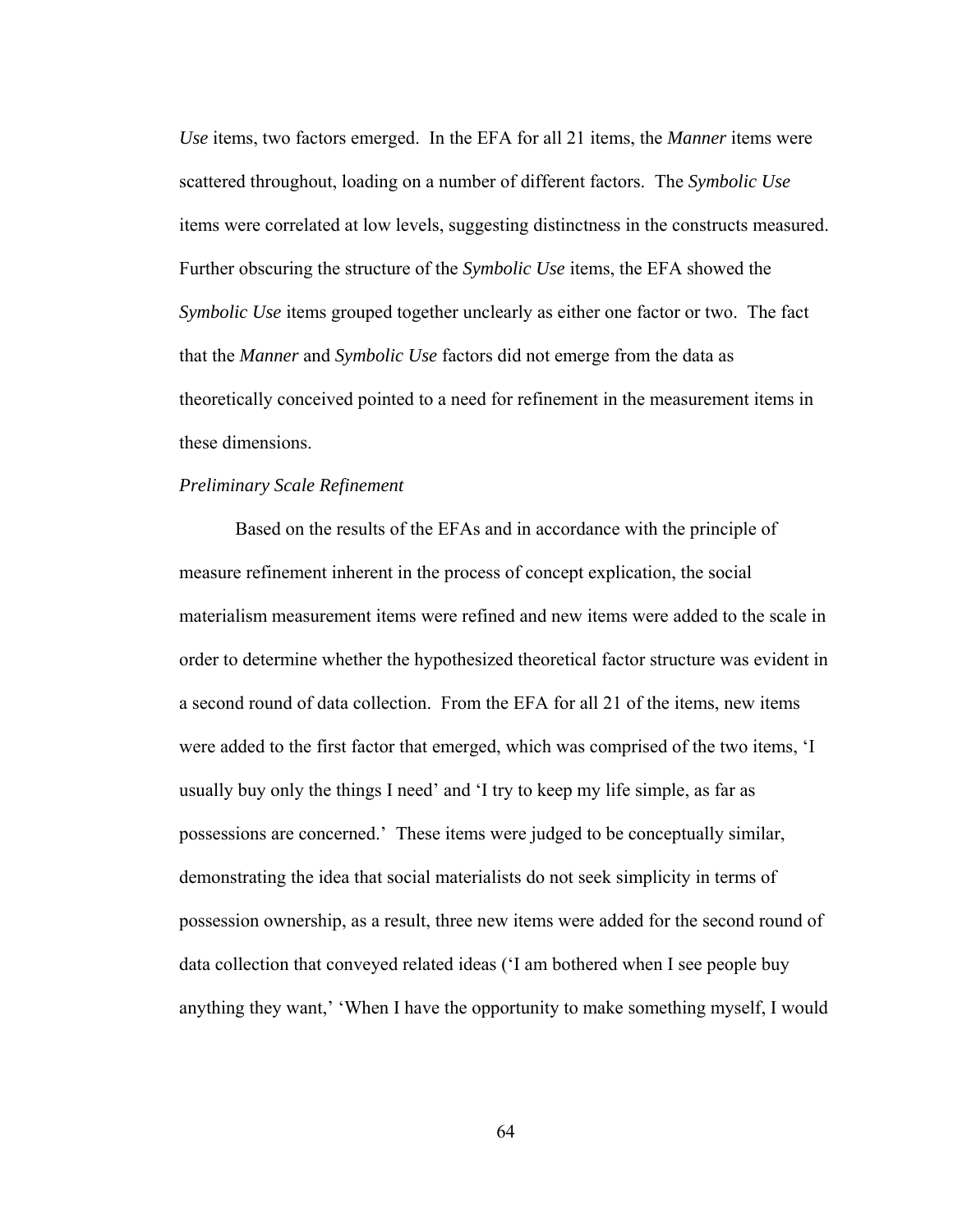*Use* items, two factors emerged. In the EFA for all 21 items, the *Manner* items were scattered throughout, loading on a number of different factors. The *Symbolic Use* items were correlated at low levels, suggesting distinctness in the constructs measured. Further obscuring the structure of the *Symbolic Use* items, the EFA showed the *Symbolic Use* items grouped together unclearly as either one factor or two. The fact that the *Manner* and *Symbolic Use* factors did not emerge from the data as theoretically conceived pointed to a need for refinement in the measurement items in these dimensions.

*Preliminary Scale Refinement*

Based on the results of the EFAs and in accordance with the principle of measure refinement inherent in the process of concept explication, the social materialism measurement items were refined and new items were added to the scale in order to determine whether the hypothesized theoretical factor structure was evident in a second round of data collection. From the EFA for all 21 of the items, new items were added to the first factor that emerged, which was comprised of the two items, 'I usually buy only the things I need' and 'I try to keep my life simple, as far as possessions are concerned.' These items were judged to be conceptually similar, demonstrating the idea that social materialists do not seek simplicity in terms of possession ownership, as a result, three new items were added for the second round of data collection that conveyed related ideas ('I am bothered when I see people buy anything they want,' 'When I have the opportunity to make something myself, I would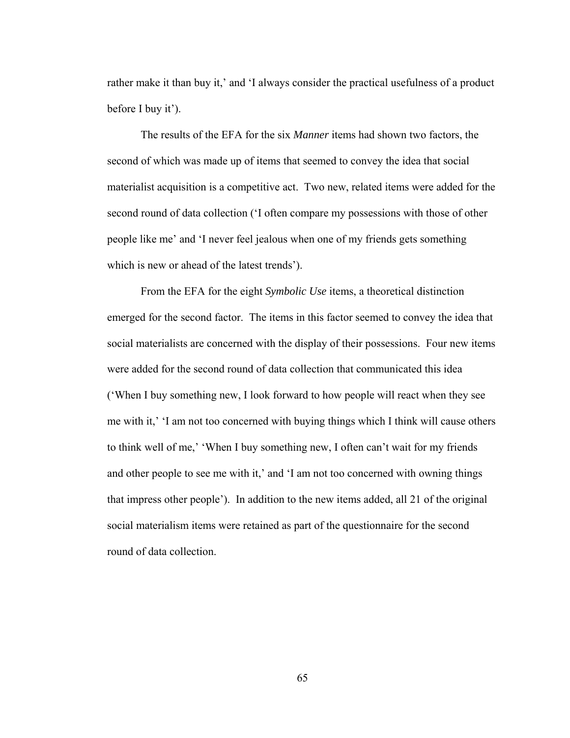rather make it than buy it,' and 'I always consider the practical usefulness of a product before I buy it').

The results of the EFA for the six *Manner* items had shown two factors, the second of which was made up of items that seemed to convey the idea that social materialist acquisition is a competitive act. Two new, related items were added for the second round of data collection ('I often compare my possessions with those of other people like me' and 'I never feel jealous when one of my friends gets something which is new or ahead of the latest trends').

From the EFA for the eight *Symbolic Use* items, a theoretical distinction emerged for the second factor. The items in this factor seemed to convey the idea that social materialists are concerned with the display of their possessions. Four new items were added for the second round of data collection that communicated this idea ('When I buy something new, I look forward to how people will react when they see me with it,' 'I am not too concerned with buying things which I think will cause others to think well of me,' 'When I buy something new, I often can't wait for my friends and other people to see me with it,' and 'I am not too concerned with owning things that impress other people'). In addition to the new items added, all 21 of the original social materialism items were retained as part of the questionnaire for the second round of data collection.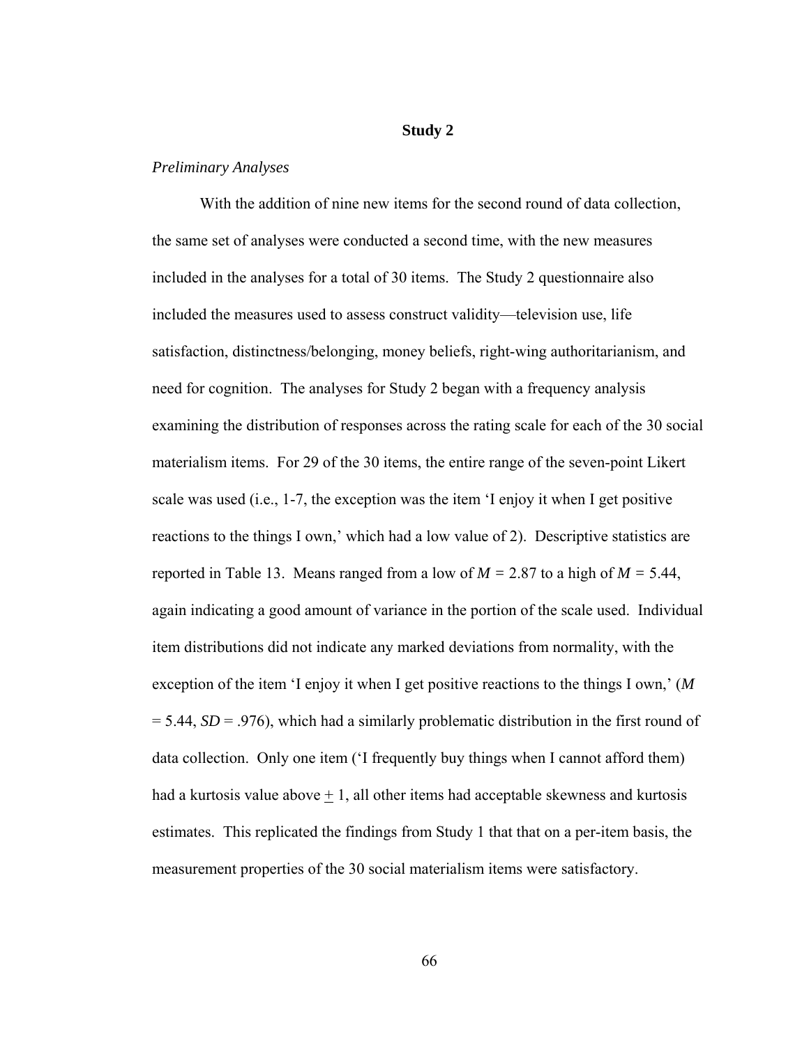## Study 2

*Preliminary Analyses*

With the addition of nine new items for the second round of data collection, the same set of analyses were conducted a second time, with the new measures included in the analyses for a total of 30 items. The Study 2 questionnaire also included the measures used to assess construct validity—television use, life satisfaction, distinctness/belonging, money beliefs, right-wing authoritarianism, and need for cognition. The analyses for Study 2 began with a frequency analysis examining the distribution of responses across the rating scale for each of the 30 social materialism items. For 29 of the 30 items, the entire range of the seven-point Likert scale was used (i.e., 1-7, the exception was the item 'I enjoy it when I get positive reactions to the things I own,' which had a low value of 2). Descriptive statistics are reported in Table 13. Means ranged from a low of $M = 2.87$ to a high of $M = 5.44$, again indicating a good amount of variance in the portion of the scale used. Individual item distributions did not indicate any marked deviations from normality, with the exception of the item 'I enjoy it when I get positive reactions to the things I own,' ($M = 5.44$, $SD = .976$), which had a similarly problematic distribution in the first round of data collection. Only one item ('I frequently buy things when I cannot afford them) had a kurtosis value above $\pm$ 1, all other items had acceptable skewness and kurtosis estimates. This replicated the findings from Study 1 that that on a per-item basis, the measurement properties of the 30 social materialism items were satisfactory.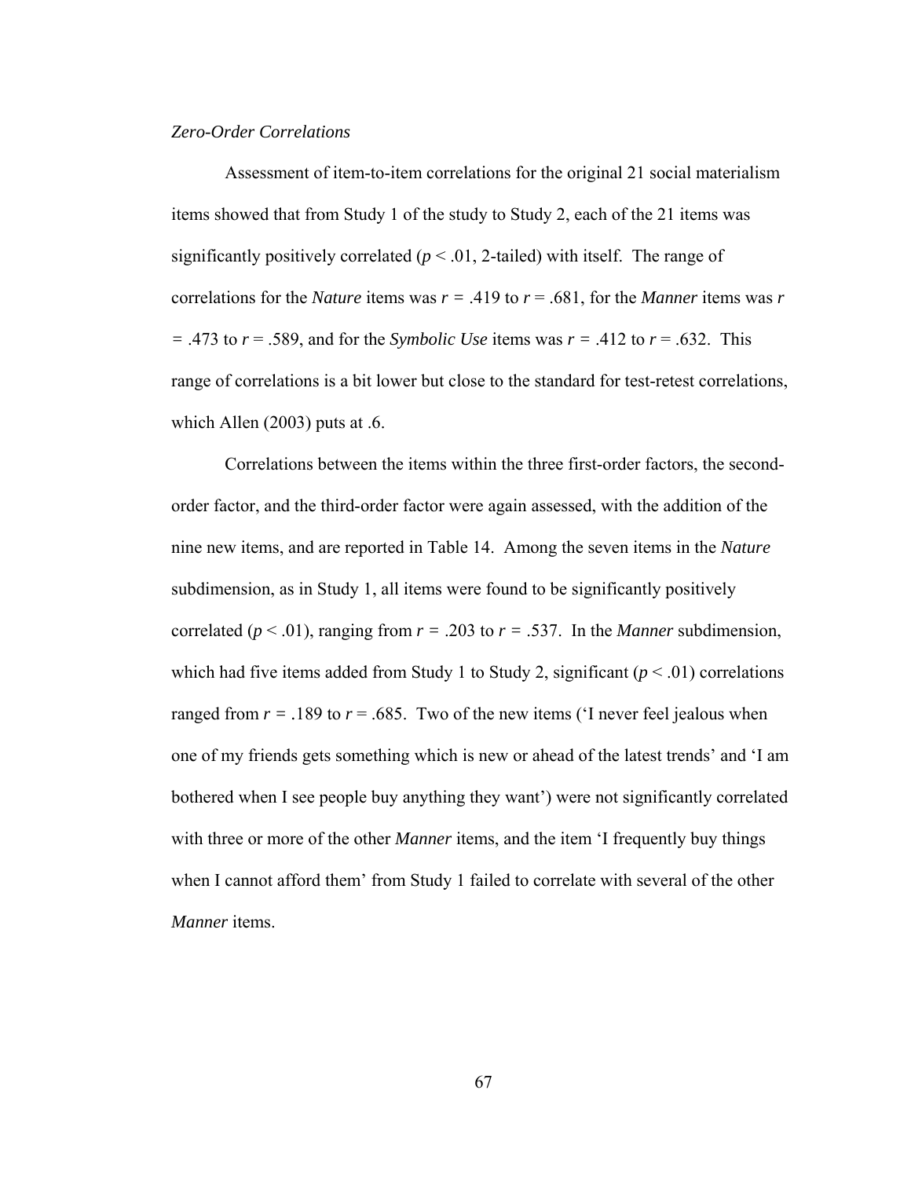*Zero-Order Correlations*

Assessment of item-to-item correlations for the original 21 social materialism items showed that from Study 1 of the study to Study 2, each of the 21 items was significantly positively correlated ($p < .01$, 2-tailed) with itself. The range of correlations for the *Nature* items was $r = .419$ to $r = .681$, for the *Manner* items was $r = .473$ to $r = .589$, and for the *Symbolic Use* items was $r = .412$ to $r = .632$. This range of correlations is a bit lower but close to the standard for test-retest correlations, which Allen (2003) puts at .6.

Correlations between the items within the three first-order factors, the second-order factor, and the third-order factor were again assessed, with the addition of the nine new items, and are reported in Table 14. Among the seven items in the *Nature* subdimension, as in Study 1, all items were found to be significantly positively correlated ($p < .01$), ranging from $r = .203$ to $r = .537$. In the *Manner* subdimension, which had five items added from Study 1 to Study 2, significant ($p < .01$) correlations ranged from $r = .189$ to $r = .685$. Two of the new items ('I never feel jealous when one of my friends gets something which is new or ahead of the latest trends' and 'I am bothered when I see people buy anything they want') were not significantly correlated with three or more of the other *Manner* items, and the item 'I frequently buy things when I cannot afford them' from Study 1 failed to correlate with several of the other *Manner* items.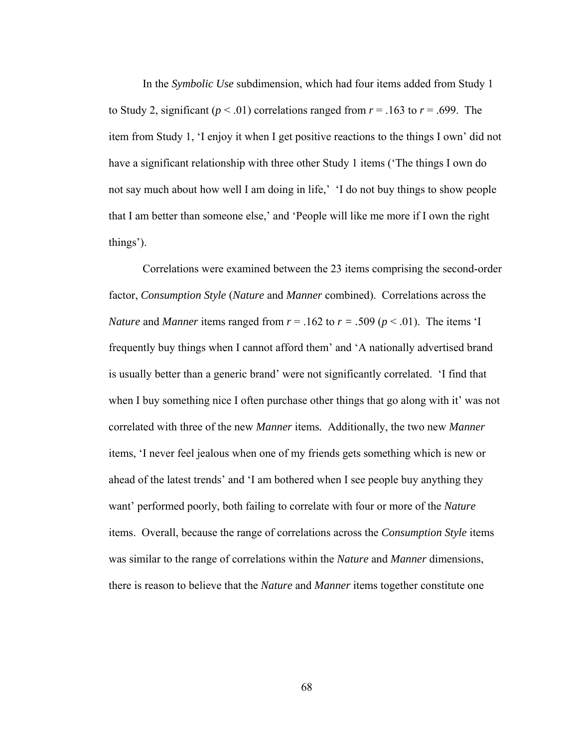In the *Symbolic Use* subdimension, which had four items added from Study 1 to Study 2, significant ($p < .01$) correlations ranged from $r = .163$ to $r = .699$. The item from Study 1, 'I enjoy it when I get positive reactions to the things I own' did not have a significant relationship with three other Study 1 items ('The things I own do not say much about how well I am doing in life,' 'I do not buy things to show people that I am better than someone else,' and 'People will like me more if I own the right things').

Correlations were examined between the 23 items comprising the second-order factor, *Consumption Style* (*Nature* and *Manner* combined). Correlations across the *Nature* and *Manner* items ranged from $r = .162$ to $r = .509$ ($p < .01$). The items 'I frequently buy things when I cannot afford them' and 'A nationally advertised brand is usually better than a generic brand' were not significantly correlated. 'I find that when I buy something nice I often purchase other things that go along with it' was not correlated with three of the new *Manner* items. Additionally, the two new *Manner* items, 'I never feel jealous when one of my friends gets something which is new or ahead of the latest trends' and 'I am bothered when I see people buy anything they want' performed poorly, both failing to correlate with four or more of the *Nature* items. Overall, because the range of correlations across the *Consumption Style* items was similar to the range of correlations within the *Nature* and *Manner* dimensions, there is reason to believe that the *Nature* and *Manner* items together constitute one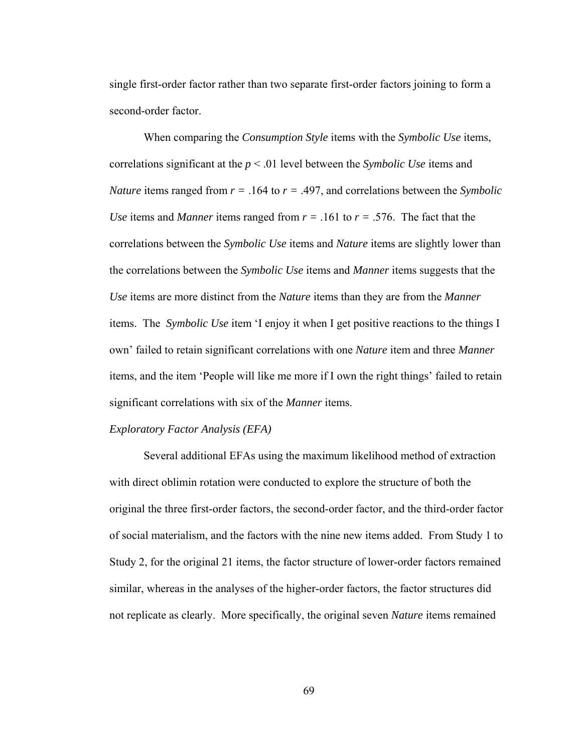single first-order factor rather than two separate first-order factors joining to form a second-order factor.

When comparing the *Consumption Style* items with the *Symbolic Use* items, correlations significant at the $p < .01$ level between the *Symbolic Use* items and *Nature* items ranged from $r = .164$ to $r = .497$, and correlations between the *Symbolic Use* items and *Manner* items ranged from $r = .161$ to $r = .576$. The fact that the correlations between the *Symbolic Use* items and *Nature* items are slightly lower than the correlations between the *Symbolic Use* items and *Manner* items suggests that the *Use* items are more distinct from the *Nature* items than they are from the *Manner* items. The *Symbolic Use* item 'I enjoy it when I get positive reactions to the things I own' failed to retain significant correlations with one *Nature* item and three *Manner* items, and the item 'People will like me more if I own the right things' failed to retain significant correlations with six of the *Manner* items.

*Exploratory Factor Analysis (EFA)*

Several additional EFAs using the maximum likelihood method of extraction with direct oblimin rotation were conducted to explore the structure of both the original the three first-order factors, the second-order factor, and the third-order factor of social materialism, and the factors with the nine new items added. From Study 1 to Study 2, for the original 21 items, the factor structure of lower-order factors remained similar, whereas in the analyses of the higher-order factors, the factor structures did not replicate as clearly. More specifically, the original seven *Nature* items remained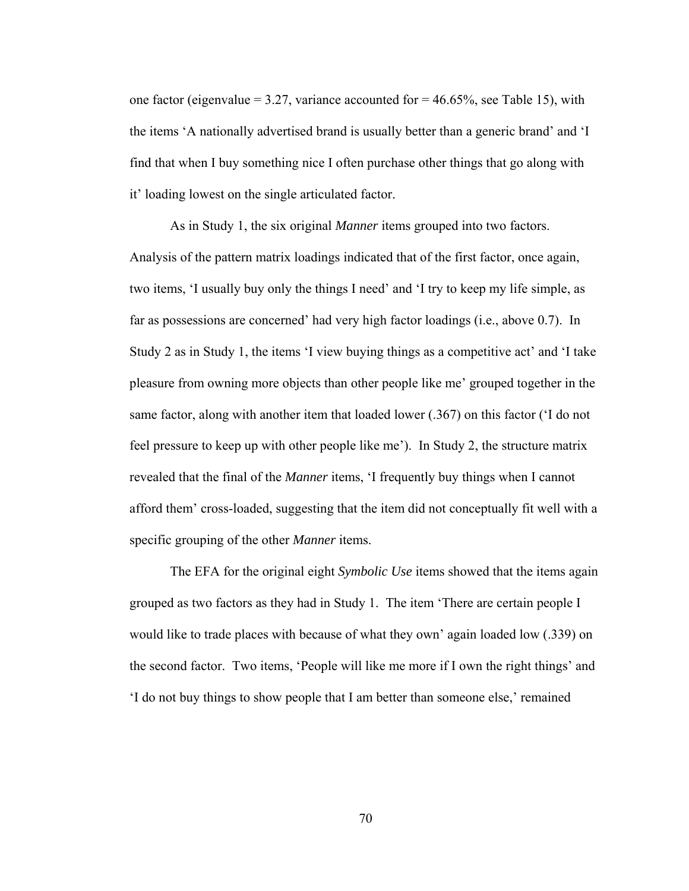one factor (eigenvalue = 3.27, variance accounted for = 46.65%, see Table 15), with the items 'A nationally advertised brand is usually better than a generic brand' and 'I find that when I buy something nice I often purchase other things that go along with it' loading lowest on the single articulated factor.

As in Study 1, the six original *Manner* items grouped into two factors. Analysis of the pattern matrix loadings indicated that of the first factor, once again, two items, 'I usually buy only the things I need' and 'I try to keep my life simple, as far as possessions are concerned' had very high factor loadings (i.e., above 0.7). In Study 2 as in Study 1, the items 'I view buying things as a competitive act' and 'I take pleasure from owning more objects than other people like me' grouped together in the same factor, along with another item that loaded lower (.367) on this factor ('I do not feel pressure to keep up with other people like me'). In Study 2, the structure matrix revealed that the final of the *Manner* items, 'I frequently buy things when I cannot afford them' cross-loaded, suggesting that the item did not conceptually fit well with a specific grouping of the other *Manner* items.

The EFA for the original eight *Symbolic Use* items showed that the items again grouped as two factors as they had in Study 1. The item 'There are certain people I would like to trade places with because of what they own' again loaded low (.339) on the second factor. Two items, 'People will like me more if I own the right things' and 'I do not buy things to show people that I am better than someone else,' remained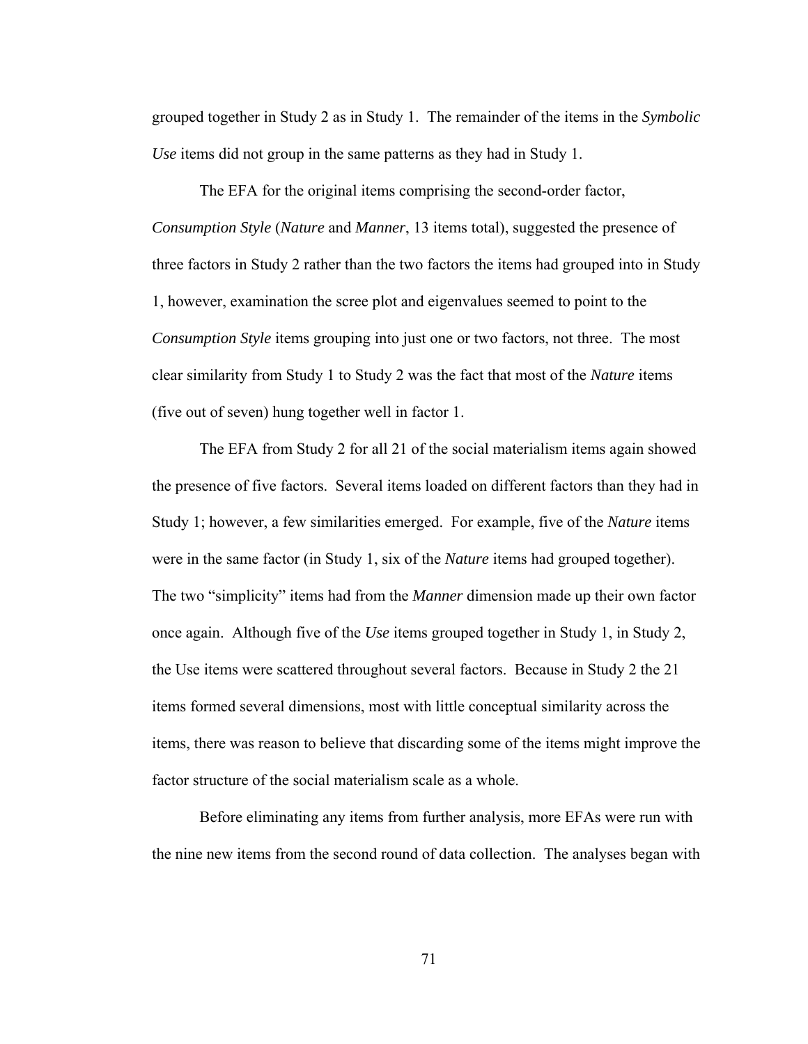grouped together in Study 2 as in Study 1. The remainder of the items in the *Symbolic Use* items did not group in the same patterns as they had in Study 1.

The EFA for the original items comprising the second-order factor, *Consumption Style* (*Nature* and *Manner*, 13 items total), suggested the presence of three factors in Study 2 rather than the two factors the items had grouped into in Study 1, however, examination the scree plot and eigenvalues seemed to point to the *Consumption Style* items grouping into just one or two factors, not three. The most clear similarity from Study 1 to Study 2 was the fact that most of the *Nature* items (five out of seven) hung together well in factor 1.

The EFA from Study 2 for all 21 of the social materialism items again showed the presence of five factors. Several items loaded on different factors than they had in Study 1; however, a few similarities emerged. For example, five of the *Nature* items were in the same factor (in Study 1, six of the *Nature* items had grouped together). The two "simplicity" items had from the *Manner* dimension made up their own factor once again. Although five of the *Use* items grouped together in Study 1, in Study 2, the Use items were scattered throughout several factors. Because in Study 2 the 21 items formed several dimensions, most with little conceptual similarity across the items, there was reason to believe that discarding some of the items might improve the factor structure of the social materialism scale as a whole.

Before eliminating any items from further analysis, more EFAs were run with the nine new items from the second round of data collection. The analyses began with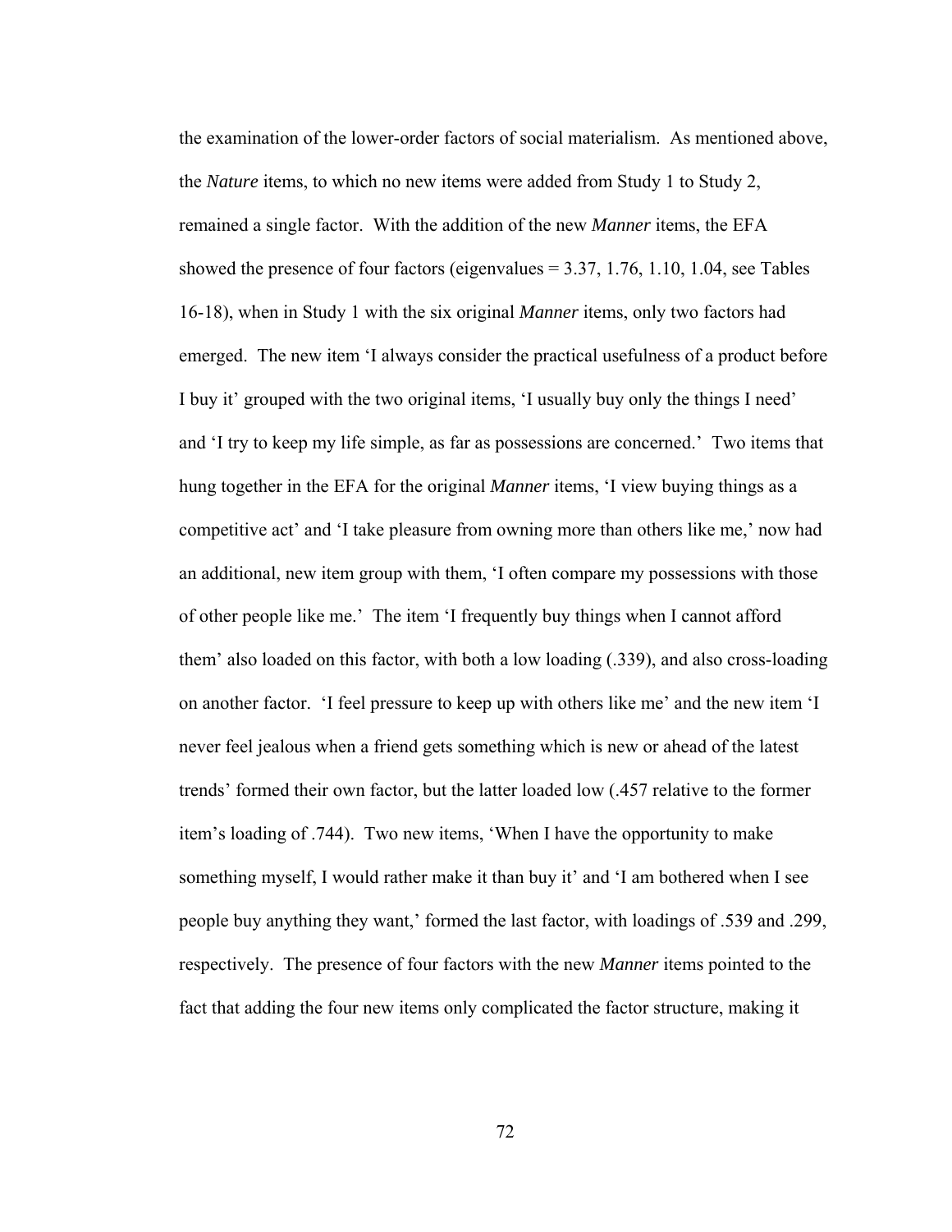the examination of the lower-order factors of social materialism. As mentioned above, the *Nature* items, to which no new items were added from Study 1 to Study 2, remained a single factor. With the addition of the new *Manner* items, the EFA showed the presence of four factors (eigenvalues = 3.37, 1.76, 1.10, 1.04, see Tables 16-18), when in Study 1 with the six original *Manner* items, only two factors had emerged. The new item 'I always consider the practical usefulness of a product before I buy it' grouped with the two original items, 'I usually buy only the things I need' and 'I try to keep my life simple, as far as possessions are concerned.' Two items that hung together in the EFA for the original *Manner* items, 'I view buying things as a competitive act' and 'I take pleasure from owning more than others like me,' now had an additional, new item group with them, 'I often compare my possessions with those of other people like me.' The item 'I frequently buy things when I cannot afford them' also loaded on this factor, with both a low loading (.339), and also cross-loading on another factor. 'I feel pressure to keep up with others like me' and the new item 'I never feel jealous when a friend gets something which is new or ahead of the latest trends' formed their own factor, but the latter loaded low (.457 relative to the former item's loading of .744). Two new items, 'When I have the opportunity to make something myself, I would rather make it than buy it' and 'I am bothered when I see people buy anything they want,' formed the last factor, with loadings of .539 and .299, respectively. The presence of four factors with the new *Manner* items pointed to the fact that adding the four new items only complicated the factor structure, making it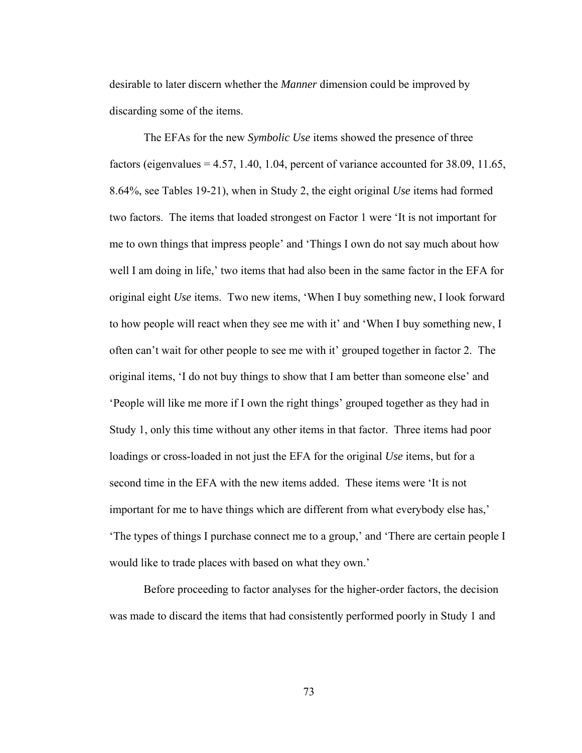desirable to later discern whether the *Manner* dimension could be improved by discarding some of the items.

The EFAs for the new *Symbolic Use* items showed the presence of three factors (eigenvalues = 4.57, 1.40, 1.04, percent of variance accounted for 38.09, 11.65, 8.64%, see Tables 19-21), when in Study 2, the eight original *Use* items had formed two factors. The items that loaded strongest on Factor 1 were 'It is not important for me to own things that impress people' and 'Things I own do not say much about how well I am doing in life,' two items that had also been in the same factor in the EFA for original eight *Use* items. Two new items, 'When I buy something new, I look forward to how people will react when they see me with it' and 'When I buy something new, I often can't wait for other people to see me with it' grouped together in factor 2. The original items, 'I do not buy things to show that I am better than someone else' and 'People will like me more if I own the right things' grouped together as they had in Study 1, only this time without any other items in that factor. Three items had poor loadings or cross-loaded in not just the EFA for the original *Use* items, but for a second time in the EFA with the new items added. These items were 'It is not important for me to have things which are different from what everybody else has,' 'The types of things I purchase connect me to a group,' and 'There are certain people I would like to trade places with based on what they own.'

Before proceeding to factor analyses for the higher-order factors, the decision was made to discard the items that had consistently performed poorly in Study 1 and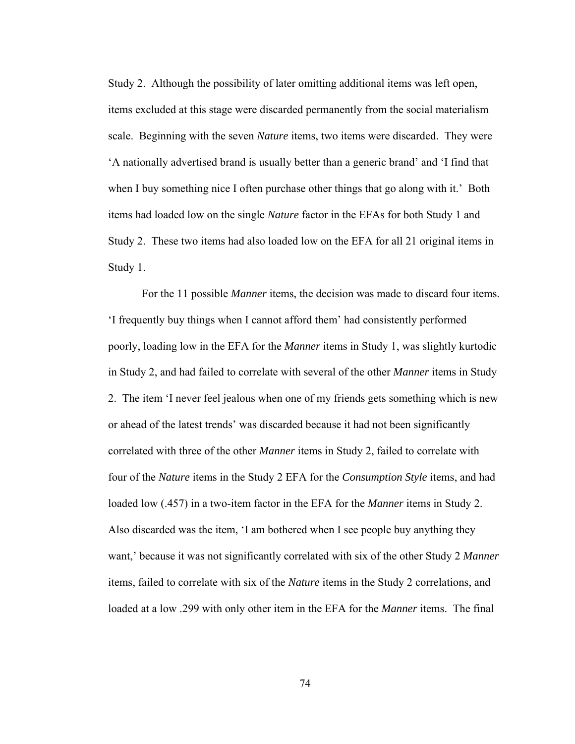Study 2. Although the possibility of later omitting additional items was left open, items excluded at this stage were discarded permanently from the social materialism scale. Beginning with the seven *Nature* items, two items were discarded. They were 'A nationally advertised brand is usually better than a generic brand' and 'I find that when I buy something nice I often purchase other things that go along with it.' Both items had loaded low on the single *Nature* factor in the EFAs for both Study 1 and Study 2. These two items had also loaded low on the EFA for all 21 original items in Study 1.

For the 11 possible *Manner* items, the decision was made to discard four items. 'I frequently buy things when I cannot afford them' had consistently performed poorly, loading low in the EFA for the *Manner* items in Study 1, was slightly kurtodic in Study 2, and had failed to correlate with several of the other *Manner* items in Study 2. The item 'I never feel jealous when one of my friends gets something which is new or ahead of the latest trends' was discarded because it had not been significantly correlated with three of the other *Manner* items in Study 2, failed to correlate with four of the *Nature* items in the Study 2 EFA for the *Consumption Style* items, and had loaded low (.457) in a two-item factor in the EFA for the *Manner* items in Study 2. Also discarded was the item, 'I am bothered when I see people buy anything they want,' because it was not significantly correlated with six of the other Study 2 *Manner* items, failed to correlate with six of the *Nature* items in the Study 2 correlations, and loaded at a low .299 with only other item in the EFA for the *Manner* items. The final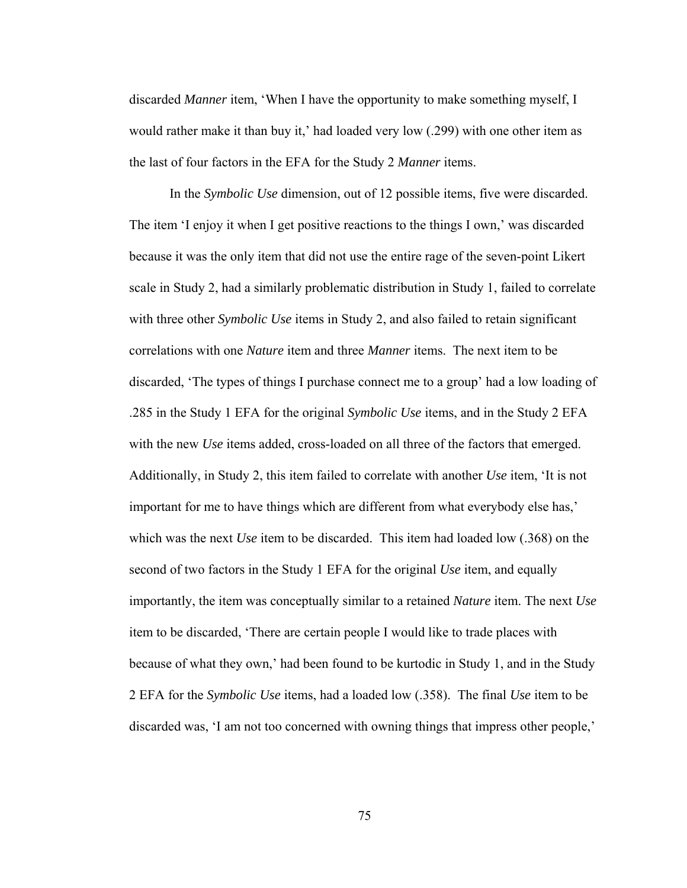discarded *Manner* item, 'When I have the opportunity to make something myself, I would rather make it than buy it,' had loaded very low (.299) with one other item as the last of four factors in the EFA for the Study 2 *Manner* items.

In the *Symbolic Use* dimension, out of 12 possible items, five were discarded. The item 'I enjoy it when I get positive reactions to the things I own,' was discarded because it was the only item that did not use the entire rage of the seven-point Likert scale in Study 2, had a similarly problematic distribution in Study 1, failed to correlate with three other *Symbolic Use* items in Study 2, and also failed to retain significant correlations with one *Nature* item and three *Manner* items. The next item to be discarded, 'The types of things I purchase connect me to a group' had a low loading of .285 in the Study 1 EFA for the original *Symbolic Use* items, and in the Study 2 EFA with the new *Use* items added, cross-loaded on all three of the factors that emerged. Additionally, in Study 2, this item failed to correlate with another *Use* item, 'It is not important for me to have things which are different from what everybody else has,' which was the next *Use* item to be discarded. This item had loaded low (.368) on the second of two factors in the Study 1 EFA for the original *Use* item, and equally importantly, the item was conceptually similar to a retained *Nature* item. The next *Use* item to be discarded, 'There are certain people I would like to trade places with because of what they own,' had been found to be kurtodic in Study 1, and in the Study 2 EFA for the *Symbolic Use* items, had a loaded low (.358). The final *Use* item to be discarded was, 'I am not too concerned with owning things that impress other people,'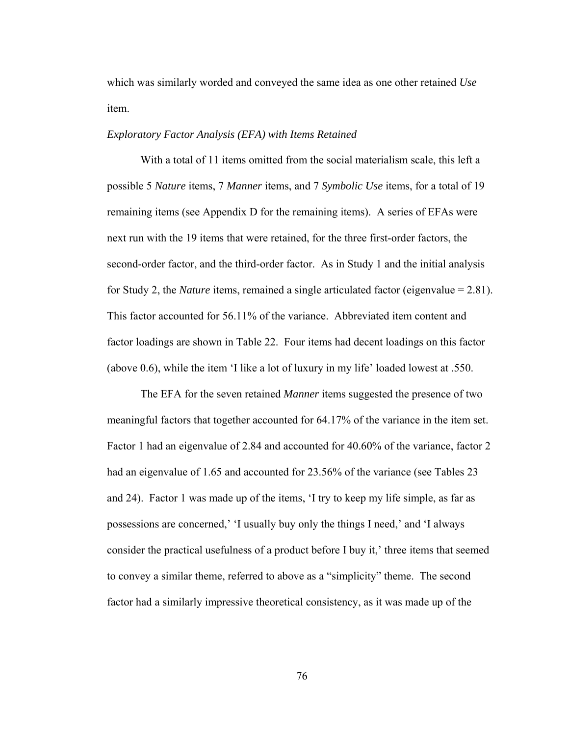which was similarly worded and conveyed the same idea as one other retained *Use* item.

*Exploratory Factor Analysis (EFA) with Items Retained*

With a total of 11 items omitted from the social materialism scale, this left a possible 5 *Nature* items, 7 *Manner* items, and 7 *Symbolic Use* items, for a total of 19 remaining items (see Appendix D for the remaining items). A series of EFAs were next run with the 19 items that were retained, for the three first-order factors, the second-order factor, and the third-order factor. As in Study 1 and the initial analysis for Study 2, the *Nature* items, remained a single articulated factor (eigenvalue = 2.81). This factor accounted for 56.11% of the variance. Abbreviated item content and factor loadings are shown in Table 22. Four items had decent loadings on this factor (above 0.6), while the item 'I like a lot of luxury in my life' loaded lowest at .550.

The EFA for the seven retained *Manner* items suggested the presence of two meaningful factors that together accounted for 64.17% of the variance in the item set. Factor 1 had an eigenvalue of 2.84 and accounted for 40.60% of the variance, factor 2 had an eigenvalue of 1.65 and accounted for 23.56% of the variance (see Tables 23 and 24). Factor 1 was made up of the items, 'I try to keep my life simple, as far as possessions are concerned,' 'I usually buy only the things I need,' and 'I always consider the practical usefulness of a product before I buy it,' three items that seemed to convey a similar theme, referred to above as a "simplicity" theme. The second factor had a similarly impressive theoretical consistency, as it was made up of the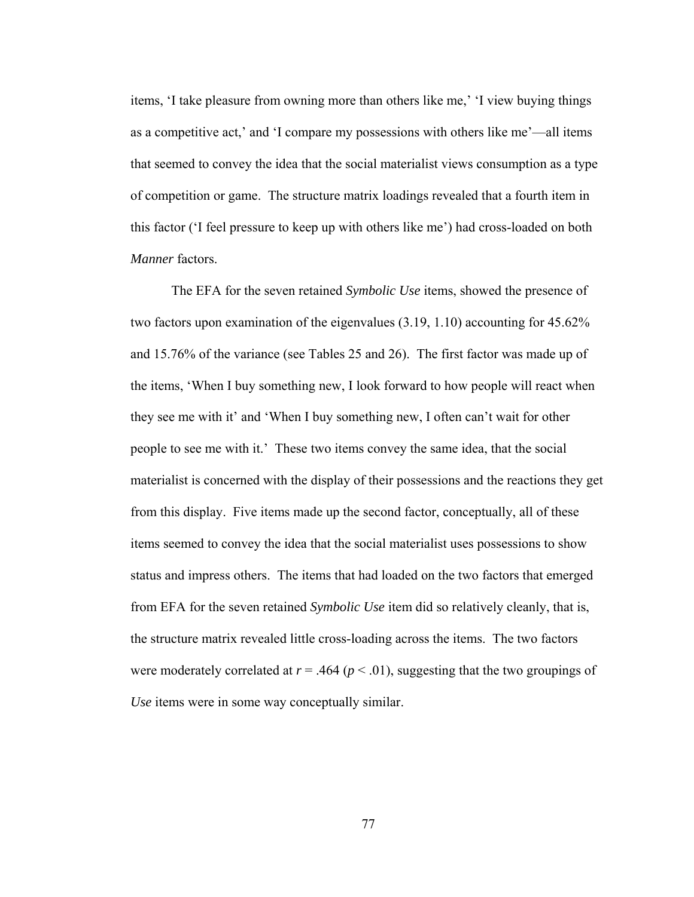items, ‘I take pleasure from owning more than others like me,’ ‘I view buying things as a competitive act,’ and ‘I compare my possessions with others like me’—all items that seemed to convey the idea that the social materialist views consumption as a type of competition or game. The structure matrix loadings revealed that a fourth item in this factor (‘I feel pressure to keep up with others like me’) had cross-loaded on both *Manner* factors.

The EFA for the seven retained *Symbolic Use* items, showed the presence of two factors upon examination of the eigenvalues (3.19, 1.10) accounting for 45.62% and 15.76% of the variance (see Tables 25 and 26). The first factor was made up of the items, ‘When I buy something new, I look forward to how people will react when they see me with it’ and ‘When I buy something new, I often can’t wait for other people to see me with it.’ These two items convey the same idea, that the social materialist is concerned with the display of their possessions and the reactions they get from this display. Five items made up the second factor, conceptually, all of these items seemed to convey the idea that the social materialist uses possessions to show status and impress others. The items that had loaded on the two factors that emerged from EFA for the seven retained *Symbolic Use* item did so relatively cleanly, that is, the structure matrix revealed little cross-loading across the items. The two factors were moderately correlated at $r = .464$ ($p < .01$), suggesting that the two groupings of *Use* items were in some way conceptually similar.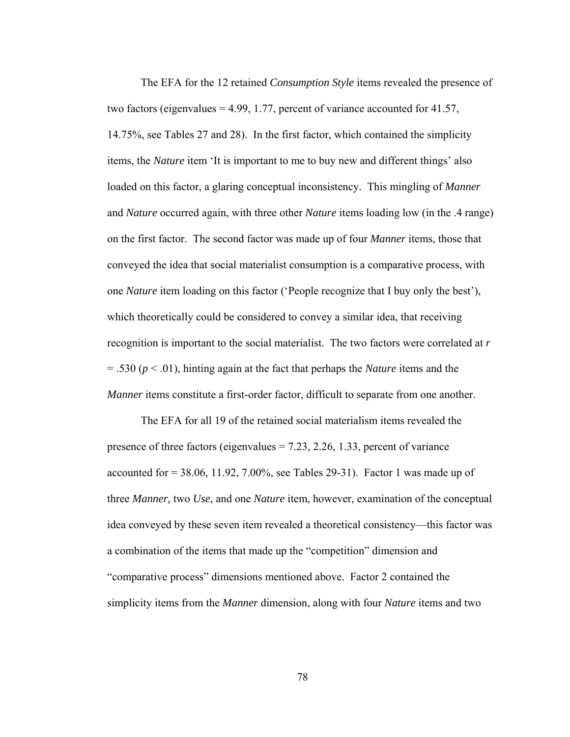The EFA for the 12 retained *Consumption Style* items revealed the presence of two factors (eigenvalues = 4.99, 1.77, percent of variance accounted for 41.57, 14.75%, see Tables 27 and 28). In the first factor, which contained the simplicity items, the *Nature* item 'It is important to me to buy new and different things' also loaded on this factor, a glaring conceptual inconsistency. This mingling of *Manner* and *Nature* occurred again, with three other *Nature* items loading low (in the .4 range) on the first factor. The second factor was made up of four *Manner* items, those that conveyed the idea that social materialist consumption is a comparative process, with one *Nature* item loading on this factor ('People recognize that I buy only the best'), which theoretically could be considered to convey a similar idea, that receiving recognition is important to the social materialist. The two factors were correlated at $r = .530$ ($p < .01$), hinting again at the fact that perhaps the *Nature* items and the *Manner* items constitute a first-order factor, difficult to separate from one another.

The EFA for all 19 of the retained social materialism items revealed the presence of three factors (eigenvalues = 7.23, 2.26, 1.33, percent of variance accounted for = 38.06, 11.92, 7.00%, see Tables 29-31). Factor 1 was made up of three *Manner,* two *Use*, and one *Nature* item, however, examination of the conceptual idea conveyed by these seven item revealed a theoretical consistency—this factor was a combination of the items that made up the "competition" dimension and "comparative process" dimensions mentioned above. Factor 2 contained the simplicity items from the *Manner* dimension, along with four *Nature* items and two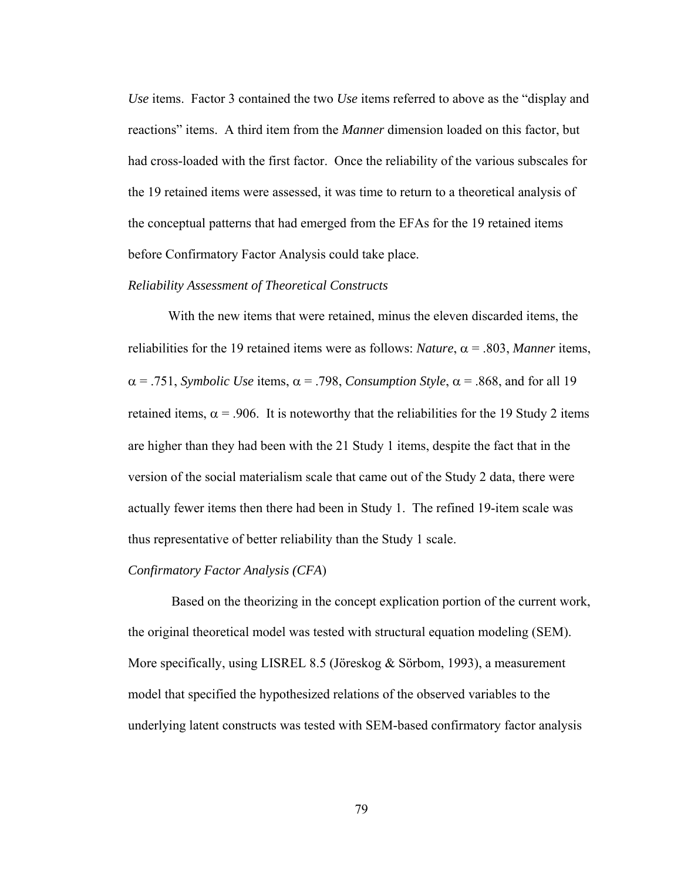*Use* items. Factor 3 contained the two *Use* items referred to above as the "display and reactions" items. A third item from the *Manner* dimension loaded on this factor, but had cross-loaded with the first factor. Once the reliability of the various subscales for the 19 retained items were assessed, it was time to return to a theoretical analysis of the conceptual patterns that had emerged from the EFAs for the 19 retained items before Confirmatory Factor Analysis could take place.

### *Reliability Assessment of Theoretical Constructs*

With the new items that were retained, minus the eleven discarded items, the reliabilities for the 19 retained items were as follows: *Nature*, $\alpha = .803$, *Manner* items, $\alpha = .751$, *Symbolic Use* items, $\alpha = .798$, *Consumption Style*, $\alpha = .868$, and for all 19 retained items, $\alpha = .906$. It is noteworthy that the reliabilities for the 19 Study 2 items are higher than they had been with the 21 Study 1 items, despite the fact that in the version of the social materialism scale that came out of the Study 2 data, there were actually fewer items then there had been in Study 1. The refined 19-item scale was thus representative of better reliability than the Study 1 scale.

### *Confirmatory Factor Analysis (CFA)*

Based on the theorizing in the concept explication portion of the current work, the original theoretical model was tested with structural equation modeling (SEM). More specifically, using LISREL 8.5 (Jöreskog & Sörbom, 1993), a measurement model that specified the hypothesized relations of the observed variables to the underlying latent constructs was tested with SEM-based confirmatory factor analysis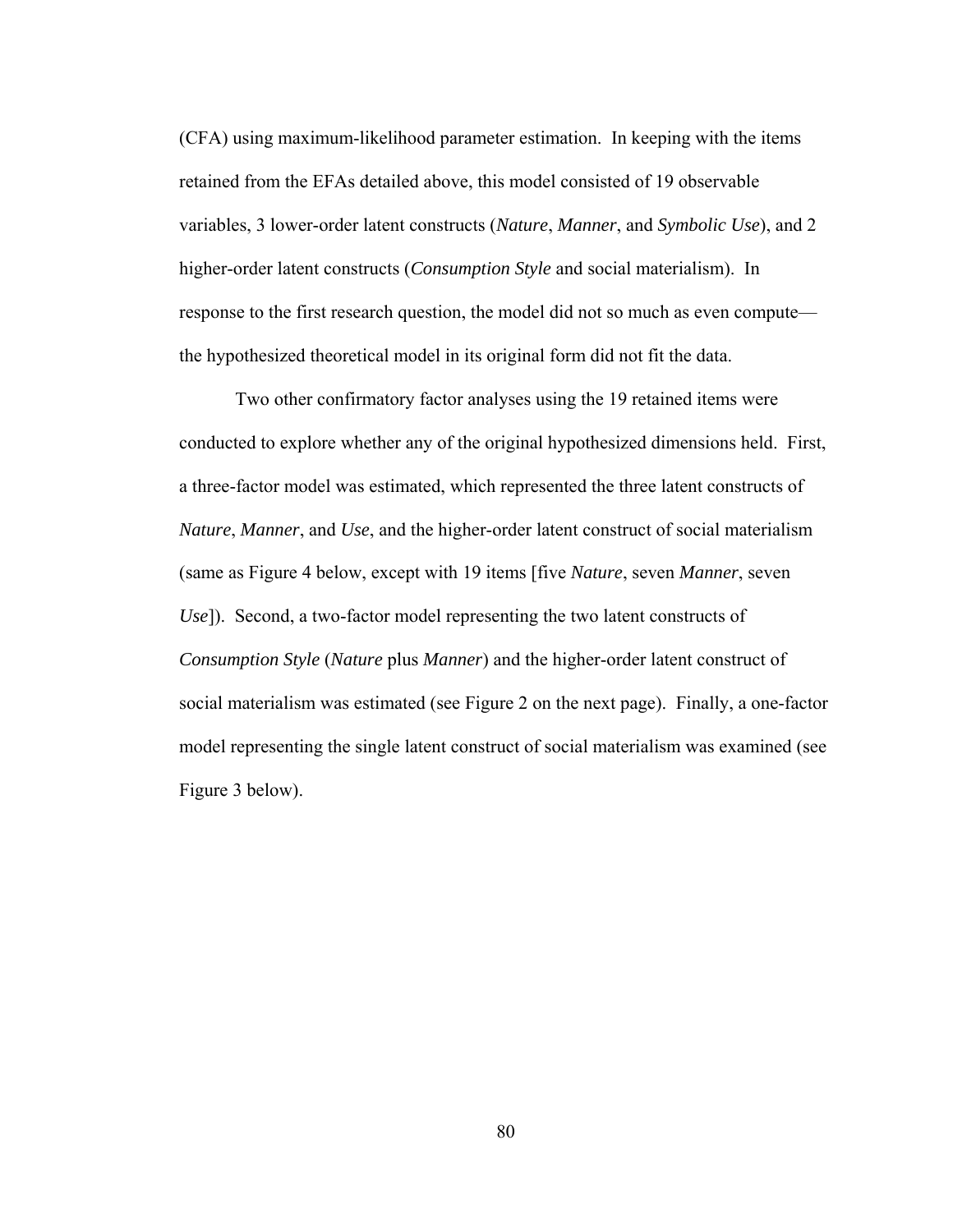(CFA) using maximum-likelihood parameter estimation. In keeping with the items retained from the EFAs detailed above, this model consisted of 19 observable variables, 3 lower-order latent constructs (*Nature*, *Manner*, and *Symbolic Use*), and 2 higher-order latent constructs (*Consumption Style* and social materialism). In response to the first research question, the model did not so much as even compute—the hypothesized theoretical model in its original form did not fit the data.

Two other confirmatory factor analyses using the 19 retained items were conducted to explore whether any of the original hypothesized dimensions held. First, a three-factor model was estimated, which represented the three latent constructs of *Nature*, *Manner*, and *Use*, and the higher-order latent construct of social materialism (same as Figure 4 below, except with 19 items [five *Nature*, seven *Manner*, seven *Use*]). Second, a two-factor model representing the two latent constructs of *Consumption Style* (*Nature* plus *Manner*) and the higher-order latent construct of social materialism was estimated (see Figure 2 on the next page). Finally, a one-factor model representing the single latent construct of social materialism was examined (see Figure 3 below).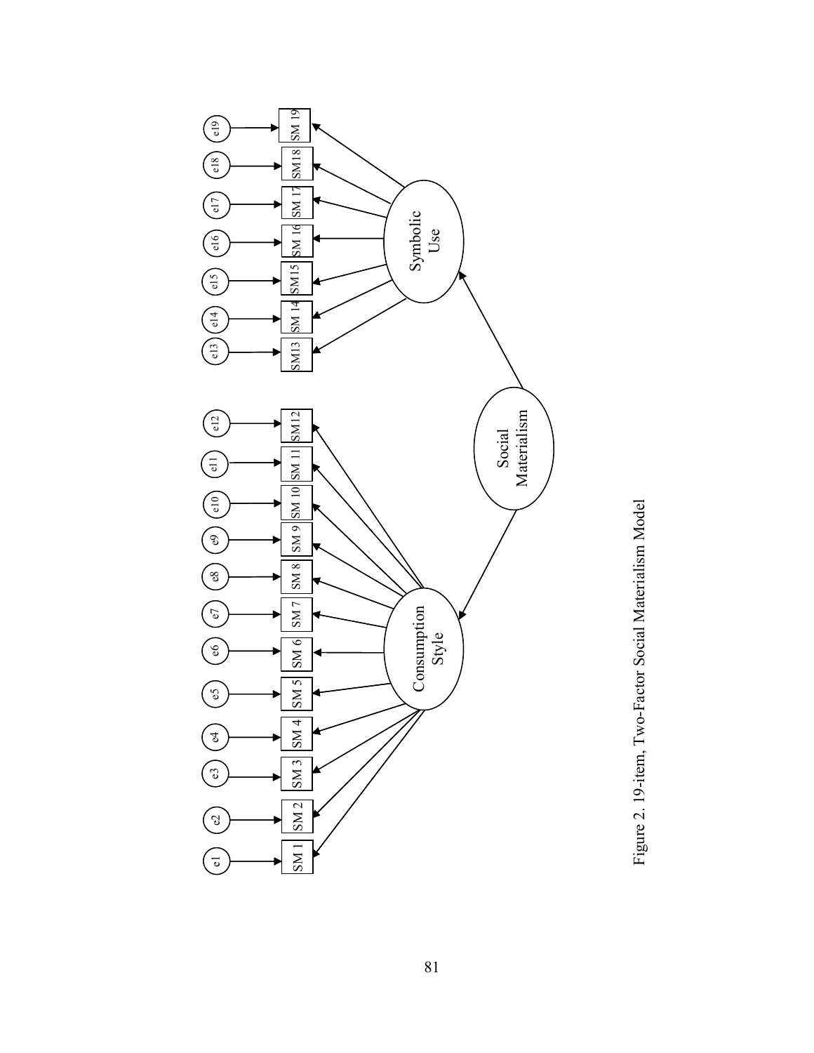Figure 2. 19-item, Two-Factor Social Materialism Model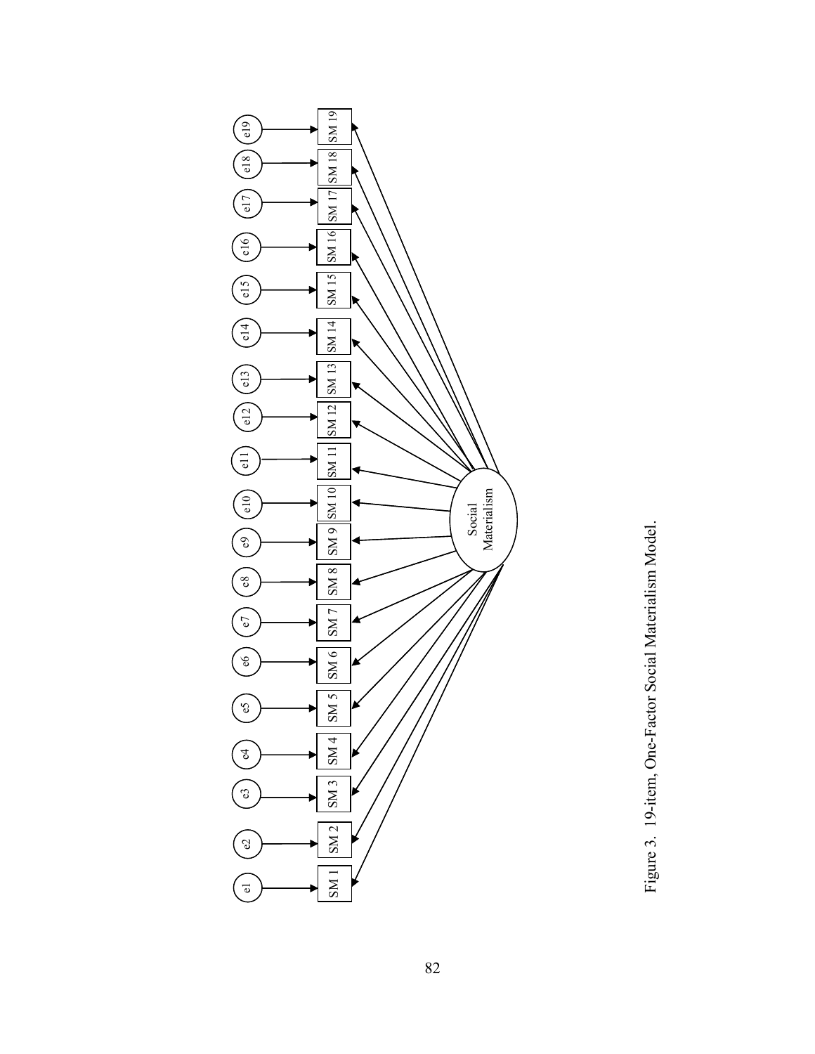Figure 3. 19-item, One-Factor Social Materialism Model.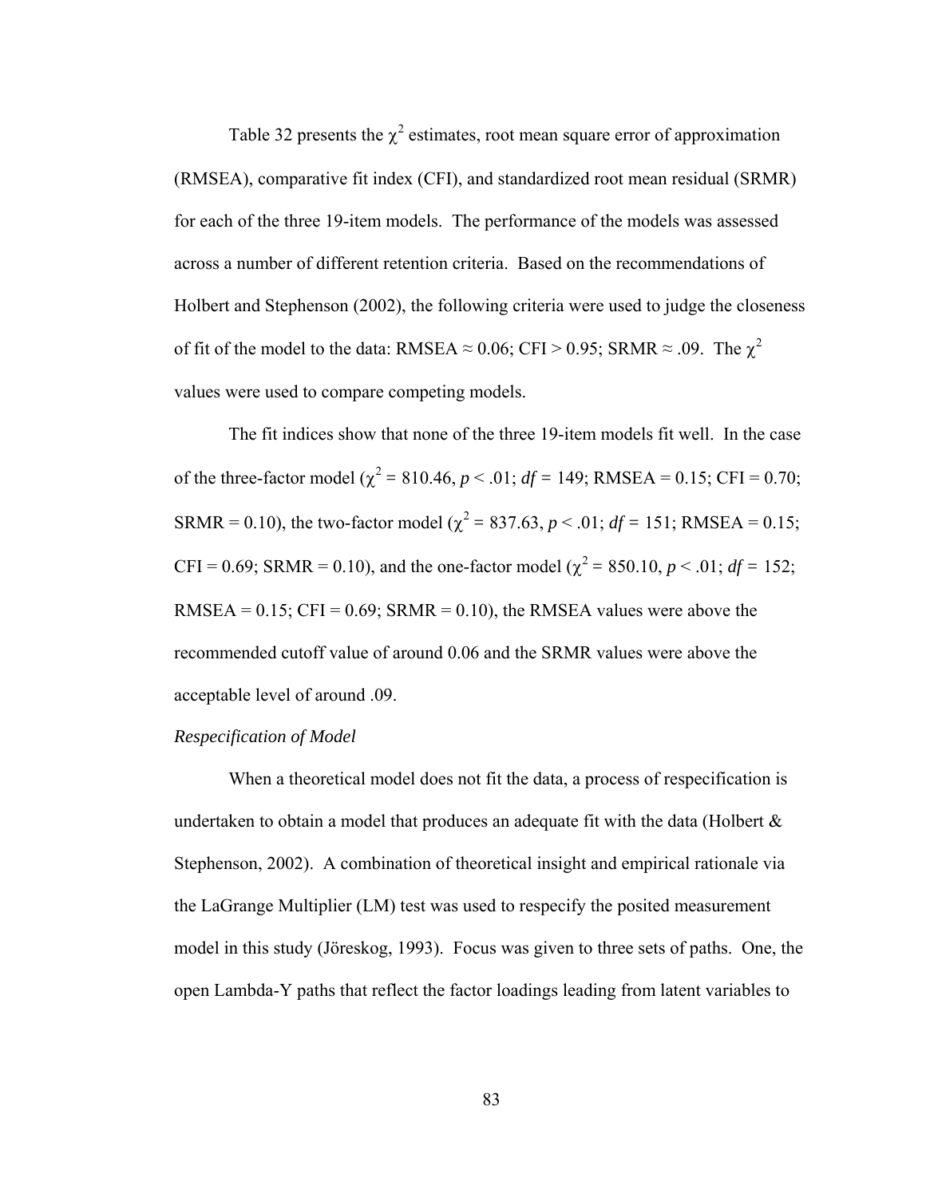Table 32 presents the $\chi^2$ estimates, root mean square error of approximation (RMSEA), comparative fit index (CFI), and standardized root mean residual (SRMR) for each of the three 19-item models. The performance of the models was assessed across a number of different retention criteria. Based on the recommendations of Holbert and Stephenson (2002), the following criteria were used to judge the closeness of fit of the model to the data: RMSEA ≈ 0.06; CFI > 0.95; SRMR ≈ .09. The $\chi^2$ values were used to compare competing models.

The fit indices show that none of the three 19-item models fit well. In the case of the three-factor model ($\chi^2$ = 810.46, $p < .01$; $df$ = 149; RMSEA = 0.15; CFI = 0.70; SRMR = 0.10), the two-factor model ($\chi^2$ = 837.63, $p < .01$; $df$ = 151; RMSEA = 0.15; CFI = 0.69; SRMR = 0.10), and the one-factor model ($\chi^2$ = 850.10, $p < .01$; $df$ = 152; RMSEA = 0.15; CFI = 0.69; SRMR = 0.10), the RMSEA values were above the recommended cutoff value of around 0.06 and the SRMR values were above the acceptable level of around .09.

*Respecification of Model*

When a theoretical model does not fit the data, a process of respecification is undertaken to obtain a model that produces an adequate fit with the data (Holbert & Stephenson, 2002). A combination of theoretical insight and empirical rationale via the LaGrange Multiplier (LM) test was used to respecify the posited measurement model in this study (Jöreskog, 1993). Focus was given to three sets of paths. One, the open Lambda-Y paths that reflect the factor loadings leading from latent variables to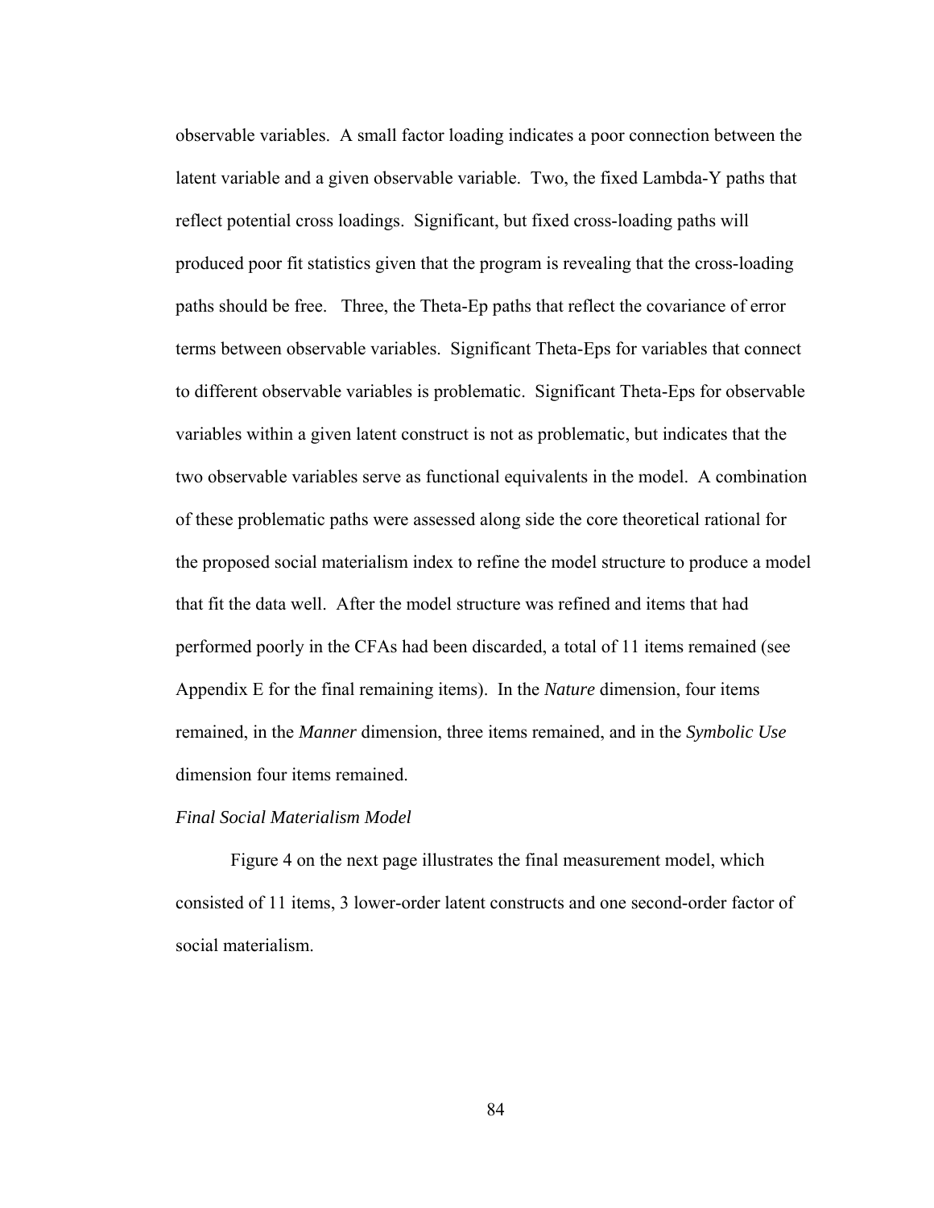observable variables. A small factor loading indicates a poor connection between the latent variable and a given observable variable. Two, the fixed Lambda-Y paths that reflect potential cross loadings. Significant, but fixed cross-loading paths will produced poor fit statistics given that the program is revealing that the cross-loading paths should be free. Three, the Theta-Ep paths that reflect the covariance of error terms between observable variables. Significant Theta-Eps for variables that connect to different observable variables is problematic. Significant Theta-Eps for observable variables within a given latent construct is not as problematic, but indicates that the two observable variables serve as functional equivalents in the model. A combination of these problematic paths were assessed along side the core theoretical rational for the proposed social materialism index to refine the model structure to produce a model that fit the data well. After the model structure was refined and items that had performed poorly in the CFAs had been discarded, a total of 11 items remained (see Appendix E for the final remaining items). In the *Nature* dimension, four items remained, in the *Manner* dimension, three items remained, and in the *Symbolic Use* dimension four items remained.

*Final Social Materialism Model*

Figure 4 on the next page illustrates the final measurement model, which consisted of 11 items, 3 lower-order latent constructs and one second-order factor of social materialism.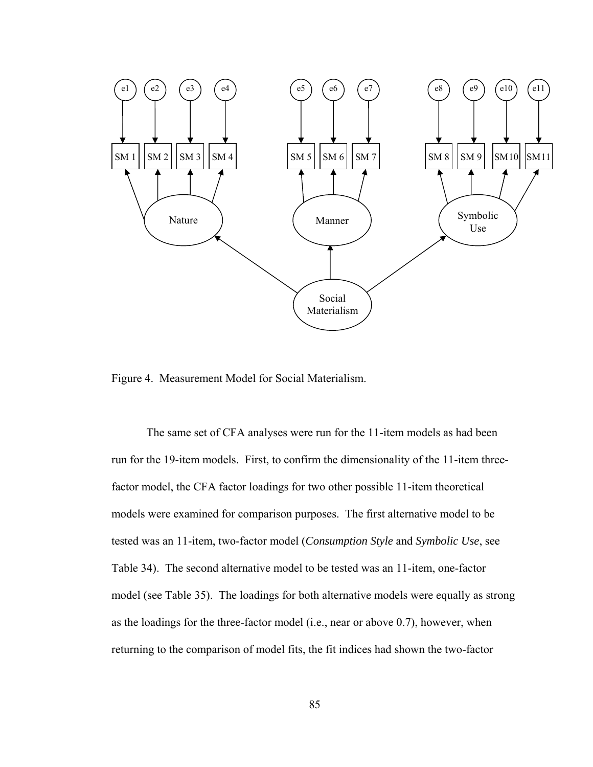Figure 4. Measurement Model for Social Materialism.

The same set of CFA analyses were run for the 11-item models as had been run for the 19-item models. First, to confirm the dimensionality of the 11-item three-factor model, the CFA factor loadings for two other possible 11-item theoretical models were examined for comparison purposes. The first alternative model to be tested was an 11-item, two-factor model (*Consumption Style* and *Symbolic Use*, see Table 34). The second alternative model to be tested was an 11-item, one-factor model (see Table 35). The loadings for both alternative models were equally as strong as the loadings for the three-factor model (i.e., near or above 0.7), however, when returning to the comparison of model fits, the fit indices had shown the two-factor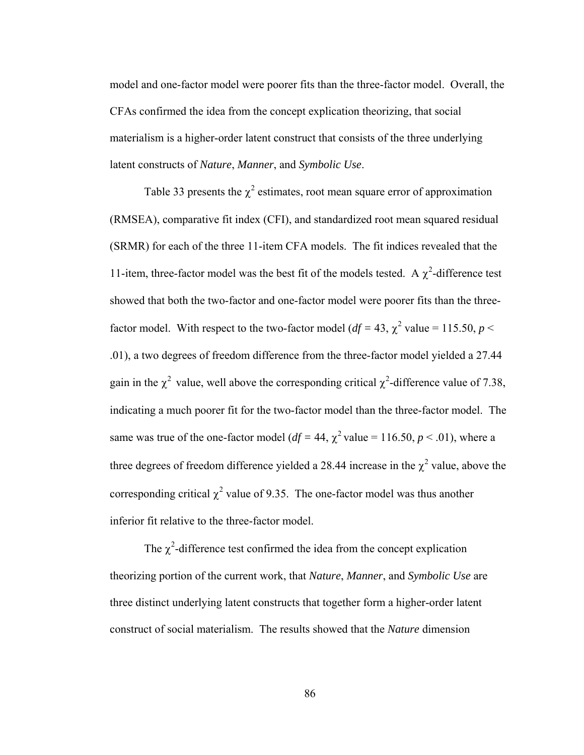model and one-factor model were poorer fits than the three-factor model. Overall, the CFAs confirmed the idea from the concept explication theorizing, that social materialism is a higher-order latent construct that consists of the three underlying latent constructs of *Nature*, *Manner*, and *Symbolic Use*.

Table 33 presents the $\chi^2$ estimates, root mean square error of approximation (RMSEA), comparative fit index (CFI), and standardized root mean squared residual (SRMR) for each of the three 11-item CFA models. The fit indices revealed that the 11-item, three-factor model was the best fit of the models tested. A $\chi^2$-difference test showed that both the two-factor and one-factor model were poorer fits than the three-factor model. With respect to the two-factor model ($df$ = 43, $\chi^2$ value = 115.50, $p$ < .01), a two degrees of freedom difference from the three-factor model yielded a 27.44 gain in the $\chi^2$ value, well above the corresponding critical $\chi^2$-difference value of 7.38, indicating a much poorer fit for the two-factor model than the three-factor model. The same was true of the one-factor model ($df$ = 44, $\chi^2$ value = 116.50, $p$ < .01), where a three degrees of freedom difference yielded a 28.44 increase in the $\chi^2$ value, above the corresponding critical $\chi^2$ value of 9.35. The one-factor model was thus another inferior fit relative to the three-factor model.

The $\chi^2$-difference test confirmed the idea from the concept explication theorizing portion of the current work, that *Nature*, *Manner*, and *Symbolic Use* are three distinct underlying latent constructs that together form a higher-order latent construct of social materialism. The results showed that the *Nature* dimension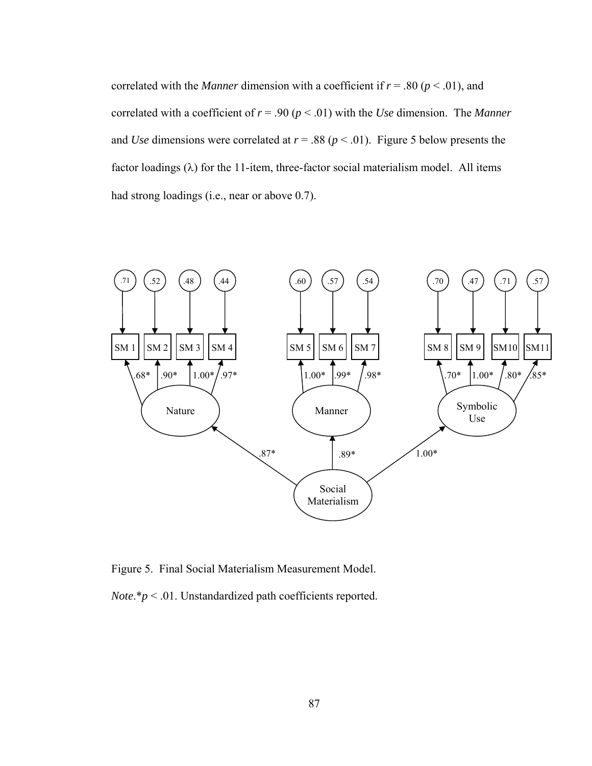correlated with the *Manner* dimension with a coefficient if $r = .80$ ($p < .01$), and correlated with a coefficient of $r = .90$ ($p < .01$) with the *Use* dimension. The *Manner* and *Use* dimensions were correlated at $r = .88$ ($p < .01$). Figure 5 below presents the factor loadings ($\lambda$) for the 11-item, three-factor social materialism model. All items had strong loadings (i.e., near or above 0.7).

Figure 5. Final Social Materialism Measurement Model.

*Note*.*$p < .01$. Unstandardized path coefficients reported.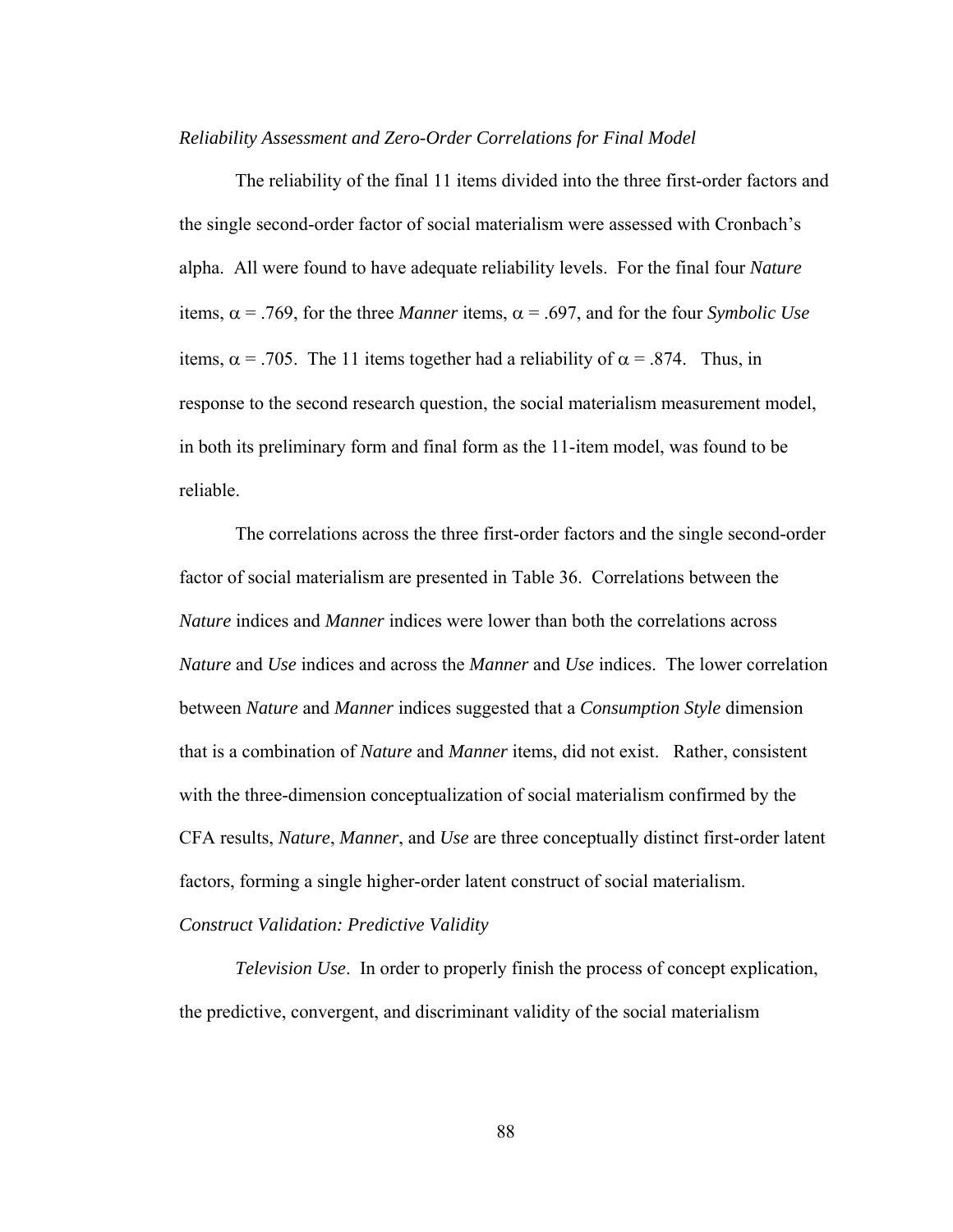*Reliability Assessment and Zero-Order Correlations for Final Model*

The reliability of the final 11 items divided into the three first-order factors and the single second-order factor of social materialism were assessed with Cronbach's alpha. All were found to have adequate reliability levels. For the final four *Nature* items, $\alpha$ = .769, for the three *Manner* items, $\alpha$ = .697, and for the four *Symbolic Use* items, $\alpha$ = .705. The 11 items together had a reliability of $\alpha$ = .874. Thus, in response to the second research question, the social materialism measurement model, in both its preliminary form and final form as the 11-item model, was found to be reliable.

The correlations across the three first-order factors and the single second-order factor of social materialism are presented in Table 36. Correlations between the *Nature* indices and *Manner* indices were lower than both the correlations across *Nature* and *Use* indices and across the *Manner* and *Use* indices. The lower correlation between *Nature* and *Manner* indices suggested that a *Consumption Style* dimension that is a combination of *Nature* and *Manner* items, did not exist. Rather, consistent with the three-dimension conceptualization of social materialism confirmed by the CFA results, *Nature*, *Manner*, and *Use* are three conceptually distinct first-order latent factors, forming a single higher-order latent construct of social materialism.

*Construct Validation: Predictive Validity*

*Television Use*. In order to properly finish the process of concept explication, the predictive, convergent, and discriminant validity of the social materialism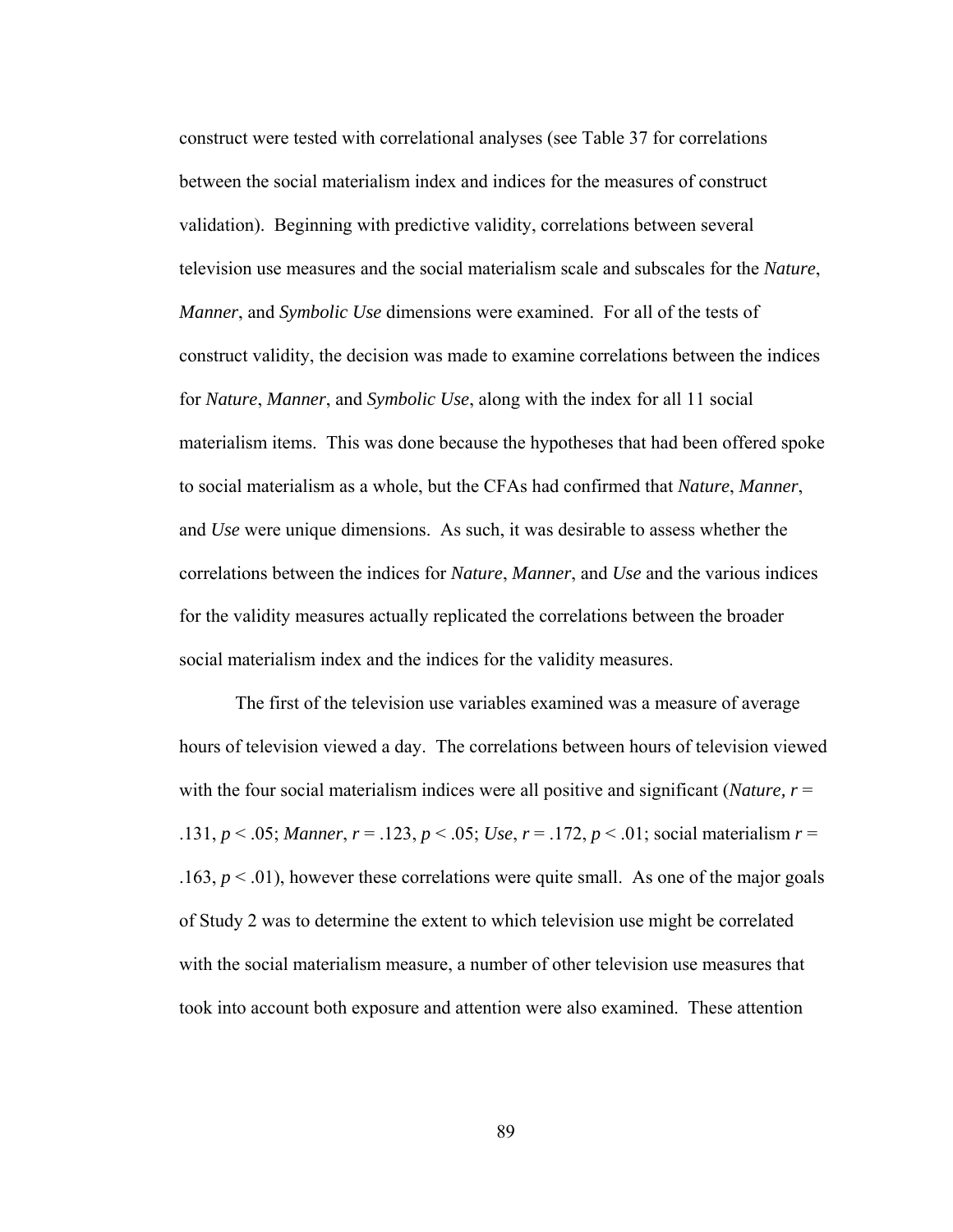construct were tested with correlational analyses (see Table 37 for correlations between the social materialism index and indices for the measures of construct validation). Beginning with predictive validity, correlations between several television use measures and the social materialism scale and subscales for the *Nature*, *Manner*, and *Symbolic Use* dimensions were examined. For all of the tests of construct validity, the decision was made to examine correlations between the indices for *Nature*, *Manner*, and *Symbolic Use*, along with the index for all 11 social materialism items. This was done because the hypotheses that had been offered spoke to social materialism as a whole, but the CFAs had confirmed that *Nature*, *Manner*, and *Use* were unique dimensions. As such, it was desirable to assess whether the correlations between the indices for *Nature*, *Manner*, and *Use* and the various indices for the validity measures actually replicated the correlations between the broader social materialism index and the indices for the validity measures.

The first of the television use variables examined was a measure of average hours of television viewed a day. The correlations between hours of television viewed with the four social materialism indices were all positive and significant (*Nature*, $r = .131$, $p < .05$; *Manner*, $r = .123$, $p < .05$; *Use*, $r = .172$, $p < .01$; social materialism $r = .163$, $p < .01$), however these correlations were quite small. As one of the major goals of Study 2 was to determine the extent to which television use might be correlated with the social materialism measure, a number of other television use measures that took into account both exposure and attention were also examined. These attention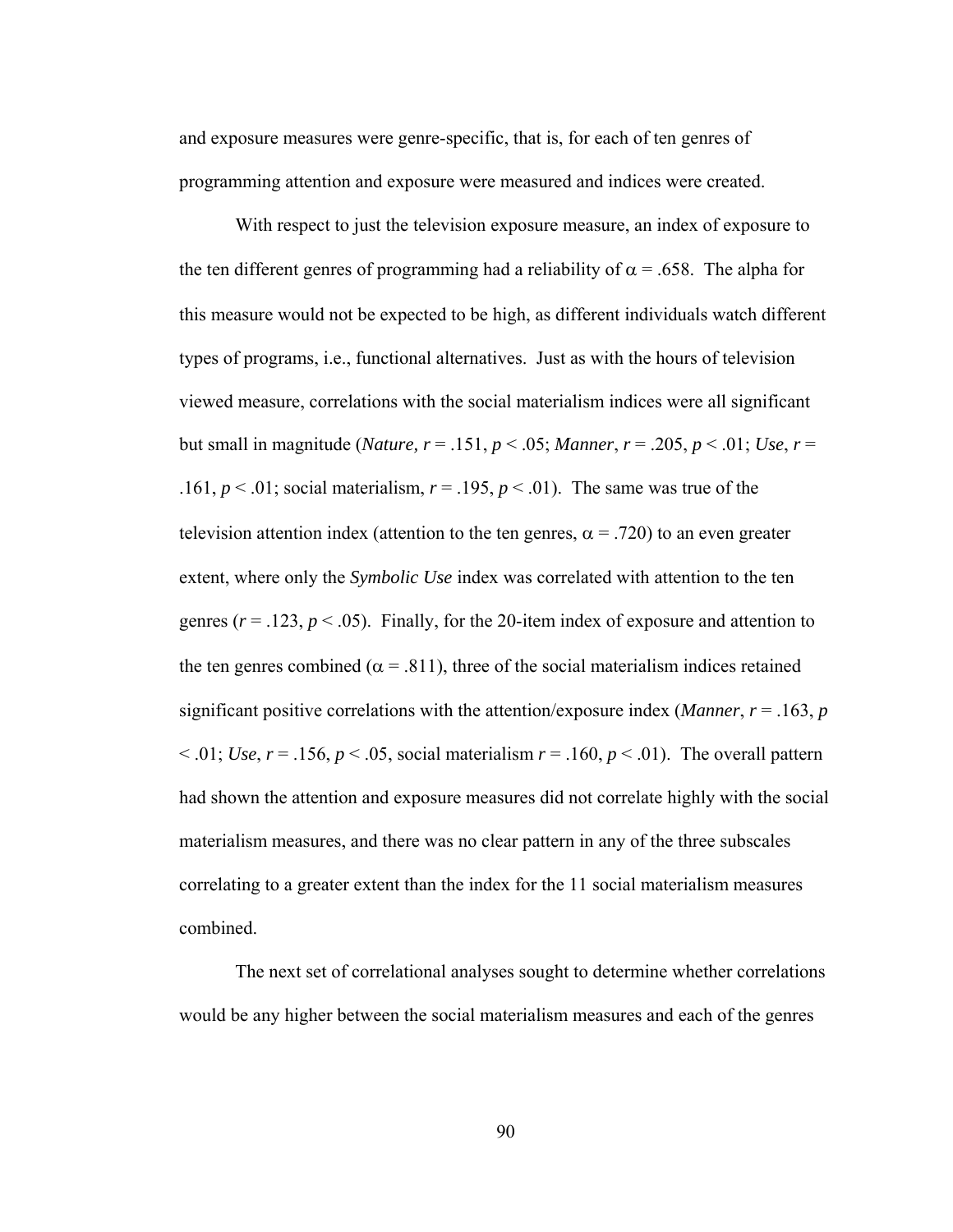and exposure measures were genre-specific, that is, for each of ten genres of programming attention and exposure were measured and indices were created.

With respect to just the television exposure measure, an index of exposure to the ten different genres of programming had a reliability of $\alpha = .658$. The alpha for this measure would not be expected to be high, as different individuals watch different types of programs, i.e., functional alternatives. Just as with the hours of television viewed measure, correlations with the social materialism indices were all significant but small in magnitude (*Nature,* $r = .151$, $p < .05$; *Manner*, $r = .205$, $p < .01$; *Use*, $r = .161$, $p < .01$; social materialism, $r = .195$, $p < .01$). The same was true of the television attention index (attention to the ten genres, $\alpha = .720$) to an even greater extent, where only the *Symbolic Use* index was correlated with attention to the ten genres ($r = .123$, $p < .05$). Finally, for the 20-item index of exposure and attention to the ten genres combined ($\alpha = .811$), three of the social materialism indices retained significant positive correlations with the attention/exposure index (*Manner*, $r = .163$, $p < .01$; *Use*, $r = .156$, $p < .05$, social materialism $r = .160$, $p < .01$). The overall pattern had shown the attention and exposure measures did not correlate highly with the social materialism measures, and there was no clear pattern in any of the three subscales correlating to a greater extent than the index for the 11 social materialism measures combined.

The next set of correlational analyses sought to determine whether correlations would be any higher between the social materialism measures and each of the genres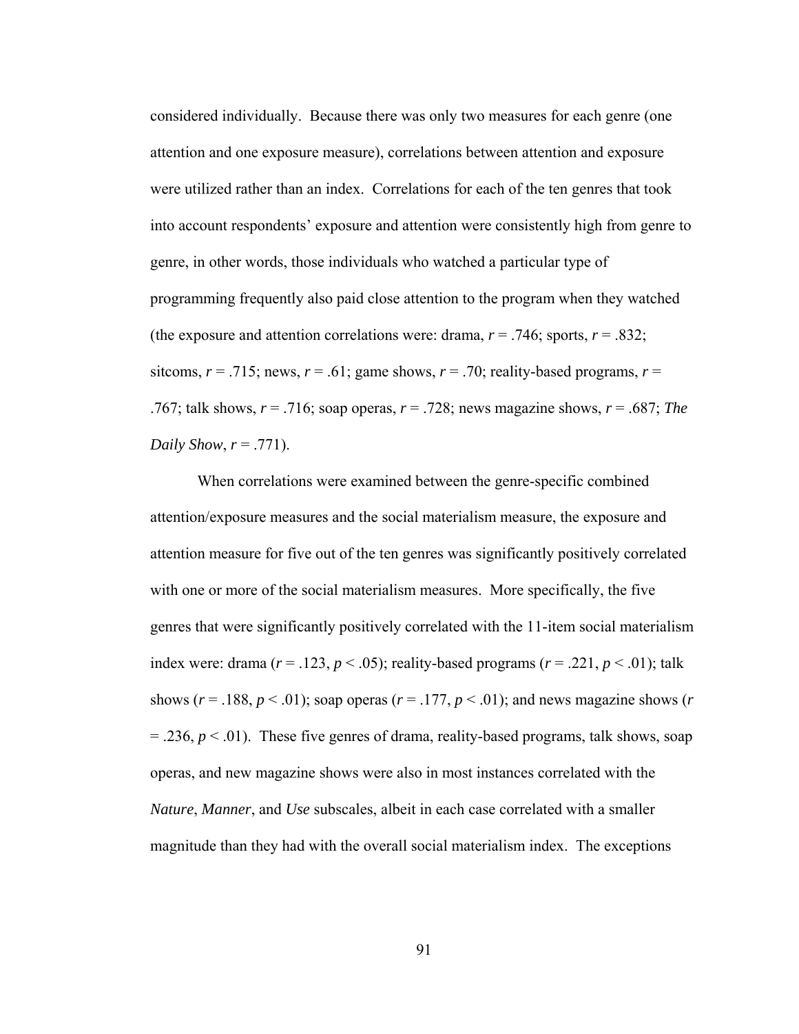considered individually. Because there was only two measures for each genre (one attention and one exposure measure), correlations between attention and exposure were utilized rather than an index. Correlations for each of the ten genres that took into account respondents' exposure and attention were consistently high from genre to genre, in other words, those individuals who watched a particular type of programming frequently also paid close attention to the program when they watched (the exposure and attention correlations were: drama, $r = .746$; sports, $r = .832$; sitcoms, $r = .715$; news, $r = .61$; game shows, $r = .70$; reality-based programs, $r = .767$; talk shows, $r = .716$; soap operas, $r = .728$; news magazine shows, $r = .687$; *The Daily Show*, $r = .771$).

When correlations were examined between the genre-specific combined attention/exposure measures and the social materialism measure, the exposure and attention measure for five out of the ten genres was significantly positively correlated with one or more of the social materialism measures. More specifically, the five genres that were significantly positively correlated with the 11-item social materialism index were: drama ($r = .123$, $p < .05$); reality-based programs ($r = .221$, $p < .01$); talk shows ($r = .188$, $p < .01$); soap operas ($r = .177$, $p < .01$); and news magazine shows ($r = .236$, $p < .01$). These five genres of drama, reality-based programs, talk shows, soap operas, and new magazine shows were also in most instances correlated with the *Nature*, *Manner*, and *Use* subscales, albeit in each case correlated with a smaller magnitude than they had with the overall social materialism index. The exceptions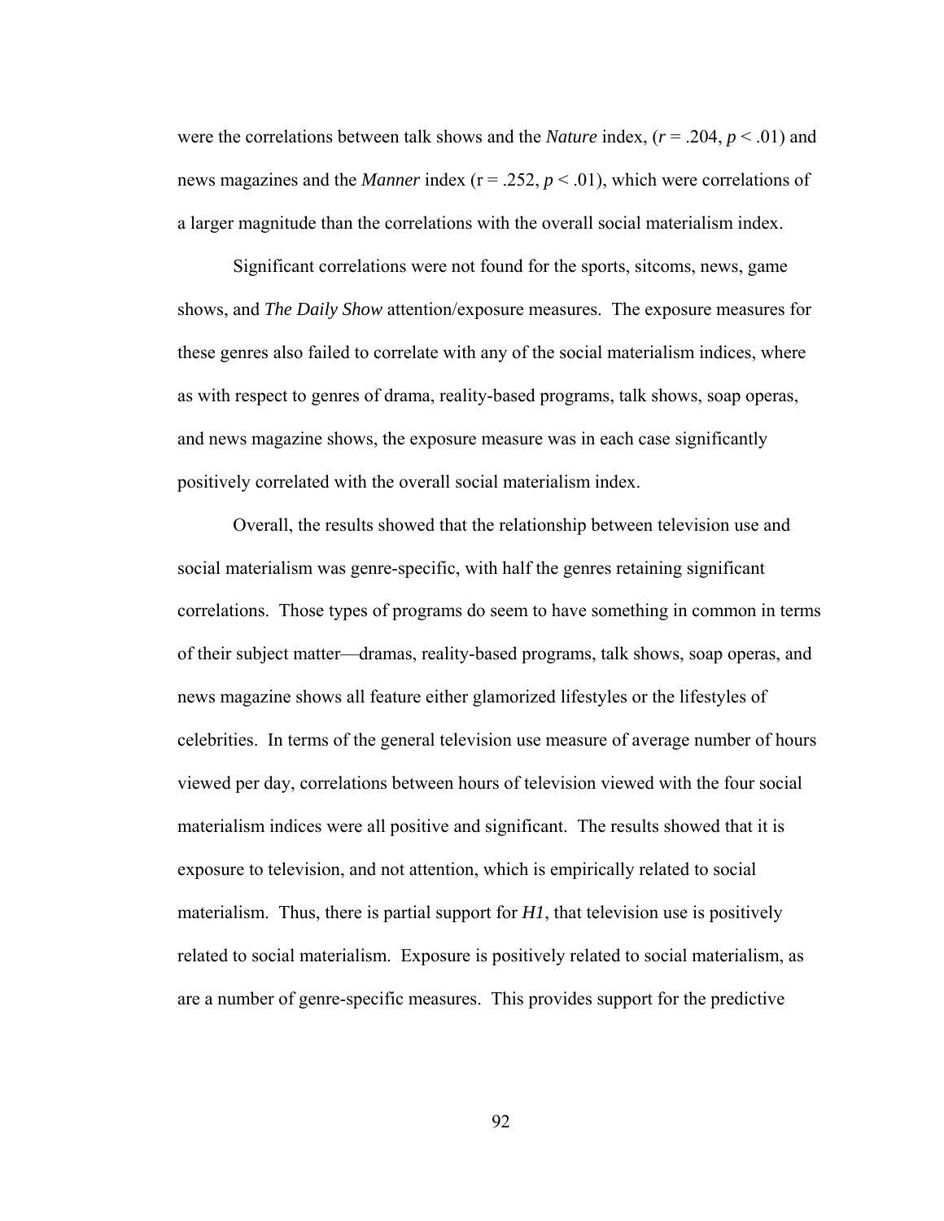were the correlations between talk shows and the *Nature* index, ($r = .204$, $p < .01$) and news magazines and the *Manner* index ($r = .252$, $p < .01$), which were correlations of a larger magnitude than the correlations with the overall social materialism index.

Significant correlations were not found for the sports, sitcoms, news, game shows, and *The Daily Show* attention/exposure measures. The exposure measures for these genres also failed to correlate with any of the social materialism indices, where as with respect to genres of drama, reality-based programs, talk shows, soap operas, and news magazine shows, the exposure measure was in each case significantly positively correlated with the overall social materialism index.

Overall, the results showed that the relationship between television use and social materialism was genre-specific, with half the genres retaining significant correlations. Those types of programs do seem to have something in common in terms of their subject matter—dramas, reality-based programs, talk shows, soap operas, and news magazine shows all feature either glamorized lifestyles or the lifestyles of celebrities. In terms of the general television use measure of average number of hours viewed per day, correlations between hours of television viewed with the four social materialism indices were all positive and significant. The results showed that it is exposure to television, and not attention, which is empirically related to social materialism. Thus, there is partial support for *H1*, that television use is positively related to social materialism. Exposure is positively related to social materialism, as are a number of genre-specific measures. This provides support for the predictive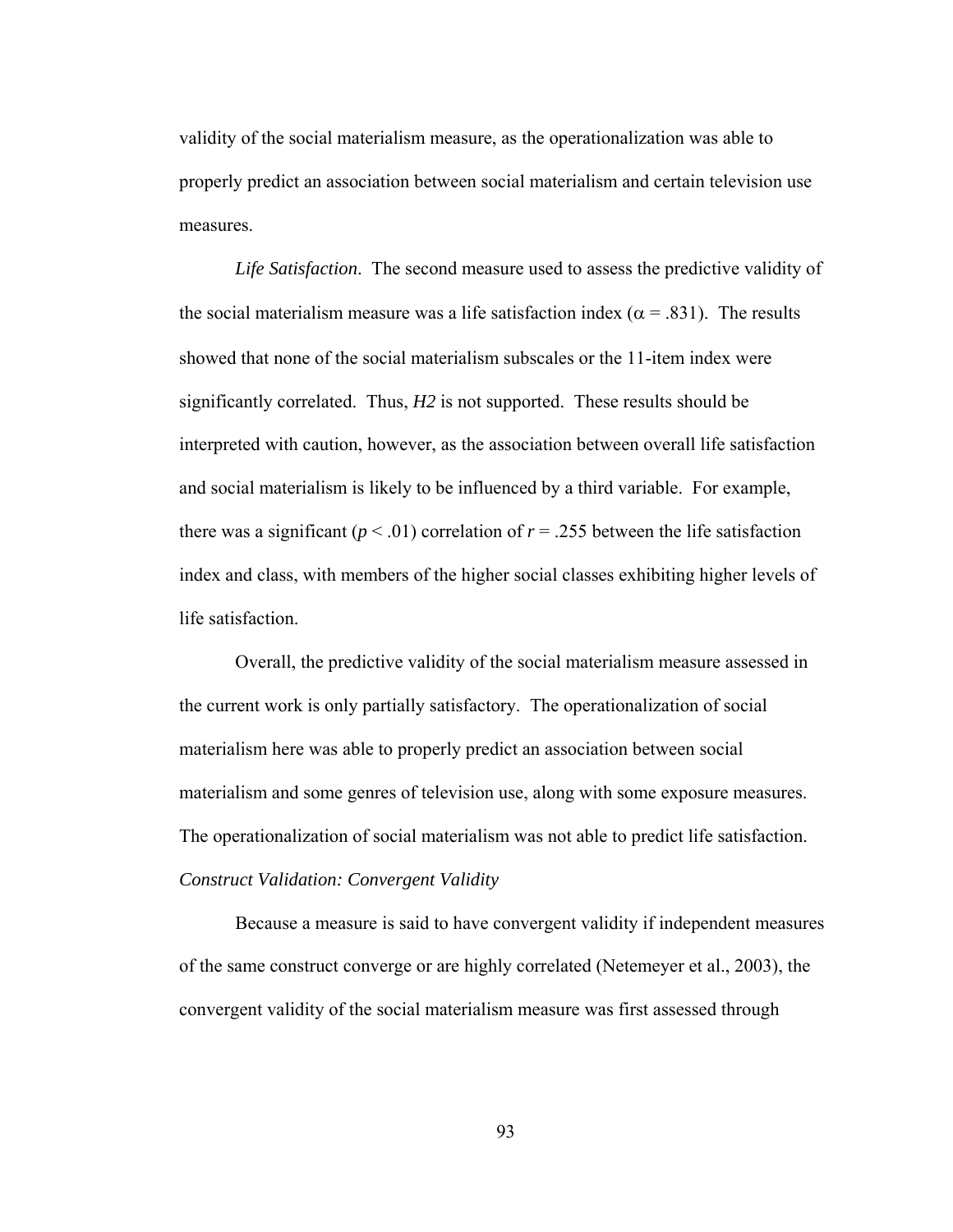validity of the social materialism measure, as the operationalization was able to properly predict an association between social materialism and certain television use measures.

*Life Satisfaction*. The second measure used to assess the predictive validity of the social materialism measure was a life satisfaction index ($\alpha = .831$). The results showed that none of the social materialism subscales or the 11-item index were significantly correlated. Thus, *H2* is not supported. These results should be interpreted with caution, however, as the association between overall life satisfaction and social materialism is likely to be influenced by a third variable. For example, there was a significant ($p < .01$) correlation of $r = .255$ between the life satisfaction index and class, with members of the higher social classes exhibiting higher levels of life satisfaction.

Overall, the predictive validity of the social materialism measure assessed in the current work is only partially satisfactory. The operationalization of social materialism here was able to properly predict an association between social materialism and some genres of television use, along with some exposure measures. The operationalization of social materialism was not able to predict life satisfaction.

*Construct Validation: Convergent Validity*

Because a measure is said to have convergent validity if independent measures of the same construct converge or are highly correlated (Netemeyer et al., 2003), the convergent validity of the social materialism measure was first assessed through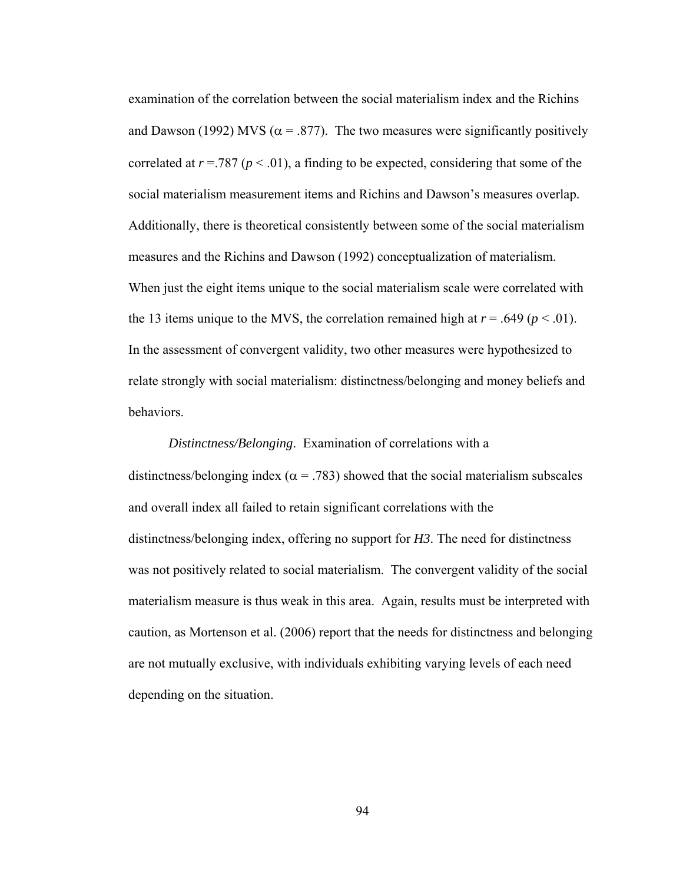examination of the correlation between the social materialism index and the Richins and Dawson (1992) MVS ($\alpha = .877$). The two measures were significantly positively correlated at $r = .787$ ($p < .01$), a finding to be expected, considering that some of the social materialism measurement items and Richins and Dawson's measures overlap. Additionally, there is theoretical consistently between some of the social materialism measures and the Richins and Dawson (1992) conceptualization of materialism. When just the eight items unique to the social materialism scale were correlated with the 13 items unique to the MVS, the correlation remained high at $r = .649$ ($p < .01$). In the assessment of convergent validity, two other measures were hypothesized to relate strongly with social materialism: distinctness/belonging and money beliefs and behaviors.

*Distinctness/Belonging*. Examination of correlations with a distinctness/belonging index ($\alpha = .783$) showed that the social materialism subscales and overall index all failed to retain significant correlations with the distinctness/belonging index, offering no support for ***H3***. The need for distinctness was not positively related to social materialism. The convergent validity of the social materialism measure is thus weak in this area. Again, results must be interpreted with caution, as Mortenson et al. (2006) report that the needs for distinctness and belonging are not mutually exclusive, with individuals exhibiting varying levels of each need depending on the situation.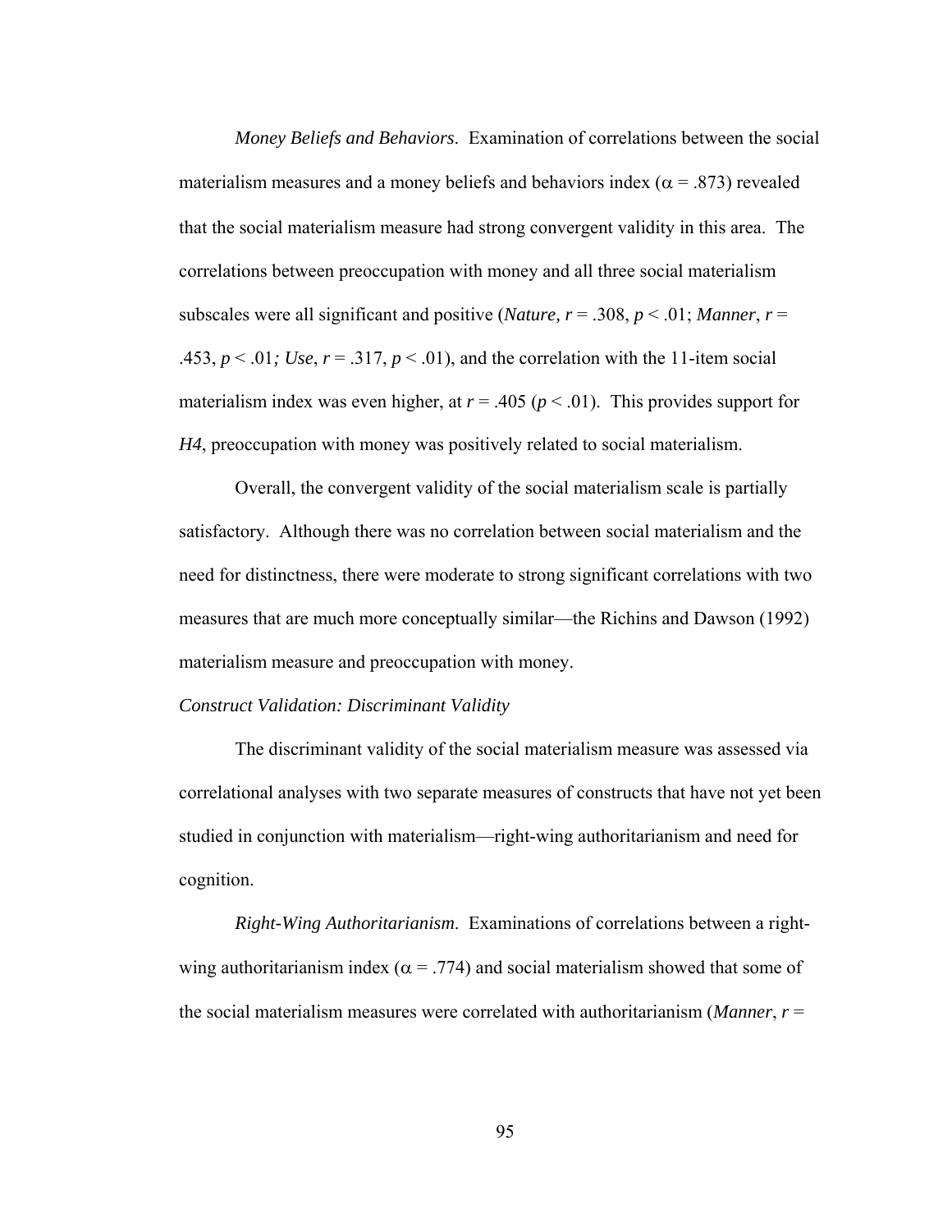*Money Beliefs and Behaviors*. Examination of correlations between the social materialism measures and a money beliefs and behaviors index ($\alpha = .873$) revealed that the social materialism measure had strong convergent validity in this area. The correlations between preoccupation with money and all three social materialism subscales were all significant and positive (*Nature*, $r = .308$, $p < .01$; *Manner*, $r = .453$, $p < .01$; *Use*, $r = .317$, $p < .01$), and the correlation with the 11-item social materialism index was even higher, at $r = .405$ ($p < .01$). This provides support for *H4*, preoccupation with money was positively related to social materialism.

Overall, the convergent validity of the social materialism scale is partially satisfactory. Although there was no correlation between social materialism and the need for distinctness, there were moderate to strong significant correlations with two measures that are much more conceptually similar—the Richins and Dawson (1992) materialism measure and preoccupation with money.

*Construct Validation: Discriminant Validity*

The discriminant validity of the social materialism measure was assessed via correlational analyses with two separate measures of constructs that have not yet been studied in conjunction with materialism—right-wing authoritarianism and need for cognition.

*Right-Wing Authoritarianism*. Examinations of correlations between a right-wing authoritarianism index ($\alpha = .774$) and social materialism showed that some of the social materialism measures were correlated with authoritarianism (*Manner*, $r =$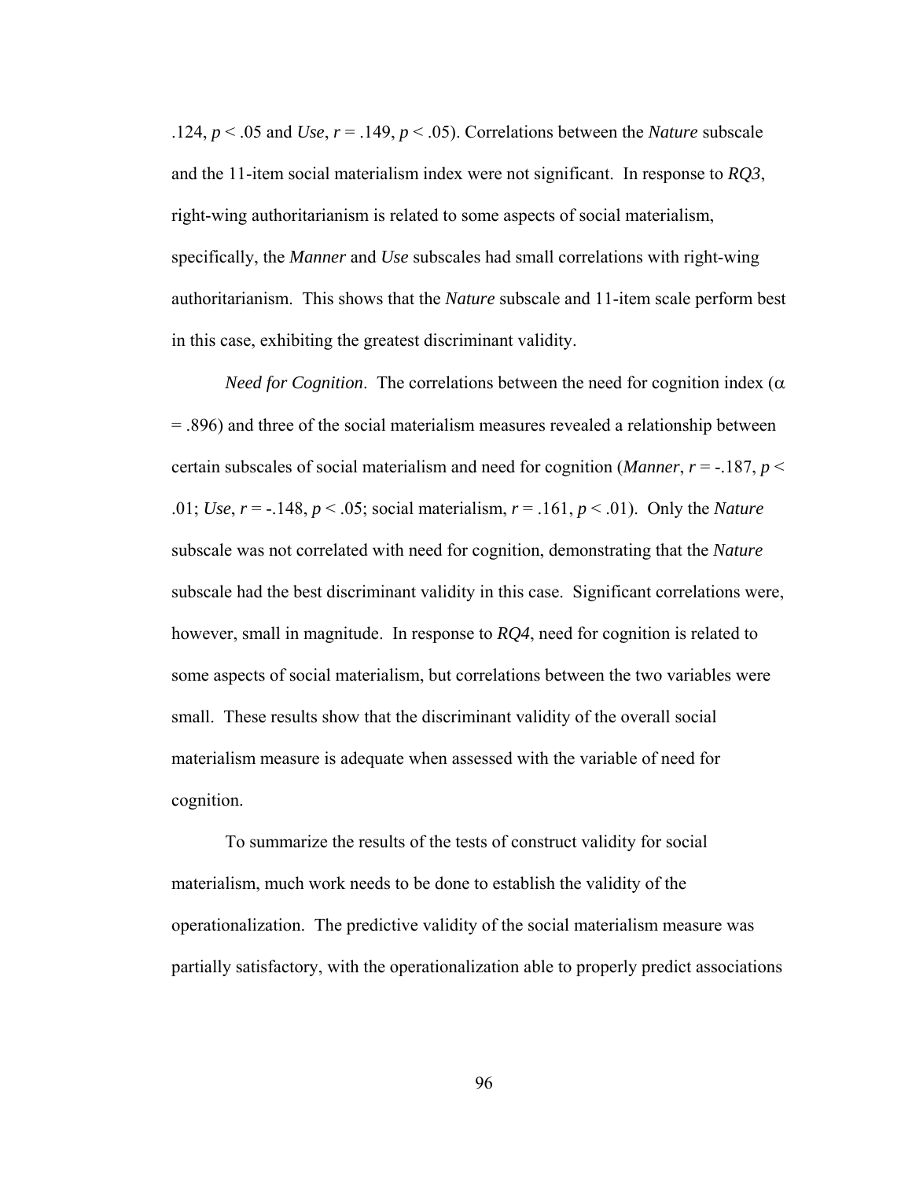.124, $p < .05$ and *Use*, $r = .149$, $p < .05$). Correlations between the *Nature* subscale and the 11-item social materialism index were not significant. In response to *RQ3*, right-wing authoritarianism is related to some aspects of social materialism, specifically, the *Manner* and *Use* subscales had small correlations with right-wing authoritarianism. This shows that the *Nature* subscale and 11-item scale perform best in this case, exhibiting the greatest discriminant validity.

*Need for Cognition*. The correlations between the need for cognition index ($\alpha = .896$) and three of the social materialism measures revealed a relationship between certain subscales of social materialism and need for cognition (*Manner*, $r = -.187$, $p < .01$; *Use*, $r = -.148$, $p < .05$; social materialism, $r = .161$, $p < .01$). Only the *Nature* subscale was not correlated with need for cognition, demonstrating that the *Nature* subscale had the best discriminant validity in this case. Significant correlations were, however, small in magnitude. In response to *RQ4*, need for cognition is related to some aspects of social materialism, but correlations between the two variables were small. These results show that the discriminant validity of the overall social materialism measure is adequate when assessed with the variable of need for cognition.

To summarize the results of the tests of construct validity for social materialism, much work needs to be done to establish the validity of the operationalization. The predictive validity of the social materialism measure was partially satisfactory, with the operationalization able to properly predict associations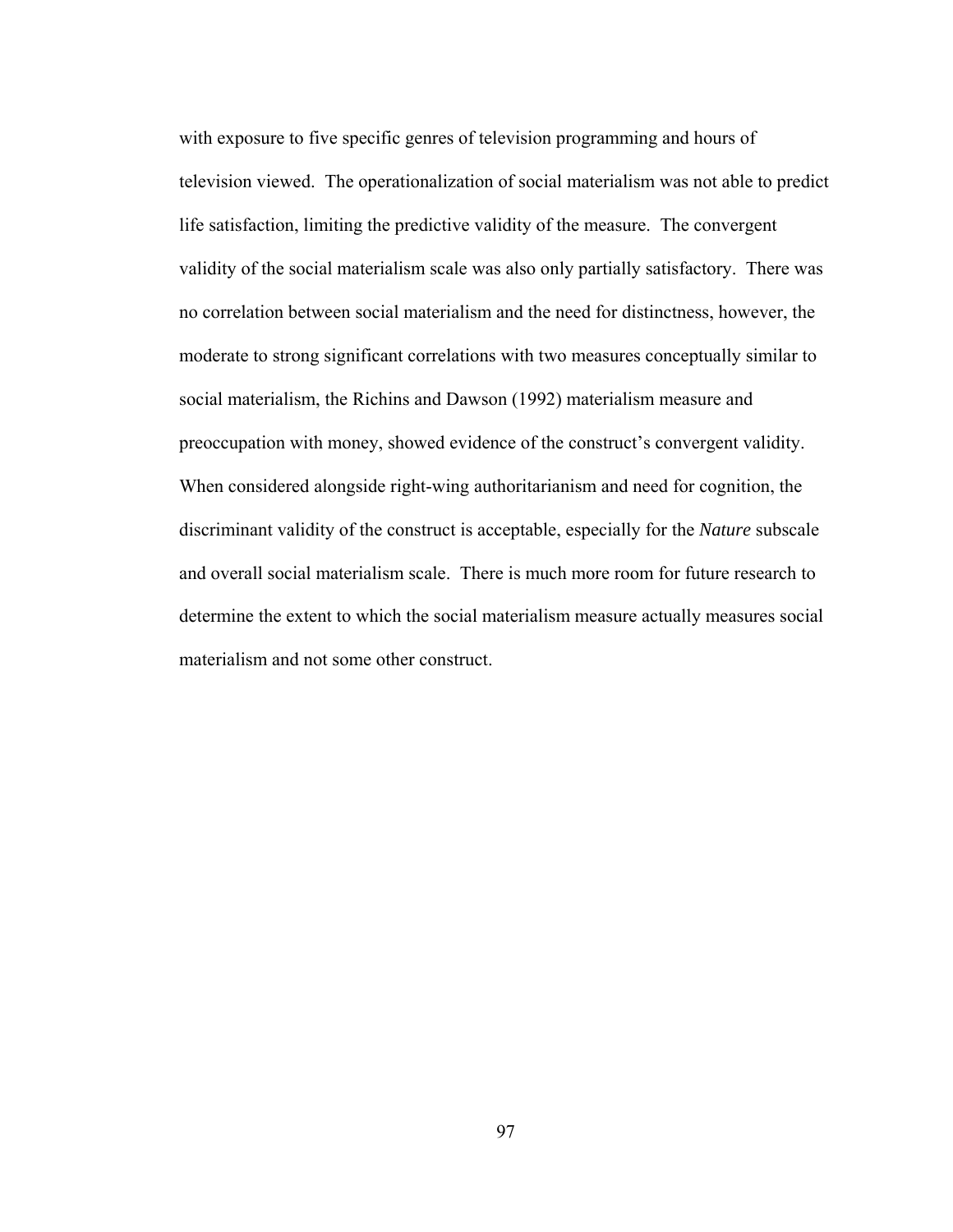with exposure to five specific genres of television programming and hours of television viewed. The operationalization of social materialism was not able to predict life satisfaction, limiting the predictive validity of the measure. The convergent validity of the social materialism scale was also only partially satisfactory. There was no correlation between social materialism and the need for distinctness, however, the moderate to strong significant correlations with two measures conceptually similar to social materialism, the Richins and Dawson (1992) materialism measure and preoccupation with money, showed evidence of the construct's convergent validity. When considered alongside right-wing authoritarianism and need for cognition, the discriminant validity of the construct is acceptable, especially for the *Nature* subscale and overall social materialism scale. There is much more room for future research to determine the extent to which the social materialism measure actually measures social materialism and not some other construct.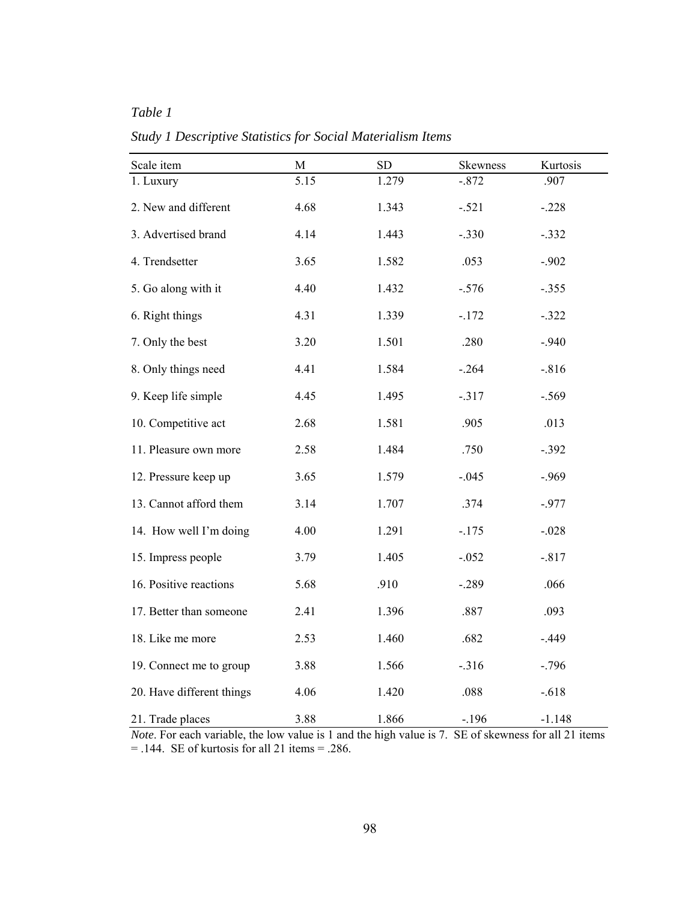*Table 1*

*Study 1 Descriptive Statistics for Social Materialism Items*

| Scale item | M | SD | Skewness | Kurtosis |
|---|---|---|---|---|
| 1. Luxury | 5.15 | 1.279 | -.872 | .907 |
| 2. New and different | 4.68 | 1.343 | -.521 | -.228 |
| 3. Advertised brand | 4.14 | 1.443 | -.330 | -.332 |
| 4. Trendsetter | 3.65 | 1.582 | .053 | -.902 |
| 5. Go along with it | 4.40 | 1.432 | -.576 | -.355 |
| 6. Right things | 4.31 | 1.339 | -.172 | -.322 |
| 7. Only the best | 3.20 | 1.501 | .280 | -.940 |
| 8. Only things need | 4.41 | 1.584 | -.264 | -.816 |
| 9. Keep life simple | 4.45 | 1.495 | -.317 | -.569 |
| 10. Competitive act | 2.68 | 1.581 | .905 | .013 |
| 11. Pleasure own more | 2.58 | 1.484 | .750 | -.392 |
| 12. Pressure keep up | 3.65 | 1.579 | -.045 | -.969 |
| 13. Cannot afford them | 3.14 | 1.707 | .374 | -.977 |
| 14. How well I'm doing | 4.00 | 1.291 | -.175 | -.028 |
| 15. Impress people | 3.79 | 1.405 | -.052 | -.817 |
| 16. Positive reactions | 5.68 | .910 | -.289 | .066 |
| 17. Better than someone | 2.41 | 1.396 | .887 | .093 |
| 18. Like me more | 2.53 | 1.460 | .682 | -.449 |
| 19. Connect me to group | 3.88 | 1.566 | -.316 | -.796 |
| 20. Have different things | 4.06 | 1.420 | .088 | -.618 |
| 21. Trade places | 3.88 | 1.866 | -.196 | -1.148 |

*Note*. For each variable, the low value is 1 and the high value is 7. SE of skewness for all 21 items = .144. SE of kurtosis for all 21 items = .286.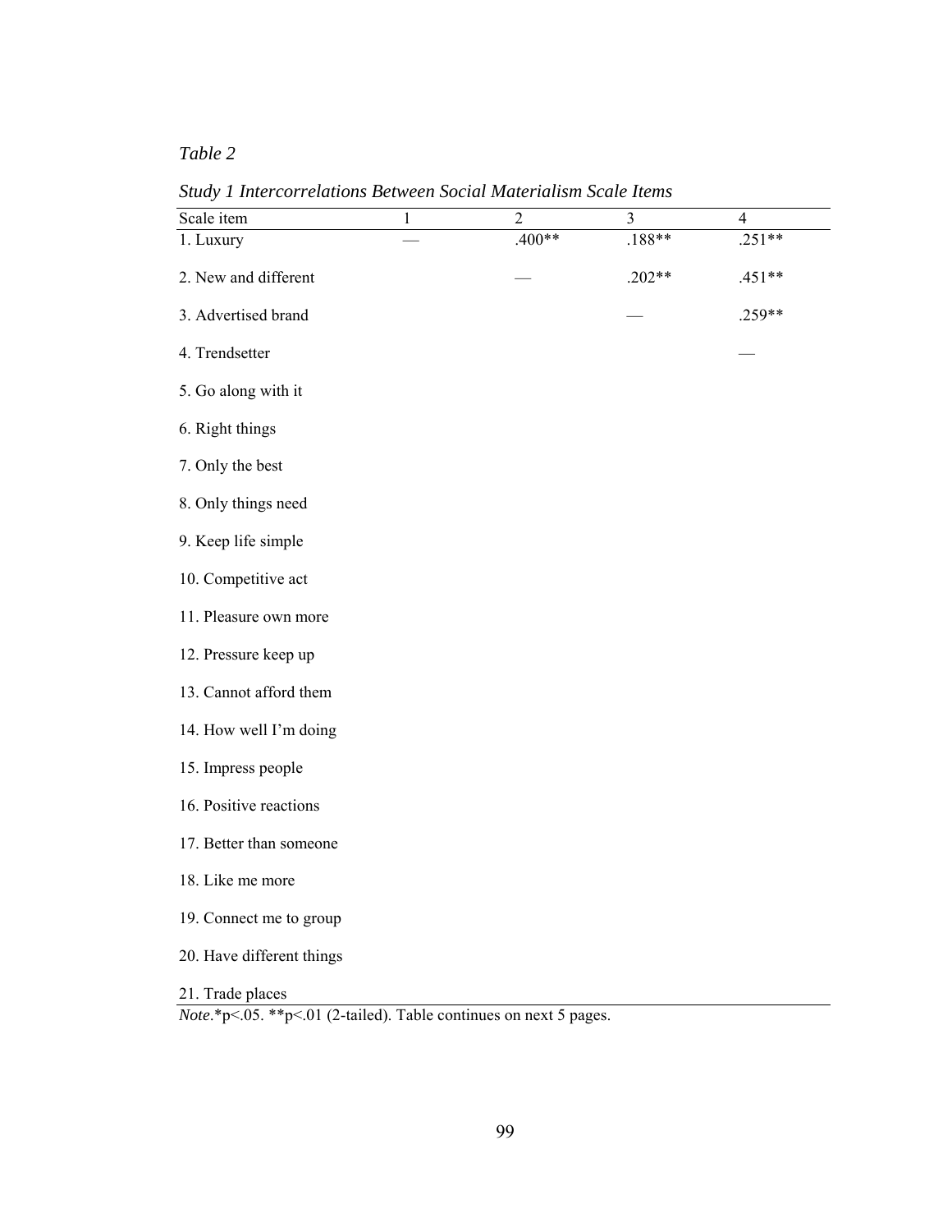*Table 2*

*Study 1 Intercorrelations Between Social Materialism Scale Items*

| Scale item | 1 | 2 | 3 | 4 |
|---|---|---|---|---|
| 1. Luxury | — | .400** | .188** | .251** |
| 2. New and different | | — | .202** | .451** |
| 3. Advertised brand | | | — | .259** |
| 4. Trendsetter | | | | — |
| 5. Go along with it | | | | |
| 6. Right things | | | | |
| 7. Only the best | | | | |
| 8. Only things need | | | | |
| 9. Keep life simple | | | | |
| 10. Competitive act | | | | |
| 11. Pleasure own more | | | | |
| 12. Pressure keep up | | | | |
| 13. Cannot afford them | | | | |
| 14. How well I'm doing | | | | |
| 15. Impress people | | | | |
| 16. Positive reactions | | | | |
| 17. Better than someone | | | | |
| 18. Like me more | | | | |
| 19. Connect me to group | | | | |
| 20. Have different things | | | | |
| 21. Trade places | | | | |

*Note.**p<.05. **p<.01 (2-tailed). Table continues on next 5 pages.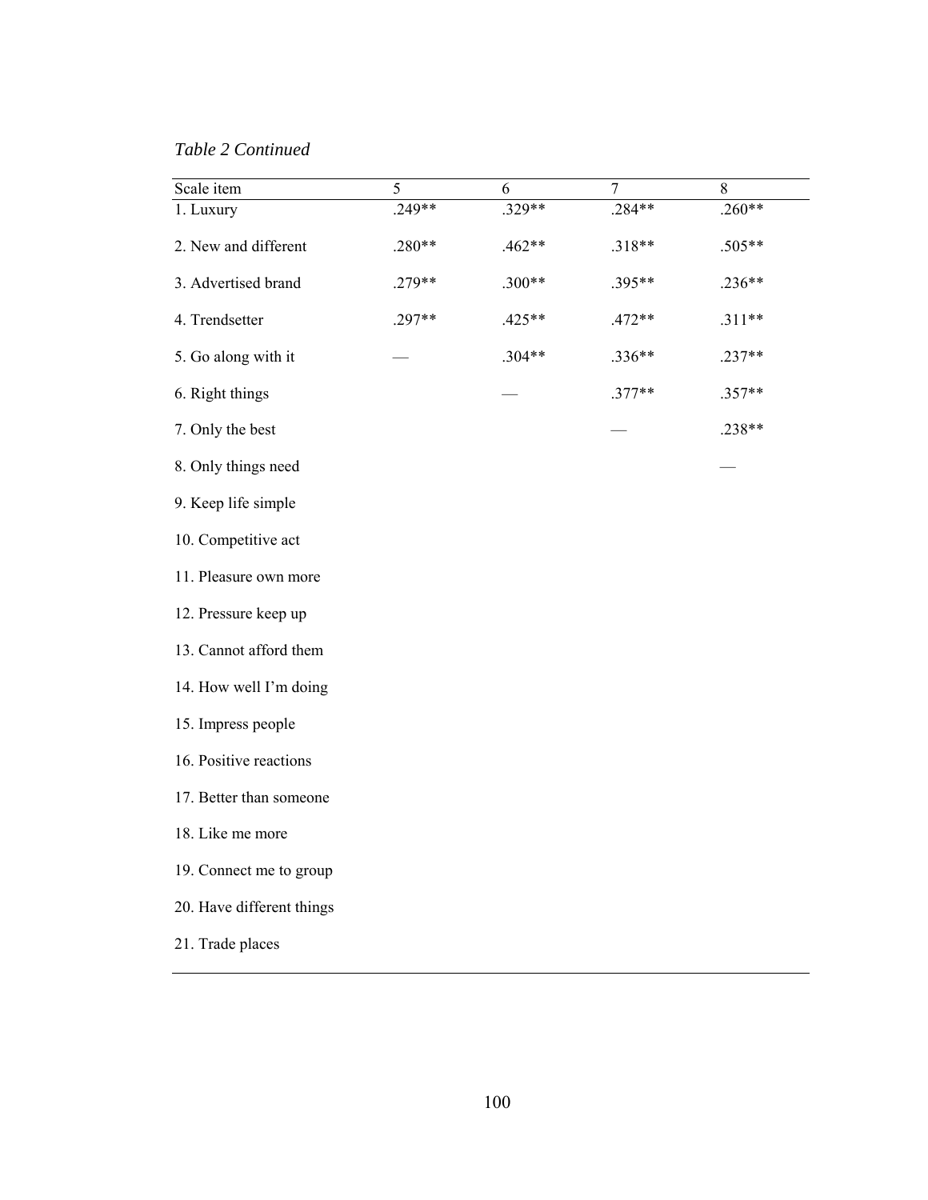*Table 2 Continued*

| Scale item | 5 | 6 | 7 | 8 |
|---|---|---|---|---|
| 1. Luxury | .249** | .329** | .284** | .260** |
| 2. New and different | .280** | .462** | .318** | .505** |
| 3. Advertised brand | .279** | .300** | .395** | .236** |
| 4. Trendsetter | .297** | .425** | .472** | .311** |
| 5. Go along with it | — | .304** | .336** | .237** |
| 6. Right things | | — | .377** | .357** |
| 7. Only the best | | | — | .238** |
| 8. Only things need | | | | — |
| 9. Keep life simple | | | | |
| 10. Competitive act | | | | |
| 11. Pleasure own more | | | | |
| 12. Pressure keep up | | | | |
| 13. Cannot afford them | | | | |
| 14. How well I'm doing | | | | |
| 15. Impress people | | | | |
| 16. Positive reactions | | | | |
| 17. Better than someone | | | | |
| 18. Like me more | | | | |
| 19. Connect me to group | | | | |
| 20. Have different things | | | | |
| 21. Trade places | | | | |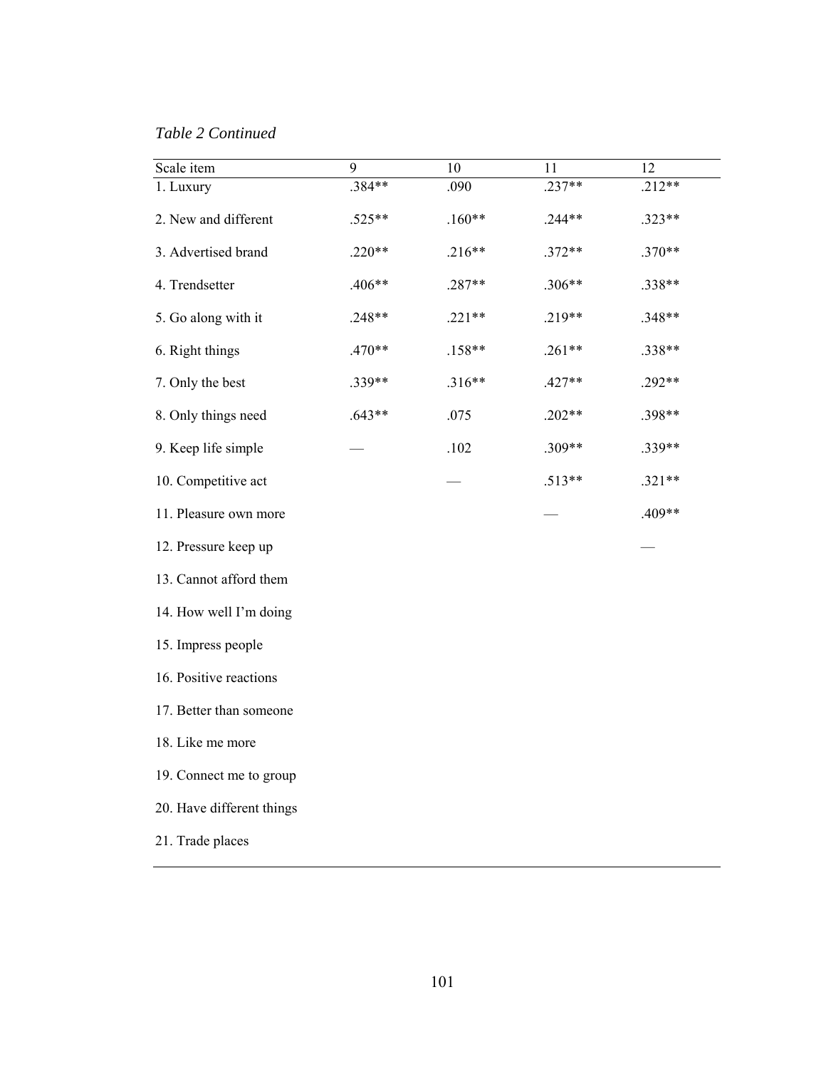*Table 2 Continued*

| Scale item | 9 | 10 | 11 | 12 |
|---|---|---|---|---|
| 1. Luxury | .384** | .090 | .237** | .212** |
| 2. New and different | .525** | .160** | .244** | .323** |
| 3. Advertised brand | .220** | .216** | .372** | .370** |
| 4. Trendsetter | .406** | .287** | .306** | .338** |
| 5. Go along with it | .248** | .221** | .219** | .348** |
| 6. Right things | .470** | .158** | .261** | .338** |
| 7. Only the best | .339** | .316** | .427** | .292** |
| 8. Only things need | .643** | .075 | .202** | .398** |
| 9. Keep life simple | — | .102 | .309** | .339** |
| 10. Competitive act | | — | .513** | .321** |
| 11. Pleasure own more | | | — | .409** |
| 12. Pressure keep up | | | | — |
| 13. Cannot afford them | | | | |
| 14. How well I'm doing | | | | |
| 15. Impress people | | | | |
| 16. Positive reactions | | | | |
| 17. Better than someone | | | | |
| 18. Like me more | | | | |
| 19. Connect me to group | | | | |
| 20. Have different things | | | | |
| 21. Trade places | | | | |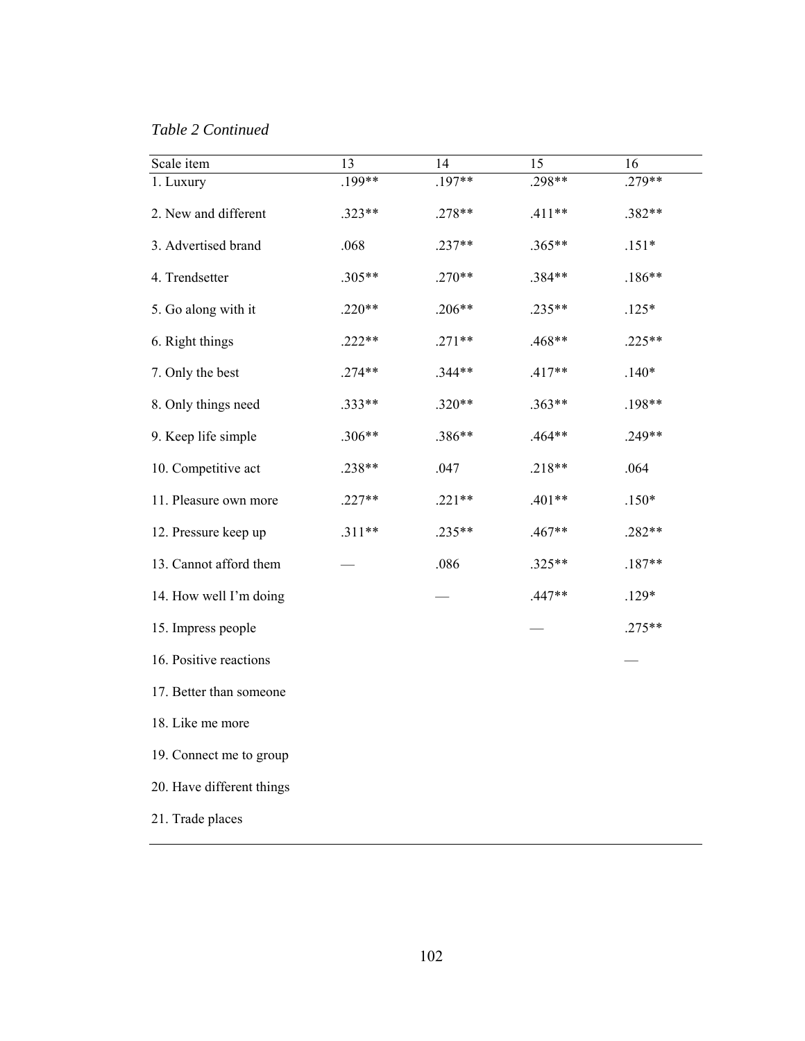*Table 2 Continued*

| Scale item | 13 | 14 | 15 | 16 |
|---|---|---|---|---|
| 1. Luxury | .199** | .197** | .298** | .279** |
| 2. New and different | .323** | .278** | .411** | .382** |
| 3. Advertised brand | .068 | .237** | .365** | .151* |
| 4. Trendsetter | .305** | .270** | .384** | .186** |
| 5. Go along with it | .220** | .206** | .235** | .125* |
| 6. Right things | .222** | .271** | .468** | .225** |
| 7. Only the best | .274** | .344** | .417** | .140* |
| 8. Only things need | .333** | .320** | .363** | .198** |
| 9. Keep life simple | .306** | .386** | .464** | .249** |
| 10. Competitive act | .238** | .047 | .218** | .064 |
| 11. Pleasure own more | .227** | .221** | .401** | .150* |
| 12. Pressure keep up | .311** | .235** | .467** | .282** |
| 13. Cannot afford them | — | .086 | .325** | .187** |
| 14. How well I'm doing | | — | .447** | .129* |
| 15. Impress people | | | — | .275** |
| 16. Positive reactions | | | | — |
| 17. Better than someone | | | | |
| 18. Like me more | | | | |
| 19. Connect me to group | | | | |
| 20. Have different things | | | | |
| 21. Trade places | | | | |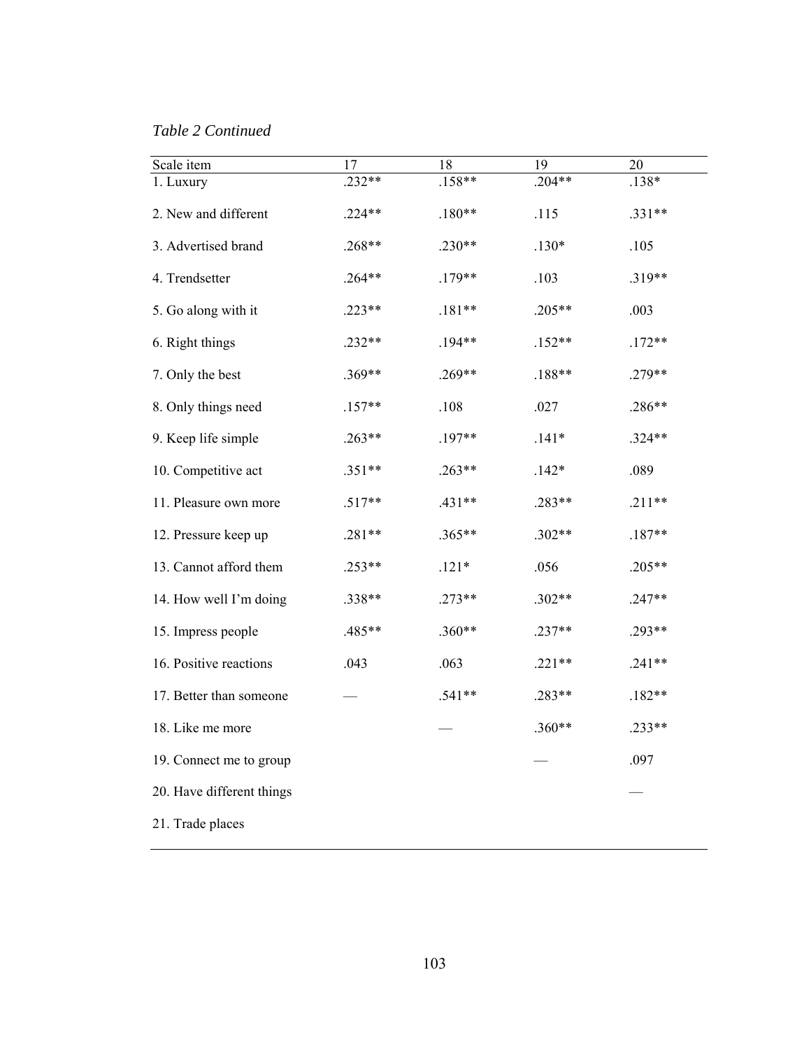*Table 2 Continued*

| Scale item | 17 | 18 | 19 | 20 |
|---|---|---|---|---|
| 1. Luxury | .232** | .158** | .204** | .138* |
| 2. New and different | .224** | .180** | .115 | .331** |
| 3. Advertised brand | .268** | .230** | .130* | .105 |
| 4. Trendsetter | .264** | .179** | .103 | .319** |
| 5. Go along with it | .223** | .181** | .205** | .003 |
| 6. Right things | .232** | .194** | .152** | .172** |
| 7. Only the best | .369** | .269** | .188** | .279** |
| 8. Only things need | .157** | .108 | .027 | .286** |
| 9. Keep life simple | .263** | .197** | .141* | .324** |
| 10. Competitive act | .351** | .263** | .142* | .089 |
| 11. Pleasure own more | .517** | .431** | .283** | .211** |
| 12. Pressure keep up | .281** | .365** | .302** | .187** |
| 13. Cannot afford them | .253** | .121* | .056 | .205** |
| 14. How well I'm doing | .338** | .273** | .302** | .247** |
| 15. Impress people | .485** | .360** | .237** | .293** |
| 16. Positive reactions | .043 | .063 | .221** | .241** |
| 17. Better than someone | — | .541** | .283** | .182** |
| 18. Like me more | | — | .360** | .233** |
| 19. Connect me to group | | | — | .097 |
| 20. Have different things | | | | — |
| 21. Trade places | | | | |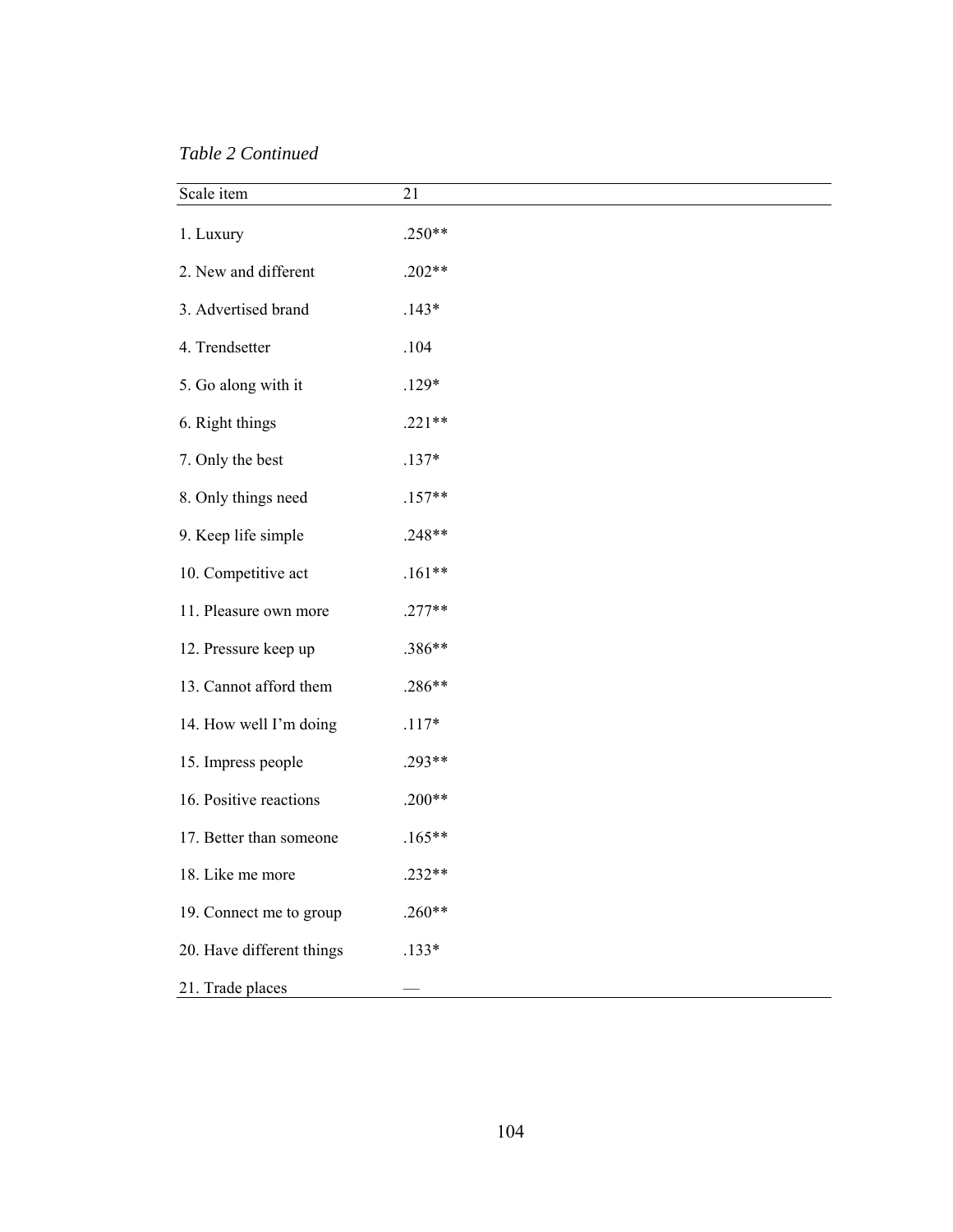*Table 2 Continued*

| Scale item | 21 |
| --- | --- |
| 1. Luxury | .250** |
| 2. New and different | .202** |
| 3. Advertised brand | .143* |
| 4. Trendsetter | .104 |
| 5. Go along with it | .129* |
| 6. Right things | .221** |
| 7. Only the best | .137* |
| 8. Only things need | .157** |
| 9. Keep life simple | .248** |
| 10. Competitive act | .161** |
| 11. Pleasure own more | .277** |
| 12. Pressure keep up | .386** |
| 13. Cannot afford them | .286** |
| 14. How well I'm doing | .117* |
| 15. Impress people | .293** |
| 16. Positive reactions | .200** |
| 17. Better than someone | .165** |
| 18. Like me more | .232** |
| 19. Connect me to group | .260** |
| 20. Have different things | .133* |
| 21. Trade places | — |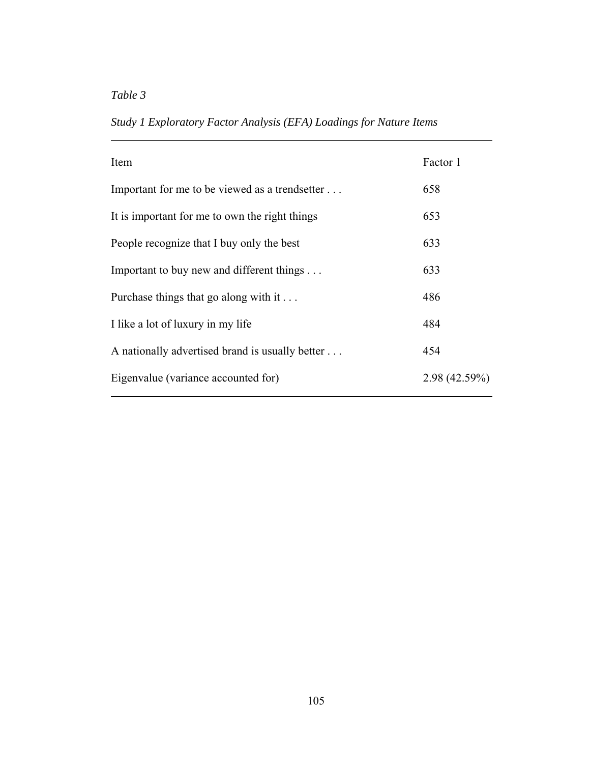*Table 3*

*Study 1 Exploratory Factor Analysis (EFA) Loadings for Nature Items*

| Item | Factor 1 |
|---|---|
| Important for me to be viewed as a trendsetter . . . | 658 |
| It is important for me to own the right things | 653 |
| People recognize that I buy only the best | 633 |
| Important to buy new and different things . . . | 633 |
| Purchase things that go along with it . . . | 486 |
| I like a lot of luxury in my life | 484 |
| A nationally advertised brand is usually better . . . | 454 |
| Eigenvalue (variance accounted for) | 2.98 (42.59%) |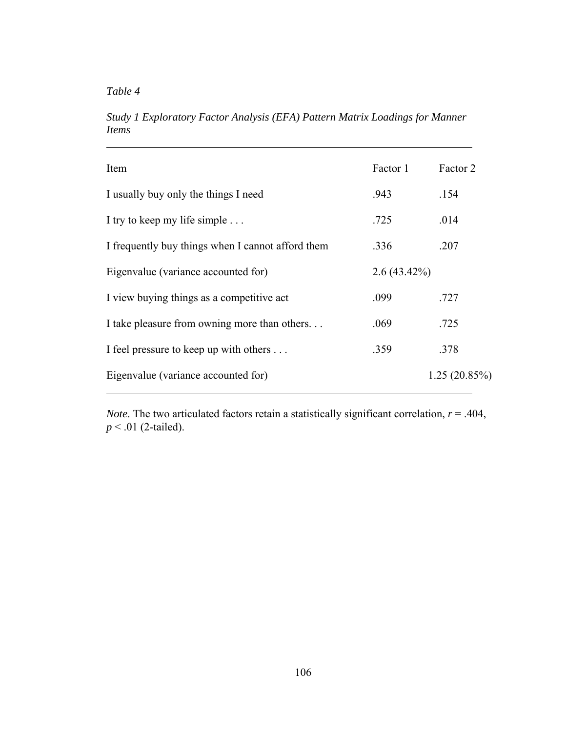*Table 4*

*Study 1 Exploratory Factor Analysis (EFA) Pattern Matrix Loadings for Manner Items*

| Item | Factor 1 | Factor 2 |
|---|---|---|
| I usually buy only the things I need | .943 | .154 |
| I try to keep my life simple . . . | .725 | .014 |
| I frequently buy things when I cannot afford them | .336 | .207 |
| Eigenvalue (variance accounted for) | 2.6 (43.42%) | |
| I view buying things as a competitive act | .099 | .727 |
| I take pleasure from owning more than others. . . | .069 | .725 |
| I feel pressure to keep up with others . . . | .359 | .378 |
| Eigenvalue (variance accounted for) | | 1.25 (20.85%) |

*Note*. The two articulated factors retain a statistically significant correlation, $r = .404$, $p < .01$ (2-tailed).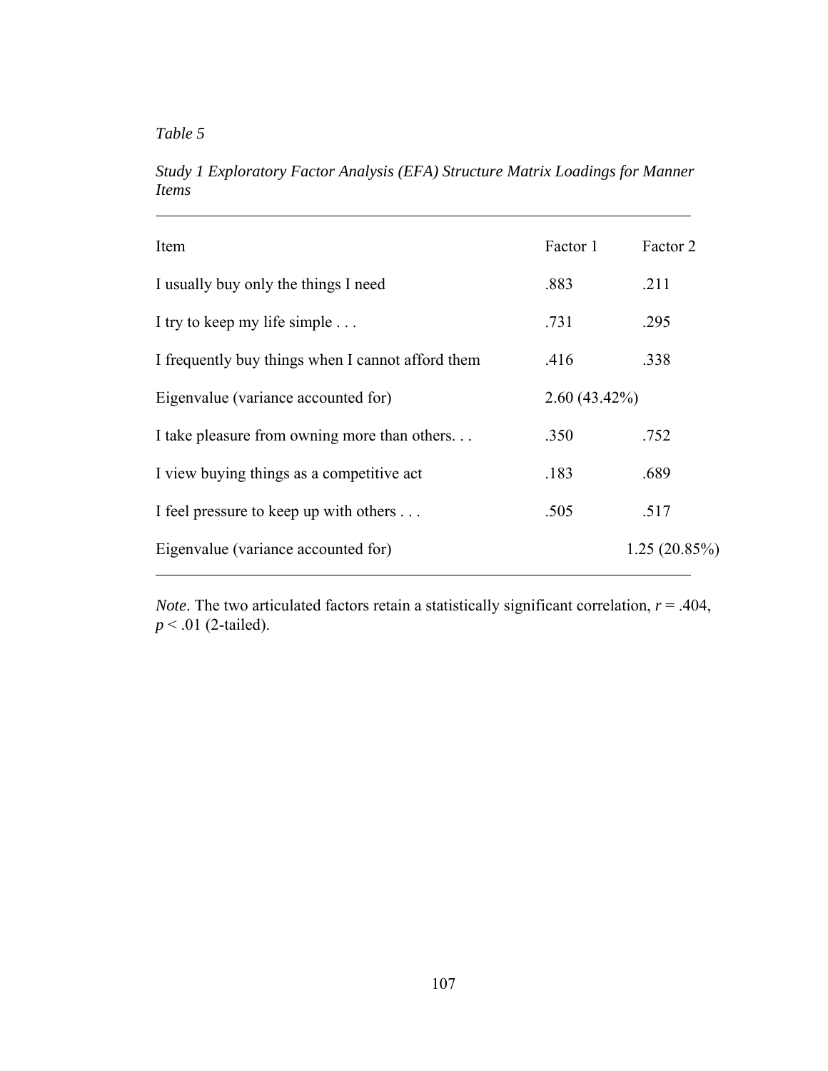*Table 5*

*Study 1 Exploratory Factor Analysis (EFA) Structure Matrix Loadings for Manner Items*

| Item | Factor 1 | Factor 2 |
|---|---|---|
| I usually buy only the things I need | .883 | .211 |
| I try to keep my life simple . . . | .731 | .295 |
| I frequently buy things when I cannot afford them | .416 | .338 |
| Eigenvalue (variance accounted for) | 2.60 (43.42%) | |
| I take pleasure from owning more than others. . . | .350 | .752 |
| I view buying things as a competitive act | .183 | .689 |
| I feel pressure to keep up with others . . . | .505 | .517 |
| Eigenvalue (variance accounted for) | | 1.25 (20.85%) |

*Note*. The two articulated factors retain a statistically significant correlation, $r = .404$, $p < .01$ (2-tailed).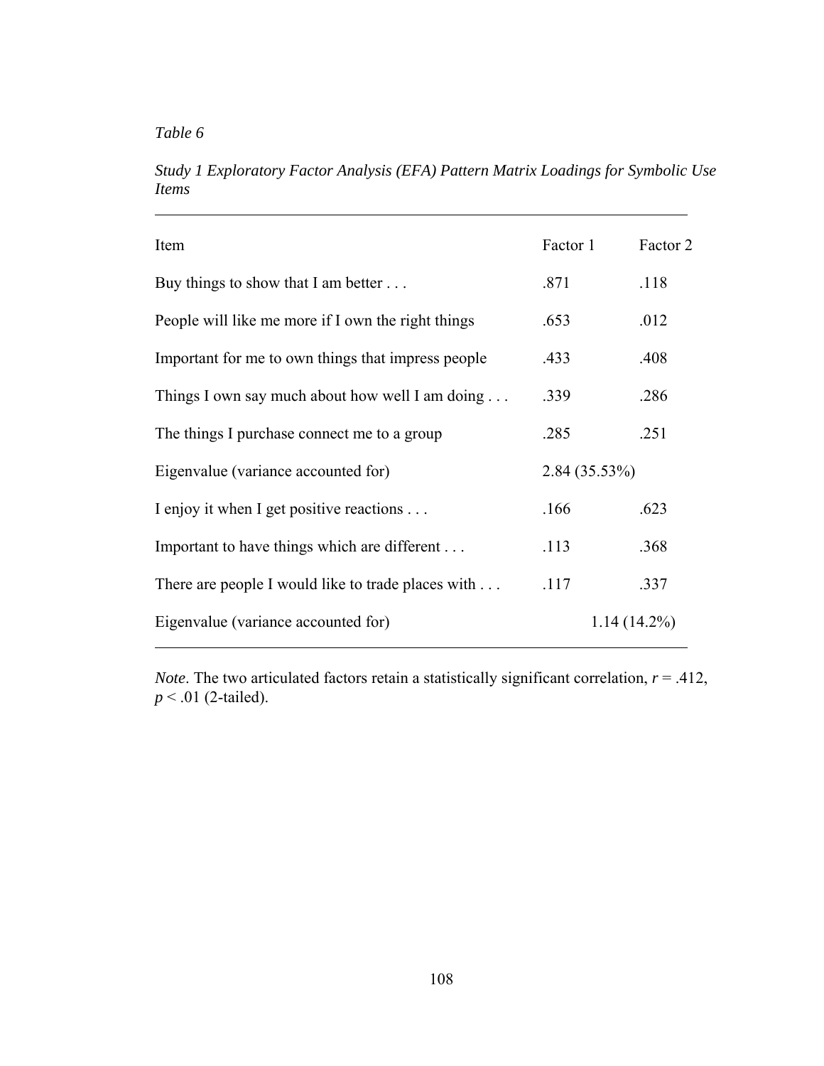*Table 6*

*Study 1 Exploratory Factor Analysis (EFA) Pattern Matrix Loadings for Symbolic Use Items*

| Item | Factor 1 | Factor 2 |
|---|---|---|
| Buy things to show that I am better . . . | .871 | .118 |
| People will like me more if I own the right things | .653 | .012 |
| Important for me to own things that impress people | .433 | .408 |
| Things I own say much about how well I am doing . . . | .339 | .286 |
| The things I purchase connect me to a group | .285 | .251 |
| Eigenvalue (variance accounted for) | 2.84 (35.53%) | |
| I enjoy it when I get positive reactions . . . | .166 | .623 |
| Important to have things which are different . . . | .113 | .368 |
| There are people I would like to trade places with . . . | .117 | .337 |
| Eigenvalue (variance accounted for) | | 1.14 (14.2%) |

*Note*. The two articulated factors retain a statistically significant correlation, $r = .412$, $p < .01$ (2-tailed).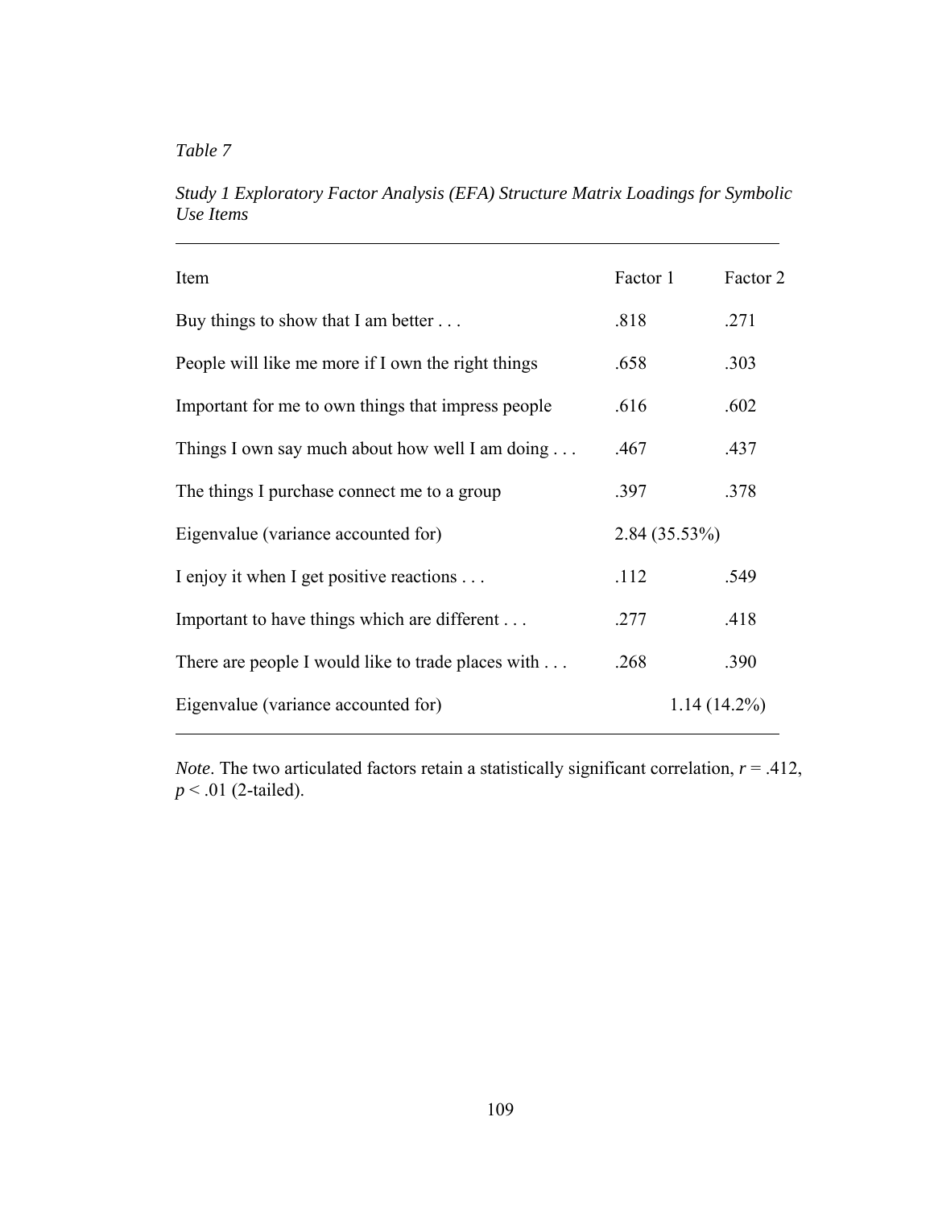*Table 7*

*Study 1 Exploratory Factor Analysis (EFA) Structure Matrix Loadings for Symbolic Use Items*

| Item | Factor 1 | Factor 2 |
|---|---|---|
| Buy things to show that I am better . . . | .818 | .271 |
| People will like me more if I own the right things | .658 | .303 |
| Important for me to own things that impress people | .616 | .602 |
| Things I own say much about how well I am doing . . . | .467 | .437 |
| The things I purchase connect me to a group | .397 | .378 |
| Eigenvalue (variance accounted for) | 2.84 (35.53%) | |
| I enjoy it when I get positive reactions . . . | .112 | .549 |
| Important to have things which are different . . . | .277 | .418 |
| There are people I would like to trade places with . . . | .268 | .390 |
| Eigenvalue (variance accounted for) | | 1.14 (14.2%) |

*Note*. The two articulated factors retain a statistically significant correlation, $r = .412$, $p < .01$ (2-tailed).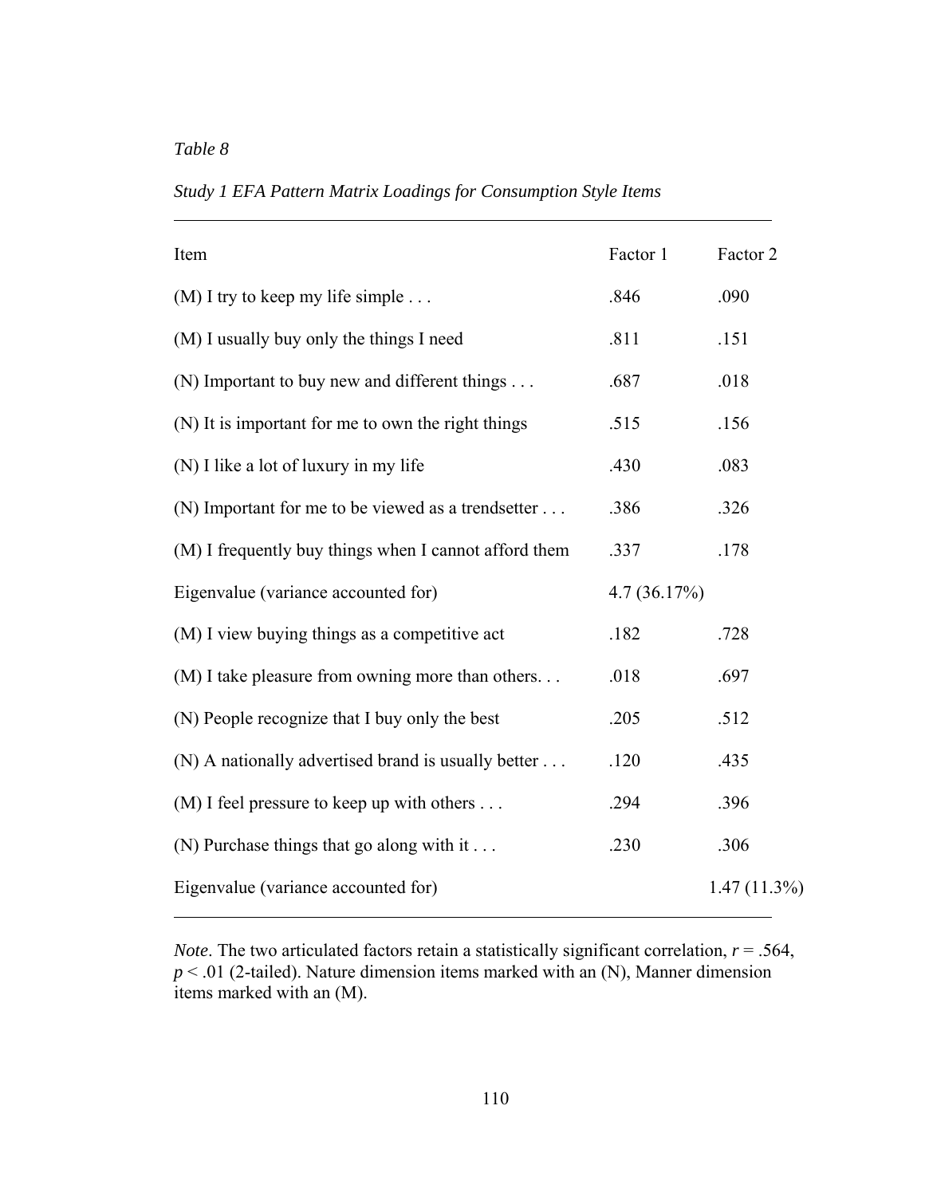*Table 8*

*Study 1 EFA Pattern Matrix Loadings for Consumption Style Items*

| Item | Factor 1 | Factor 2 |
|---|---|---|
| (M) I try to keep my life simple . . . | .846 | .090 |
| (M) I usually buy only the things I need | .811 | .151 |
| (N) Important to buy new and different things . . . | .687 | .018 |
| (N) It is important for me to own the right things | .515 | .156 |
| (N) I like a lot of luxury in my life | .430 | .083 |
| (N) Important for me to be viewed as a trendsetter . . . | .386 | .326 |
| (M) I frequently buy things when I cannot afford them | .337 | .178 |
| Eigenvalue (variance accounted for) | 4.7 (36.17%) | |
| (M) I view buying things as a competitive act | .182 | .728 |
| (M) I take pleasure from owning more than others. . . | .018 | .697 |
| (N) People recognize that I buy only the best | .205 | .512 |
| (N) A nationally advertised brand is usually better . . . | .120 | .435 |
| (M) I feel pressure to keep up with others . . . | .294 | .396 |
| (N) Purchase things that go along with it . . . | .230 | .306 |
| Eigenvalue (variance accounted for) | | 1.47 (11.3%) |

*Note*. The two articulated factors retain a statistically significant correlation, $r = .564$, $p < .01$ (2-tailed). Nature dimension items marked with an (N), Manner dimension items marked with an (M).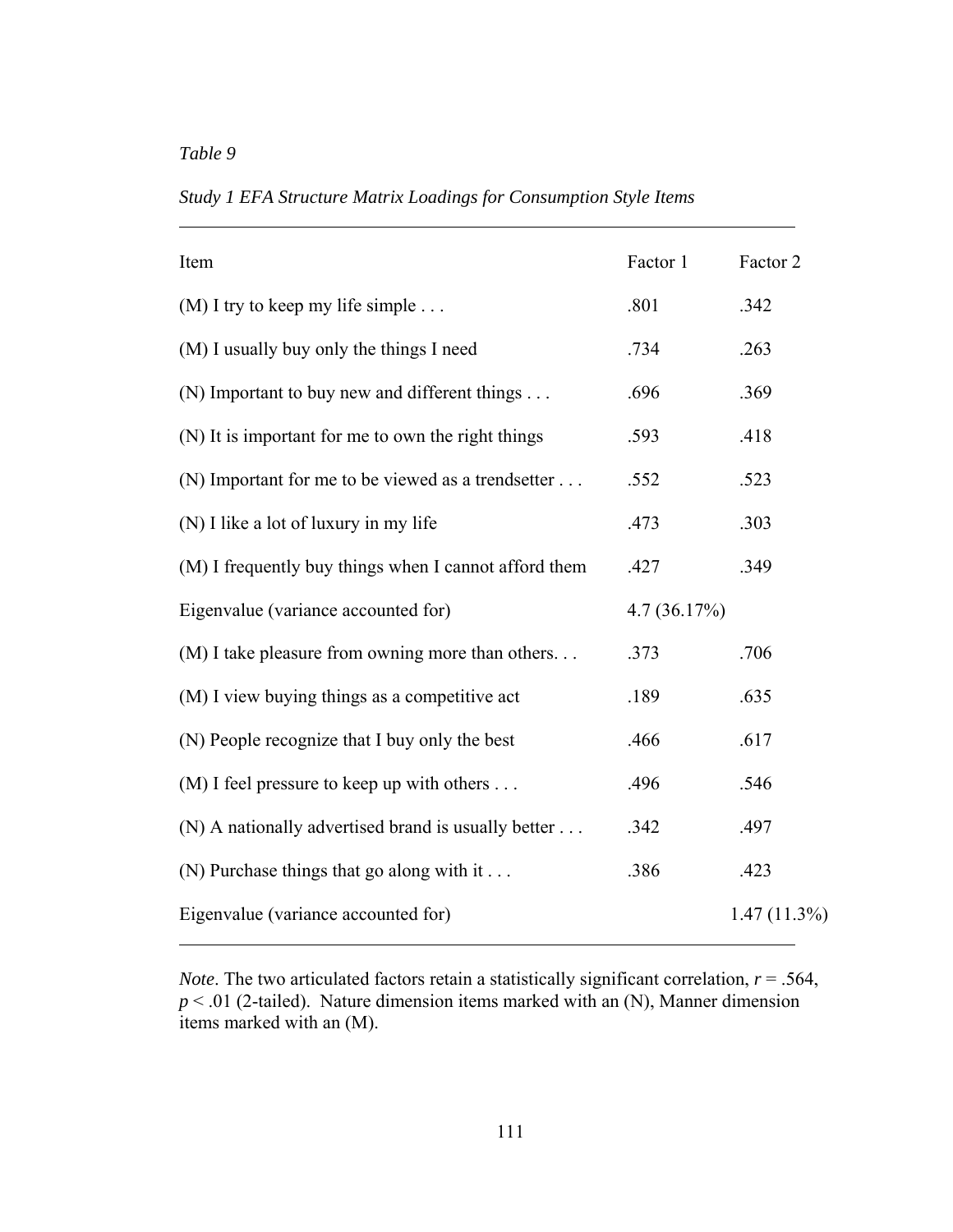*Table 9*

*Study 1 EFA Structure Matrix Loadings for Consumption Style Items*

| Item | Factor 1 | Factor 2 |
|---|---|---|
| (M) I try to keep my life simple . . . | .801 | .342 |
| (M) I usually buy only the things I need | .734 | .263 |
| (N) Important to buy new and different things . . . | .696 | .369 |
| (N) It is important for me to own the right things | .593 | .418 |
| (N) Important for me to be viewed as a trendsetter . . . | .552 | .523 |
| (N) I like a lot of luxury in my life | .473 | .303 |
| (M) I frequently buy things when I cannot afford them | .427 | .349 |
| Eigenvalue (variance accounted for) | 4.7 (36.17%) | |
| (M) I take pleasure from owning more than others. . . | .373 | .706 |
| (M) I view buying things as a competitive act | .189 | .635 |
| (N) People recognize that I buy only the best | .466 | .617 |
| (M) I feel pressure to keep up with others . . . | .496 | .546 |
| (N) A nationally advertised brand is usually better . . . | .342 | .497 |
| (N) Purchase things that go along with it . . . | .386 | .423 |
| Eigenvalue (variance accounted for) | | 1.47 (11.3%) |

*Note*. The two articulated factors retain a statistically significant correlation, $r = .564$, $p < .01$ (2-tailed). Nature dimension items marked with an (N), Manner dimension items marked with an (M).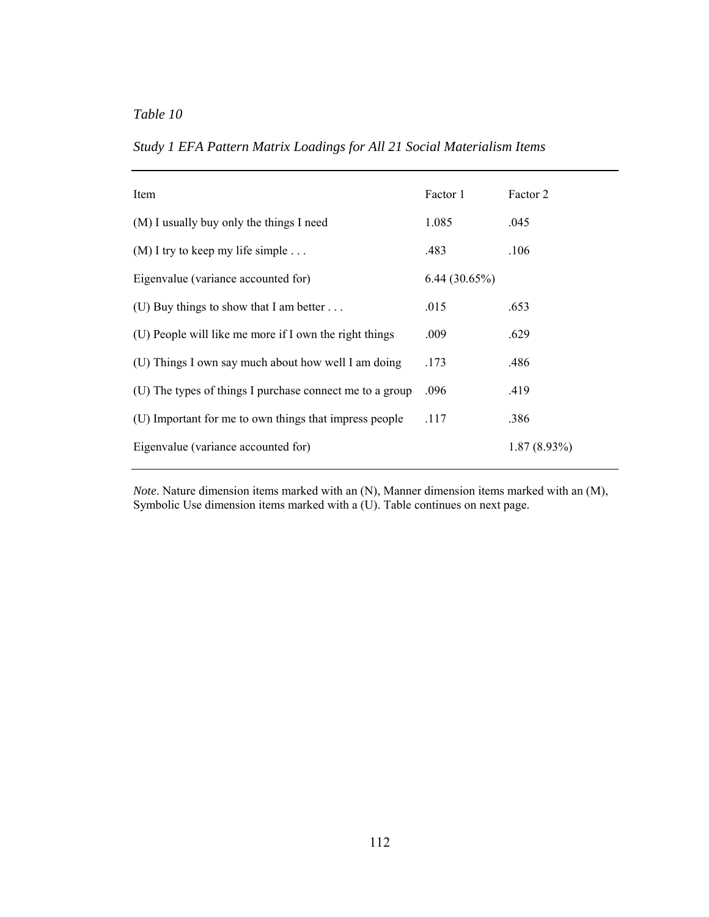*Table 10*

*Study 1 EFA Pattern Matrix Loadings for All 21 Social Materialism Items*

| Item | Factor 1 | Factor 2 |
|---|---|---|
| (M) I usually buy only the things I need | 1.085 | .045 |
| (M) I try to keep my life simple . . . | .483 | .106 |
| Eigenvalue (variance accounted for) | 6.44 (30.65%) | |
| (U) Buy things to show that I am better . . . | .015 | .653 |
| (U) People will like me more if I own the right things | .009 | .629 |
| (U) Things I own say much about how well I am doing | .173 | .486 |
| (U) The types of things I purchase connect me to a group | .096 | .419 |
| (U) Important for me to own things that impress people | .117 | .386 |
| Eigenvalue (variance accounted for) | | 1.87 (8.93%) |

*Note*. Nature dimension items marked with an (N), Manner dimension items marked with an (M), Symbolic Use dimension items marked with a (U). Table continues on next page.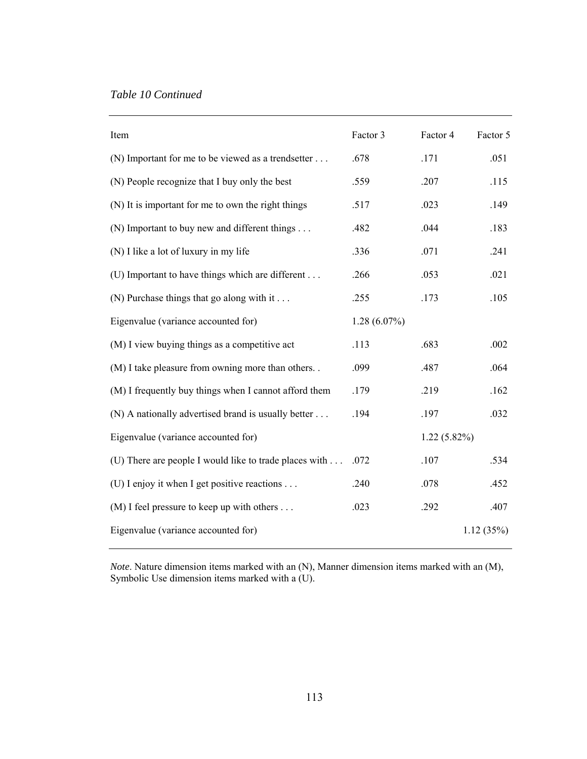*Table 10 Continued*

| Item | Factor 3 | Factor 4 | Factor 5 |
|---|---|---|---|
| (N) Important for me to be viewed as a trendsetter . . . | .678 | .171 | .051 |
| (N) People recognize that I buy only the best | .559 | .207 | .115 |
| (N) It is important for me to own the right things | .517 | .023 | .149 |
| (N) Important to buy new and different things . . . | .482 | .044 | .183 |
| (N) I like a lot of luxury in my life | .336 | .071 | .241 |
| (U) Important to have things which are different . . . | .266 | .053 | .021 |
| (N) Purchase things that go along with it . . . | .255 | .173 | .105 |
| Eigenvalue (variance accounted for) | 1.28 (6.07%) | | |
| (M) I view buying things as a competitive act | .113 | .683 | .002 |
| (M) I take pleasure from owning more than others. . | .099 | .487 | .064 |
| (M) I frequently buy things when I cannot afford them | .179 | .219 | .162 |
| (N) A nationally advertised brand is usually better . . . | .194 | .197 | .032 |
| Eigenvalue (variance accounted for) | | 1.22 (5.82%) | |
| (U) There are people I would like to trade places with . . . | .072 | .107 | .534 |
| (U) I enjoy it when I get positive reactions . . . | .240 | .078 | .452 |
| (M) I feel pressure to keep up with others . . . | .023 | .292 | .407 |
| Eigenvalue (variance accounted for) | | | 1.12 (35%) |

*Note*. Nature dimension items marked with an (N), Manner dimension items marked with an (M), Symbolic Use dimension items marked with a (U).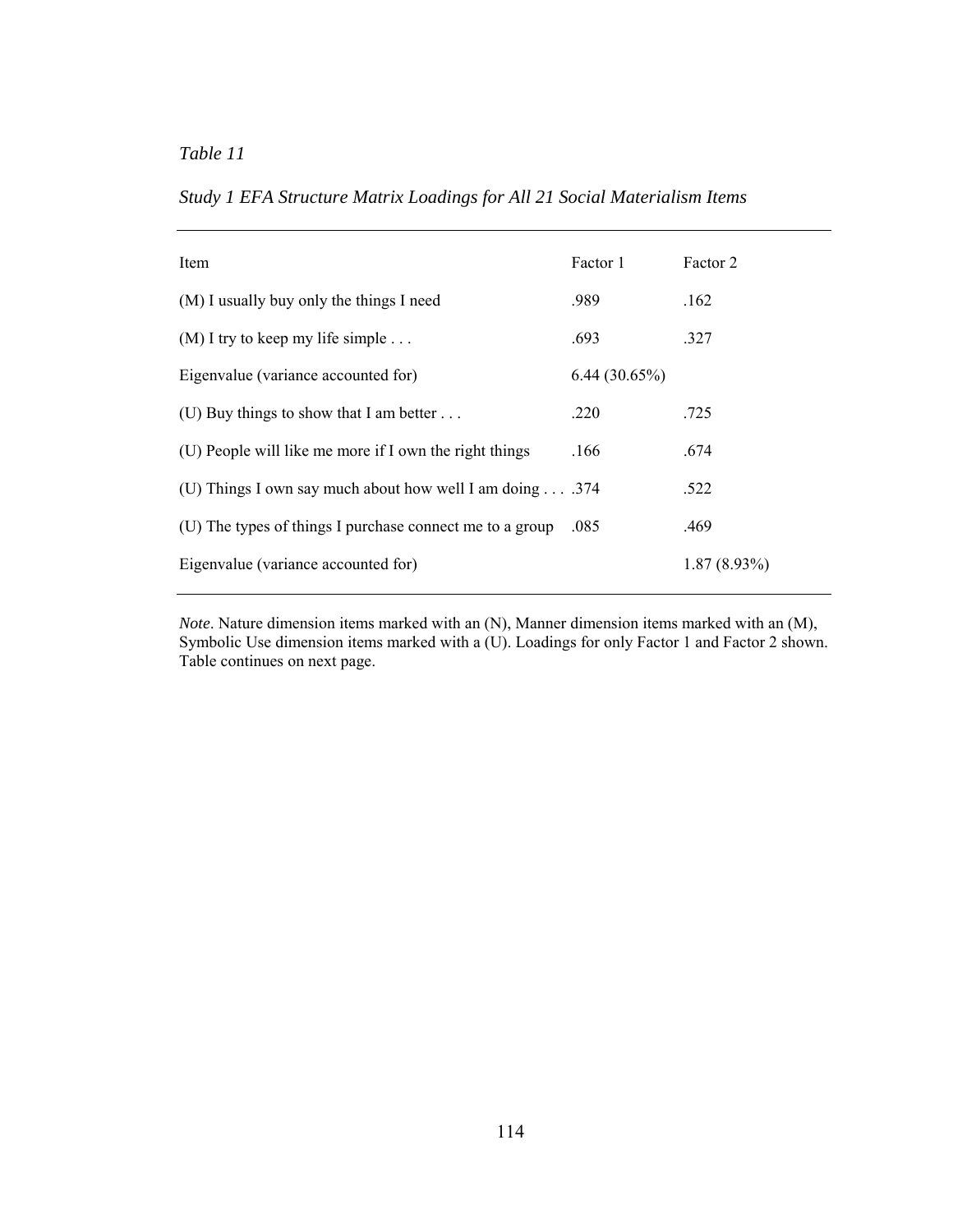*Table 11*

*Study 1 EFA Structure Matrix Loadings for All 21 Social Materialism Items*

| Item | Factor 1 | Factor 2 |
|---|---|---|
| (M) I usually buy only the things I need | .989 | .162 |
| (M) I try to keep my life simple . . . | .693 | .327 |
| Eigenvalue (variance accounted for) | 6.44 (30.65%) | |
| (U) Buy things to show that I am better . . . | .220 | .725 |
| (U) People will like me more if I own the right things | .166 | .674 |
| (U) Things I own say much about how well I am doing . . . | .374 | .522 |
| (U) The types of things I purchase connect me to a group | .085 | .469 |
| Eigenvalue (variance accounted for) | | 1.87 (8.93%) |

*Note*. Nature dimension items marked with an (N), Manner dimension items marked with an (M), Symbolic Use dimension items marked with a (U). Loadings for only Factor 1 and Factor 2 shown. Table continues on next page.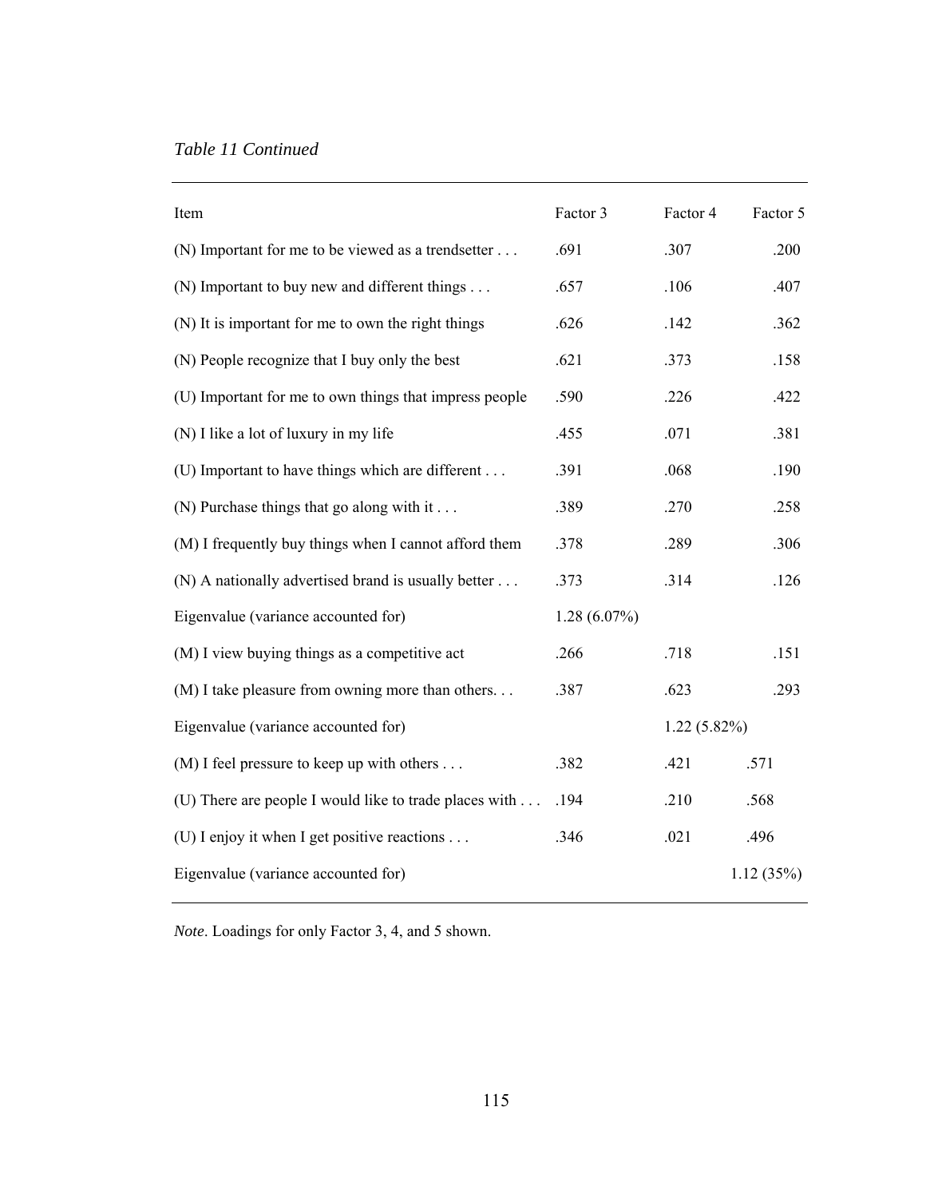*Table 11 Continued*

| Item | Factor 3 | Factor 4 | Factor 5 |
|---|---|---|---|
| (N) Important for me to be viewed as a trendsetter . . . | .691 | .307 | .200 |
| (N) Important to buy new and different things . . . | .657 | .106 | .407 |
| (N) It is important for me to own the right things | .626 | .142 | .362 |
| (N) People recognize that I buy only the best | .621 | .373 | .158 |
| (U) Important for me to own things that impress people | .590 | .226 | .422 |
| (N) I like a lot of luxury in my life | .455 | .071 | .381 |
| (U) Important to have things which are different . . . | .391 | .068 | .190 |
| (N) Purchase things that go along with it . . . | .389 | .270 | .258 |
| (M) I frequently buy things when I cannot afford them | .378 | .289 | .306 |
| (N) A nationally advertised brand is usually better . . . | .373 | .314 | .126 |
| Eigenvalue (variance accounted for) | 1.28 (6.07%) | | |
| (M) I view buying things as a competitive act | .266 | .718 | .151 |
| (M) I take pleasure from owning more than others. . . | .387 | .623 | .293 |
| Eigenvalue (variance accounted for) | | 1.22 (5.82%) | |
| (M) I feel pressure to keep up with others . . . | .382 | .421 | .571 |
| (U) There are people I would like to trade places with . . . | .194 | .210 | .568 |
| (U) I enjoy it when I get positive reactions . . . | .346 | .021 | .496 |
| Eigenvalue (variance accounted for) | | | 1.12 (35%) |

*Note*. Loadings for only Factor 3, 4, and 5 shown.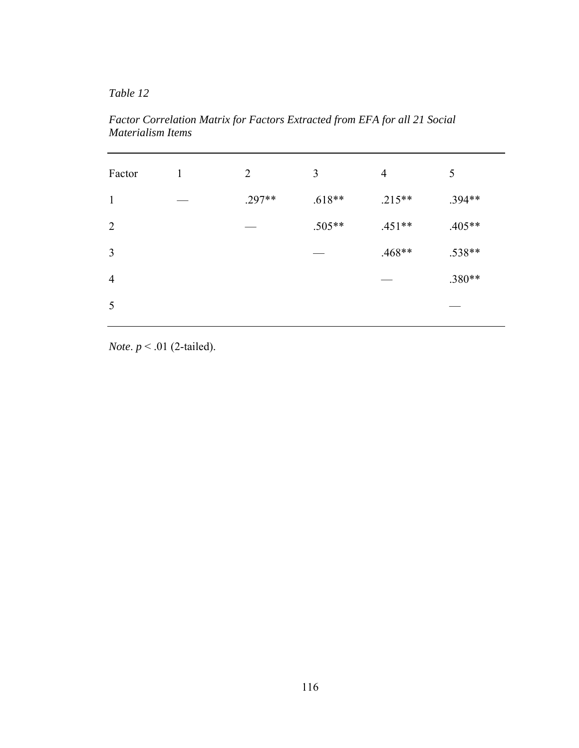*Table 12*

*Factor Correlation Matrix for Factors Extracted from EFA for all 21 Social Materialism Items*

| Factor | 1 | 2 | 3 | 4 | 5 |
|---|---|---|---|---|---|
| 1 | — | .297** | .618** | .215** | .394** |
| 2 | | — | .505** | .451** | .405** |
| 3 | | | — | .468** | .538** |
| 4 | | | | — | .380** |
| 5 | | | | | — |

*Note*. $p < .01$ (2-tailed).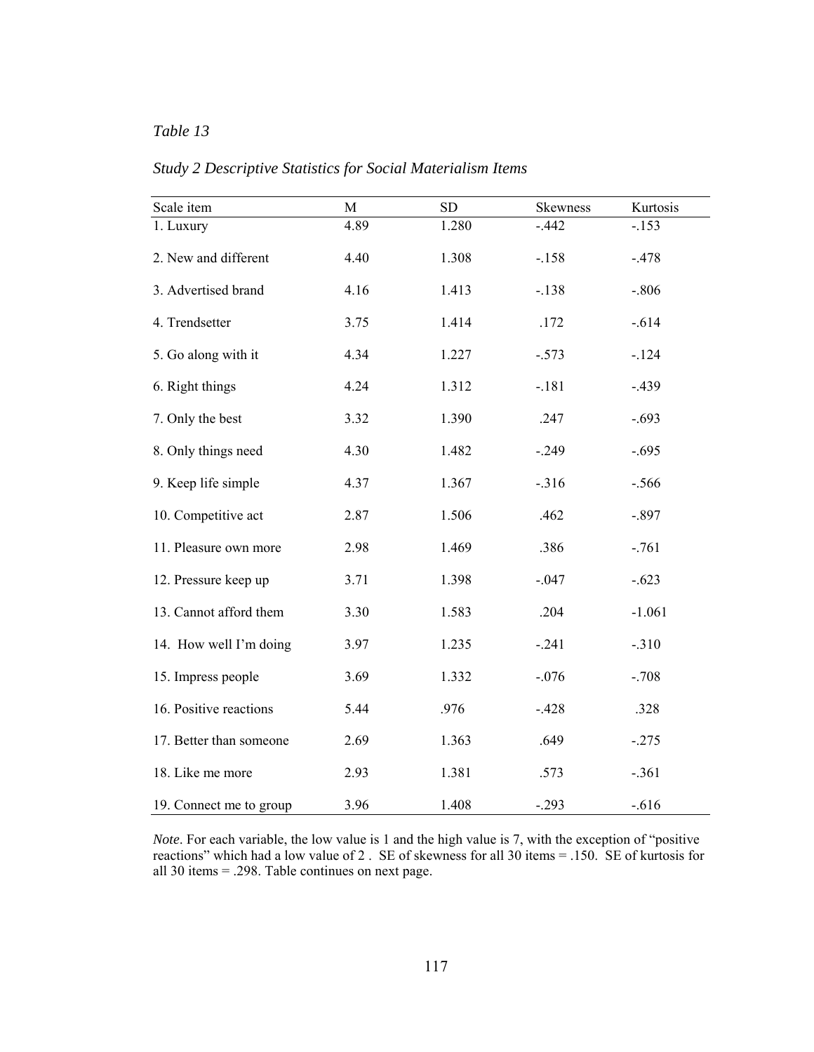*Table 13*

*Study 2 Descriptive Statistics for Social Materialism Items*

| Scale item | M | SD | Skewness | Kurtosis |
|---|---|---|---|---|
| 1. Luxury | 4.89 | 1.280 | -.442 | -.153 |
| 2. New and different | 4.40 | 1.308 | -.158 | -.478 |
| 3. Advertised brand | 4.16 | 1.413 | -.138 | -.806 |
| 4. Trendsetter | 3.75 | 1.414 | .172 | -.614 |
| 5. Go along with it | 4.34 | 1.227 | -.573 | -.124 |
| 6. Right things | 4.24 | 1.312 | -.181 | -.439 |
| 7. Only the best | 3.32 | 1.390 | .247 | -.693 |
| 8. Only things need | 4.30 | 1.482 | -.249 | -.695 |
| 9. Keep life simple | 4.37 | 1.367 | -.316 | -.566 |
| 10. Competitive act | 2.87 | 1.506 | .462 | -.897 |
| 11. Pleasure own more | 2.98 | 1.469 | .386 | -.761 |
| 12. Pressure keep up | 3.71 | 1.398 | -.047 | -.623 |
| 13. Cannot afford them | 3.30 | 1.583 | .204 | -1.061 |
| 14. How well I'm doing | 3.97 | 1.235 | -.241 | -.310 |
| 15. Impress people | 3.69 | 1.332 | -.076 | -.708 |
| 16. Positive reactions | 5.44 | .976 | -.428 | .328 |
| 17. Better than someone | 2.69 | 1.363 | .649 | -.275 |
| 18. Like me more | 2.93 | 1.381 | .573 | -.361 |
| 19. Connect me to group | 3.96 | 1.408 | -.293 | -.616 |

*Note*. For each variable, the low value is 1 and the high value is 7, with the exception of "positive reactions" which had a low value of 2 . SE of skewness for all 30 items = .150. SE of kurtosis for all 30 items = .298. Table continues on next page.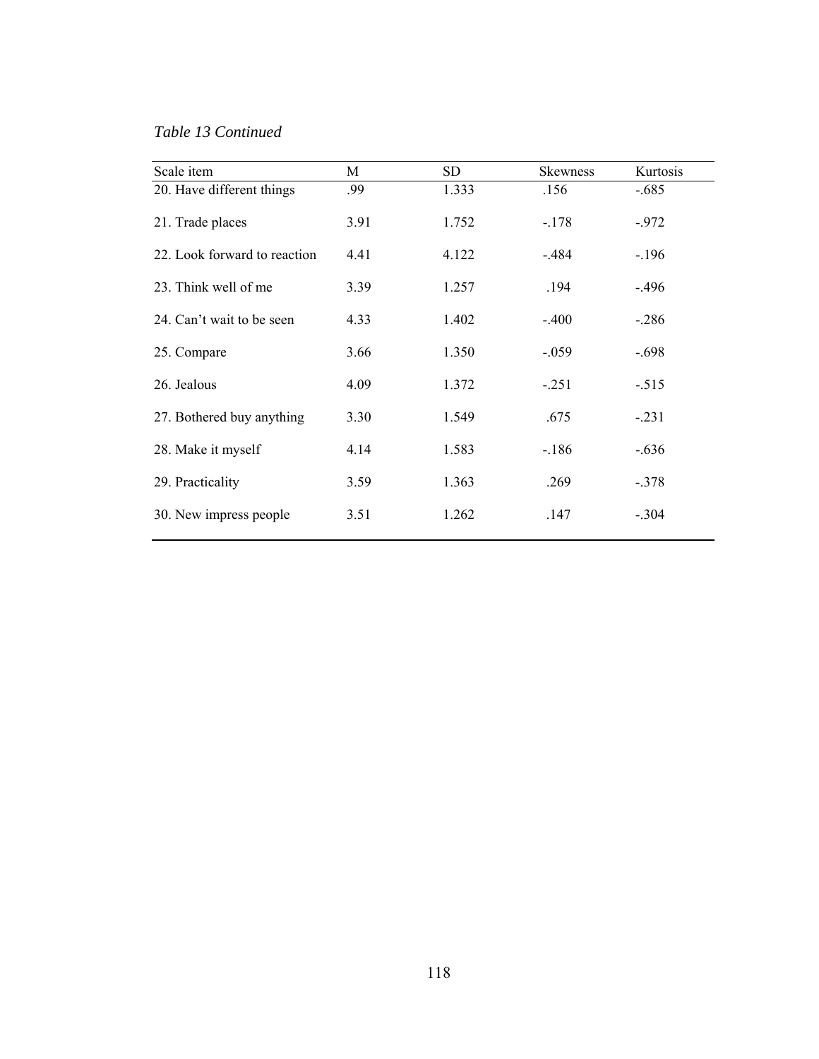*Table 13 Continued*

| Scale item | M | SD | Skewness | Kurtosis |
|---|---|---|---|---|
| 20. Have different things | .99 | 1.333 | .156 | -.685 |
| 21. Trade places | 3.91 | 1.752 | -.178 | -.972 |
| 22. Look forward to reaction | 4.41 | 4.122 | -.484 | -.196 |
| 23. Think well of me | 3.39 | 1.257 | .194 | -.496 |
| 24. Can't wait to be seen | 4.33 | 1.402 | -.400 | -.286 |
| 25. Compare | 3.66 | 1.350 | -.059 | -.698 |
| 26. Jealous | 4.09 | 1.372 | -.251 | -.515 |
| 27. Bothered buy anything | 3.30 | 1.549 | .675 | -.231 |
| 28. Make it myself | 4.14 | 1.583 | -.186 | -.636 |
| 29. Practicality | 3.59 | 1.363 | .269 | -.378 |
| 30. New impress people | 3.51 | 1.262 | .147 | -.304 |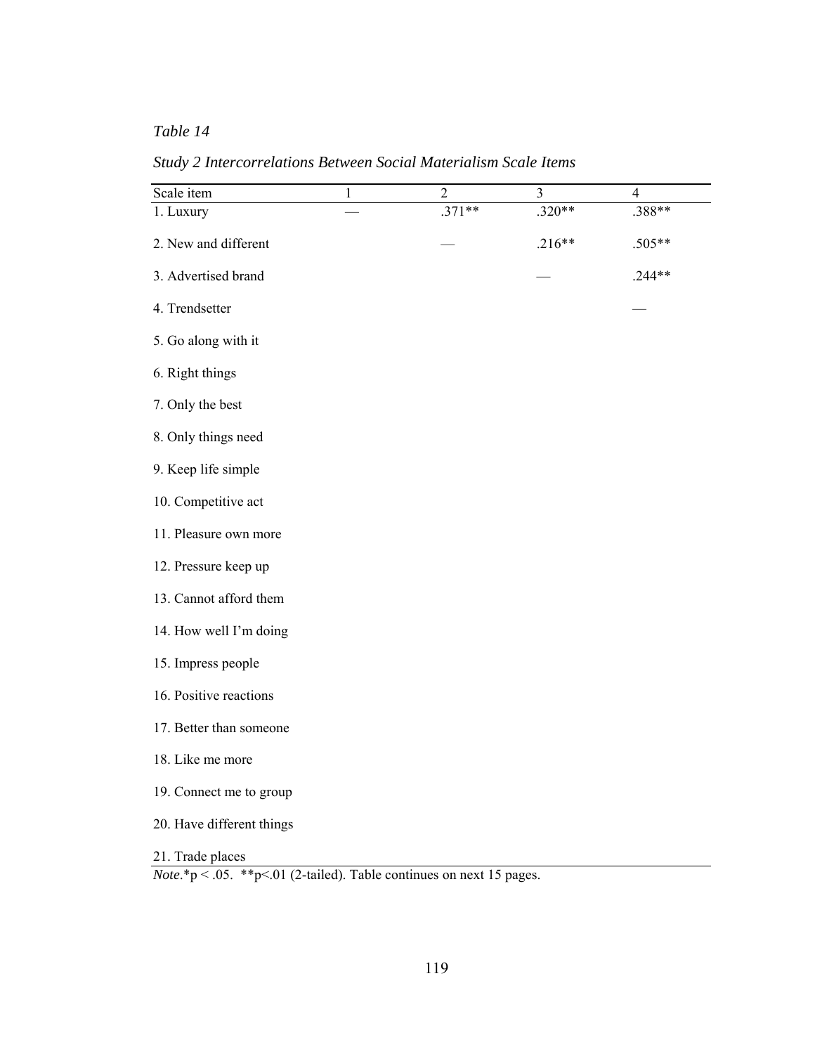*Table 14*

*Study 2 Intercorrelations Between Social Materialism Scale Items*

| Scale item | 1 | 2 | 3 | 4 |
|---|---|---|---|---|
| 1. Luxury | — | .371** | .320** | .388** |
| 2. New and different | | — | .216** | .505** |
| 3. Advertised brand | | | — | .244** |
| 4. Trendsetter | | | | — |
| 5. Go along with it | | | | |
| 6. Right things | | | | |
| 7. Only the best | | | | |
| 8. Only things need | | | | |
| 9. Keep life simple | | | | |
| 10. Competitive act | | | | |
| 11. Pleasure own more | | | | |
| 12. Pressure keep up | | | | |
| 13. Cannot afford them | | | | |
| 14. How well I'm doing | | | | |
| 15. Impress people | | | | |
| 16. Positive reactions | | | | |
| 17. Better than someone | | | | |
| 18. Like me more | | | | |
| 19. Connect me to group | | | | |
| 20. Have different things | | | | |
| 21. Trade places | | | | |

*Note.* *$p < .05$. **$p < .01$ (2-tailed). Table continues on next 15 pages.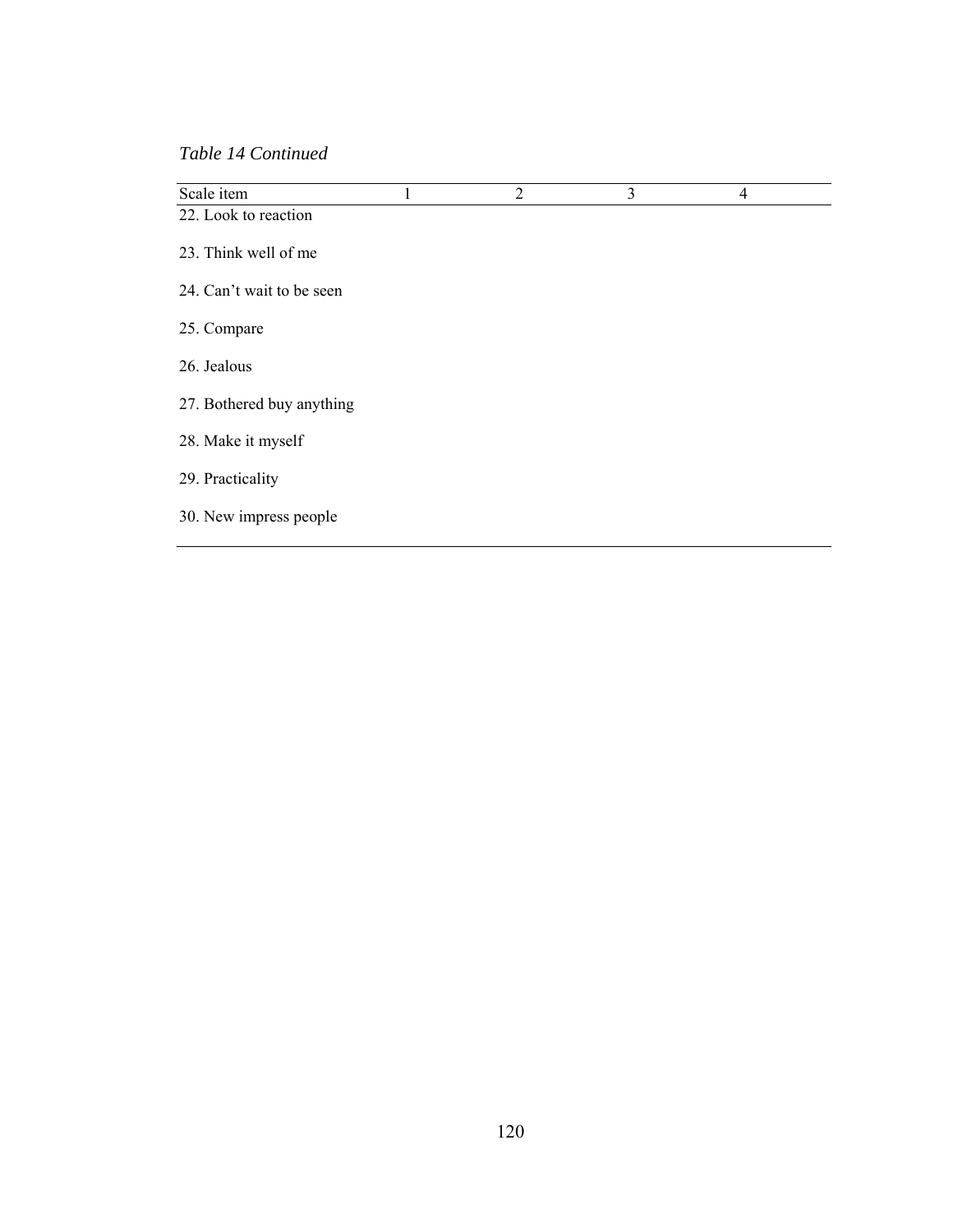*Table 14 Continued*

| Scale item | 1 | 2 | 3 | 4 |
|---|---|---|---|---|
| 22. Look to reaction | | | | |
| 23. Think well of me | | | | |
| 24. Can't wait to be seen | | | | |
| 25. Compare | | | | |
| 26. Jealous | | | | |
| 27. Bothered buy anything | | | | |
| 28. Make it myself | | | | |
| 29. Practicality | | | | |
| 30. New impress people | | | | |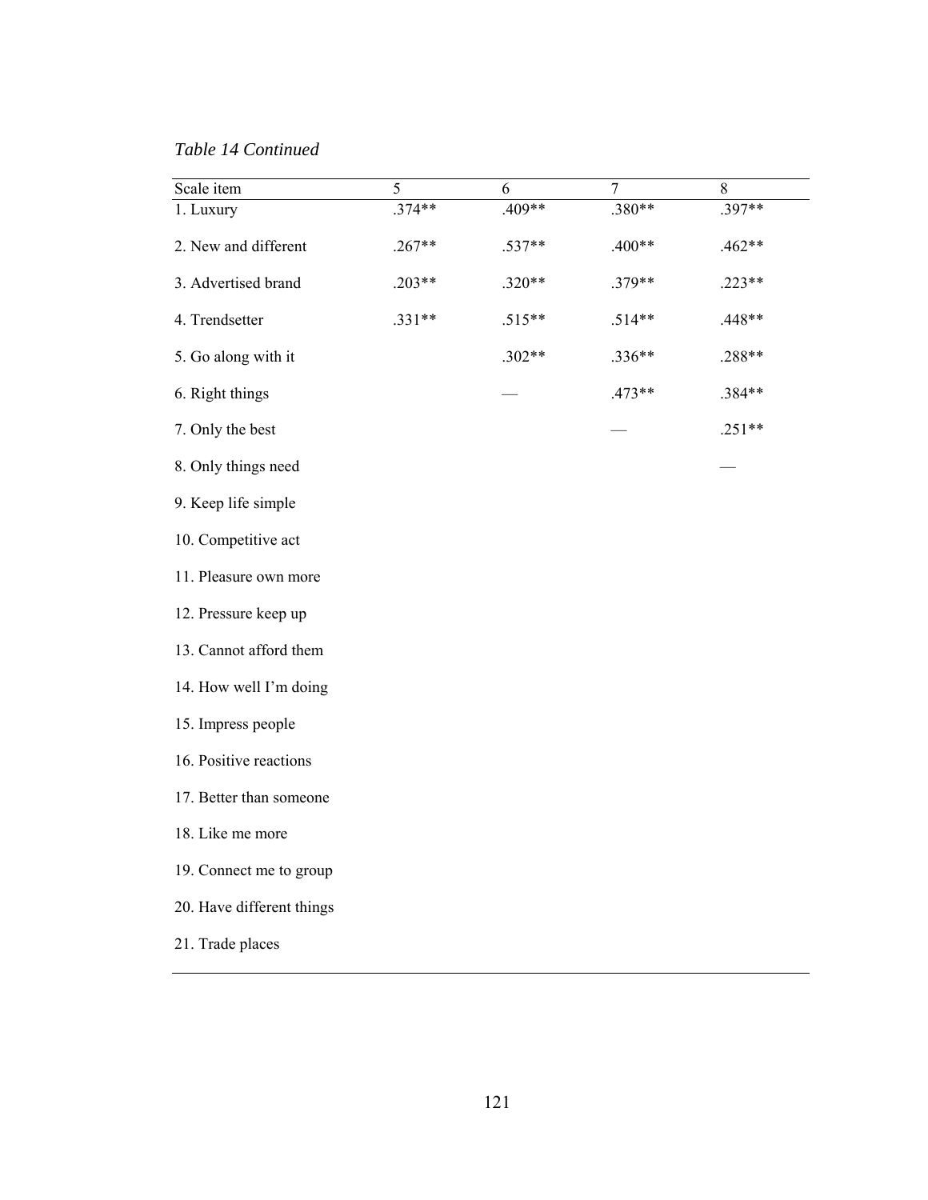*Table 14 Continued*

| Scale item | 5 | 6 | 7 | 8 |
|---|---|---|---|---|
| 1. Luxury | .374** | .409** | .380** | .397** |
| 2. New and different | .267** | .537** | .400** | .462** |
| 3. Advertised brand | .203** | .320** | .379** | .223** |
| 4. Trendsetter | .331** | .515** | .514** | .448** |
| 5. Go along with it | | .302** | .336** | .288** |
| 6. Right things | | — | .473** | .384** |
| 7. Only the best | | | — | .251** |
| 8. Only things need | | | | — |
| 9. Keep life simple | | | | |
| 10. Competitive act | | | | |
| 11. Pleasure own more | | | | |
| 12. Pressure keep up | | | | |
| 13. Cannot afford them | | | | |
| 14. How well I'm doing | | | | |
| 15. Impress people | | | | |
| 16. Positive reactions | | | | |
| 17. Better than someone | | | | |
| 18. Like me more | | | | |
| 19. Connect me to group | | | | |
| 20. Have different things | | | | |
| 21. Trade places | | | | |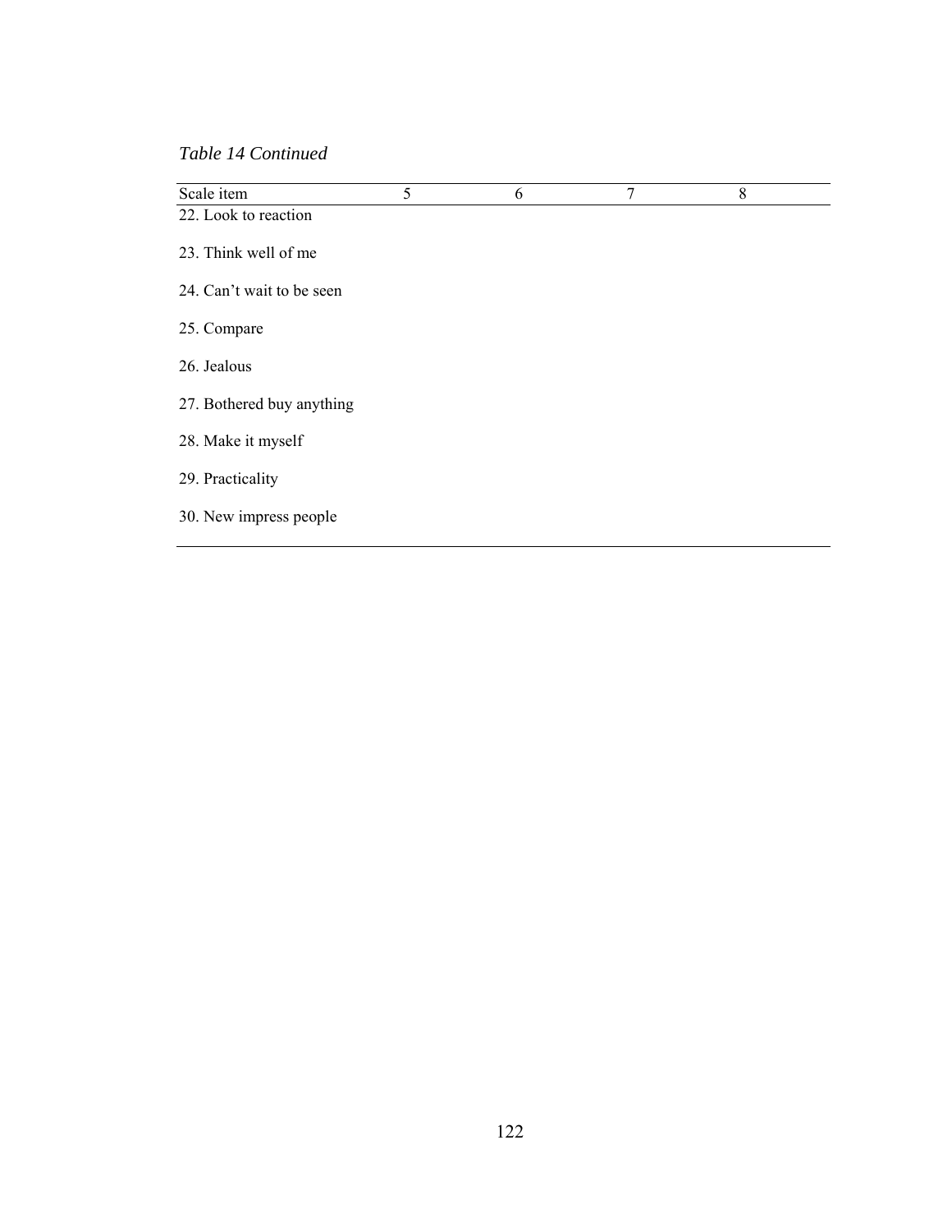*Table 14 Continued*

| Scale item | 5 | 6 | 7 | 8 |
|---|---|---|---|---|
| 22. Look to reaction | | | | |
| 23. Think well of me | | | | |
| 24. Can't wait to be seen | | | | |
| 25. Compare | | | | |
| 26. Jealous | | | | |
| 27. Bothered buy anything | | | | |
| 28. Make it myself | | | | |
| 29. Practicality | | | | |
| 30. New impress people | | | | |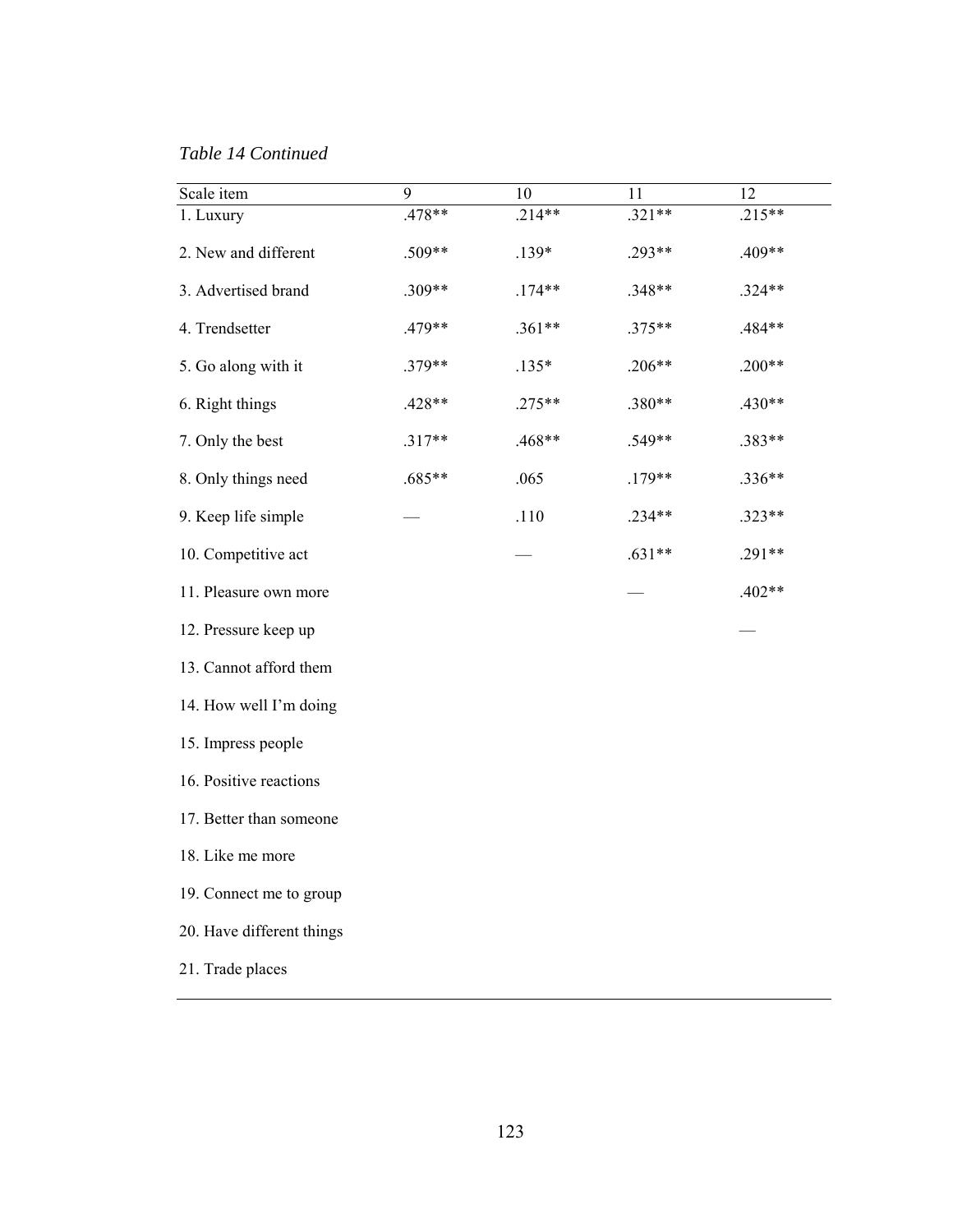*Table 14 Continued*

| Scale item | 9 | 10 | 11 | 12 |
|---|---|---|---|---|
| 1. Luxury | .478** | .214** | .321** | .215** |
| 2. New and different | .509** | .139* | .293** | .409** |
| 3. Advertised brand | .309** | .174** | .348** | .324** |
| 4. Trendsetter | .479** | .361** | .375** | .484** |
| 5. Go along with it | .379** | .135* | .206** | .200** |
| 6. Right things | .428** | .275** | .380** | .430** |
| 7. Only the best | .317** | .468** | .549** | .383** |
| 8. Only things need | .685** | .065 | .179** | .336** |
| 9. Keep life simple | — | .110 | .234** | .323** |
| 10. Competitive act | | — | .631** | .291** |
| 11. Pleasure own more | | | — | .402** |
| 12. Pressure keep up | | | | — |
| 13. Cannot afford them | | | | |
| 14. How well I'm doing | | | | |
| 15. Impress people | | | | |
| 16. Positive reactions | | | | |
| 17. Better than someone | | | | |
| 18. Like me more | | | | |
| 19. Connect me to group | | | | |
| 20. Have different things | | | | |
| 21. Trade places | | | | |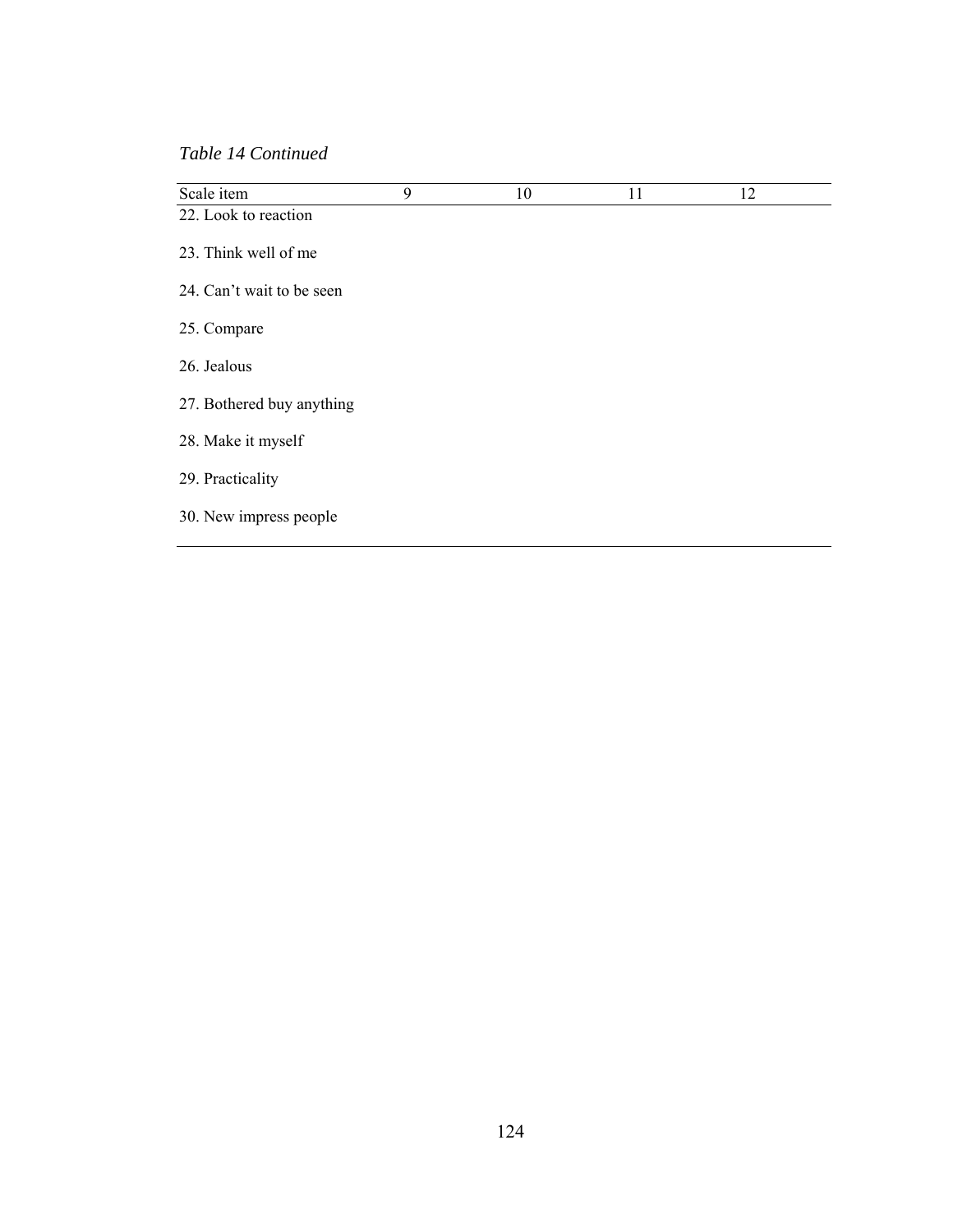*Table 14 Continued*

| Scale item | 9 | 10 | 11 | 12 |
|---|---|---|---|---|
| 22. Look to reaction | | | | |
| 23. Think well of me | | | | |
| 24. Can't wait to be seen | | | | |
| 25. Compare | | | | |
| 26. Jealous | | | | |
| 27. Bothered buy anything | | | | |
| 28. Make it myself | | | | |
| 29. Practicality | | | | |
| 30. New impress people | | | | |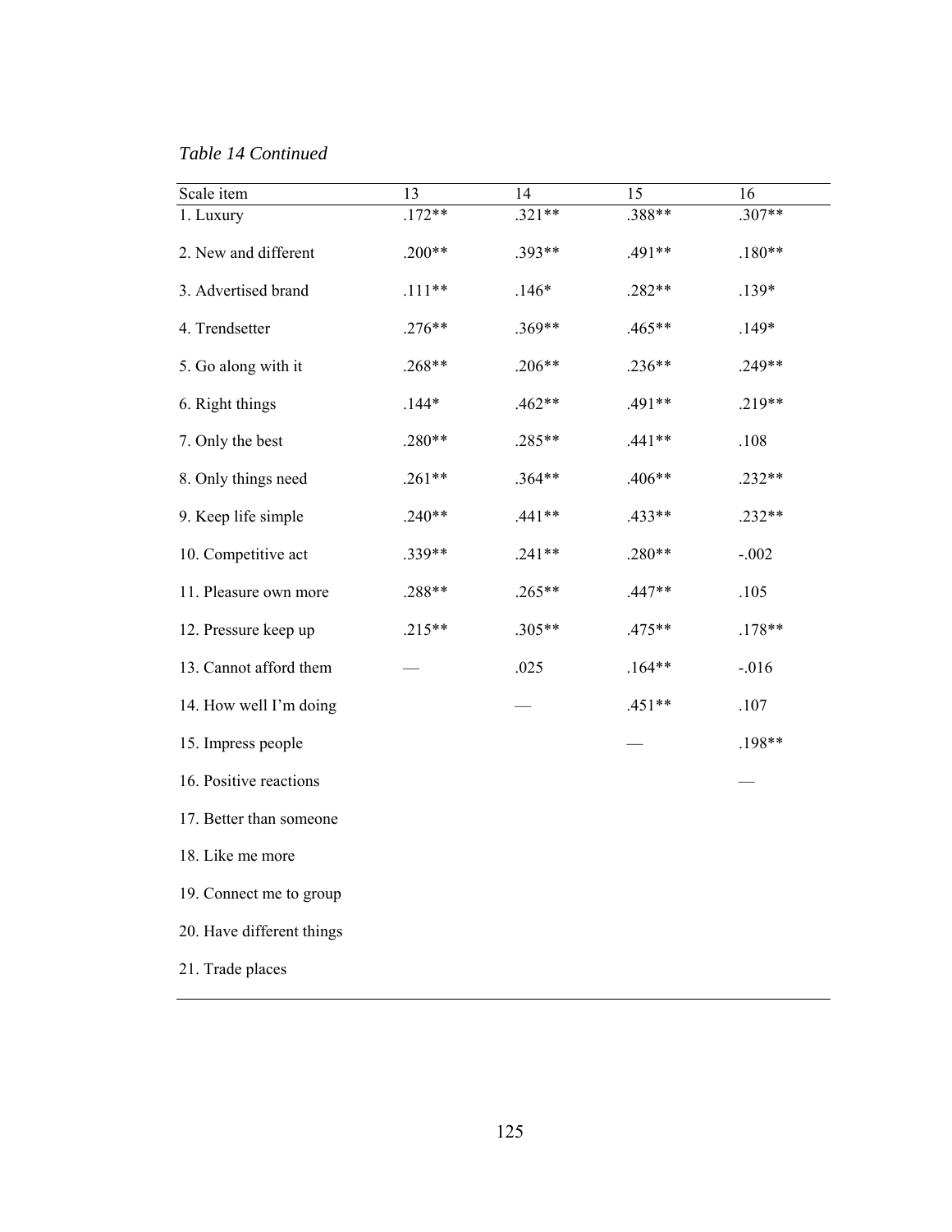*Table 14 Continued*

| Scale item | 13 | 14 | 15 | 16 |
|---|---|---|---|---|
| 1. Luxury | .172** | .321** | .388** | .307** |
| 2. New and different | .200** | .393** | .491** | .180** |
| 3. Advertised brand | .111** | .146* | .282** | .139* |
| 4. Trendsetter | .276** | .369** | .465** | .149* |
| 5. Go along with it | .268** | .206** | .236** | .249** |
| 6. Right things | .144* | .462** | .491** | .219** |
| 7. Only the best | .280** | .285** | .441** | .108 |
| 8. Only things need | .261** | .364** | .406** | .232** |
| 9. Keep life simple | .240** | .441** | .433** | .232** |
| 10. Competitive act | .339** | .241** | .280** | -.002 |
| 11. Pleasure own more | .288** | .265** | .447** | .105 |
| 12. Pressure keep up | .215** | .305** | .475** | .178** |
| 13. Cannot afford them | — | .025 | .164** | -.016 |
| 14. How well I'm doing | | — | .451** | .107 |
| 15. Impress people | | | — | .198** |
| 16. Positive reactions | | | | — |
| 17. Better than someone | | | | |
| 18. Like me more | | | | |
| 19. Connect me to group | | | | |
| 20. Have different things | | | | |
| 21. Trade places | | | | |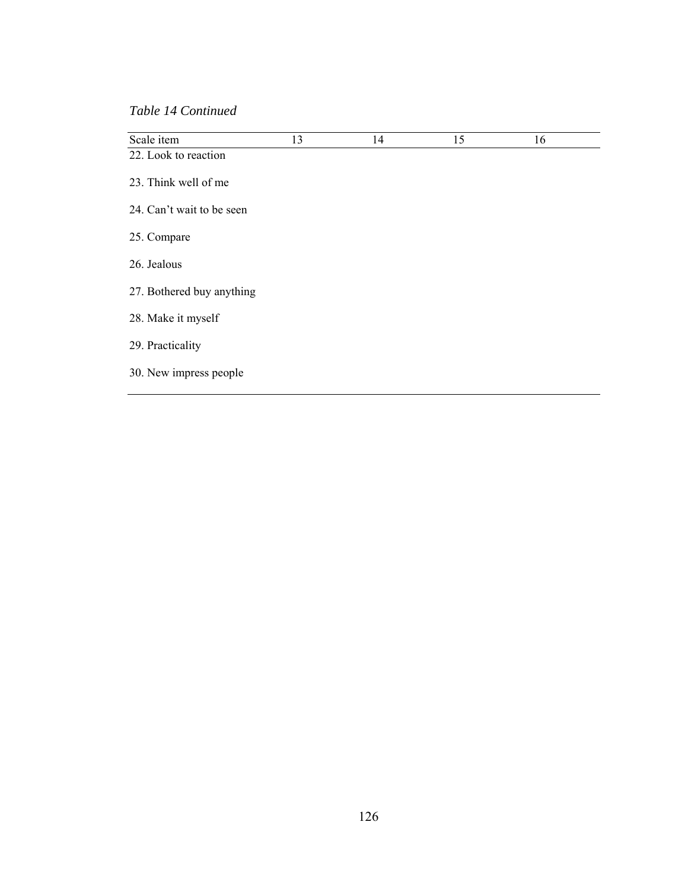*Table 14 Continued*

| Scale item | 13 | 14 | 15 | 16 |
|---|---|---|---|---|
| 22. Look to reaction | | | | |
| 23. Think well of me | | | | |
| 24. Can't wait to be seen | | | | |
| 25. Compare | | | | |
| 26. Jealous | | | | |
| 27. Bothered buy anything | | | | |
| 28. Make it myself | | | | |
| 29. Practicality | | | | |
| 30. New impress people | | | | |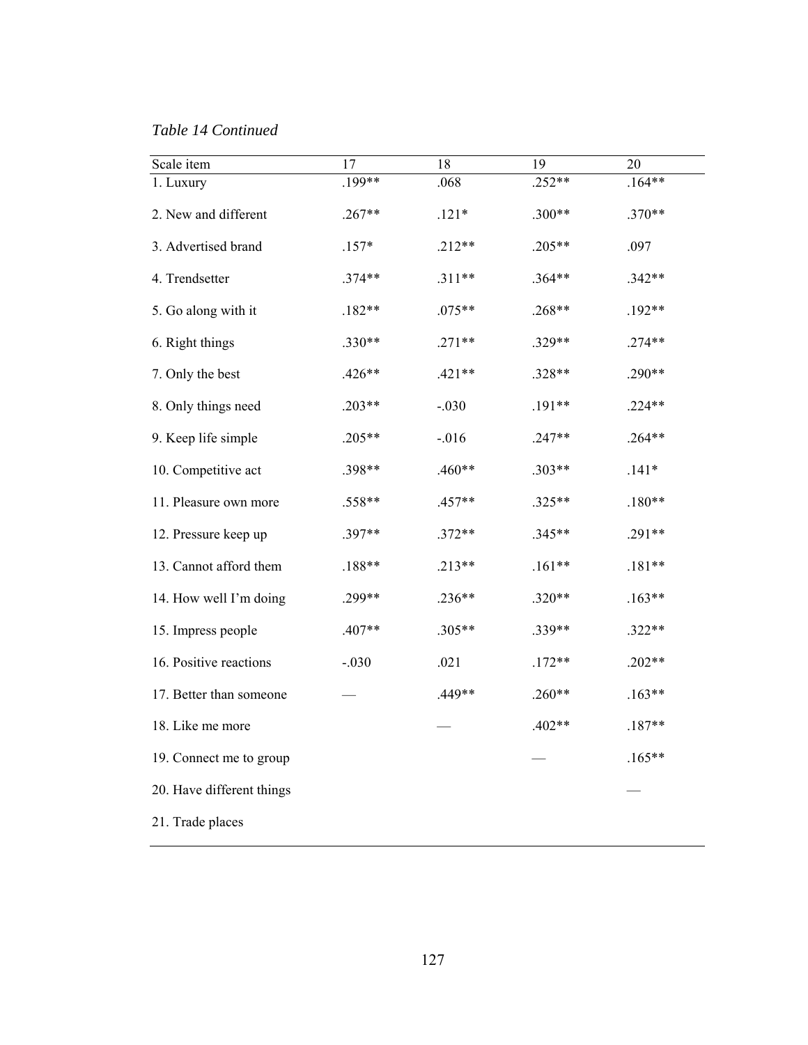*Table 14 Continued*

| Scale item | 17 | 18 | 19 | 20 |
|---|---|---|---|---|
| 1. Luxury | .199** | .068 | .252** | .164** |
| 2. New and different | .267** | .121* | .300** | .370** |
| 3. Advertised brand | .157* | .212** | .205** | .097 |
| 4. Trendsetter | .374** | .311** | .364** | .342** |
| 5. Go along with it | .182** | .075** | .268** | .192** |
| 6. Right things | .330** | .271** | .329** | .274** |
| 7. Only the best | .426** | .421** | .328** | .290** |
| 8. Only things need | .203** | -.030 | .191** | .224** |
| 9. Keep life simple | .205** | -.016 | .247** | .264** |
| 10. Competitive act | .398** | .460** | .303** | .141* |
| 11. Pleasure own more | .558** | .457** | .325** | .180** |
| 12. Pressure keep up | .397** | .372** | .345** | .291** |
| 13. Cannot afford them | .188** | .213** | .161** | .181** |
| 14. How well I'm doing | .299** | .236** | .320** | .163** |
| 15. Impress people | .407** | .305** | .339** | .322** |
| 16. Positive reactions | -.030 | .021 | .172** | .202** |
| 17. Better than someone | — | .449** | .260** | .163** |
| 18. Like me more | | — | .402** | .187** |
| 19. Connect me to group | | | — | .165** |
| 20. Have different things | | | | — |
| 21. Trade places | | | | |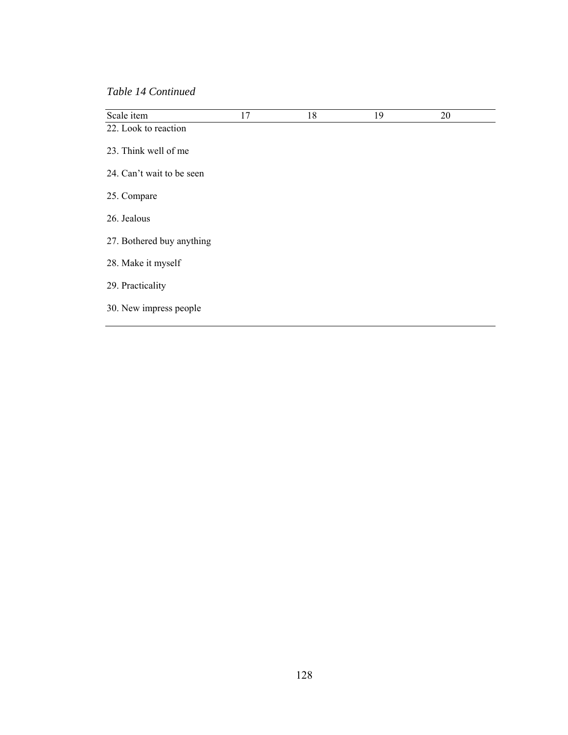*Table 14 Continued*

| Scale item | 17 | 18 | 19 | 20 |
|---|---|---|---|---|
| 22. Look to reaction | | | | |
| 23. Think well of me | | | | |
| 24. Can't wait to be seen | | | | |
| 25. Compare | | | | |
| 26. Jealous | | | | |
| 27. Bothered buy anything | | | | |
| 28. Make it myself | | | | |
| 29. Practicality | | | | |
| 30. New impress people | | | | |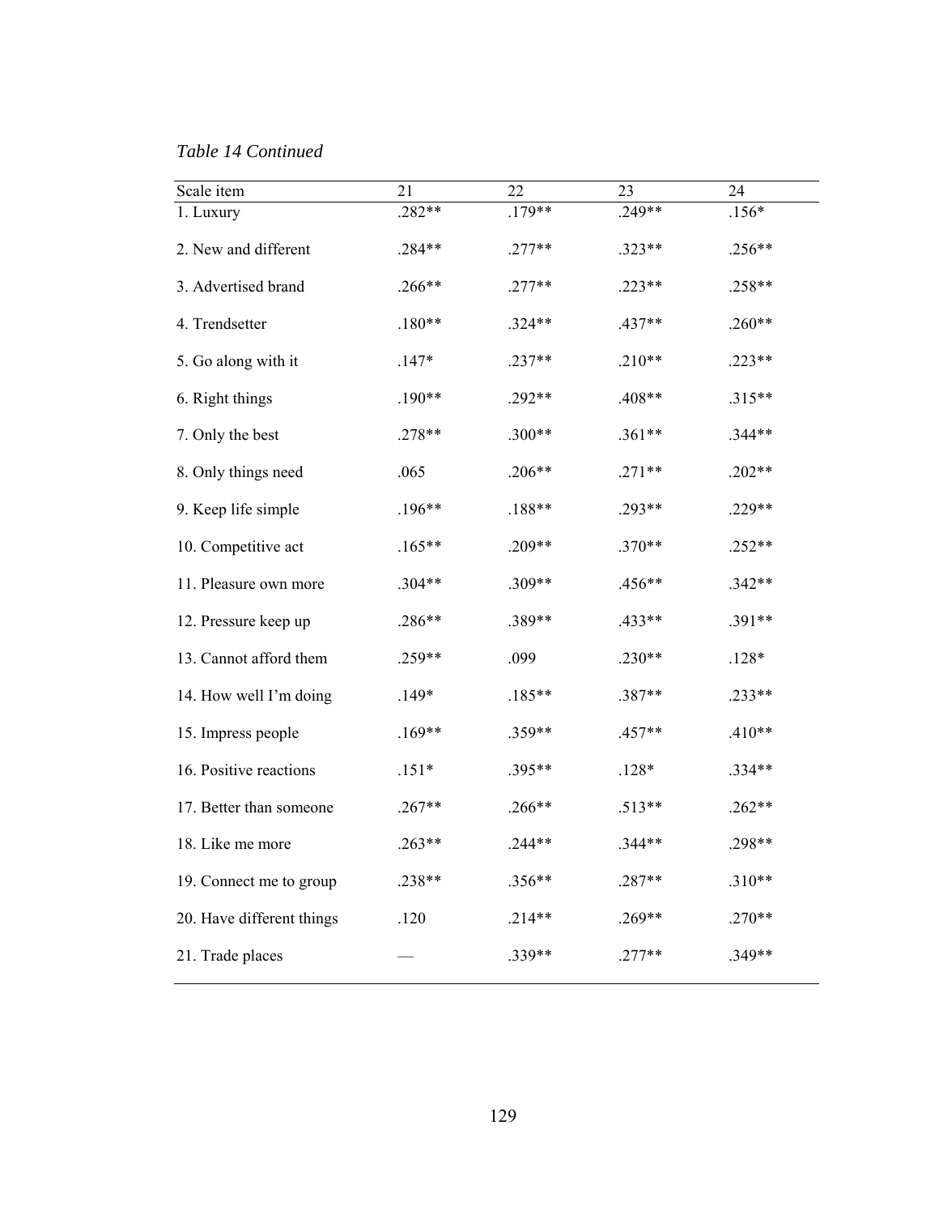*Table 14 Continued*

| Scale item | 21 | 22 | 23 | 24 |
|---|---|---|---|---|
| 1. Luxury | .282** | .179** | .249** | .156* |
| 2. New and different | .284** | .277** | .323** | .256** |
| 3. Advertised brand | .266** | .277** | .223** | .258** |
| 4. Trendsetter | .180** | .324** | .437** | .260** |
| 5. Go along with it | .147* | .237** | .210** | .223** |
| 6. Right things | .190** | .292** | .408** | .315** |
| 7. Only the best | .278** | .300** | .361** | .344** |
| 8. Only things need | .065 | .206** | .271** | .202** |
| 9. Keep life simple | .196** | .188** | .293** | .229** |
| 10. Competitive act | .165** | .209** | .370** | .252** |
| 11. Pleasure own more | .304** | .309** | .456** | .342** |
| 12. Pressure keep up | .286** | .389** | .433** | .391** |
| 13. Cannot afford them | .259** | .099 | .230** | .128* |
| 14. How well I'm doing | .149* | .185** | .387** | .233** |
| 15. Impress people | .169** | .359** | .457** | .410** |
| 16. Positive reactions | .151* | .395** | .128* | .334** |
| 17. Better than someone | .267** | .266** | .513** | .262** |
| 18. Like me more | .263** | .244** | .344** | .298** |
| 19. Connect me to group | .238** | .356** | .287** | .310** |
| 20. Have different things | .120 | .214** | .269** | .270** |
| 21. Trade places | — | .339** | .277** | .349** |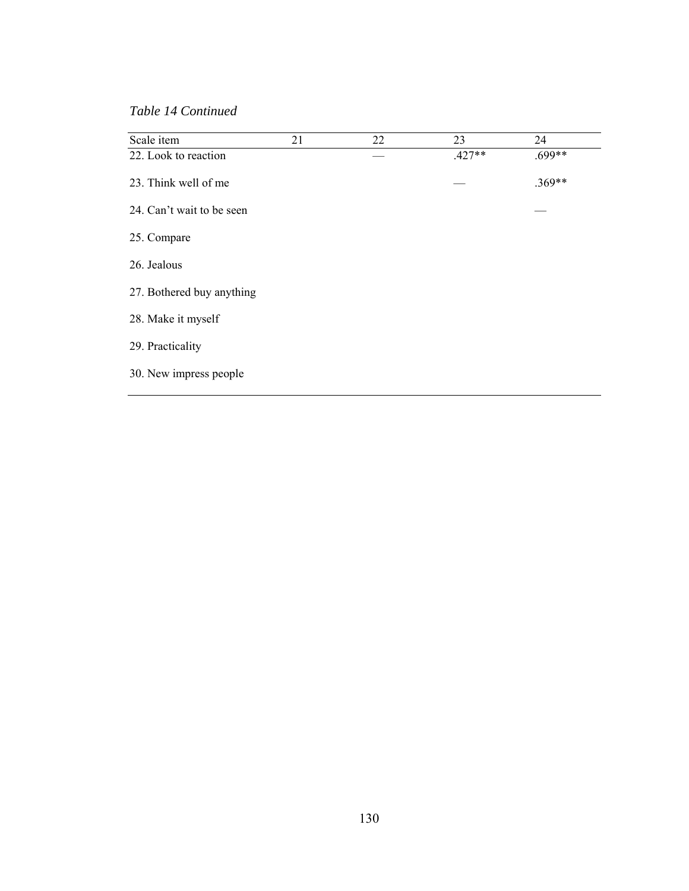*Table 14 Continued*

| Scale item | 21 | 22 | 23 | 24 |
|---|---|---|---|---|
| 22. Look to reaction | | — | .427** | .699** |
| 23. Think well of me | | | — | .369** |
| 24. Can't wait to be seen | | | | — |
| 25. Compare | | | | |
| 26. Jealous | | | | |
| 27. Bothered buy anything | | | | |
| 28. Make it myself | | | | |
| 29. Practicality | | | | |
| 30. New impress people | | | | |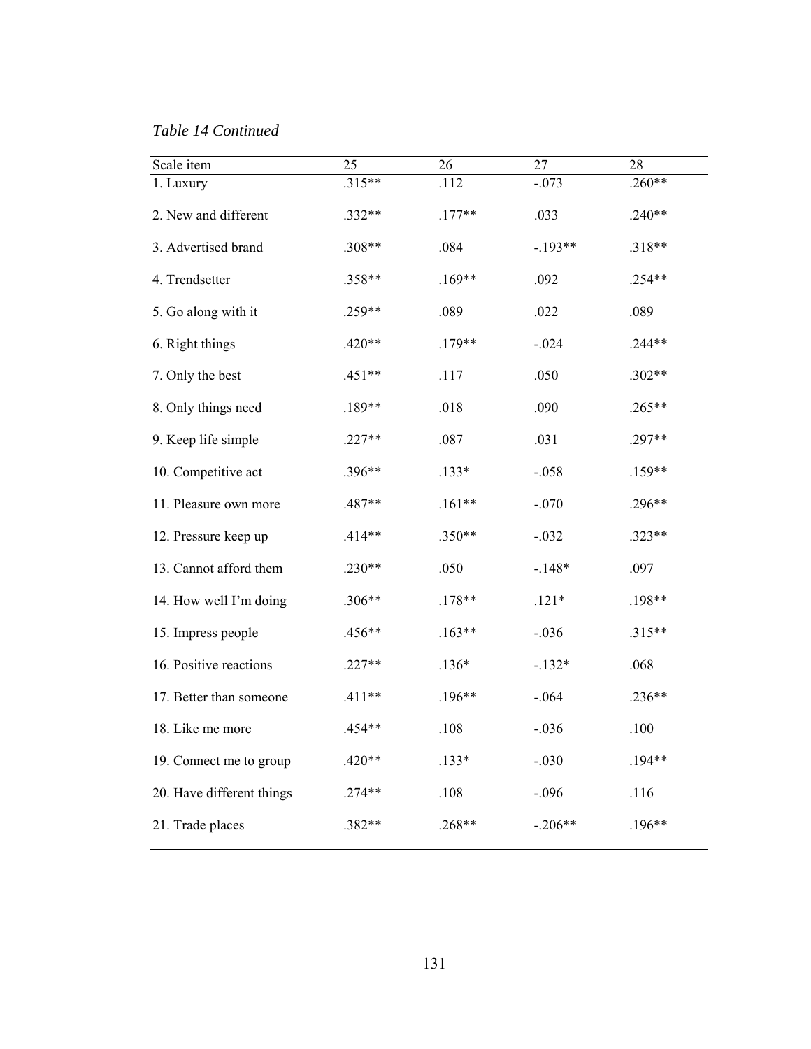*Table 14 Continued*

| Scale item | 25 | 26 | 27 | 28 |
|---|---|---|---|---|
| 1. Luxury | .315** | .112 | -.073 | .260** |
| 2. New and different | .332** | .177** | .033 | .240** |
| 3. Advertised brand | .308** | .084 | -.193** | .318** |
| 4. Trendsetter | .358** | .169** | .092 | .254** |
| 5. Go along with it | .259** | .089 | .022 | .089 |
| 6. Right things | .420** | .179** | -.024 | .244** |
| 7. Only the best | .451** | .117 | .050 | .302** |
| 8. Only things need | .189** | .018 | .090 | .265** |
| 9. Keep life simple | .227** | .087 | .031 | .297** |
| 10. Competitive act | .396** | .133* | -.058 | .159** |
| 11. Pleasure own more | .487** | .161** | -.070 | .296** |
| 12. Pressure keep up | .414** | .350** | -.032 | .323** |
| 13. Cannot afford them | .230** | .050 | -.148* | .097 |
| 14. How well I'm doing | .306** | .178** | .121* | .198** |
| 15. Impress people | .456** | .163** | -.036 | .315** |
| 16. Positive reactions | .227** | .136* | -.132* | .068 |
| 17. Better than someone | .411** | .196** | -.064 | .236** |
| 18. Like me more | .454** | .108 | -.036 | .100 |
| 19. Connect me to group | .420** | .133* | -.030 | .194** |
| 20. Have different things | .274** | .108 | -.096 | .116 |
| 21. Trade places | .382** | .268** | -.206** | .196** |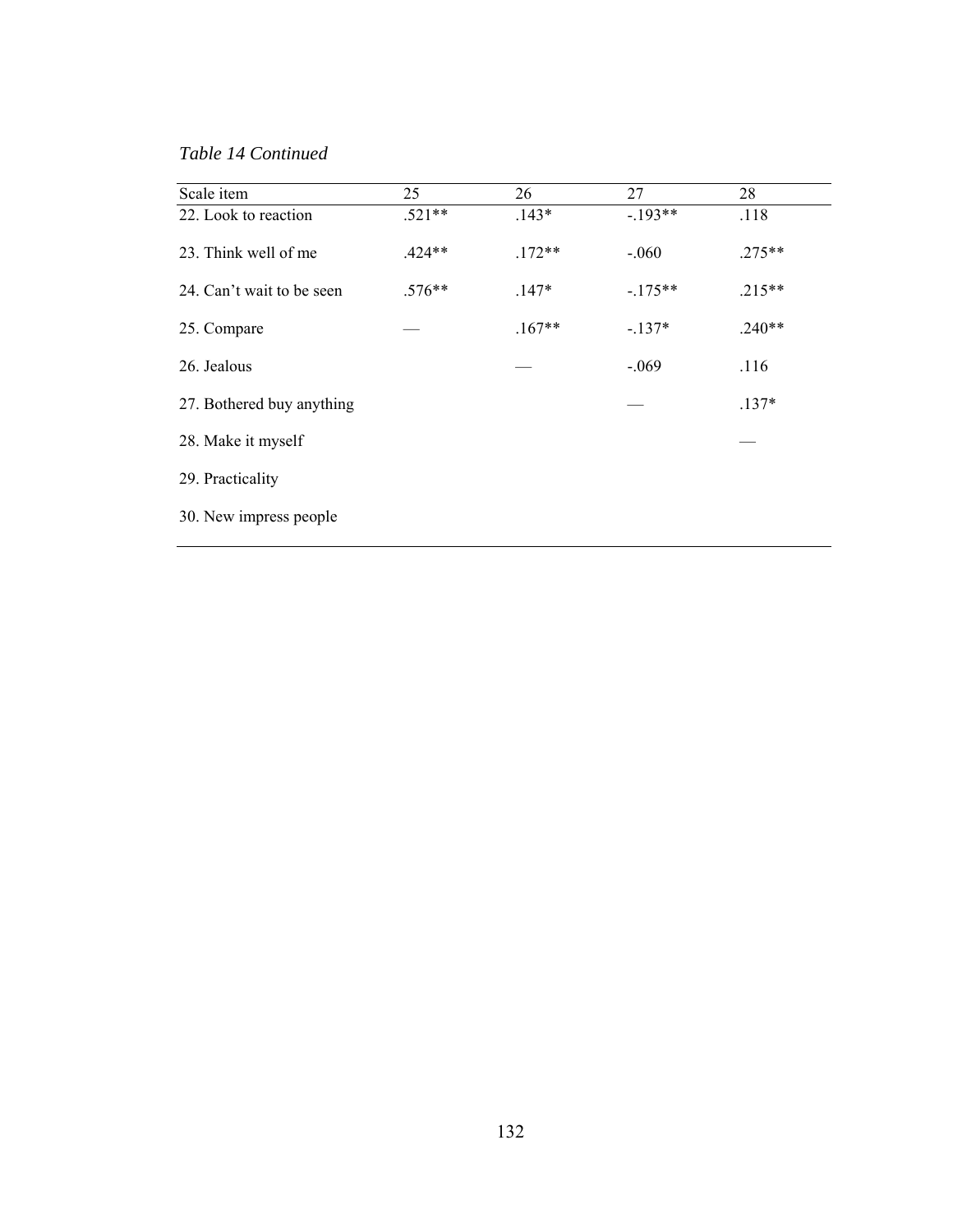*Table 14 Continued*

| Scale item | 25 | 26 | 27 | 28 |
|---|---|---|---|---|
| 22. Look to reaction | .521** | .143* | -.193** | .118 |
| 23. Think well of me | .424** | .172** | -.060 | .275** |
| 24. Can’t wait to be seen | .576** | .147* | -.175** | .215** |
| 25. Compare | — | .167** | -.137* | .240** |
| 26. Jealous | | — | -.069 | .116 |
| 27. Bothered buy anything | | | — | .137* |
| 28. Make it myself | | | | — |
| 29. Practicality | | | | |
| 30. New impress people | | | | |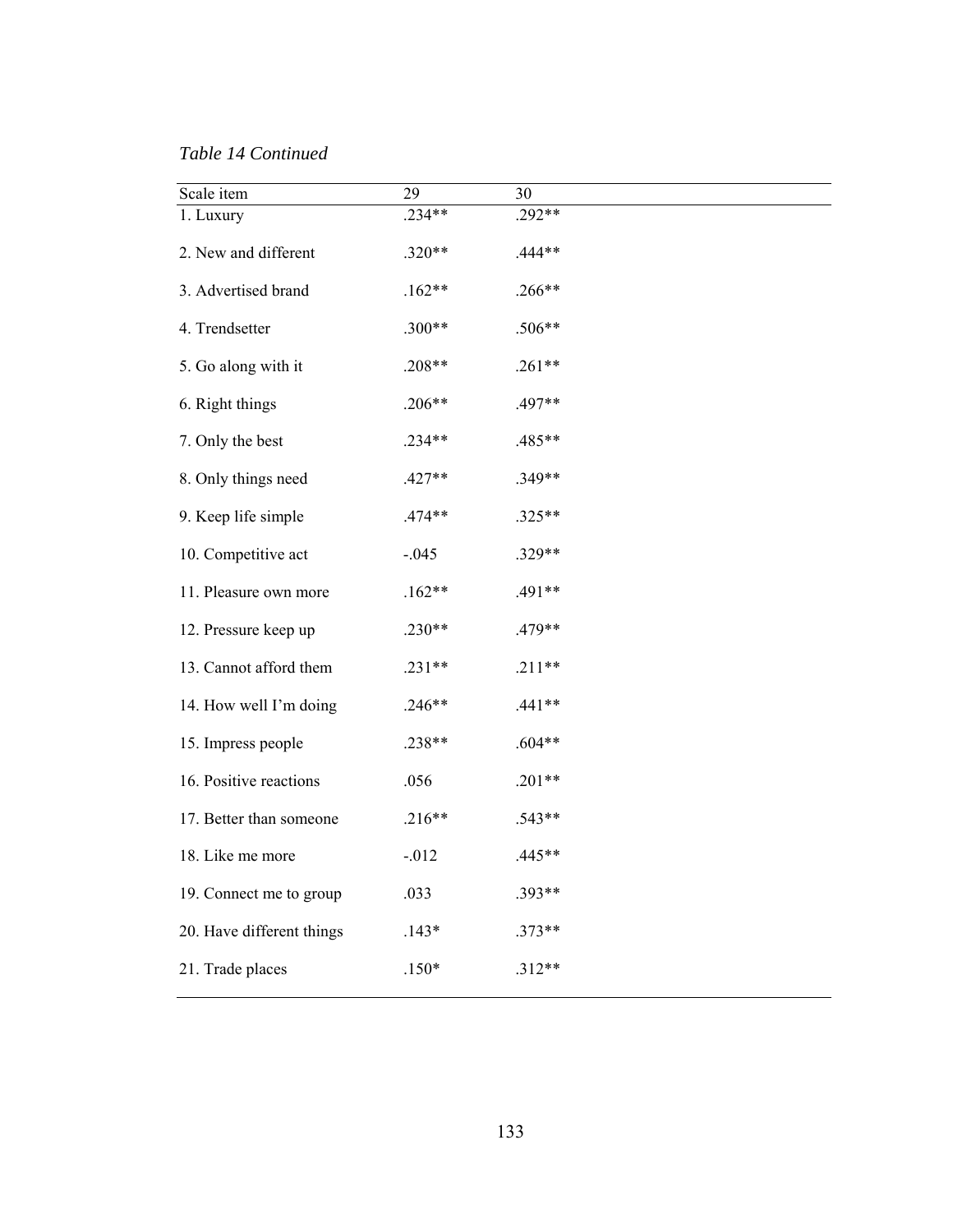*Table 14 Continued*

| Scale item | 29 | 30 |
|---|---|---|
| 1. Luxury | .234** | .292** |
| 2. New and different | .320** | .444** |
| 3. Advertised brand | .162** | .266** |
| 4. Trendsetter | .300** | .506** |
| 5. Go along with it | .208** | .261** |
| 6. Right things | .206** | .497** |
| 7. Only the best | .234** | .485** |
| 8. Only things need | .427** | .349** |
| 9. Keep life simple | .474** | .325** |
| 10. Competitive act | -.045 | .329** |
| 11. Pleasure own more | .162** | .491** |
| 12. Pressure keep up | .230** | .479** |
| 13. Cannot afford them | .231** | .211** |
| 14. How well I'm doing | .246** | .441** |
| 15. Impress people | .238** | .604** |
| 16. Positive reactions | .056 | .201** |
| 17. Better than someone | .216** | .543** |
| 18. Like me more | -.012 | .445** |
| 19. Connect me to group | .033 | .393** |
| 20. Have different things | .143* | .373** |
| 21. Trade places | .150* | .312** |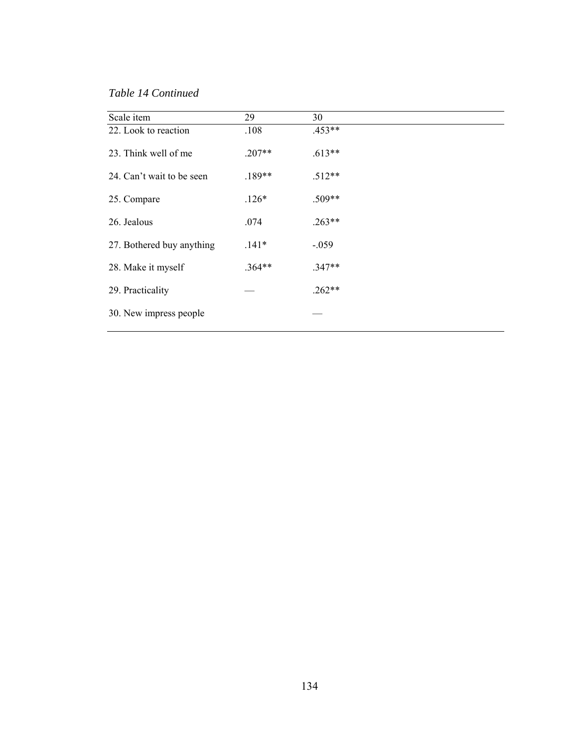*Table 14 Continued*

| Scale item | 29 | 30 |
|---|---|---|
| 22. Look to reaction | .108 | .453** |
| 23. Think well of me | .207** | .613** |
| 24. Can't wait to be seen | .189** | .512** |
| 25. Compare | .126* | .509** |
| 26. Jealous | .074 | .263** |
| 27. Bothered buy anything | .141* | -.059 |
| 28. Make it myself | .364** | .347** |
| 29. Practicality | — | .262** |
| 30. New impress people | | — |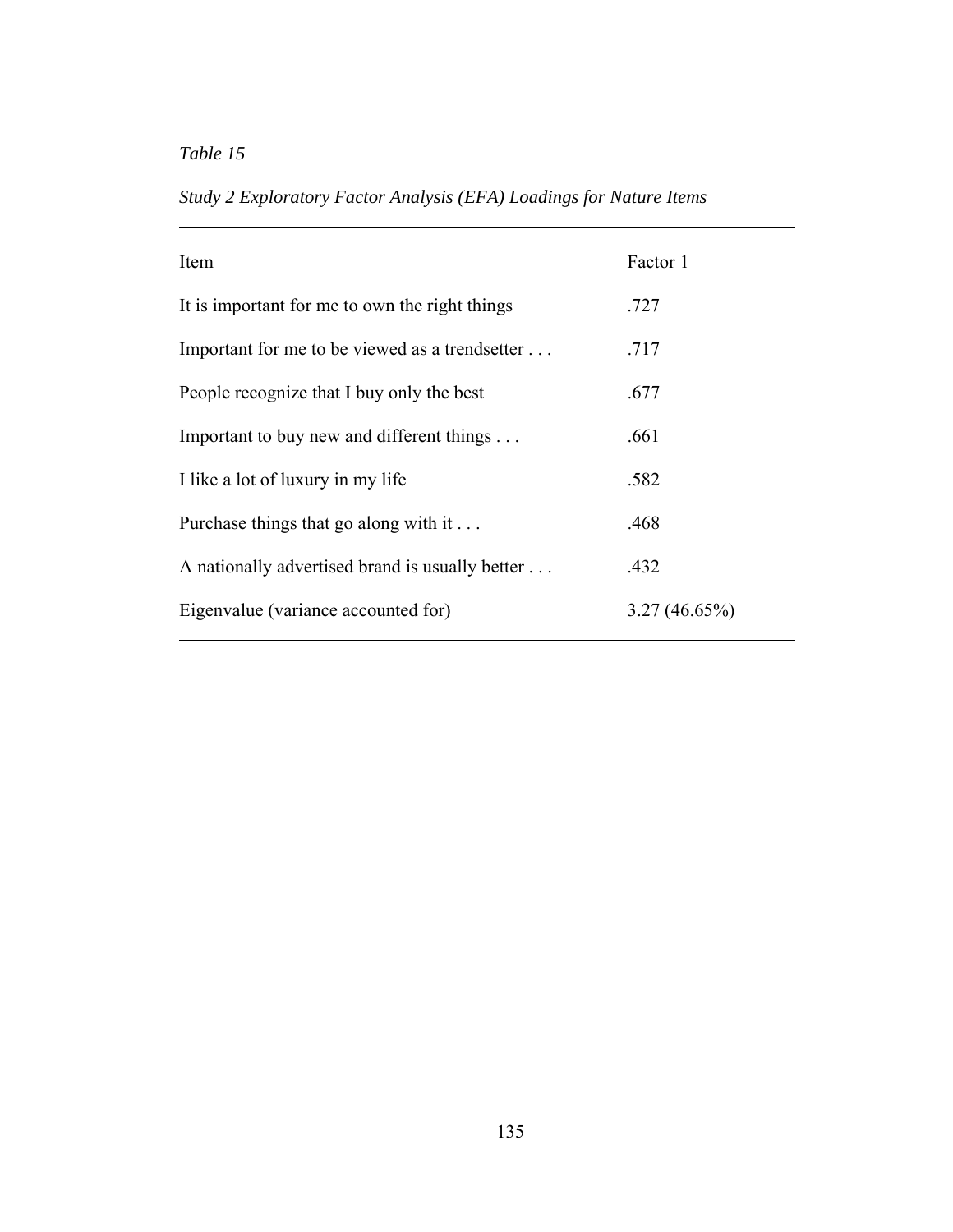*Table 15*

*Study 2 Exploratory Factor Analysis (EFA) Loadings for Nature Items*

| Item | Factor 1 |
|---|---|
| It is important for me to own the right things | .727 |
| Important for me to be viewed as a trendsetter . . . | .717 |
| People recognize that I buy only the best | .677 |
| Important to buy new and different things . . . | .661 |
| I like a lot of luxury in my life | .582 |
| Purchase things that go along with it . . . | .468 |
| A nationally advertised brand is usually better . . . | .432 |
| Eigenvalue (variance accounted for) | 3.27 (46.65%) |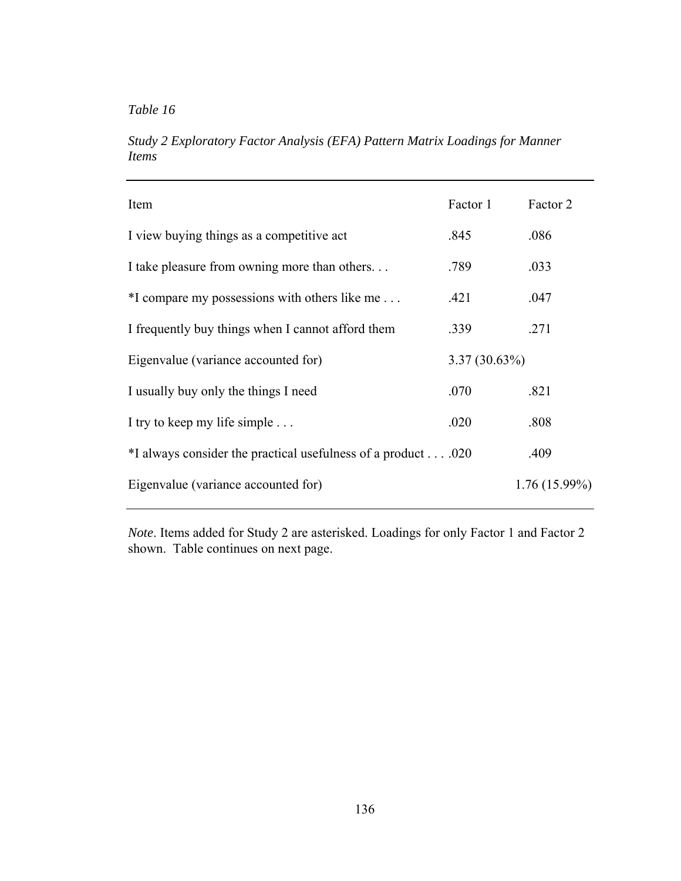*Table 16*

*Study 2 Exploratory Factor Analysis (EFA) Pattern Matrix Loadings for Manner Items*

| Item | Factor 1 | Factor 2 |
|---|---|---|
| I view buying things as a competitive act | .845 | .086 |
| I take pleasure from owning more than others. . . | .789 | .033 |
| *I compare my possessions with others like me . . . | .421 | .047 |
| I frequently buy things when I cannot afford them | .339 | .271 |
| Eigenvalue (variance accounted for) | 3.37 (30.63%) | |
| I usually buy only the things I need | .070 | .821 |
| I try to keep my life simple . . . | .020 | .808 |
| *I always consider the practical usefulness of a product . . . | .020 | .409 |
| Eigenvalue (variance accounted for) | | 1.76 (15.99%) |

*Note*. Items added for Study 2 are asterisked. Loadings for only Factor 1 and Factor 2 shown. Table continues on next page.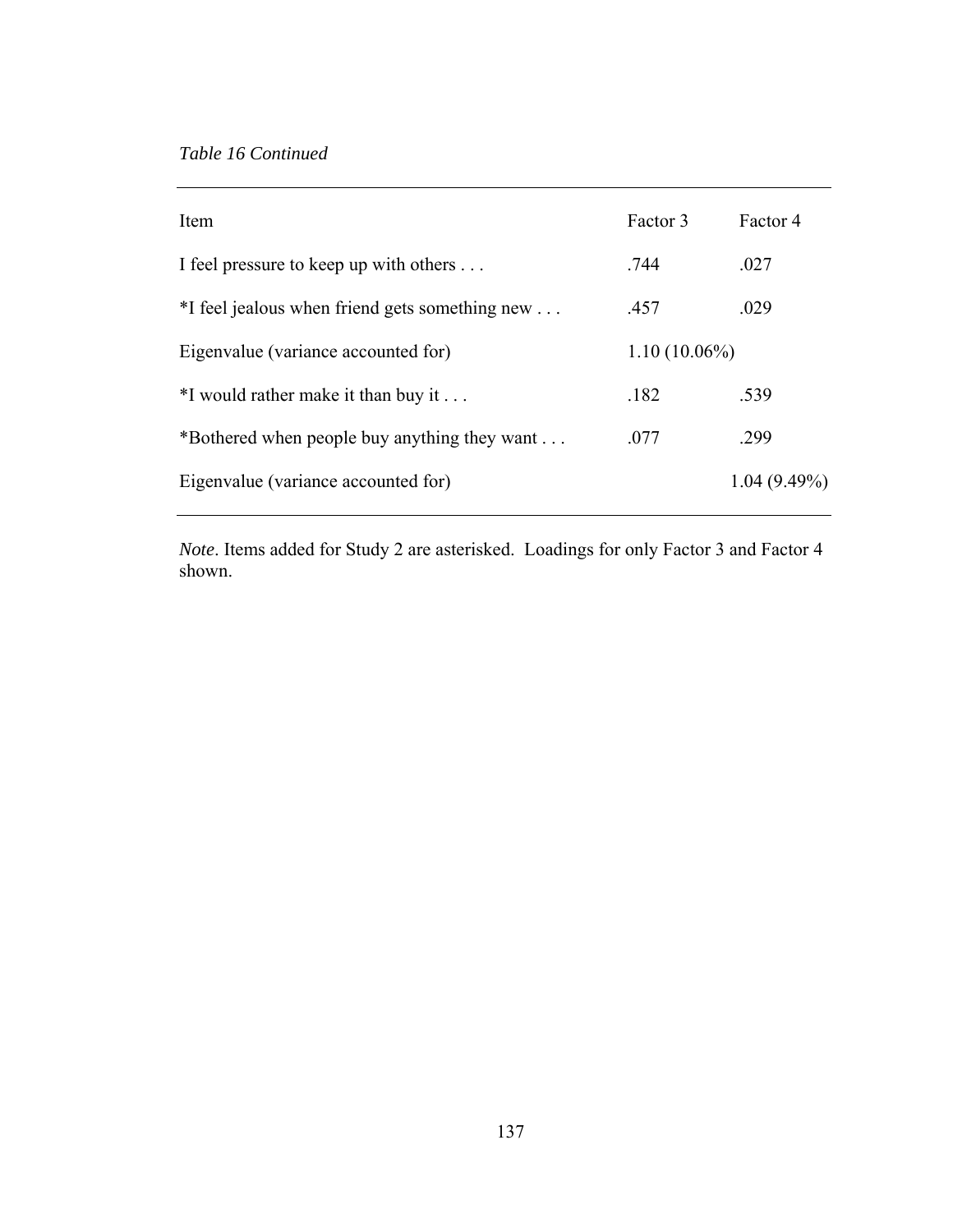*Table 16 Continued*

| Item | Factor 3 | Factor 4 |
|---|---|---|
| I feel pressure to keep up with others . . . | .744 | .027 |
| *I feel jealous when friend gets something new . . . | .457 | .029 |
| Eigenvalue (variance accounted for) | 1.10 (10.06%) | |
| *I would rather make it than buy it . . . | .182 | .539 |
| *Bothered when people buy anything they want . . . | .077 | .299 |
| Eigenvalue (variance accounted for) | | 1.04 (9.49%) |

*Note*. Items added for Study 2 are asterisked. Loadings for only Factor 3 and Factor 4 shown.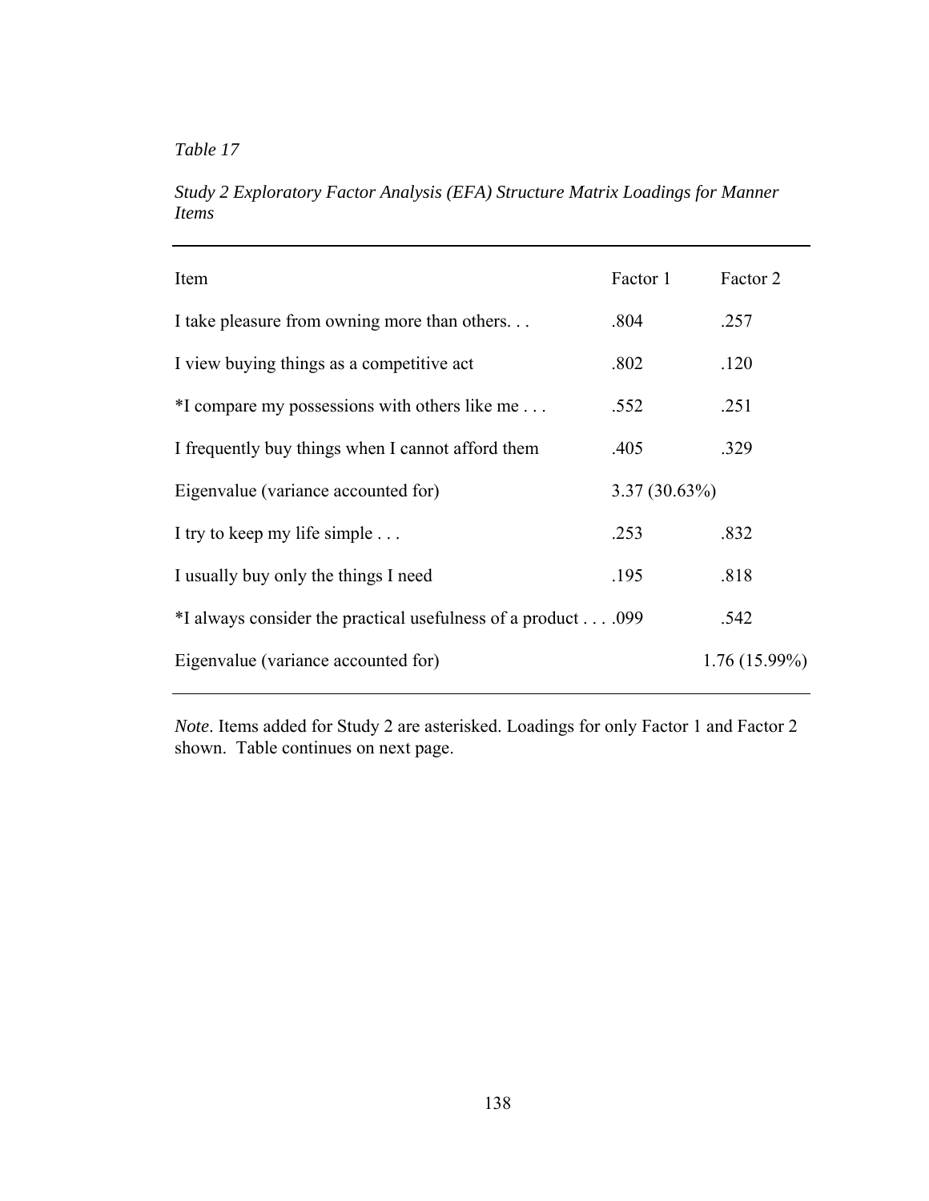*Table 17*

*Study 2 Exploratory Factor Analysis (EFA) Structure Matrix Loadings for Manner Items*

| Item | Factor 1 | Factor 2 |
|---|---|---|
| I take pleasure from owning more than others. . . | .804 | .257 |
| I view buying things as a competitive act | .802 | .120 |
| *I compare my possessions with others like me . . . | .552 | .251 |
| I frequently buy things when I cannot afford them | .405 | .329 |
| Eigenvalue (variance accounted for) | 3.37 (30.63%) | |
| I try to keep my life simple . . . | .253 | .832 |
| I usually buy only the things I need | .195 | .818 |
| *I always consider the practical usefulness of a product . . . | .099 | .542 |
| Eigenvalue (variance accounted for) | | 1.76 (15.99%) |

*Note*. Items added for Study 2 are asterisked. Loadings for only Factor 1 and Factor 2 shown. Table continues on next page.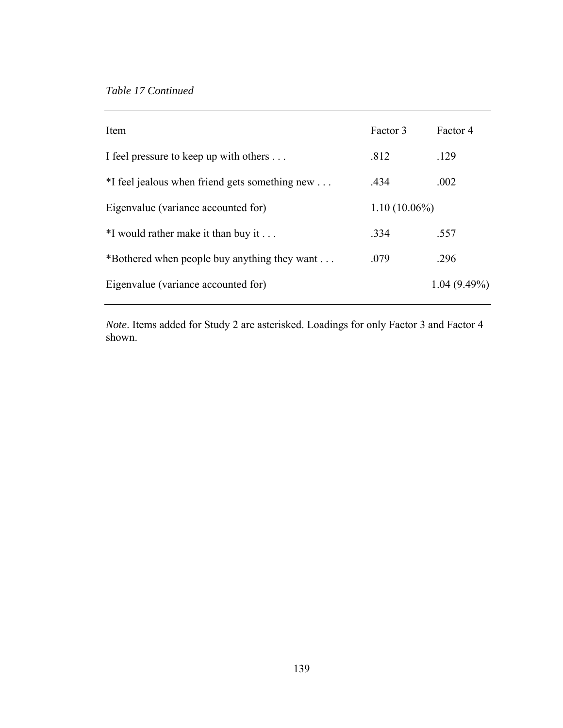*Table 17 Continued*

| Item | Factor 3 | Factor 4 |
|---|---|---|
| I feel pressure to keep up with others . . . | .812 | .129 |
| *I feel jealous when friend gets something new . . . | .434 | .002 |
| Eigenvalue (variance accounted for) | 1.10 (10.06%) | |
| *I would rather make it than buy it . . . | .334 | .557 |
| *Bothered when people buy anything they want . . . | .079 | .296 |
| Eigenvalue (variance accounted for) | | 1.04 (9.49%) |

*Note*. Items added for Study 2 are asterisked. Loadings for only Factor 3 and Factor 4 shown.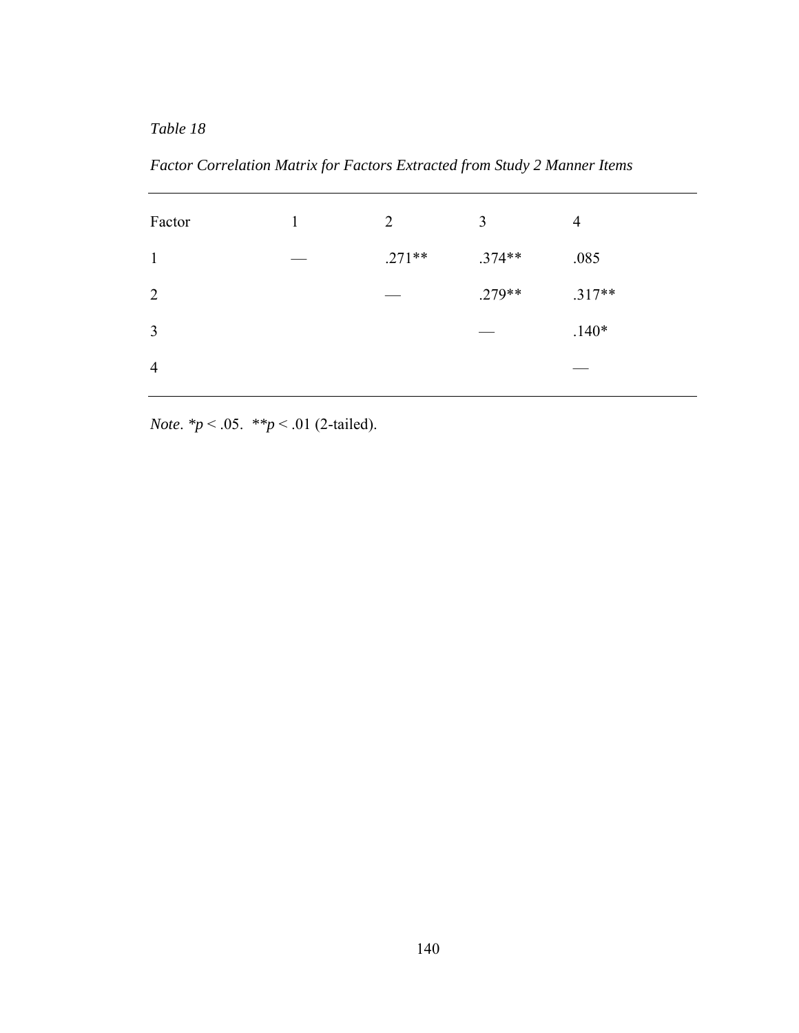*Table 18*

*Factor Correlation Matrix for Factors Extracted from Study 2 Manner Items*

| Factor | 1 | 2 | 3 | 4 |
|---|---|---|---|---|
| 1 | — | .271** | .374** | .085 |
| 2 | | — | .279** | .317** |
| 3 | | | — | .140* |
| 4 | | | | — |

*Note*. \**p* < .05. \*\**p* < .01 (2-tailed).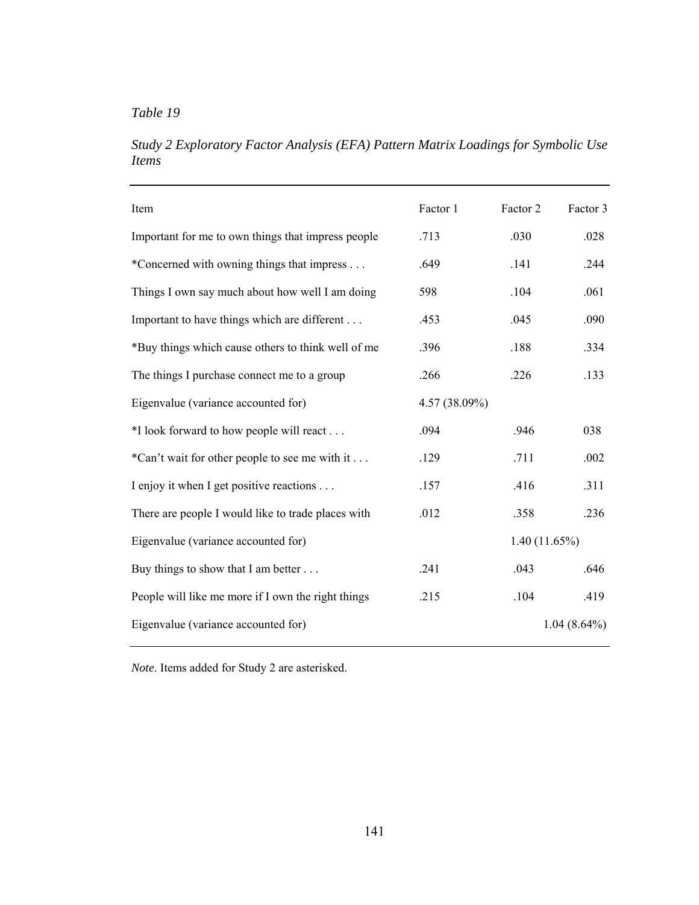*Table 19*

*Study 2 Exploratory Factor Analysis (EFA) Pattern Matrix Loadings for Symbolic Use Items*

| Item | Factor 1 | Factor 2 | Factor 3 |
|---|---|---|---|
| Important for me to own things that impress people | .713 | .030 | .028 |
| *Concerned with owning things that impress . . . | .649 | .141 | .244 |
| Things I own say much about how well I am doing | 598 | .104 | .061 |
| Important to have things which are different . . . | .453 | .045 | .090 |
| *Buy things which cause others to think well of me | .396 | .188 | .334 |
| The things I purchase connect me to a group | .266 | .226 | .133 |
| Eigenvalue (variance accounted for) | 4.57 (38.09%) | | |
| *I look forward to how people will react . . . | .094 | .946 | 038 |
| *Can't wait for other people to see me with it . . . | .129 | .711 | .002 |
| I enjoy it when I get positive reactions . . . | .157 | .416 | .311 |
| There are people I would like to trade places with | .012 | .358 | .236 |
| Eigenvalue (variance accounted for) | | 1.40 (11.65%) | |
| Buy things to show that I am better . . . | .241 | .043 | .646 |
| People will like me more if I own the right things | .215 | .104 | .419 |
| Eigenvalue (variance accounted for) | | | 1.04 (8.64%) |

*Note*. Items added for Study 2 are asterisked.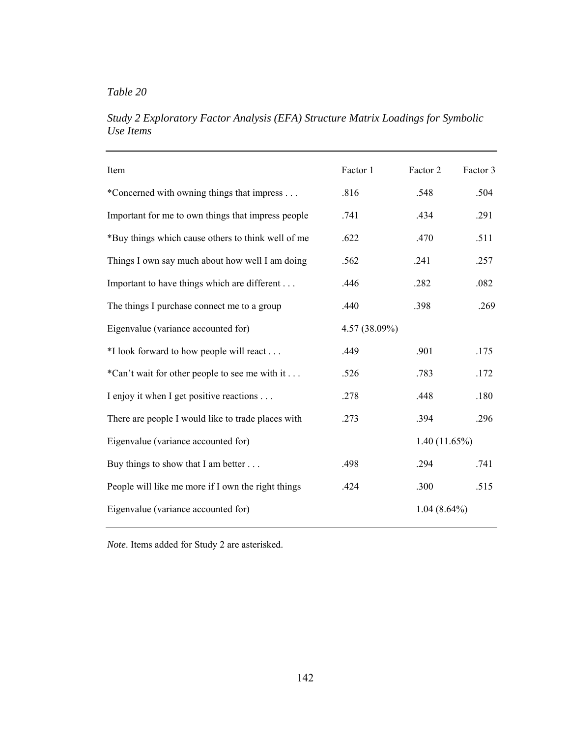*Table 20*

*Study 2 Exploratory Factor Analysis (EFA) Structure Matrix Loadings for Symbolic Use Items*

| Item | Factor 1 | Factor 2 | Factor 3 |
|---|---|---|---|
| *Concerned with owning things that impress . . . | .816 | .548 | .504 |
| Important for me to own things that impress people | .741 | .434 | .291 |
| *Buy things which cause others to think well of me | .622 | .470 | .511 |
| Things I own say much about how well I am doing | .562 | .241 | .257 |
| Important to have things which are different . . . | .446 | .282 | .082 |
| The things I purchase connect me to a group | .440 | .398 | .269 |
| Eigenvalue (variance accounted for) | 4.57 (38.09%) | | |
| *I look forward to how people will react . . . | .449 | .901 | .175 |
| *Can't wait for other people to see me with it . . . | .526 | .783 | .172 |
| I enjoy it when I get positive reactions . . . | .278 | .448 | .180 |
| There are people I would like to trade places with | .273 | .394 | .296 |
| Eigenvalue (variance accounted for) | | 1.40 (11.65%) | |
| Buy things to show that I am better . . . | .498 | .294 | .741 |
| People will like me more if I own the right things | .424 | .300 | .515 |
| Eigenvalue (variance accounted for) | | | 1.04 (8.64%) |

*Note*. Items added for Study 2 are asterisked.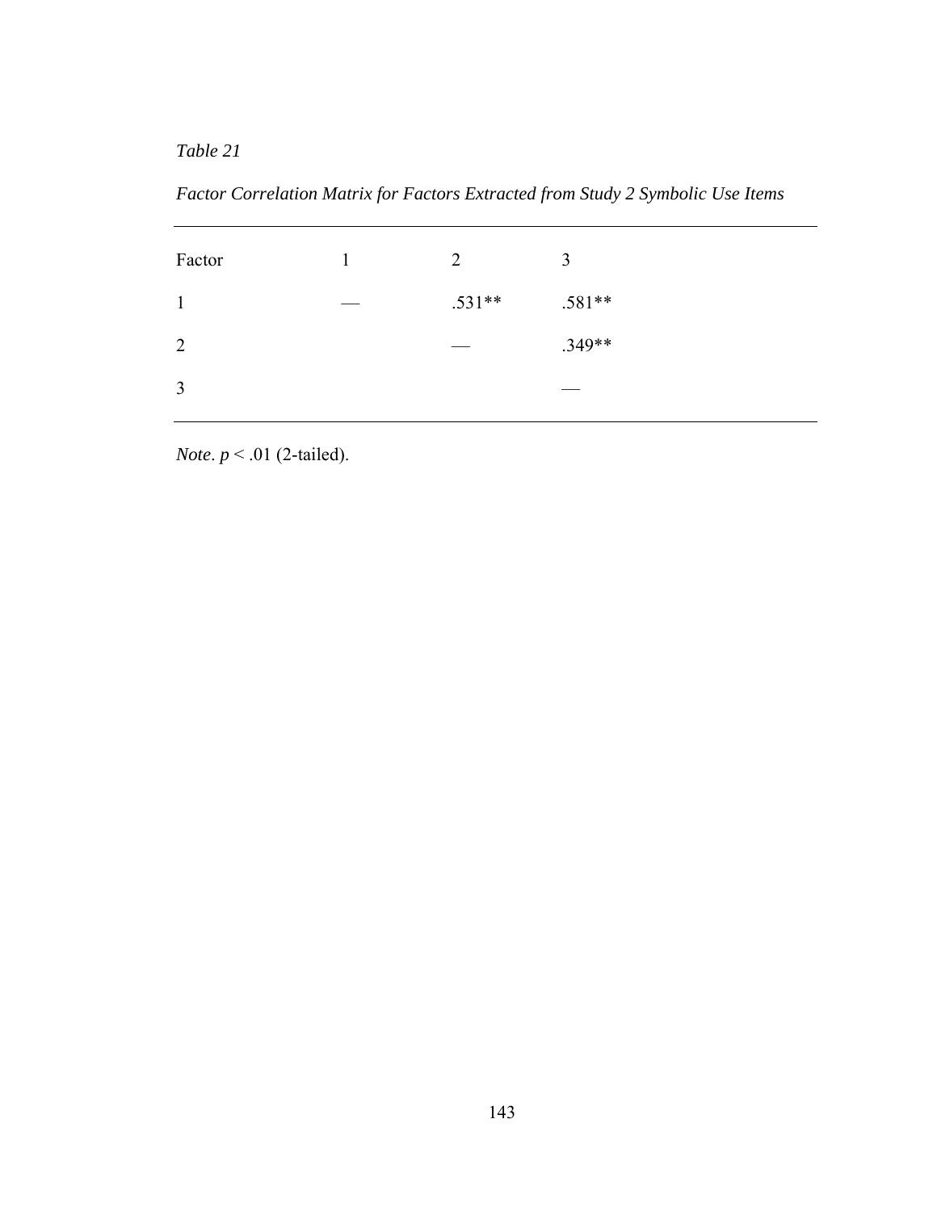*Table 21*

*Factor Correlation Matrix for Factors Extracted from Study 2 Symbolic Use Items*

| Factor | 1 | 2 | 3 |
|---|---|---|---|
| 1 | — | .531** | .581** |
| 2 | | — | .349** |
| 3 | | | — |

*Note*. $p < .01$ (2-tailed).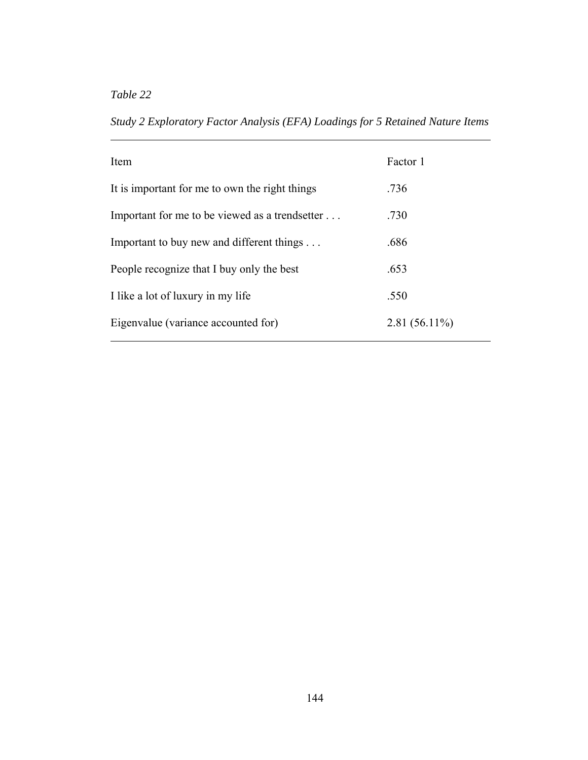*Table 22*

*Study 2 Exploratory Factor Analysis (EFA) Loadings for 5 Retained Nature Items*

| Item | Factor 1 |
|---|---|
| It is important for me to own the right things | .736 |
| Important for me to be viewed as a trendsetter . . . | .730 |
| Important to buy new and different things . . . | .686 |
| People recognize that I buy only the best | .653 |
| I like a lot of luxury in my life | .550 |
| Eigenvalue (variance accounted for) | 2.81 (56.11%) |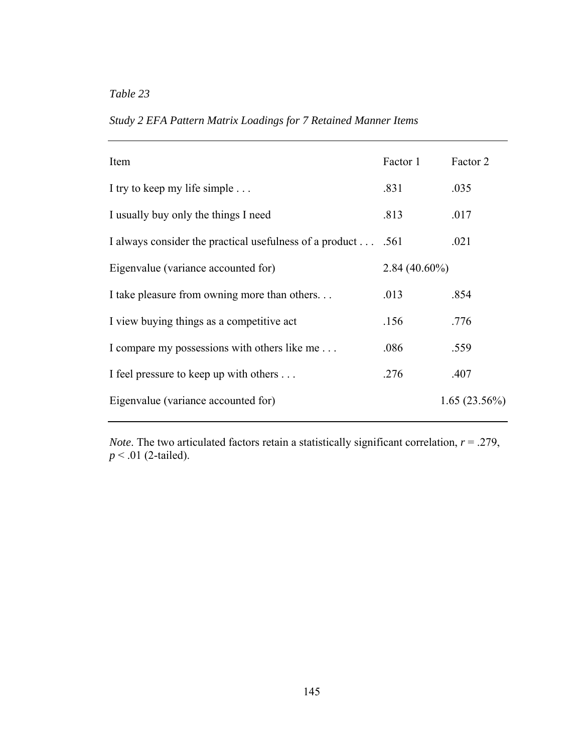*Table 23*

*Study 2 EFA Pattern Matrix Loadings for 7 Retained Manner Items*

| Item | Factor 1 | Factor 2 |
|---|---|---|
| I try to keep my life simple . . . | .831 | .035 |
| I usually buy only the things I need | .813 | .017 |
| I always consider the practical usefulness of a product . . . | .561 | .021 |
| Eigenvalue (variance accounted for) | 2.84 (40.60%) | |
| I take pleasure from owning more than others. . . | .013 | .854 |
| I view buying things as a competitive act | .156 | .776 |
| I compare my possessions with others like me . . . | .086 | .559 |
| I feel pressure to keep up with others . . . | .276 | .407 |
| Eigenvalue (variance accounted for) | | 1.65 (23.56%) |

*Note*. The two articulated factors retain a statistically significant correlation, $r = .279$, $p < .01$ (2-tailed).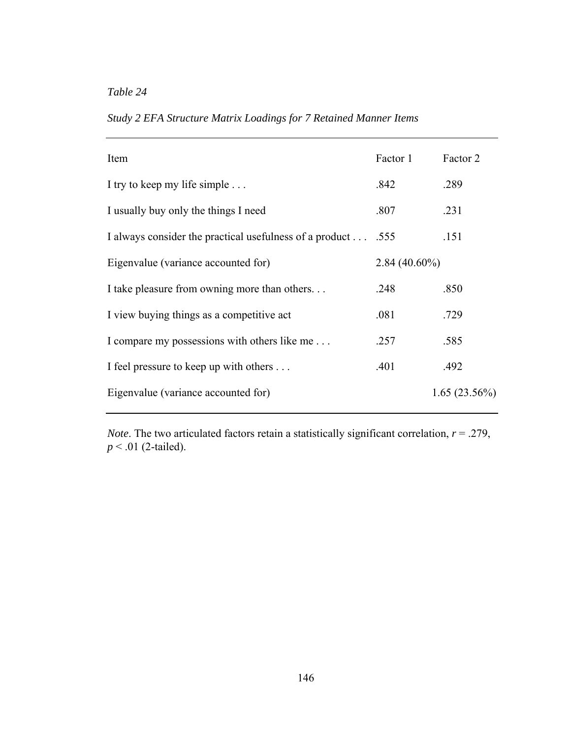*Table 24*

*Study 2 EFA Structure Matrix Loadings for 7 Retained Manner Items*

| Item | Factor 1 | Factor 2 |
|---|---|---|
| I try to keep my life simple . . . | .842 | .289 |
| I usually buy only the things I need | .807 | .231 |
| I always consider the practical usefulness of a product . . . | .555 | .151 |
| Eigenvalue (variance accounted for) | 2.84 (40.60%) | |
| I take pleasure from owning more than others. . . | .248 | .850 |
| I view buying things as a competitive act | .081 | .729 |
| I compare my possessions with others like me . . . | .257 | .585 |
| I feel pressure to keep up with others . . . | .401 | .492 |
| Eigenvalue (variance accounted for) | | 1.65 (23.56%) |

*Note*. The two articulated factors retain a statistically significant correlation, $r = .279$, $p < .01$ (2-tailed).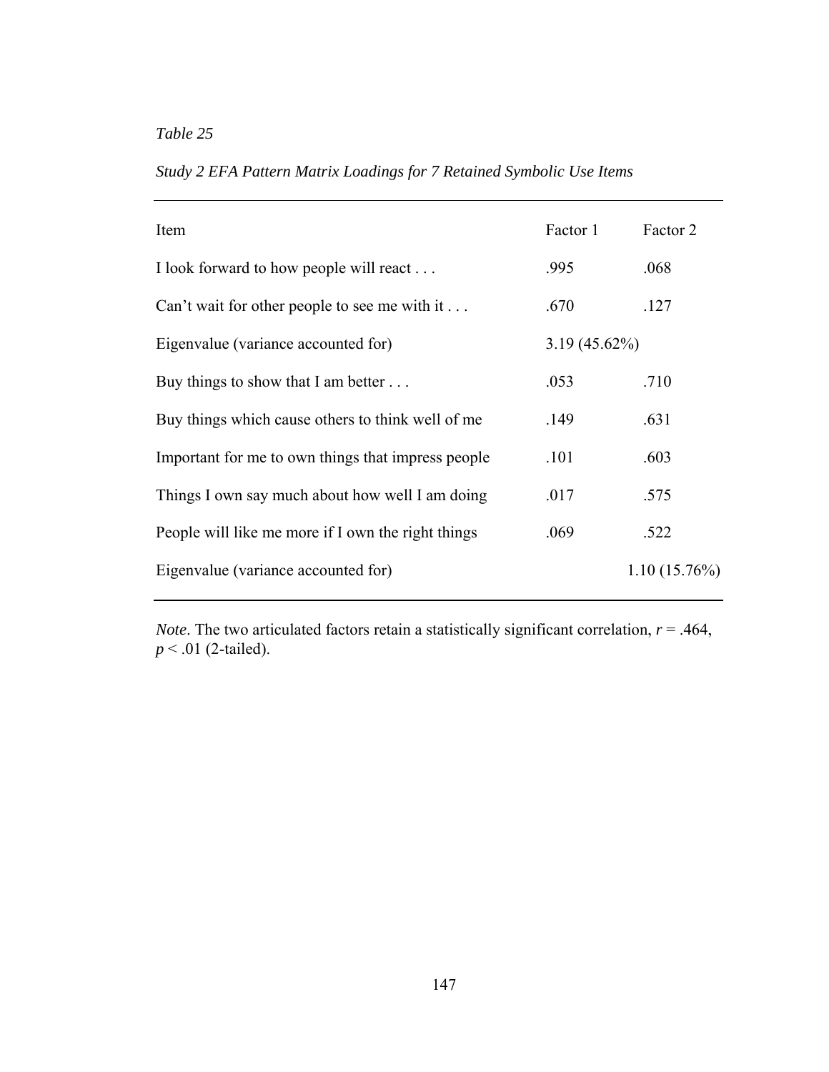*Table 25*

*Study 2 EFA Pattern Matrix Loadings for 7 Retained Symbolic Use Items*

| Item | Factor 1 | Factor 2 |
|---|---|---|
| I look forward to how people will react . . . | .995 | .068 |
| Can't wait for other people to see me with it . . . | .670 | .127 |
| Eigenvalue (variance accounted for) | 3.19 (45.62%) | |
| Buy things to show that I am better . . . | .053 | .710 |
| Buy things which cause others to think well of me | .149 | .631 |
| Important for me to own things that impress people | .101 | .603 |
| Things I own say much about how well I am doing | .017 | .575 |
| People will like me more if I own the right things | .069 | .522 |
| Eigenvalue (variance accounted for) | | 1.10 (15.76%) |

*Note*. The two articulated factors retain a statistically significant correlation, $r = .464$, $p < .01$ (2-tailed).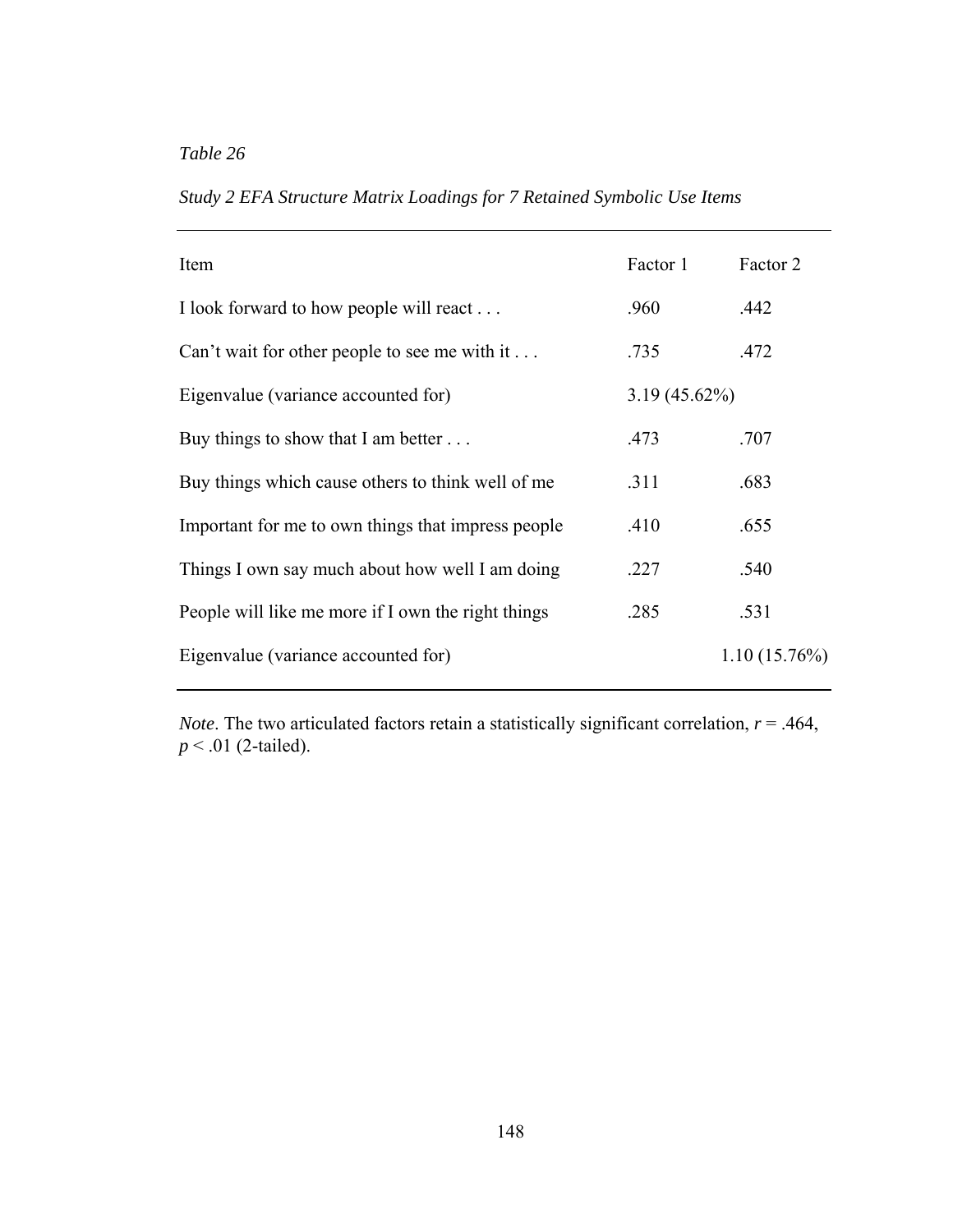*Table 26*

*Study 2 EFA Structure Matrix Loadings for 7 Retained Symbolic Use Items*

| Item | Factor 1 | Factor 2 |
|---|---|---|
| I look forward to how people will react . . . | .960 | .442 |
| Can't wait for other people to see me with it . . . | .735 | .472 |
| Eigenvalue (variance accounted for) | 3.19 (45.62%) | |
| Buy things to show that I am better . . . | .473 | .707 |
| Buy things which cause others to think well of me | .311 | .683 |
| Important for me to own things that impress people | .410 | .655 |
| Things I own say much about how well I am doing | .227 | .540 |
| People will like me more if I own the right things | .285 | .531 |
| Eigenvalue (variance accounted for) | | 1.10 (15.76%) |

*Note*. The two articulated factors retain a statistically significant correlation, $r = .464$, $p < .01$ (2-tailed).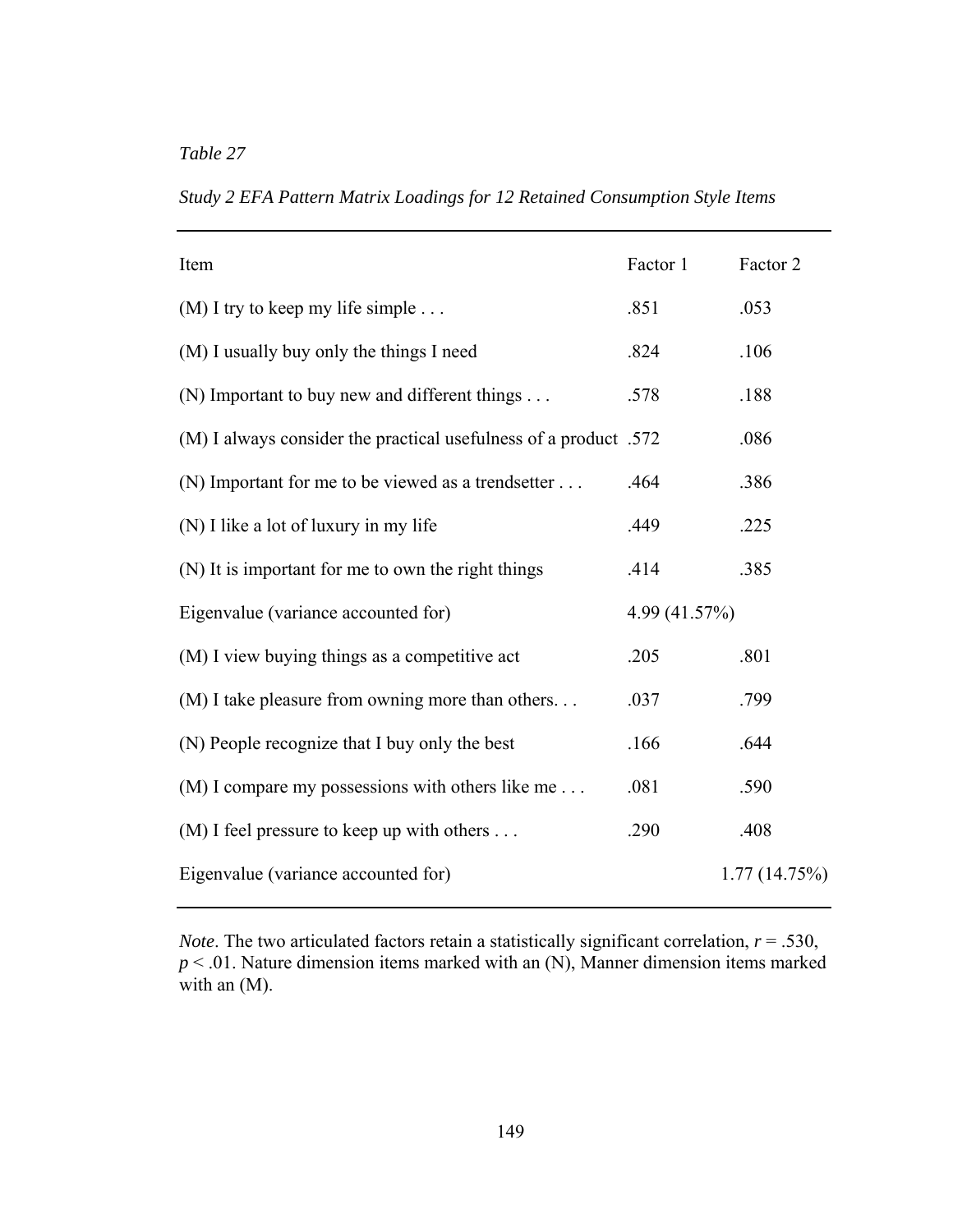*Table 27*

*Study 2 EFA Pattern Matrix Loadings for 12 Retained Consumption Style Items*

| Item | Factor 1 | Factor 2 |
|---|---|---|
| (M) I try to keep my life simple . . . | .851 | .053 |
| (M) I usually buy only the things I need | .824 | .106 |
| (N) Important to buy new and different things . . . | .578 | .188 |
| (M) I always consider the practical usefulness of a product | .572 | .086 |
| (N) Important for me to be viewed as a trendsetter . . . | .464 | .386 |
| (N) I like a lot of luxury in my life | .449 | .225 |
| (N) It is important for me to own the right things | .414 | .385 |
| Eigenvalue (variance accounted for) | 4.99 (41.57%) | |
| (M) I view buying things as a competitive act | .205 | .801 |
| (M) I take pleasure from owning more than others. . . | .037 | .799 |
| (N) People recognize that I buy only the best | .166 | .644 |
| (M) I compare my possessions with others like me . . . | .081 | .590 |
| (M) I feel pressure to keep up with others . . . | .290 | .408 |
| Eigenvalue (variance accounted for) | | 1.77 (14.75%) |

*Note*. The two articulated factors retain a statistically significant correlation, $r = .530$, $p < .01$. Nature dimension items marked with an (N), Manner dimension items marked with an (M).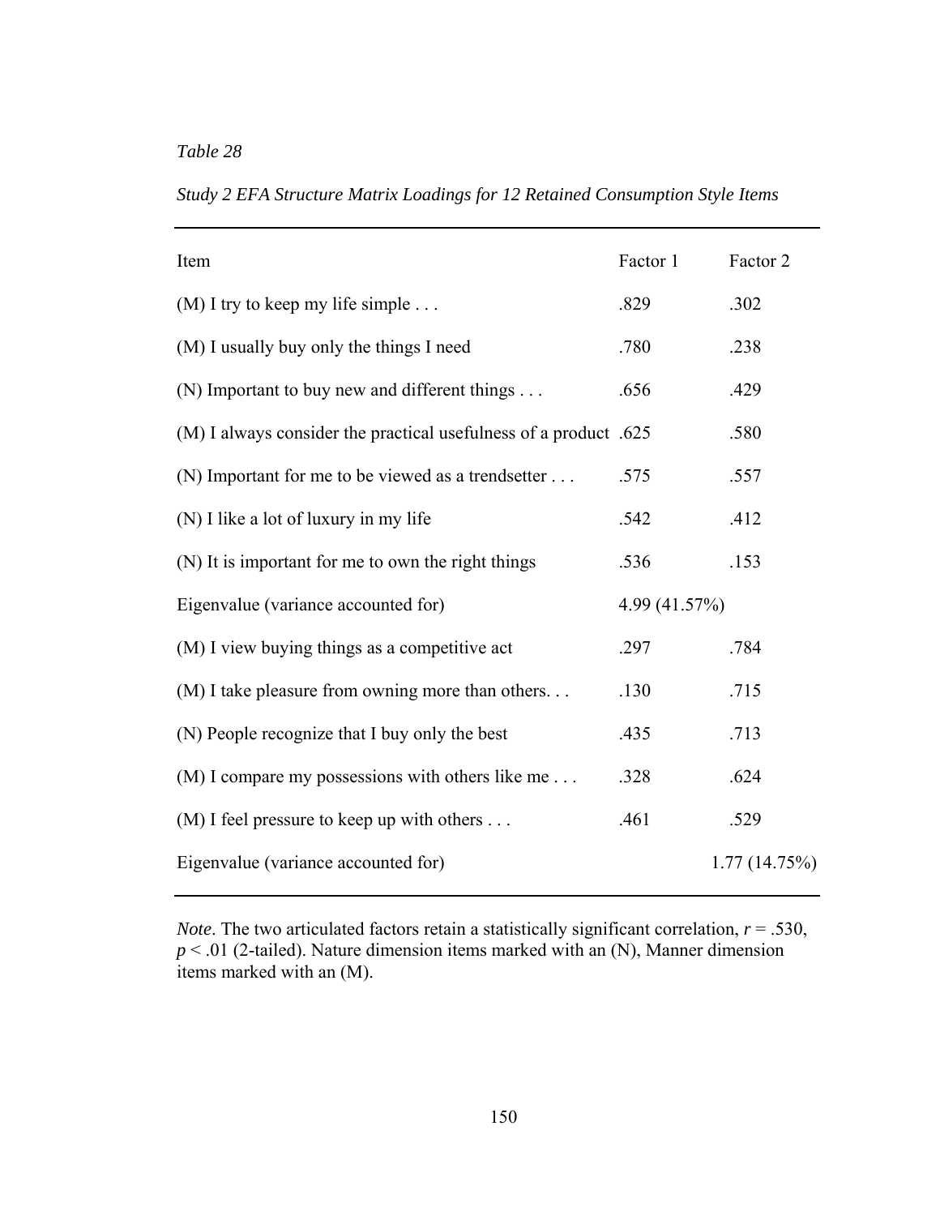*Table 28*

*Study 2 EFA Structure Matrix Loadings for 12 Retained Consumption Style Items*

| Item | Factor 1 | Factor 2 |
|---|---|---|
| (M) I try to keep my life simple . . . | .829 | .302 |
| (M) I usually buy only the things I need | .780 | .238 |
| (N) Important to buy new and different things . . . | .656 | .429 |
| (M) I always consider the practical usefulness of a product | .625 | .580 |
| (N) Important for me to be viewed as a trendsetter . . . | .575 | .557 |
| (N) I like a lot of luxury in my life | .542 | .412 |
| (N) It is important for me to own the right things | .536 | .153 |
| Eigenvalue (variance accounted for) | 4.99 (41.57%) | |
| (M) I view buying things as a competitive act | .297 | .784 |
| (M) I take pleasure from owning more than others. . . | .130 | .715 |
| (N) People recognize that I buy only the best | .435 | .713 |
| (M) I compare my possessions with others like me . . . | .328 | .624 |
| (M) I feel pressure to keep up with others . . . | .461 | .529 |
| Eigenvalue (variance accounted for) | | 1.77 (14.75%) |

*Note*. The two articulated factors retain a statistically significant correlation, $r = .530$, $p < .01$ (2-tailed). Nature dimension items marked with an (N), Manner dimension items marked with an (M).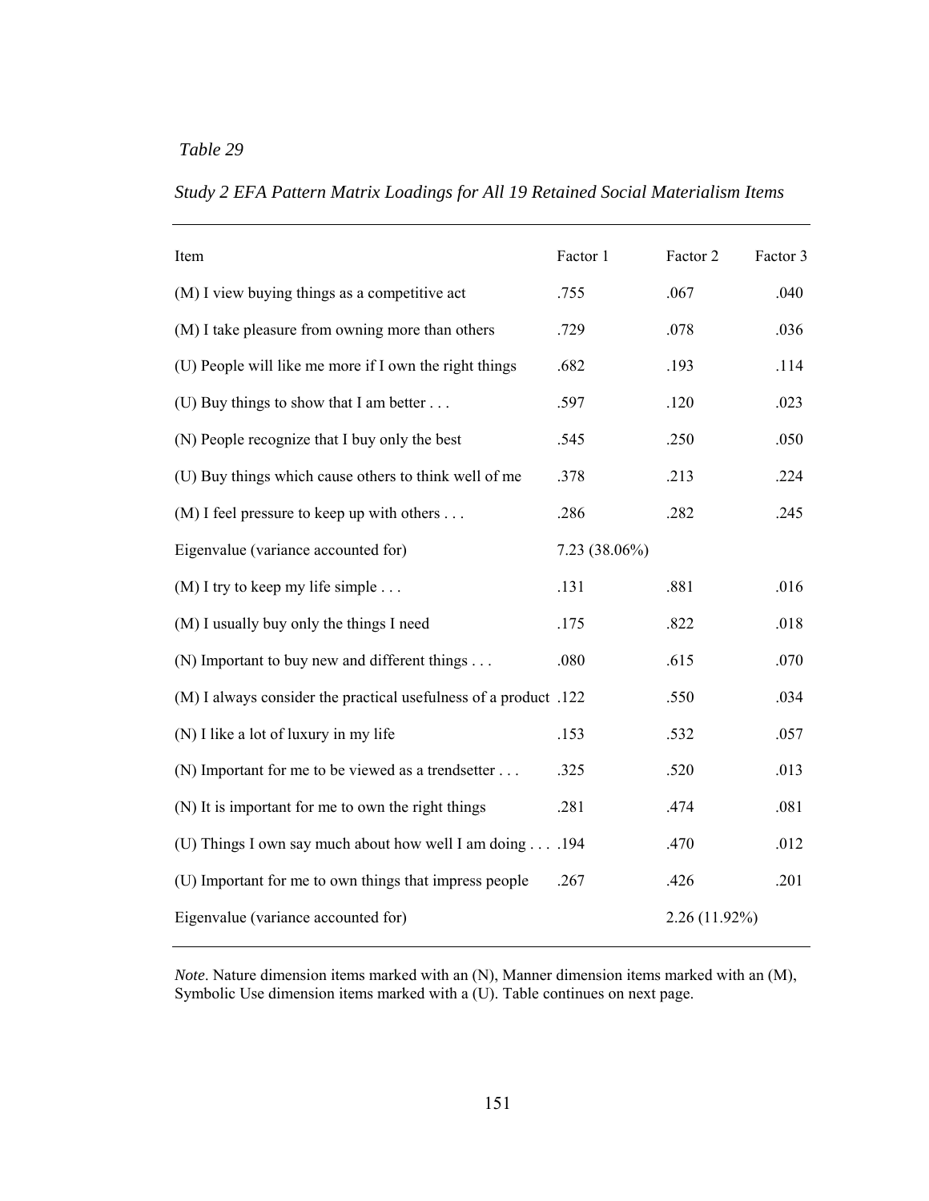*Table 29*

*Study 2 EFA Pattern Matrix Loadings for All 19 Retained Social Materialism Items*

| Item | Factor 1 | Factor 2 | Factor 3 |
|---|---|---|---|
| (M) I view buying things as a competitive act | .755 | .067 | .040 |
| (M) I take pleasure from owning more than others | .729 | .078 | .036 |
| (U) People will like me more if I own the right things | .682 | .193 | .114 |
| (U) Buy things to show that I am better . . . | .597 | .120 | .023 |
| (N) People recognize that I buy only the best | .545 | .250 | .050 |
| (U) Buy things which cause others to think well of me | .378 | .213 | .224 |
| (M) I feel pressure to keep up with others . . . | .286 | .282 | .245 |
| Eigenvalue (variance accounted for) | 7.23 (38.06%) | | |
| (M) I try to keep my life simple . . . | .131 | .881 | .016 |
| (M) I usually buy only the things I need | .175 | .822 | .018 |
| (N) Important to buy new and different things . . . | .080 | .615 | .070 |
| (M) I always consider the practical usefulness of a product | .122 | .550 | .034 |
| (N) I like a lot of luxury in my life | .153 | .532 | .057 |
| (N) Important for me to be viewed as a trendsetter . . . | .325 | .520 | .013 |
| (N) It is important for me to own the right things | .281 | .474 | .081 |
| (U) Things I own say much about how well I am doing . . . | .194 | .470 | .012 |
| (U) Important for me to own things that impress people | .267 | .426 | .201 |
| Eigenvalue (variance accounted for) | | 2.26 (11.92%) | |

*Note*. Nature dimension items marked with an (N), Manner dimension items marked with an (M), Symbolic Use dimension items marked with a (U). Table continues on next page.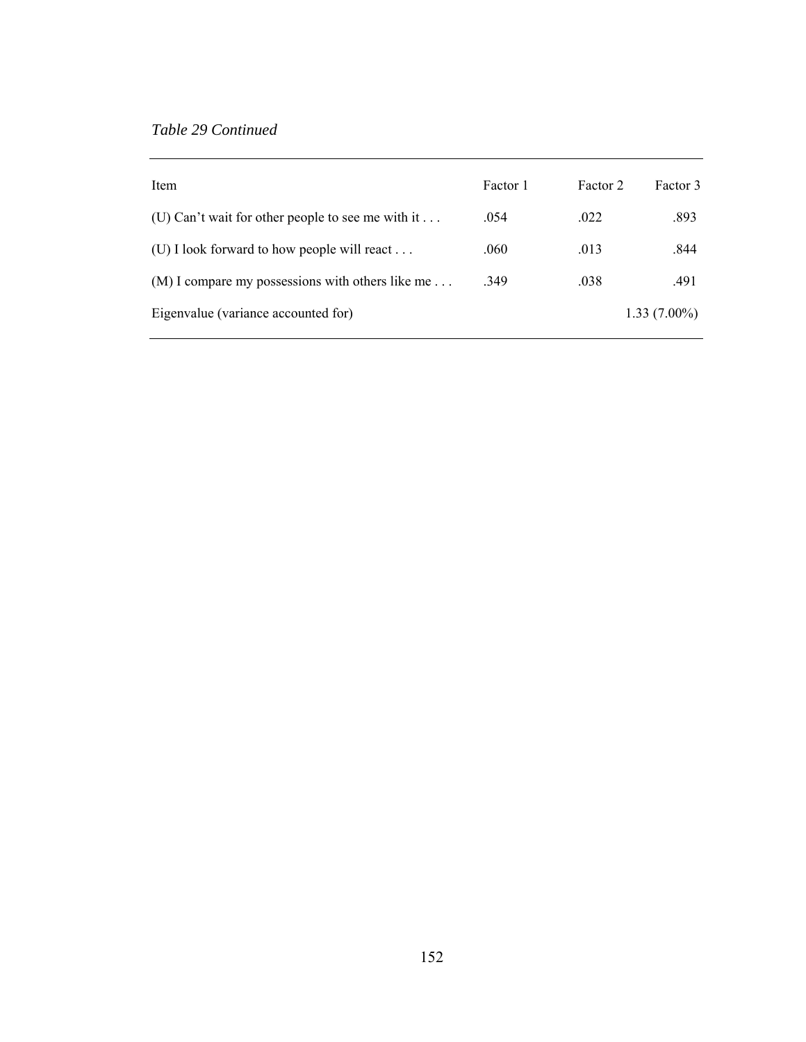*Table 29 Continued*

| Item | Factor 1 | Factor 2 | Factor 3 |
| --- | --- | --- | --- |
| (U) Can't wait for other people to see me with it . . . | .054 | .022 | .893 |
| (U) I look forward to how people will react . . . | .060 | .013 | .844 |
| (M) I compare my possessions with others like me . . . | .349 | .038 | .491 |
| Eigenvalue (variance accounted for) | | | 1.33 (7.00%) |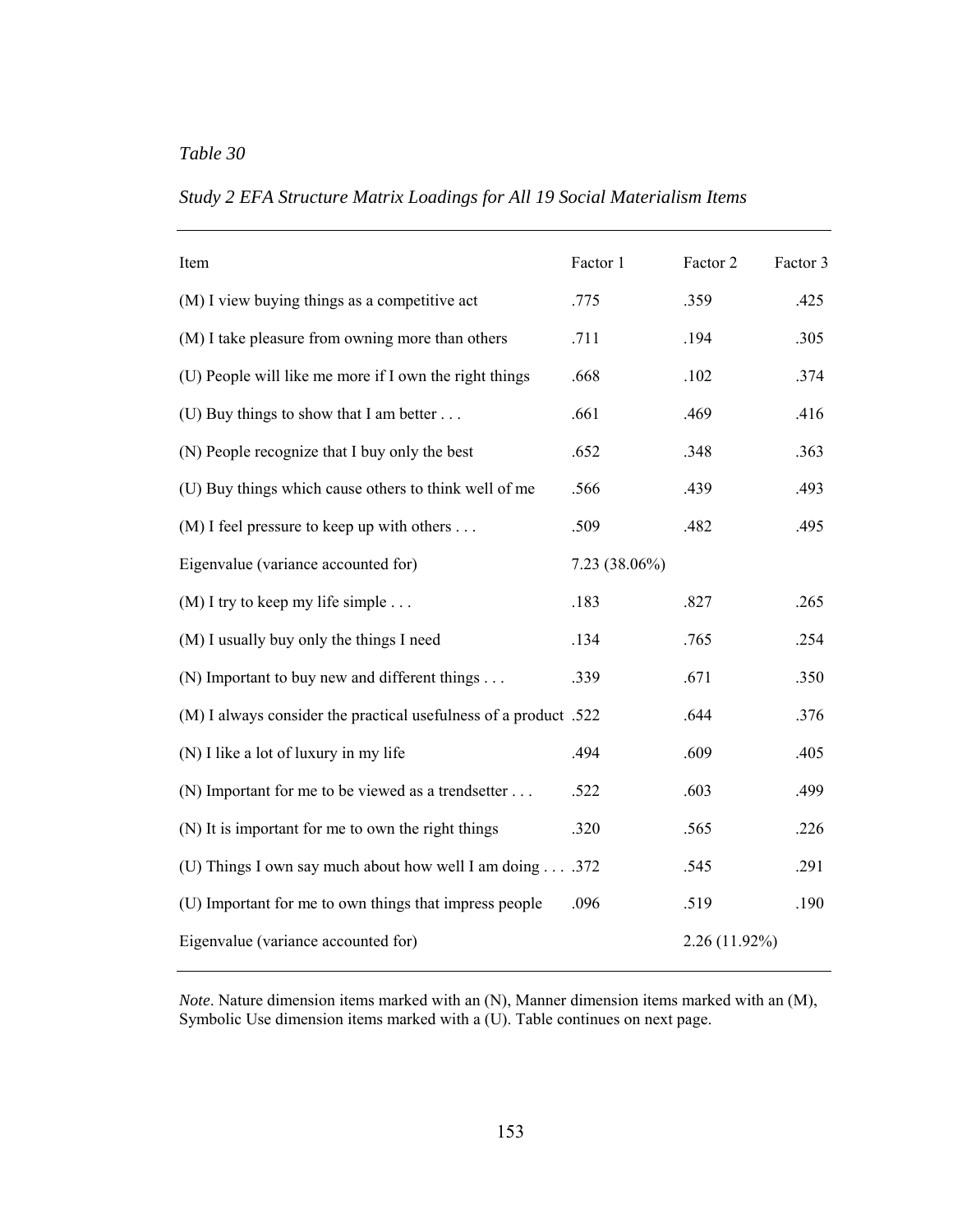*Table 30*

*Study 2 EFA Structure Matrix Loadings for All 19 Social Materialism Items*

| Item | Factor 1 | Factor 2 | Factor 3 |
|---|---|---|---|
| (M) I view buying things as a competitive act | .775 | .359 | .425 |
| (M) I take pleasure from owning more than others | .711 | .194 | .305 |
| (U) People will like me more if I own the right things | .668 | .102 | .374 |
| (U) Buy things to show that I am better . . . | .661 | .469 | .416 |
| (N) People recognize that I buy only the best | .652 | .348 | .363 |
| (U) Buy things which cause others to think well of me | .566 | .439 | .493 |
| (M) I feel pressure to keep up with others . . . | .509 | .482 | .495 |
| Eigenvalue (variance accounted for) | 7.23 (38.06%) | | |
| (M) I try to keep my life simple . . . | .183 | .827 | .265 |
| (M) I usually buy only the things I need | .134 | .765 | .254 |
| (N) Important to buy new and different things . . . | .339 | .671 | .350 |
| (M) I always consider the practical usefulness of a product | .522 | .644 | .376 |
| (N) I like a lot of luxury in my life | .494 | .609 | .405 |
| (N) Important for me to be viewed as a trendsetter . . . | .522 | .603 | .499 |
| (N) It is important for me to own the right things | .320 | .565 | .226 |
| (U) Things I own say much about how well I am doing . . . | .372 | .545 | .291 |
| (U) Important for me to own things that impress people | .096 | .519 | .190 |
| Eigenvalue (variance accounted for) | | 2.26 (11.92%) | |

*Note*. Nature dimension items marked with an (N), Manner dimension items marked with an (M), Symbolic Use dimension items marked with a (U). Table continues on next page.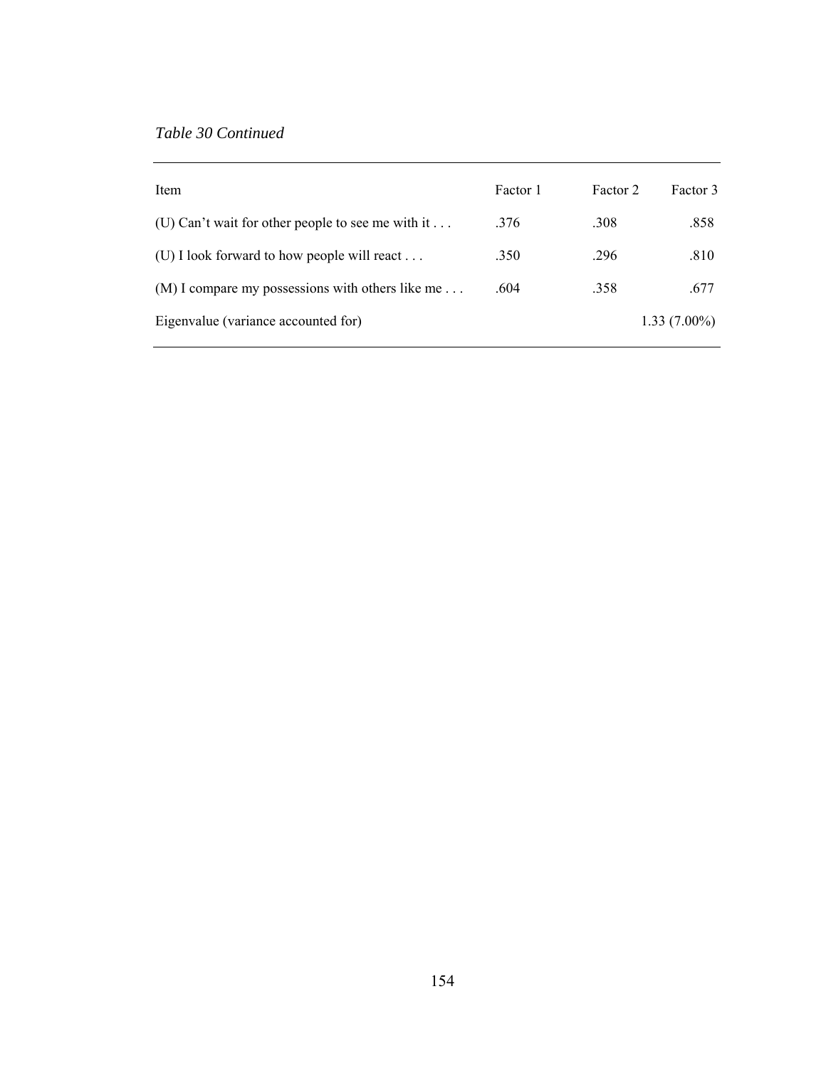*Table 30 Continued*

| Item | Factor 1 | Factor 2 | Factor 3 |
|---|---|---|---|
| (U) Can't wait for other people to see me with it . . . | .376 | .308 | .858 |
| (U) I look forward to how people will react . . . | .350 | .296 | .810 |
| (M) I compare my possessions with others like me . . . | .604 | .358 | .677 |
| Eigenvalue (variance accounted for) | | | 1.33 (7.00%) |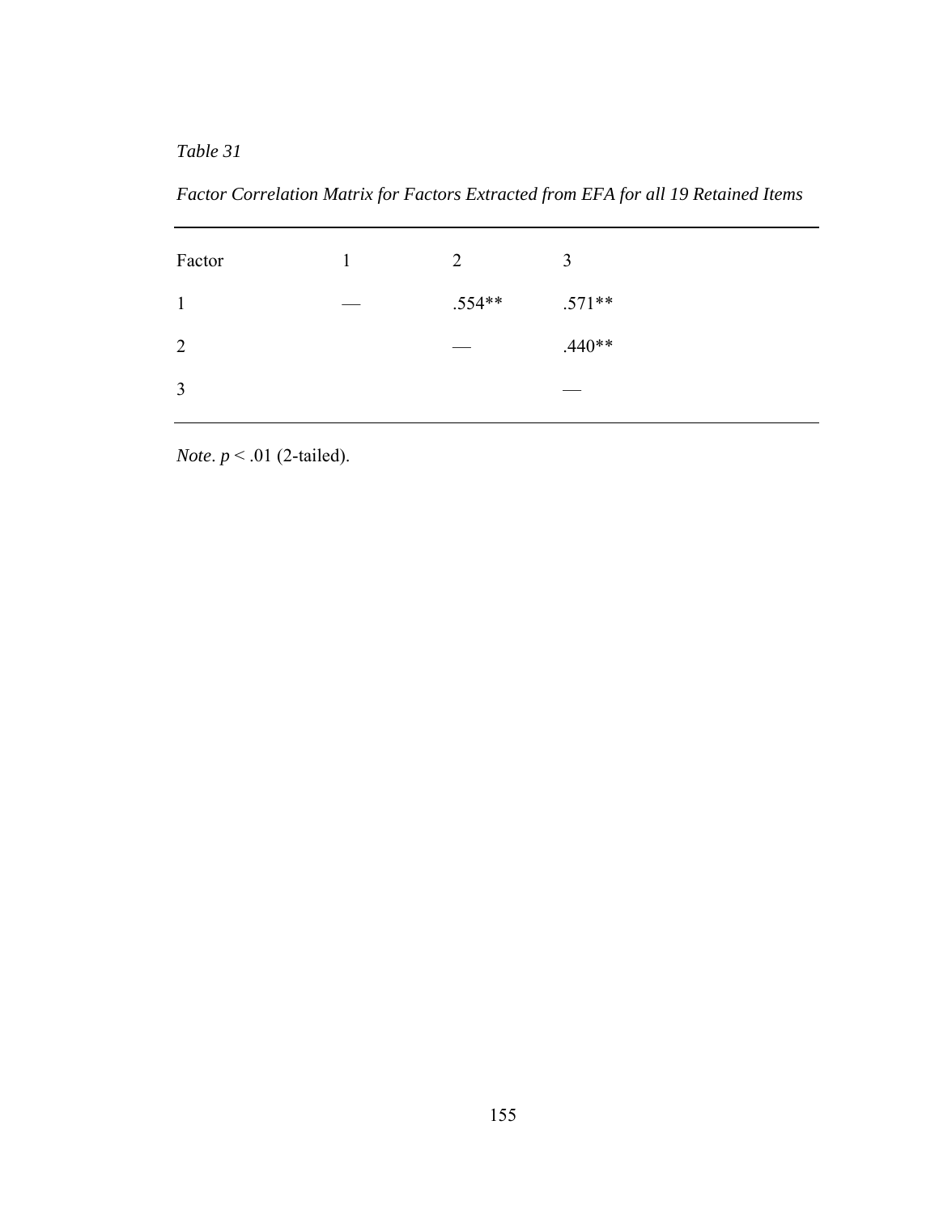*Table 31*

*Factor Correlation Matrix for Factors Extracted from EFA for all 19 Retained Items*

| Factor | 1 | 2 | 3 |
|---|---|---|---|
| 1 | — | .554** | .571** |
| 2 | | — | .440** |
| 3 | | | — |

*Note*. $p < .01$ (2-tailed).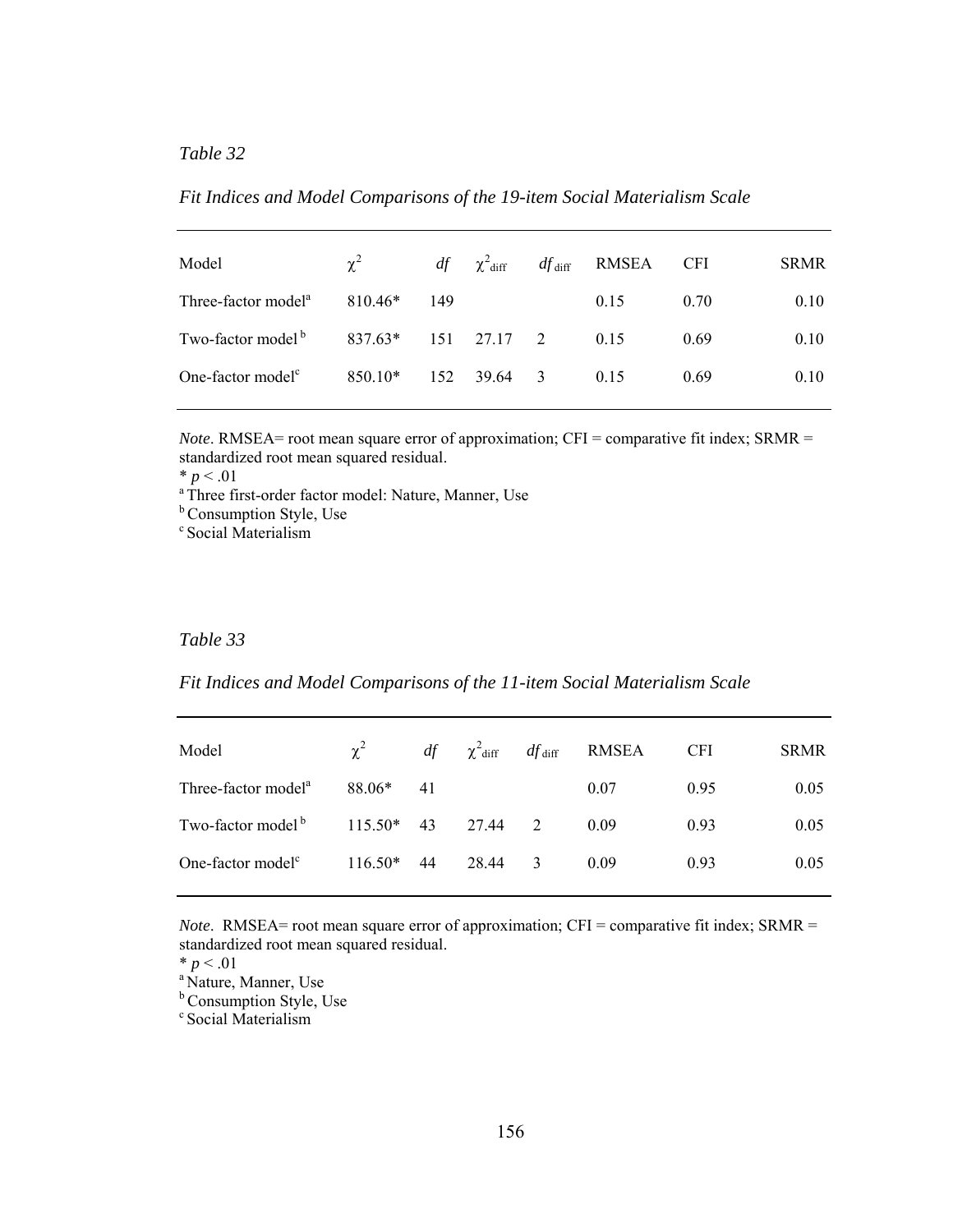*Table 32*

*Fit Indices and Model Comparisons of the 19-item Social Materialism Scale*

| Model | $\chi^2$ | *df* | $\chi^2_{diff}$ | $df_{diff}$ | RMSEA | CFI | SRMR |
|---|---|---|---|---|---|---|---|
| Three-factor model[a] | 810.46* | 149 | | | 0.15 | 0.70 | 0.10 |
| Two-factor model[b] | 837.63* | 151 | 27.17 | 2 | 0.15 | 0.69 | 0.10 |
| One-factor model[c] | 850.10* | 152 | 39.64 | 3 | 0.15 | 0.69 | 0.10 |

*Note*. RMSEA= root mean square error of approximation; CFI = comparative fit index; SRMR = standardized root mean squared residual.

* $p < .01$

[a] Three first-order factor model: Nature, Manner, Use

[b] Consumption Style, Use

[c] Social Materialism

*Table 33*

*Fit Indices and Model Comparisons of the 11-item Social Materialism Scale*

| Model | $\chi^2$ | *df* | $\chi^2_{diff}$ | $df_{diff}$ | RMSEA | CFI | SRMR |
|---|---|---|---|---|---|---|---|
| Three-factor model[a] | 88.06* | 41 | | | 0.07 | 0.95 | 0.05 |
| Two-factor model[b] | 115.50* | 43 | 27.44 | 2 | 0.09 | 0.93 | 0.05 |
| One-factor model[c] | 116.50* | 44 | 28.44 | 3 | 0.09 | 0.93 | 0.05 |

*Note*. RMSEA= root mean square error of approximation; CFI = comparative fit index; SRMR = standardized root mean squared residual.

* $p < .01$

[a] Nature, Manner, Use

[b] Consumption Style, Use

[c] Social Materialism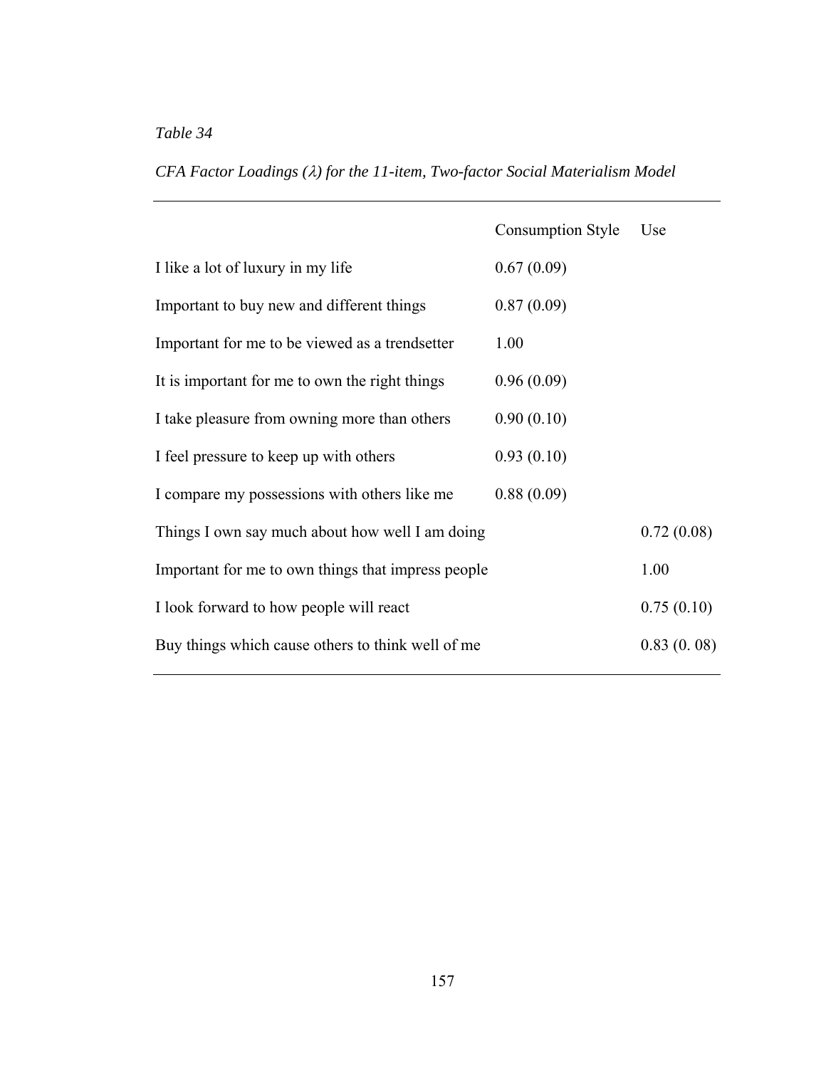*Table 34*

*CFA Factor Loadings ($\lambda$) for the 11-item, Two-factor Social Materialism Model*

| | Consumption Style | Use |
|---|---|---|
| I like a lot of luxury in my life | 0.67 (0.09) | |
| Important to buy new and different things | 0.87 (0.09) | |
| Important for me to be viewed as a trendsetter | 1.00 | |
| It is important for me to own the right things | 0.96 (0.09) | |
| I take pleasure from owning more than others | 0.90 (0.10) | |
| I feel pressure to keep up with others | 0.93 (0.10) | |
| I compare my possessions with others like me | 0.88 (0.09) | |
| Things I own say much about how well I am doing | | 0.72 (0.08) |
| Important for me to own things that impress people | | 1.00 |
| I look forward to how people will react | | 0.75 (0.10) |
| Buy things which cause others to think well of me | | 0.83 (0. 08) |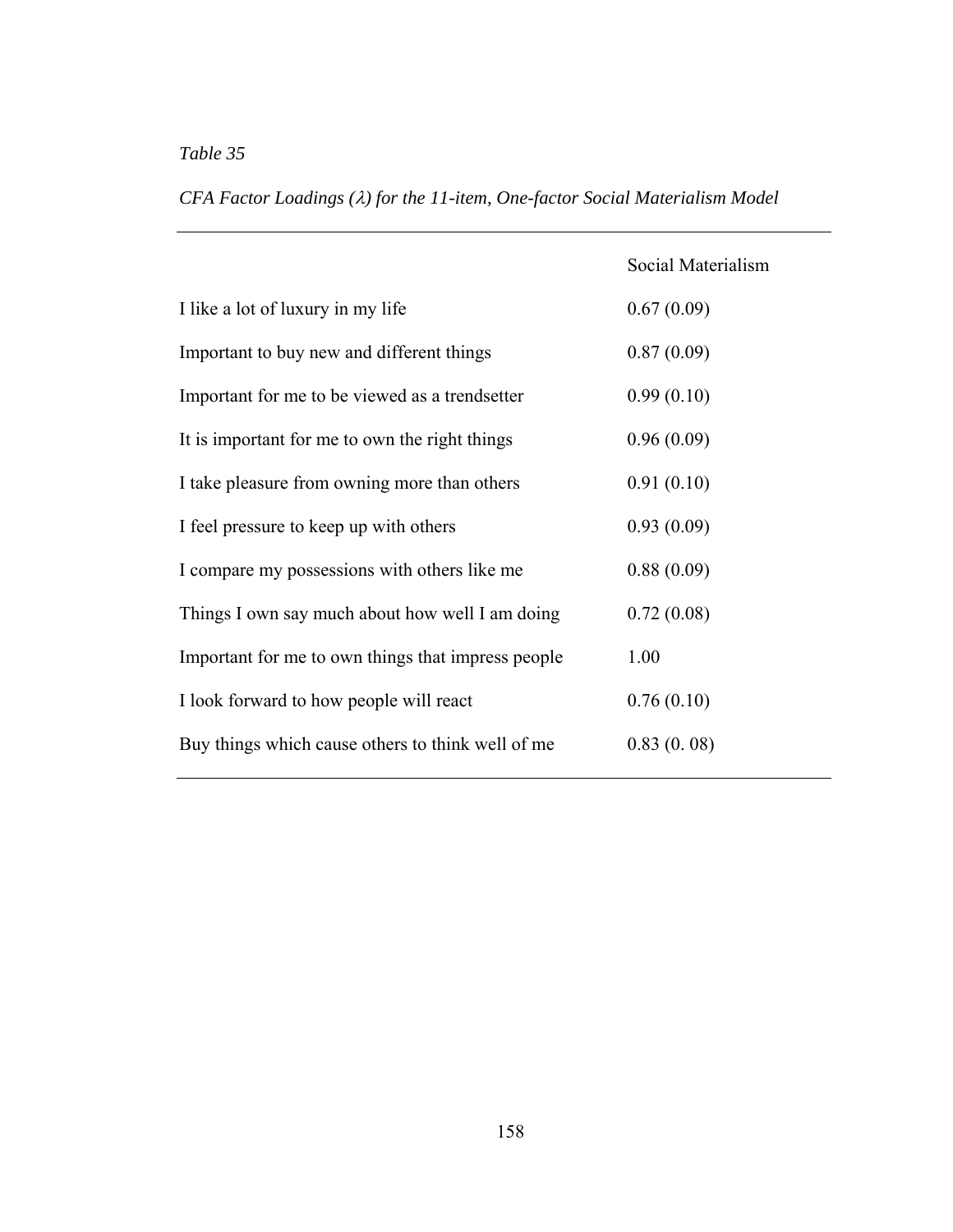*Table 35*

*CFA Factor Loadings ($\lambda$) for the 11-item, One-factor Social Materialism Model*

| | Social Materialism |
|---|---|
| I like a lot of luxury in my life | 0.67 (0.09) |
| Important to buy new and different things | 0.87 (0.09) |
| Important for me to be viewed as a trendsetter | 0.99 (0.10) |
| It is important for me to own the right things | 0.96 (0.09) |
| I take pleasure from owning more than others | 0.91 (0.10) |
| I feel pressure to keep up with others | 0.93 (0.09) |
| I compare my possessions with others like me | 0.88 (0.09) |
| Things I own say much about how well I am doing | 0.72 (0.08) |
| Important for me to own things that impress people | 1.00 |
| I look forward to how people will react | 0.76 (0.10) |
| Buy things which cause others to think well of me | 0.83 (0. 08) |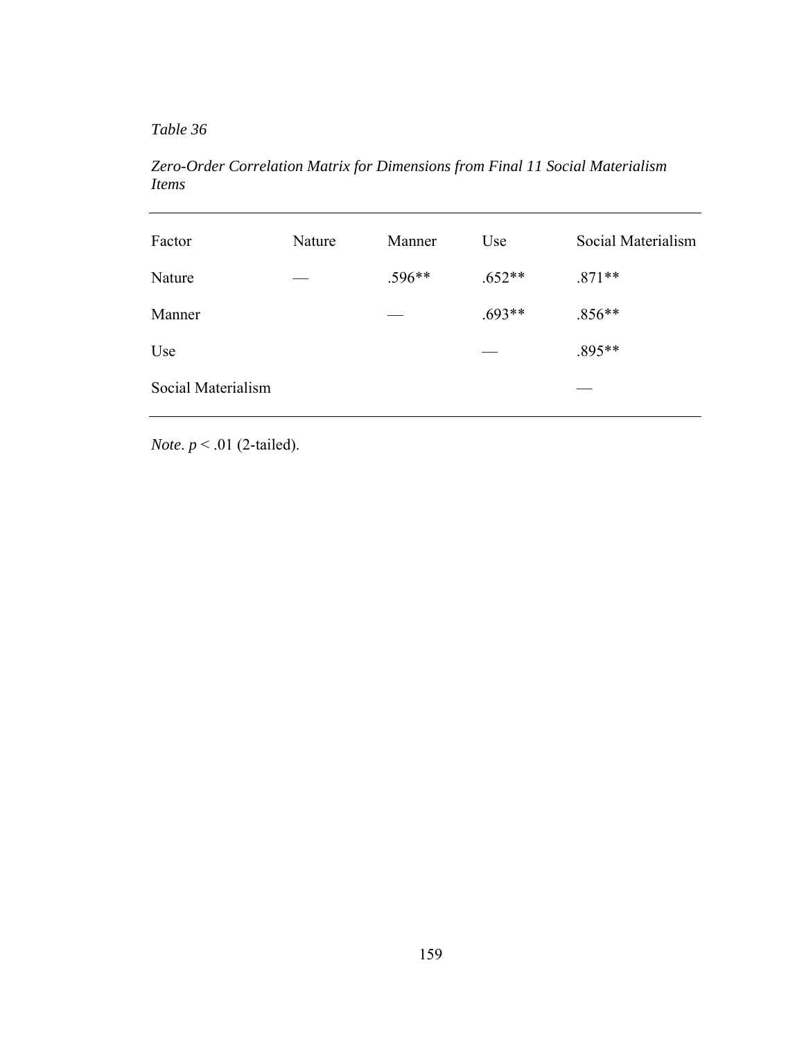*Table 36*

*Zero-Order Correlation Matrix for Dimensions from Final 11 Social Materialism Items*

| Factor | Nature | Manner | Use | Social Materialism |
|---|---|---|---|---|
| Nature | — | .596** | .652** | .871** |
| Manner | | — | .693** | .856** |
| Use | | | — | .895** |
| Social Materialism | | | | — |

*Note*. $p < .01$ (2-tailed).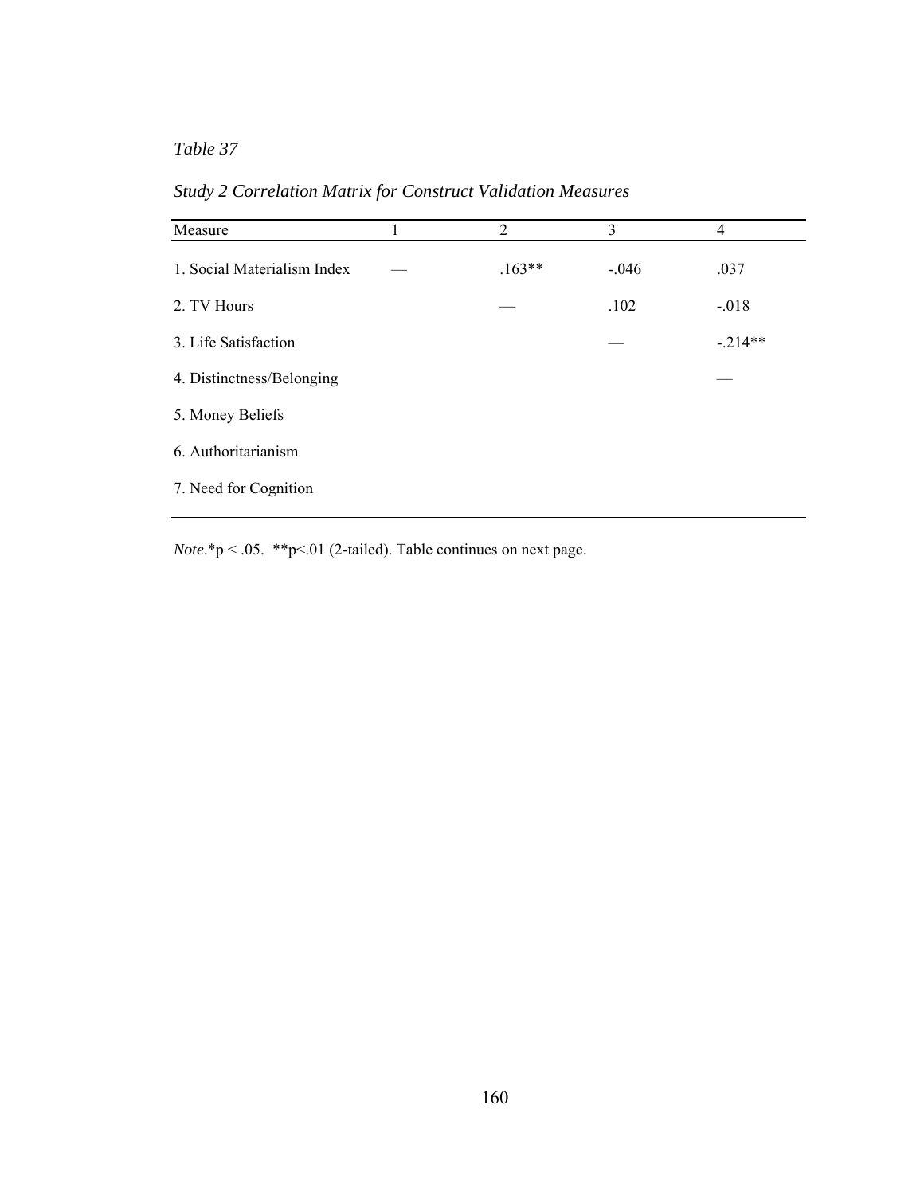*Table 37*

*Study 2 Correlation Matrix for Construct Validation Measures*

| Measure | 1 | 2 | 3 | 4 |
|---|---|---|---|---|
| 1. Social Materialism Index | — | .163** | -.046 | .037 |
| 2. TV Hours | | — | .102 | -.018 |
| 3. Life Satisfaction | | | — | -.214** |
| 4. Distinctness/Belonging | | | | — |
| 5. Money Beliefs | | | | |
| 6. Authoritarianism | | | | |
| 7. Need for Cognition | | | | |

*Note.*\*p < .05. \*\*p<.01 (2-tailed). Table continues on next page.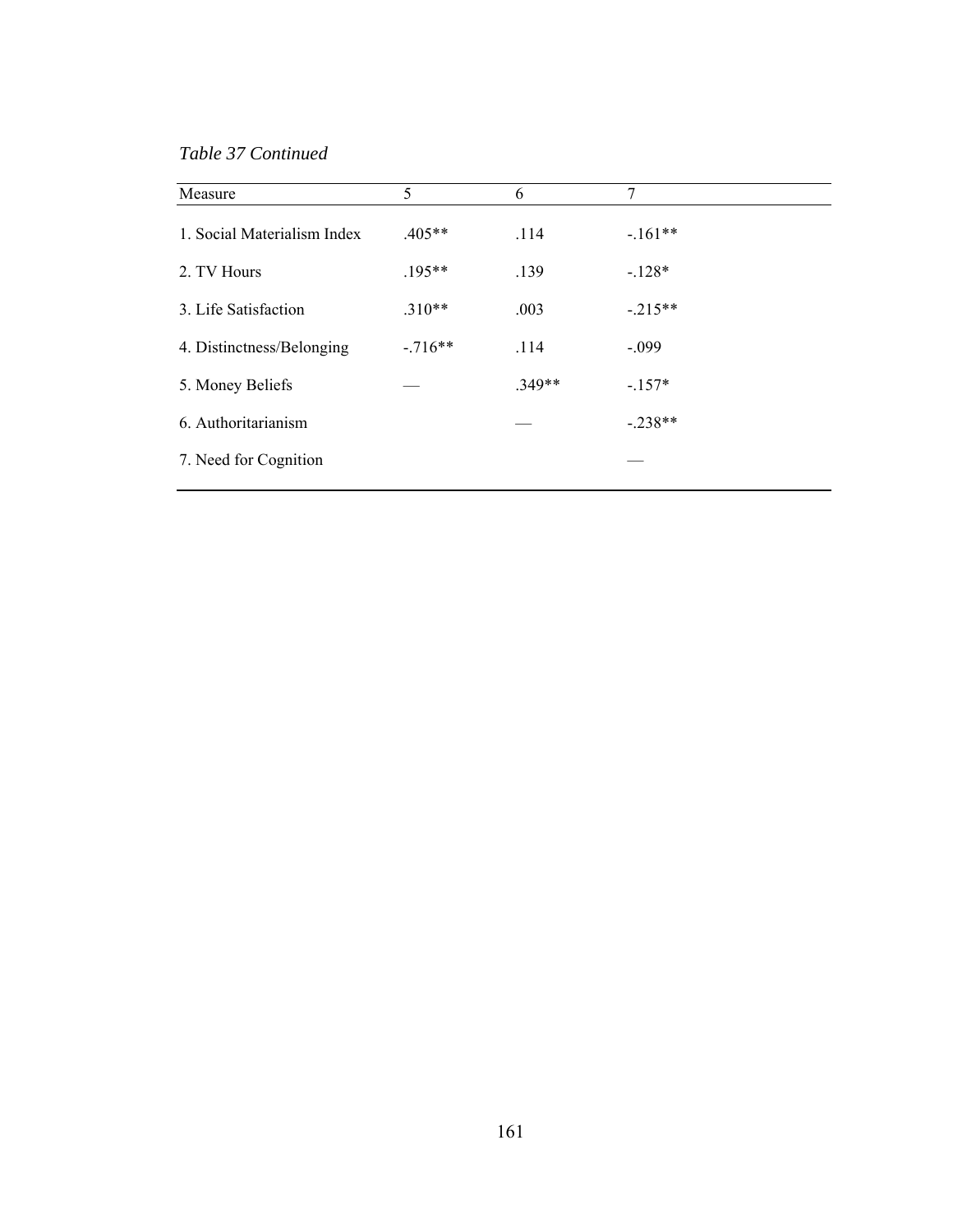*Table 37 Continued*

| Measure | 5 | 6 | 7 |
|---|---|---|---|
| 1. Social Materialism Index | .405** | .114 | -.161** |
| 2. TV Hours | .195** | .139 | -.128* |
| 3. Life Satisfaction | .310** | .003 | -.215** |
| 4. Distinctness/Belonging | -.716** | .114 | -.099 |
| 5. Money Beliefs | — | .349** | -.157* |
| 6. Authoritarianism | | — | -.238** |
| 7. Need for Cognition | | | — |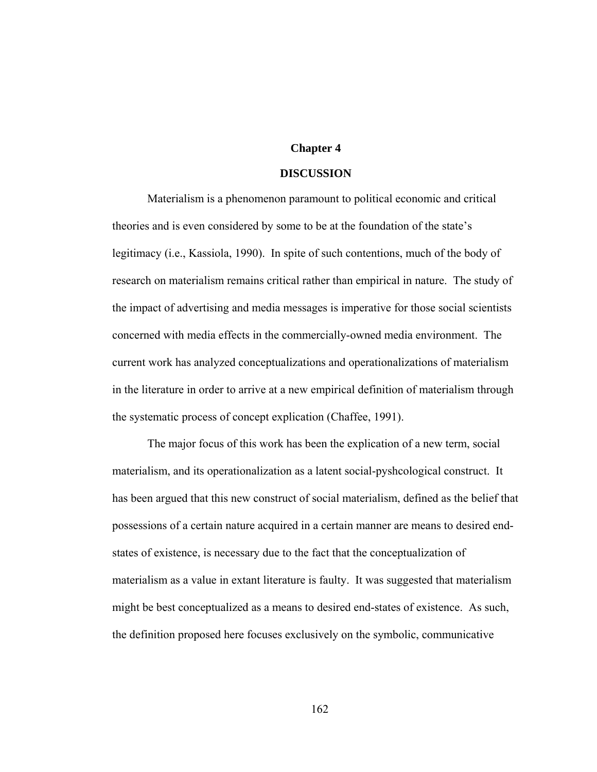# Chapter 4

## DISCUSSION

Materialism is a phenomenon paramount to political economic and critical theories and is even considered by some to be at the foundation of the state's legitimacy (i.e., Kassiola, 1990). In spite of such contentions, much of the body of research on materialism remains critical rather than empirical in nature. The study of the impact of advertising and media messages is imperative for those social scientists concerned with media effects in the commercially-owned media environment. The current work has analyzed conceptualizations and operationalizations of materialism in the literature in order to arrive at a new empirical definition of materialism through the systematic process of concept explication (Chaffee, 1991).

The major focus of this work has been the explication of a new term, social materialism, and its operationalization as a latent social-pyshcological construct. It has been argued that this new construct of social materialism, defined as the belief that possessions of a certain nature acquired in a certain manner are means to desired end-states of existence, is necessary due to the fact that the conceptualization of materialism as a value in extant literature is faulty. It was suggested that materialism might be best conceptualized as a means to desired end-states of existence. As such, the definition proposed here focuses exclusively on the symbolic, communicative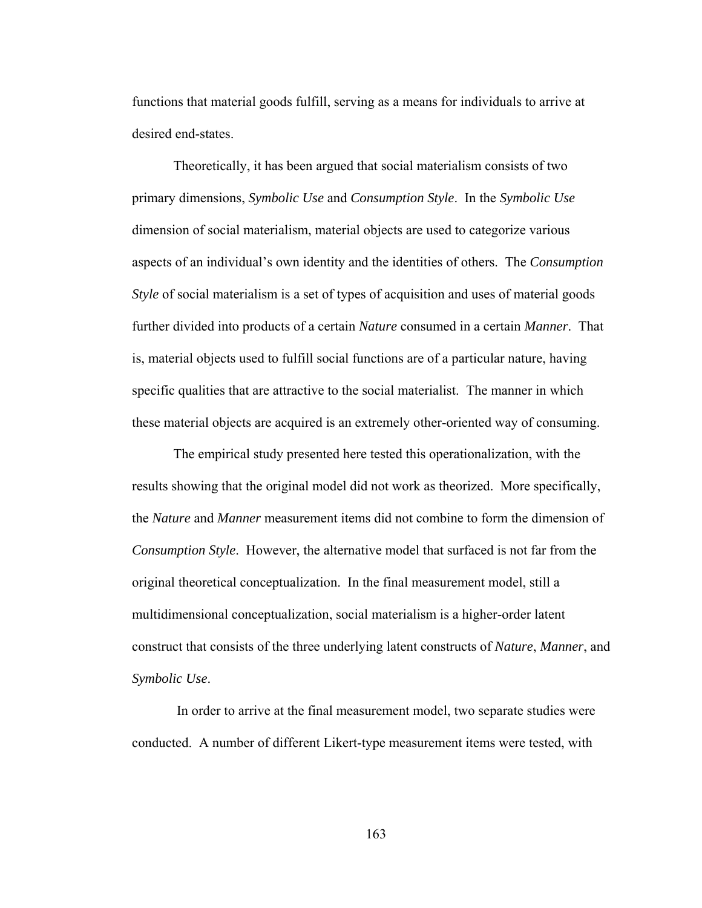functions that material goods fulfill, serving as a means for individuals to arrive at desired end-states.

Theoretically, it has been argued that social materialism consists of two primary dimensions, *Symbolic Use* and *Consumption Style*. In the *Symbolic Use* dimension of social materialism, material objects are used to categorize various aspects of an individual's own identity and the identities of others. The *Consumption Style* of social materialism is a set of types of acquisition and uses of material goods further divided into products of a certain *Nature* consumed in a certain *Manner*. That is, material objects used to fulfill social functions are of a particular nature, having specific qualities that are attractive to the social materialist. The manner in which these material objects are acquired is an extremely other-oriented way of consuming.

The empirical study presented here tested this operationalization, with the results showing that the original model did not work as theorized. More specifically, the *Nature* and *Manner* measurement items did not combine to form the dimension of *Consumption Style*. However, the alternative model that surfaced is not far from the original theoretical conceptualization. In the final measurement model, still a multidimensional conceptualization, social materialism is a higher-order latent construct that consists of the three underlying latent constructs of *Nature*, *Manner*, and *Symbolic Use*.

In order to arrive at the final measurement model, two separate studies were conducted. A number of different Likert-type measurement items were tested, with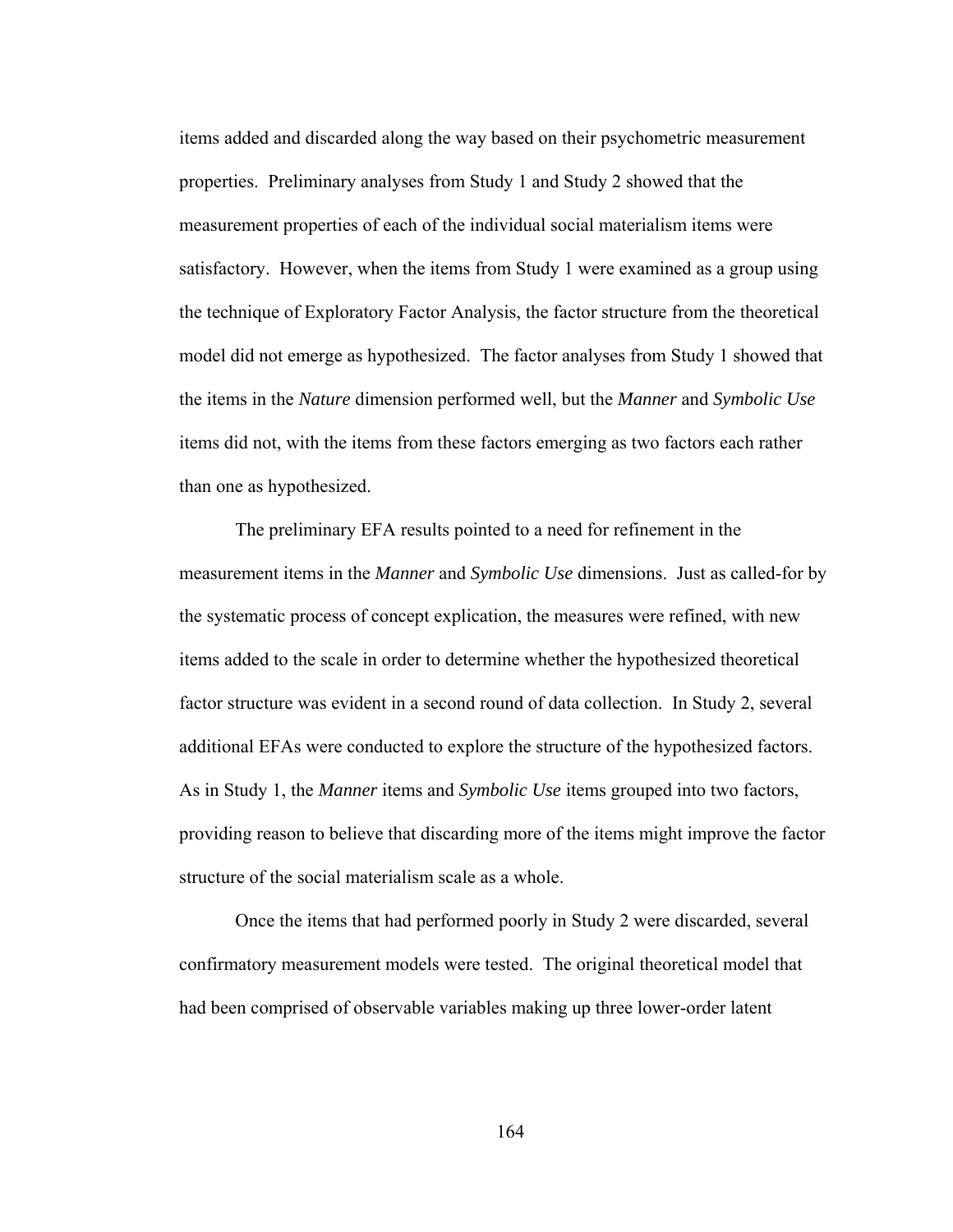items added and discarded along the way based on their psychometric measurement properties. Preliminary analyses from Study 1 and Study 2 showed that the measurement properties of each of the individual social materialism items were satisfactory. However, when the items from Study 1 were examined as a group using the technique of Exploratory Factor Analysis, the factor structure from the theoretical model did not emerge as hypothesized. The factor analyses from Study 1 showed that the items in the ***Nature*** dimension performed well, but the ***Manner*** and ***Symbolic Use*** items did not, with the items from these factors emerging as two factors each rather than one as hypothesized.

The preliminary EFA results pointed to a need for refinement in the measurement items in the *Manner* and *Symbolic Use* dimensions. Just as called-for by the systematic process of concept explication, the measures were refined, with new items added to the scale in order to determine whether the hypothesized theoretical factor structure was evident in a second round of data collection. In Study 2, several additional EFAs were conducted to explore the structure of the hypothesized factors. As in Study 1, the *Manner* items and *Symbolic Use* items grouped into two factors, providing reason to believe that discarding more of the items might improve the factor structure of the social materialism scale as a whole.

Once the items that had performed poorly in Study 2 were discarded, several confirmatory measurement models were tested. The original theoretical model that had been comprised of observable variables making up three lower-order latent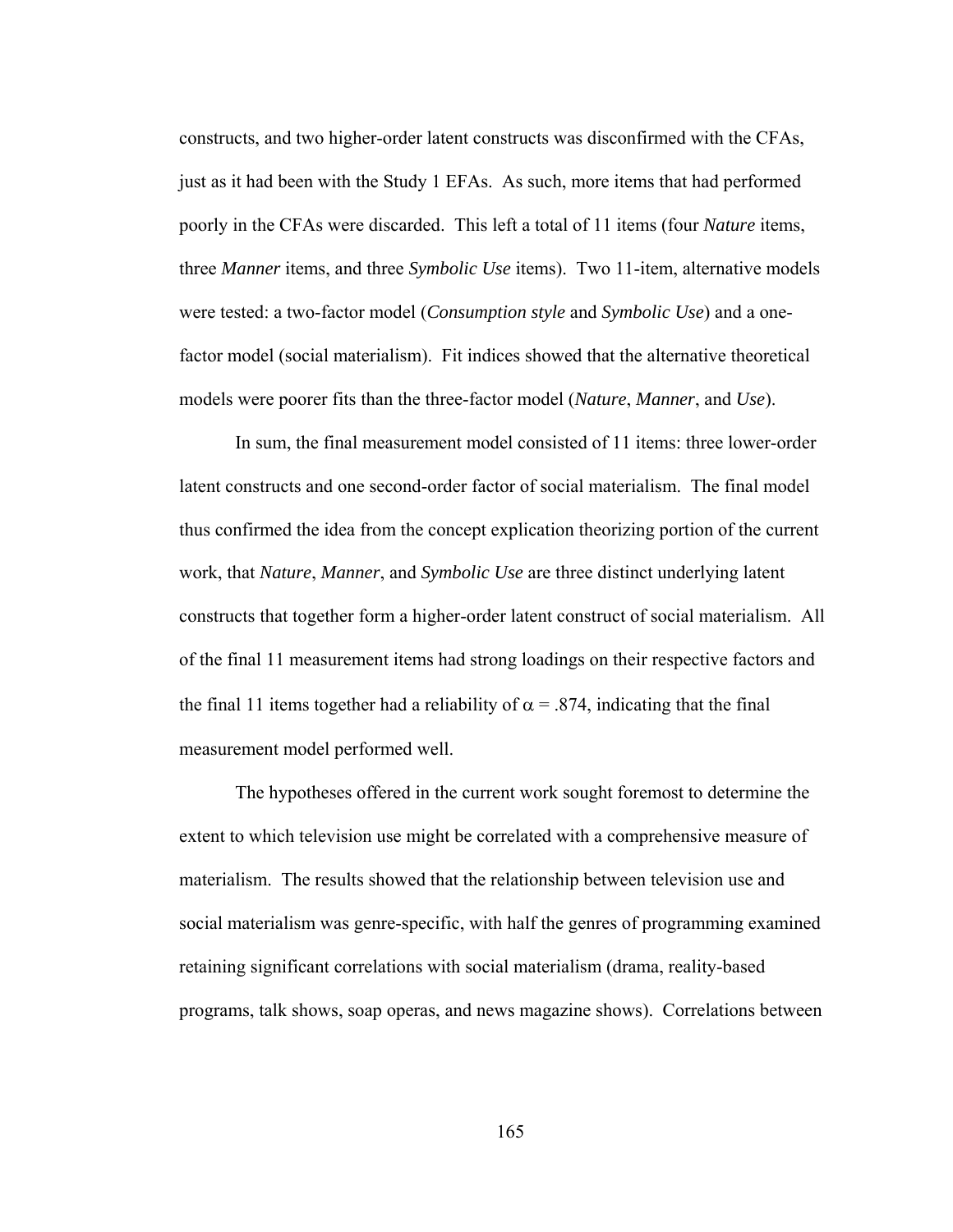constructs, and two higher-order latent constructs was disconfirmed with the CFAs, just as it had been with the Study 1 EFAs. As such, more items that had performed poorly in the CFAs were discarded. This left a total of 11 items (four *Nature* items, three *Manner* items, and three *Symbolic Use* items). Two 11-item, alternative models were tested: a two-factor model (*Consumption style* and *Symbolic Use*) and a one-factor model (social materialism). Fit indices showed that the alternative theoretical models were poorer fits than the three-factor model (*Nature*, *Manner*, and *Use*).

In sum, the final measurement model consisted of 11 items: three lower-order latent constructs and one second-order factor of social materialism. The final model thus confirmed the idea from the concept explication theorizing portion of the current work, that *Nature*, *Manner*, and *Symbolic Use* are three distinct underlying latent constructs that together form a higher-order latent construct of social materialism. All of the final 11 measurement items had strong loadings on their respective factors and the final 11 items together had a reliability of $\alpha = .874$, indicating that the final measurement model performed well.

The hypotheses offered in the current work sought foremost to determine the extent to which television use might be correlated with a comprehensive measure of materialism. The results showed that the relationship between television use and social materialism was genre-specific, with half the genres of programming examined retaining significant correlations with social materialism (drama, reality-based programs, talk shows, soap operas, and news magazine shows). Correlations between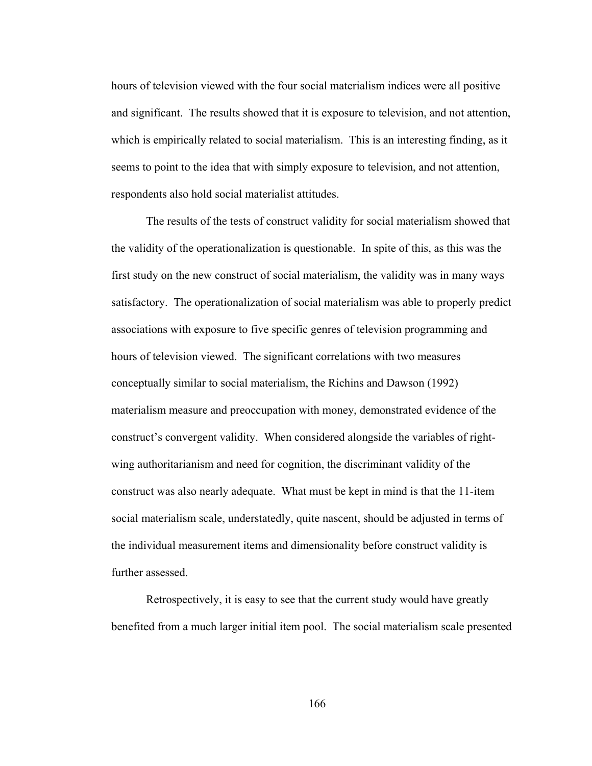hours of television viewed with the four social materialism indices were all positive and significant. The results showed that it is exposure to television, and not attention, which is empirically related to social materialism. This is an interesting finding, as it seems to point to the idea that with simply exposure to television, and not attention, respondents also hold social materialist attitudes.

The results of the tests of construct validity for social materialism showed that the validity of the operationalization is questionable. In spite of this, as this was the first study on the new construct of social materialism, the validity was in many ways satisfactory. The operationalization of social materialism was able to properly predict associations with exposure to five specific genres of television programming and hours of television viewed. The significant correlations with two measures conceptually similar to social materialism, the Richins and Dawson (1992) materialism measure and preoccupation with money, demonstrated evidence of the construct's convergent validity. When considered alongside the variables of right-wing authoritarianism and need for cognition, the discriminant validity of the construct was also nearly adequate. What must be kept in mind is that the 11-item social materialism scale, understatedly, quite nascent, should be adjusted in terms of the individual measurement items and dimensionality before construct validity is further assessed.

Retrospectively, it is easy to see that the current study would have greatly benefited from a much larger initial item pool. The social materialism scale presented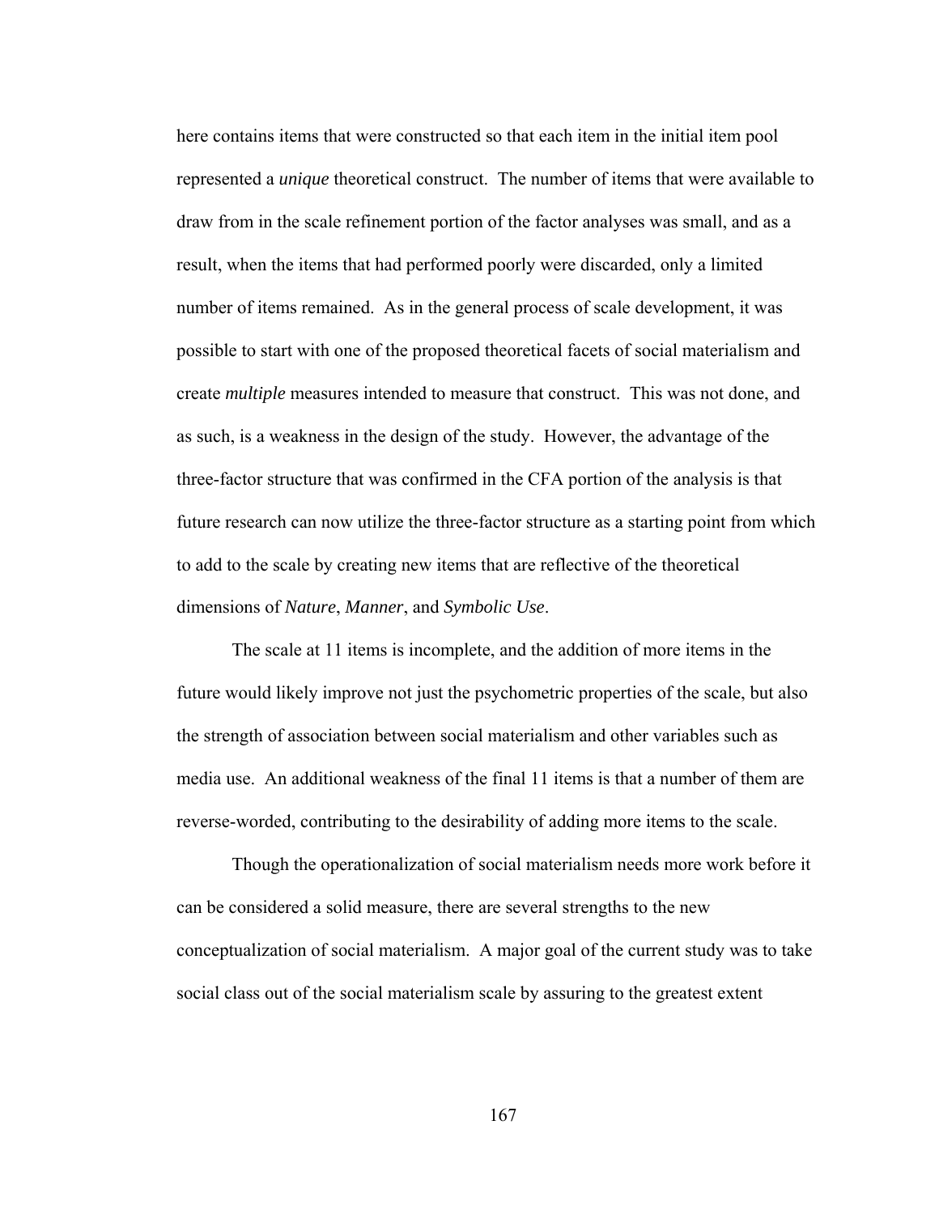here contains items that were constructed so that each item in the initial item pool represented a *unique* theoretical construct. The number of items that were available to draw from in the scale refinement portion of the factor analyses was small, and as a result, when the items that had performed poorly were discarded, only a limited number of items remained. As in the general process of scale development, it was possible to start with one of the proposed theoretical facets of social materialism and create *multiple* measures intended to measure that construct. This was not done, and as such, is a weakness in the design of the study. However, the advantage of the three-factor structure that was confirmed in the CFA portion of the analysis is that future research can now utilize the three-factor structure as a starting point from which to add to the scale by creating new items that are reflective of the theoretical dimensions of *Nature*, *Manner*, and *Symbolic Use*.

The scale at 11 items is incomplete, and the addition of more items in the future would likely improve not just the psychometric properties of the scale, but also the strength of association between social materialism and other variables such as media use. An additional weakness of the final 11 items is that a number of them are reverse-worded, contributing to the desirability of adding more items to the scale.

Though the operationalization of social materialism needs more work before it can be considered a solid measure, there are several strengths to the new conceptualization of social materialism. A major goal of the current study was to take social class out of the social materialism scale by assuring to the greatest extent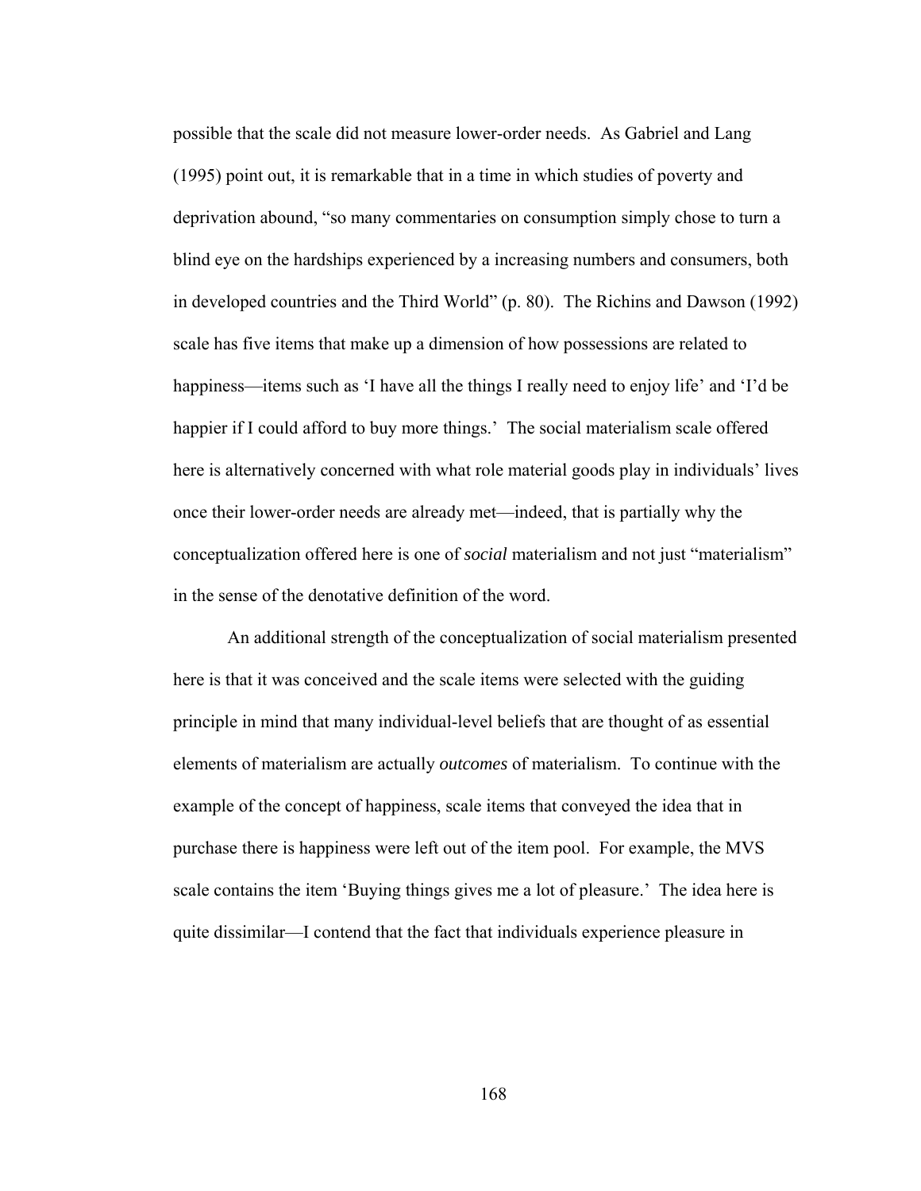possible that the scale did not measure lower-order needs. As Gabriel and Lang (1995) point out, it is remarkable that in a time in which studies of poverty and deprivation abound, "so many commentaries on consumption simply chose to turn a blind eye on the hardships experienced by a increasing numbers and consumers, both in developed countries and the Third World" (p. 80). The Richins and Dawson (1992) scale has five items that make up a dimension of how possessions are related to happiness—items such as 'I have all the things I really need to enjoy life' and 'I'd be happier if I could afford to buy more things.' The social materialism scale offered here is alternatively concerned with what role material goods play in individuals' lives once their lower-order needs are already met—indeed, that is partially why the conceptualization offered here is one of *social* materialism and not just "materialism" in the sense of the denotative definition of the word.

An additional strength of the conceptualization of social materialism presented here is that it was conceived and the scale items were selected with the guiding principle in mind that many individual-level beliefs that are thought of as essential elements of materialism are actually *outcomes* of materialism. To continue with the example of the concept of happiness, scale items that conveyed the idea that in purchase there is happiness were left out of the item pool. For example, the MVS scale contains the item 'Buying things gives me a lot of pleasure.' The idea here is quite dissimilar—I contend that the fact that individuals experience pleasure in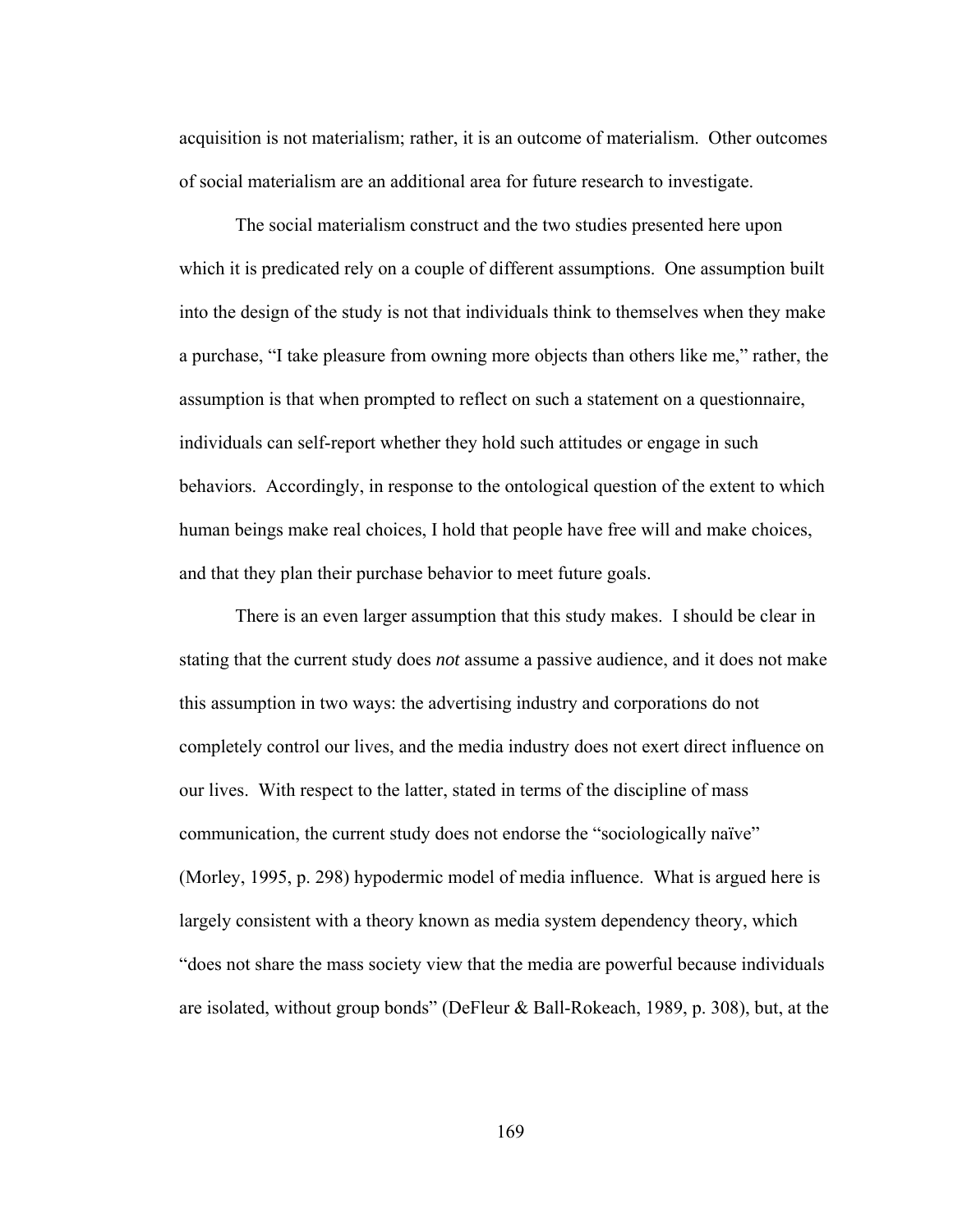acquisition is not materialism; rather, it is an outcome of materialism. Other outcomes of social materialism are an additional area for future research to investigate.

The social materialism construct and the two studies presented here upon which it is predicated rely on a couple of different assumptions. One assumption built into the design of the study is not that individuals think to themselves when they make a purchase, "I take pleasure from owning more objects than others like me," rather, the assumption is that when prompted to reflect on such a statement on a questionnaire, individuals can self-report whether they hold such attitudes or engage in such behaviors. Accordingly, in response to the ontological question of the extent to which human beings make real choices, I hold that people have free will and make choices, and that they plan their purchase behavior to meet future goals.

There is an even larger assumption that this study makes. I should be clear in stating that the current study does *not* assume a passive audience, and it does not make this assumption in two ways: the advertising industry and corporations do not completely control our lives, and the media industry does not exert direct influence on our lives. With respect to the latter, stated in terms of the discipline of mass communication, the current study does not endorse the "sociologically naïve" (Morley, 1995, p. 298) hypodermic model of media influence. What is argued here is largely consistent with a theory known as media system dependency theory, which "does not share the mass society view that the media are powerful because individuals are isolated, without group bonds" (DeFleur & Ball-Rokeach, 1989, p. 308), but, at the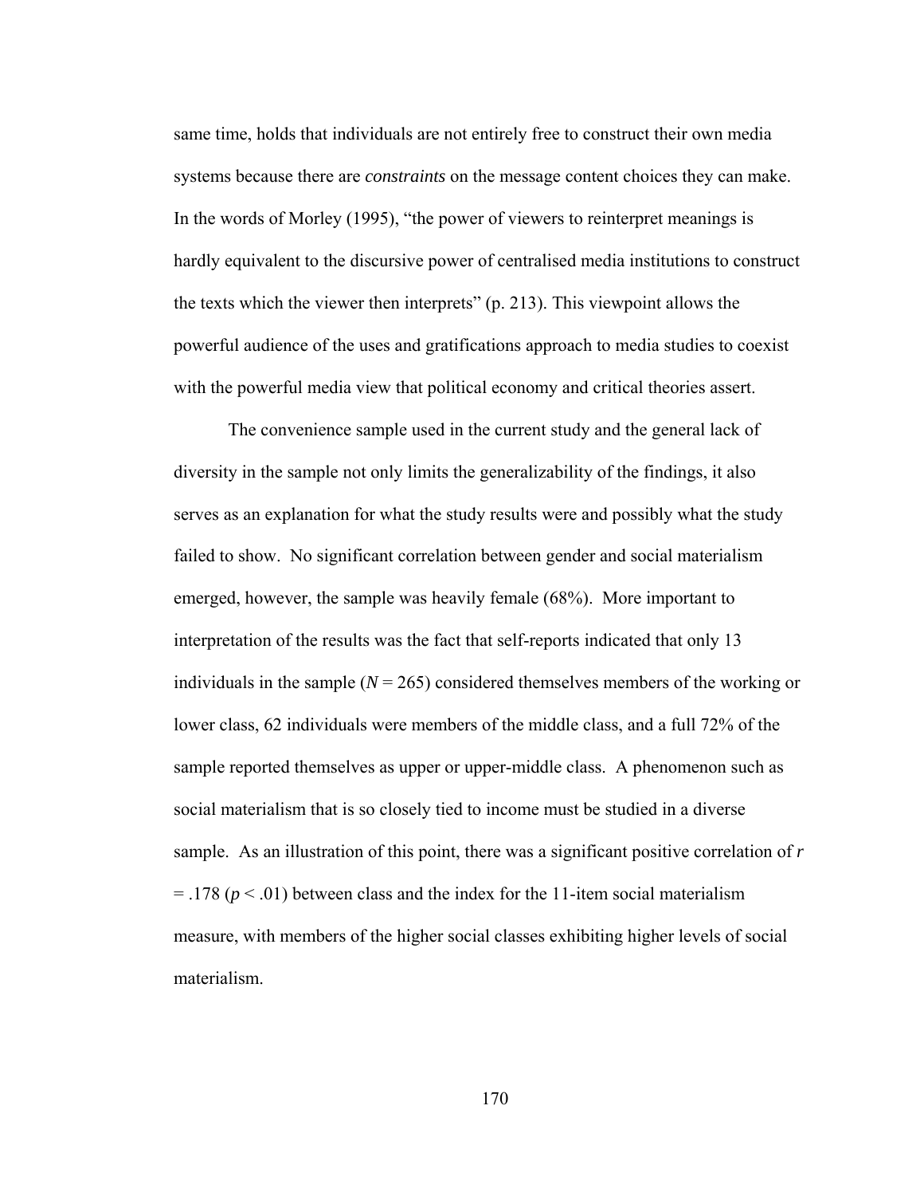same time, holds that individuals are not entirely free to construct their own media systems because there are *constraints* on the message content choices they can make. In the words of Morley (1995), "the power of viewers to reinterpret meanings is hardly equivalent to the discursive power of centralised media institutions to construct the texts which the viewer then interprets" (p. 213). This viewpoint allows the powerful audience of the uses and gratifications approach to media studies to coexist with the powerful media view that political economy and critical theories assert.

The convenience sample used in the current study and the general lack of diversity in the sample not only limits the generalizability of the findings, it also serves as an explanation for what the study results were and possibly what the study failed to show. No significant correlation between gender and social materialism emerged, however, the sample was heavily female (68%). More important to interpretation of the results was the fact that self-reports indicated that only 13 individuals in the sample ($N = 265$) considered themselves members of the working or lower class, 62 individuals were members of the middle class, and a full 72% of the sample reported themselves as upper or upper-middle class. A phenomenon such as social materialism that is so closely tied to income must be studied in a diverse sample. As an illustration of this point, there was a significant positive correlation of $r = .178$ ($p < .01$) between class and the index for the 11-item social materialism measure, with members of the higher social classes exhibiting higher levels of social materialism.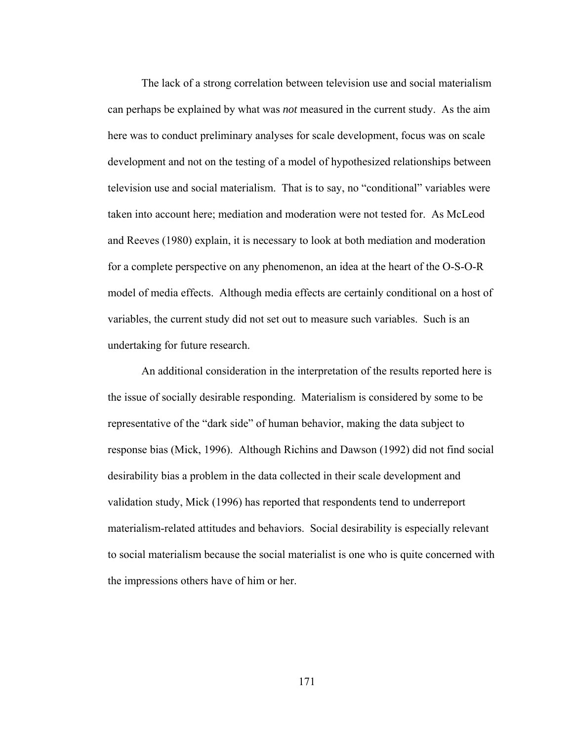The lack of a strong correlation between television use and social materialism can perhaps be explained by what was *not* measured in the current study. As the aim here was to conduct preliminary analyses for scale development, focus was on scale development and not on the testing of a model of hypothesized relationships between television use and social materialism. That is to say, no "conditional" variables were taken into account here; mediation and moderation were not tested for. As McLeod and Reeves (1980) explain, it is necessary to look at both mediation and moderation for a complete perspective on any phenomenon, an idea at the heart of the O-S-O-R model of media effects. Although media effects are certainly conditional on a host of variables, the current study did not set out to measure such variables. Such is an undertaking for future research.

An additional consideration in the interpretation of the results reported here is the issue of socially desirable responding. Materialism is considered by some to be representative of the "dark side" of human behavior, making the data subject to response bias (Mick, 1996). Although Richins and Dawson (1992) did not find social desirability bias a problem in the data collected in their scale development and validation study, Mick (1996) has reported that respondents tend to underreport materialism-related attitudes and behaviors. Social desirability is especially relevant to social materialism because the social materialist is one who is quite concerned with the impressions others have of him or her.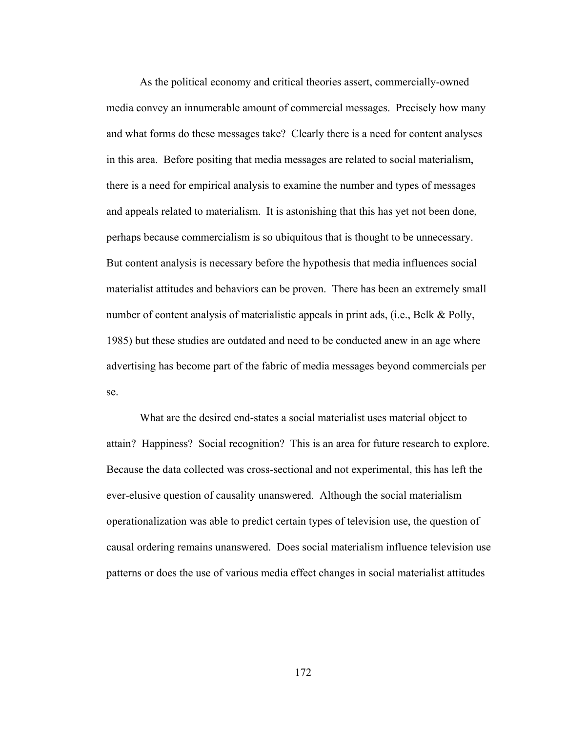As the political economy and critical theories assert, commercially-owned media convey an innumerable amount of commercial messages. Precisely how many and what forms do these messages take? Clearly there is a need for content analyses in this area. Before positing that media messages are related to social materialism, there is a need for empirical analysis to examine the number and types of messages and appeals related to materialism. It is astonishing that this has yet not been done, perhaps because commercialism is so ubiquitous that is thought to be unnecessary. But content analysis is necessary before the hypothesis that media influences social materialist attitudes and behaviors can be proven. There has been an extremely small number of content analysis of materialistic appeals in print ads, (i.e., Belk & Polly, 1985) but these studies are outdated and need to be conducted anew in an age where advertising has become part of the fabric of media messages beyond commercials per se.

What are the desired end-states a social materialist uses material object to attain? Happiness? Social recognition? This is an area for future research to explore. Because the data collected was cross-sectional and not experimental, this has left the ever-elusive question of causality unanswered. Although the social materialism operationalization was able to predict certain types of television use, the question of causal ordering remains unanswered. Does social materialism influence television use patterns or does the use of various media effect changes in social materialist attitudes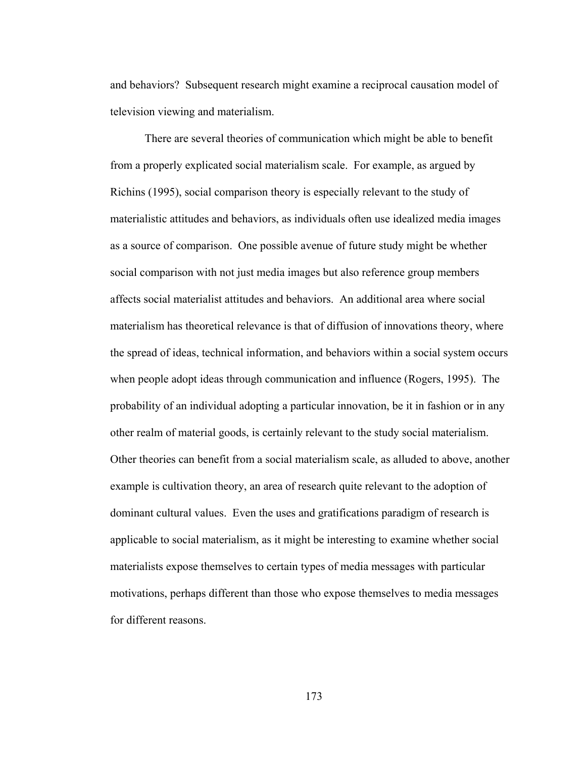and behaviors? Subsequent research might examine a reciprocal causation model of television viewing and materialism.

There are several theories of communication which might be able to benefit from a properly explicated social materialism scale. For example, as argued by Richins (1995), social comparison theory is especially relevant to the study of materialistic attitudes and behaviors, as individuals often use idealized media images as a source of comparison. One possible avenue of future study might be whether social comparison with not just media images but also reference group members affects social materialist attitudes and behaviors. An additional area where social materialism has theoretical relevance is that of diffusion of innovations theory, where the spread of ideas, technical information, and behaviors within a social system occurs when people adopt ideas through communication and influence (Rogers, 1995). The probability of an individual adopting a particular innovation, be it in fashion or in any other realm of material goods, is certainly relevant to the study social materialism. Other theories can benefit from a social materialism scale, as alluded to above, another example is cultivation theory, an area of research quite relevant to the adoption of dominant cultural values. Even the uses and gratifications paradigm of research is applicable to social materialism, as it might be interesting to examine whether social materialists expose themselves to certain types of media messages with particular motivations, perhaps different than those who expose themselves to media messages for different reasons.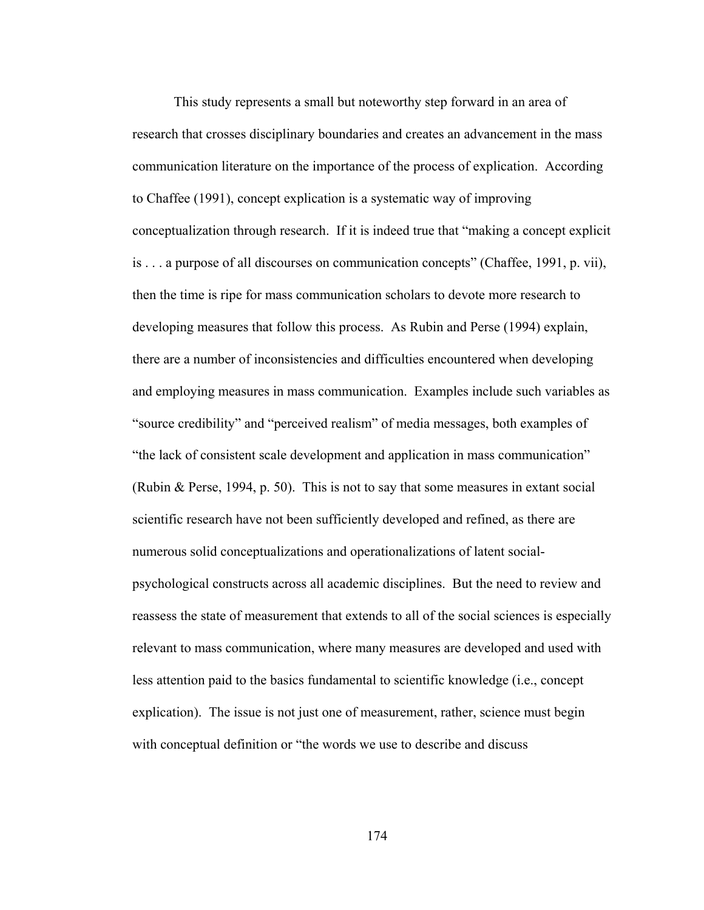This study represents a small but noteworthy step forward in an area of research that crosses disciplinary boundaries and creates an advancement in the mass communication literature on the importance of the process of explication. According to Chaffee (1991), concept explication is a systematic way of improving conceptualization through research. If it is indeed true that "making a concept explicit is . . . a purpose of all discourses on communication concepts" (Chaffee, 1991, p. vii), then the time is ripe for mass communication scholars to devote more research to developing measures that follow this process. As Rubin and Perse (1994) explain, there are a number of inconsistencies and difficulties encountered when developing and employing measures in mass communication. Examples include such variables as "source credibility" and "perceived realism" of media messages, both examples of "the lack of consistent scale development and application in mass communication" (Rubin & Perse, 1994, p. 50). This is not to say that some measures in extant social scientific research have not been sufficiently developed and refined, as there are numerous solid conceptualizations and operationalizations of latent social-psychological constructs across all academic disciplines. But the need to review and reassess the state of measurement that extends to all of the social sciences is especially relevant to mass communication, where many measures are developed and used with less attention paid to the basics fundamental to scientific knowledge (i.e., concept explication). The issue is not just one of measurement, rather, science must begin with conceptual definition or "the words we use to describe and discuss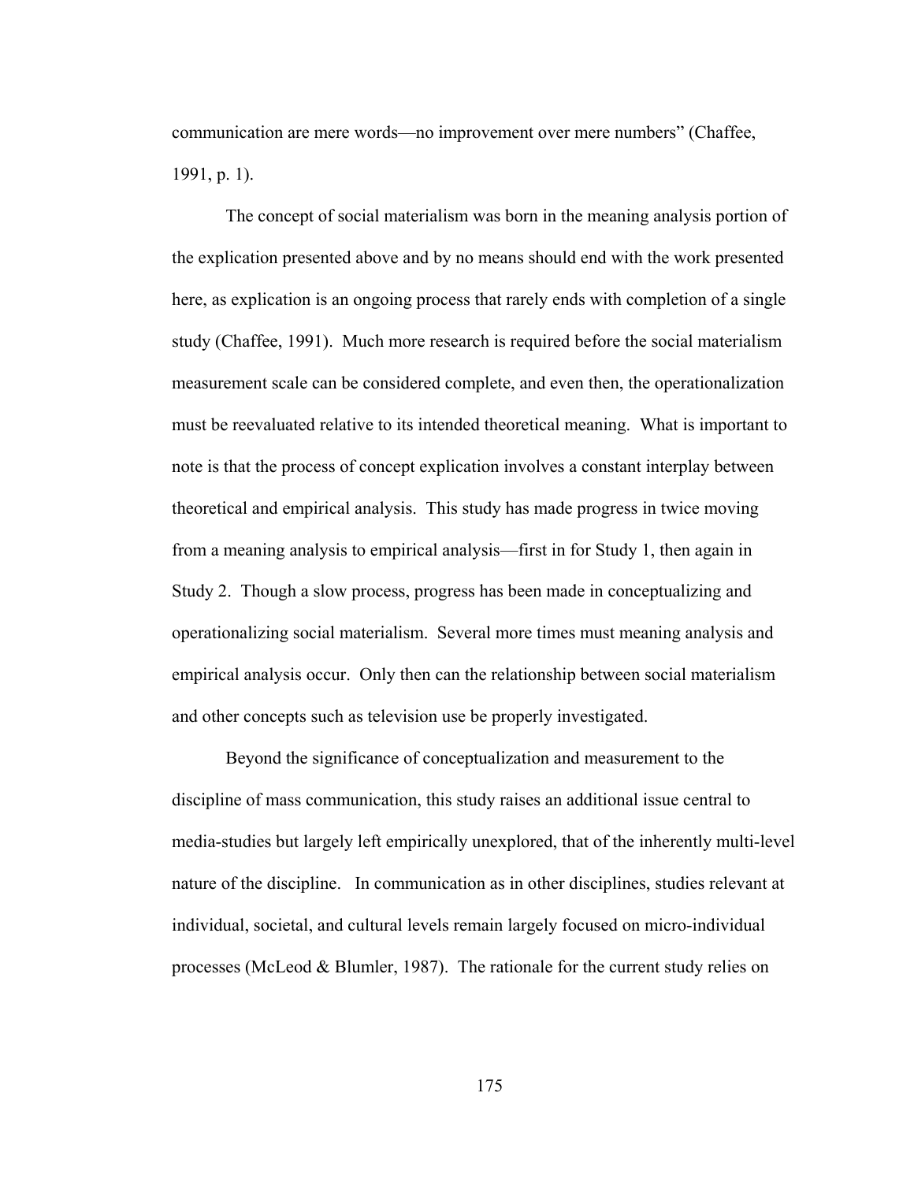communication are mere words—no improvement over mere numbers" (Chaffee, 1991, p. 1).

The concept of social materialism was born in the meaning analysis portion of the explication presented above and by no means should end with the work presented here, as explication is an ongoing process that rarely ends with completion of a single study (Chaffee, 1991). Much more research is required before the social materialism measurement scale can be considered complete, and even then, the operationalization must be reevaluated relative to its intended theoretical meaning. What is important to note is that the process of concept explication involves a constant interplay between theoretical and empirical analysis. This study has made progress in twice moving from a meaning analysis to empirical analysis—first in for Study 1, then again in Study 2. Though a slow process, progress has been made in conceptualizing and operationalizing social materialism. Several more times must meaning analysis and empirical analysis occur. Only then can the relationship between social materialism and other concepts such as television use be properly investigated.

Beyond the significance of conceptualization and measurement to the discipline of mass communication, this study raises an additional issue central to media-studies but largely left empirically unexplored, that of the inherently multi-level nature of the discipline. In communication as in other disciplines, studies relevant at individual, societal, and cultural levels remain largely focused on micro-individual processes (McLeod & Blumler, 1987). The rationale for the current study relies on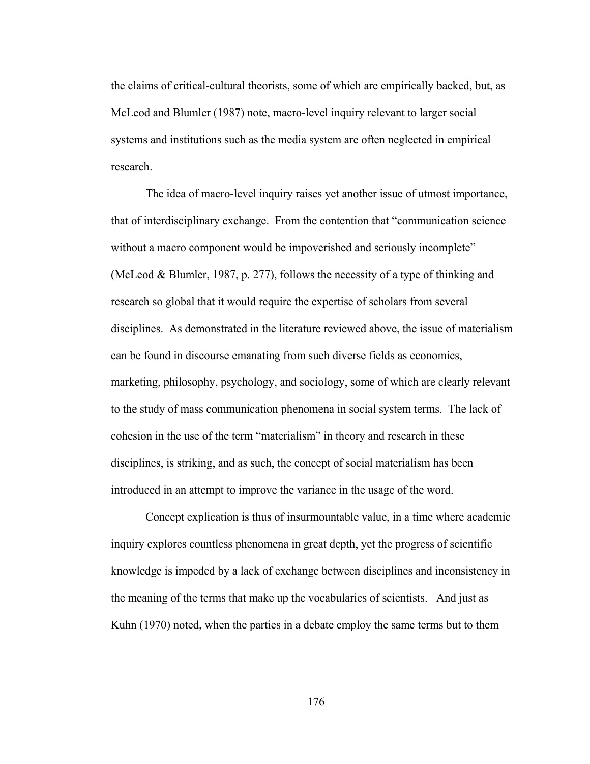the claims of critical-cultural theorists, some of which are empirically backed, but, as McLeod and Blumler (1987) note, macro-level inquiry relevant to larger social systems and institutions such as the media system are often neglected in empirical research.

The idea of macro-level inquiry raises yet another issue of utmost importance, that of interdisciplinary exchange. From the contention that "communication science without a macro component would be impoverished and seriously incomplete" (McLeod & Blumler, 1987, p. 277), follows the necessity of a type of thinking and research so global that it would require the expertise of scholars from several disciplines. As demonstrated in the literature reviewed above, the issue of materialism can be found in discourse emanating from such diverse fields as economics, marketing, philosophy, psychology, and sociology, some of which are clearly relevant to the study of mass communication phenomena in social system terms. The lack of cohesion in the use of the term "materialism" in theory and research in these disciplines, is striking, and as such, the concept of social materialism has been introduced in an attempt to improve the variance in the usage of the word.

Concept explication is thus of insurmountable value, in a time where academic inquiry explores countless phenomena in great depth, yet the progress of scientific knowledge is impeded by a lack of exchange between disciplines and inconsistency in the meaning of the terms that make up the vocabularies of scientists. And just as Kuhn (1970) noted, when the parties in a debate employ the same terms but to them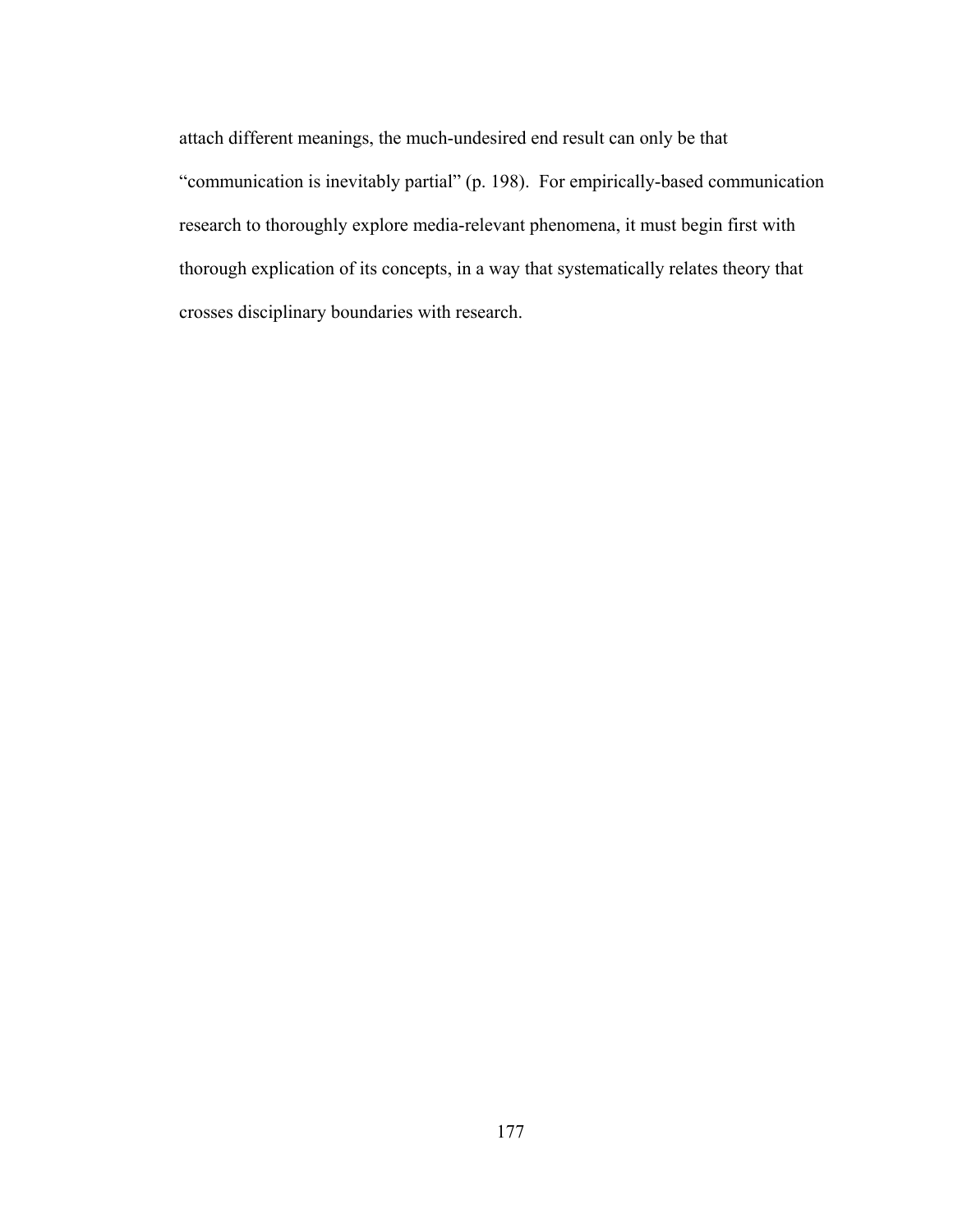attach different meanings, the much-undesired end result can only be that "communication is inevitably partial" (p. 198). For empirically-based communication research to thoroughly explore media-relevant phenomena, it must begin first with thorough explication of its concepts, in a way that systematically relates theory that crosses disciplinary boundaries with research.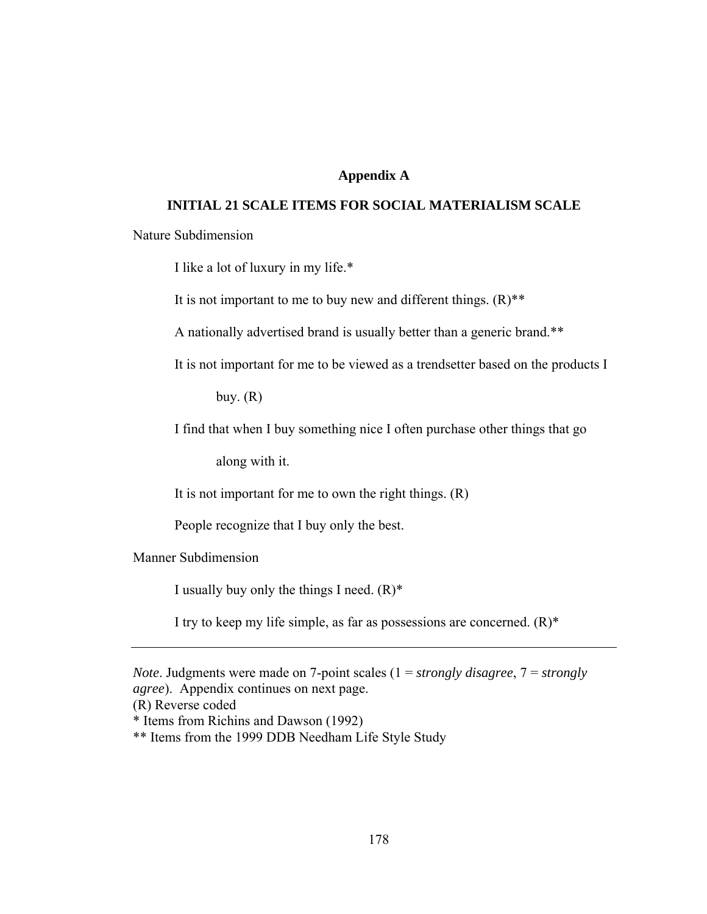# Appendix A

## INITIAL 21 SCALE ITEMS FOR SOCIAL MATERIALISM SCALE

Nature Subdimension

I like a lot of luxury in my life.*

It is not important to me to buy new and different things. (R)**

A nationally advertised brand is usually better than a generic brand.**

It is not important for me to be viewed as a trendsetter based on the products I buy. (R)

I find that when I buy something nice I often purchase other things that go along with it.

It is not important for me to own the right things. (R)

People recognize that I buy only the best.

Manner Subdimension

I usually buy only the things I need. (R)*

I try to keep my life simple, as far as possessions are concerned. (R)*

---

*Note*. Judgments were made on 7-point scales (1 = *strongly disagree*, 7 = *strongly agree*). Appendix continues on next page.

(R) Reverse coded

* Items from Richins and Dawson (1992)

** Items from the 1999 DDB Needham Life Style Study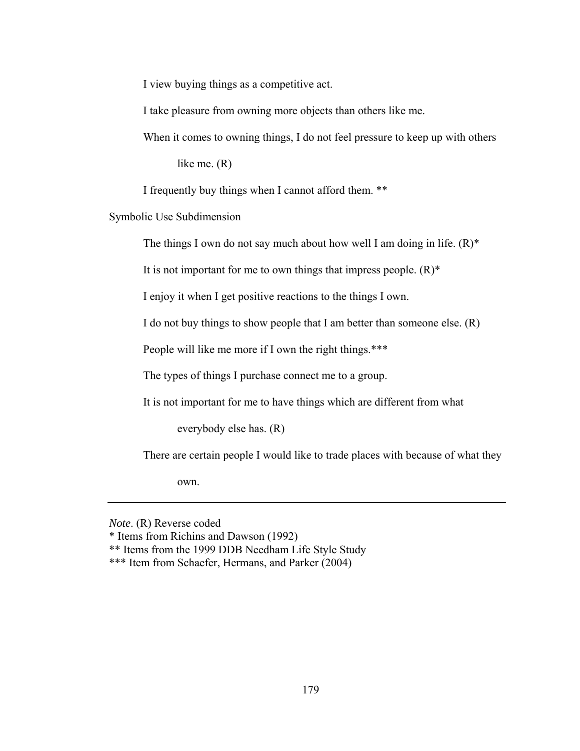I view buying things as a competitive act.

I take pleasure from owning more objects than others like me.

When it comes to owning things, I do not feel pressure to keep up with others like me. (R)

I frequently buy things when I cannot afford them. **

Symbolic Use Subdimension

The things I own do not say much about how well I am doing in life. (R)*

It is not important for me to own things that impress people. (R)*

I enjoy it when I get positive reactions to the things I own.

I do not buy things to show people that I am better than someone else. (R)

People will like me more if I own the right things.***

The types of things I purchase connect me to a group.

It is not important for me to have things which are different from what everybody else has. (R)

There are certain people I would like to trade places with because of what they own.

---

*Note*. (R) Reverse coded

* Items from Richins and Dawson (1992)

** Items from the 1999 DDB Needham Life Style Study

*** Item from Schaefer, Hermans, and Parker (2004)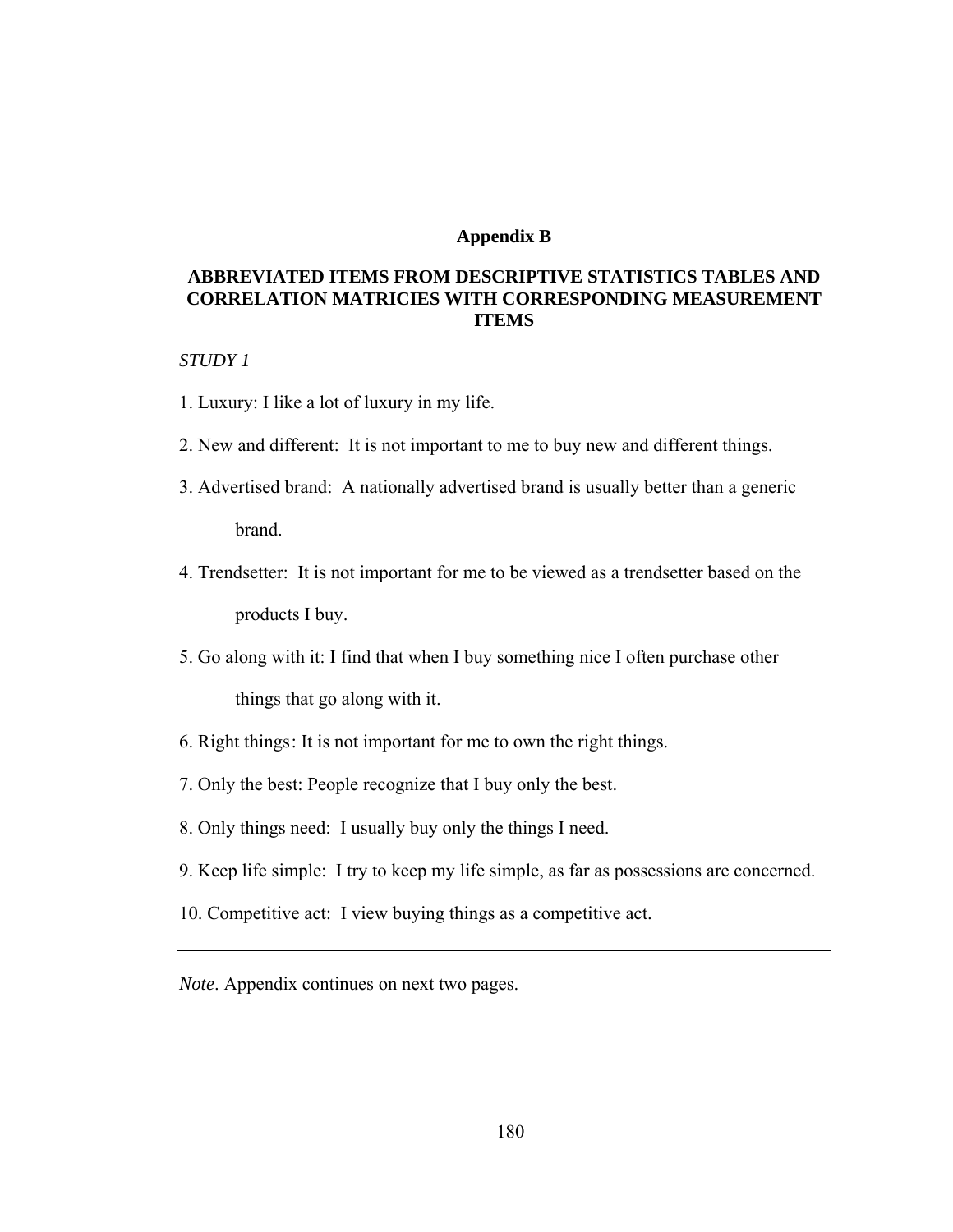# Appendix B

## ABBREVIATED ITEMS FROM DESCRIPTIVE STATISTICS TABLES AND CORRELATION MATRICIES WITH CORRESPONDING MEASUREMENT ITEMS

*STUDY 1*

1. Luxury: I like a lot of luxury in my life.

2. New and different: It is not important to me to buy new and different things.

3. Advertised brand: A nationally advertised brand is usually better than a generic brand.

4. Trendsetter: It is not important for me to be viewed as a trendsetter based on the products I buy.

5. Go along with it: I find that when I buy something nice I often purchase other things that go along with it.

6. Right things: It is not important for me to own the right things.

7. Only the best: People recognize that I buy only the best.

8. Only things need: I usually buy only the things I need.

9. Keep life simple: I try to keep my life simple, as far as possessions are concerned.

10. Competitive act: I view buying things as a competitive act.

---

*Note*. Appendix continues on next two pages.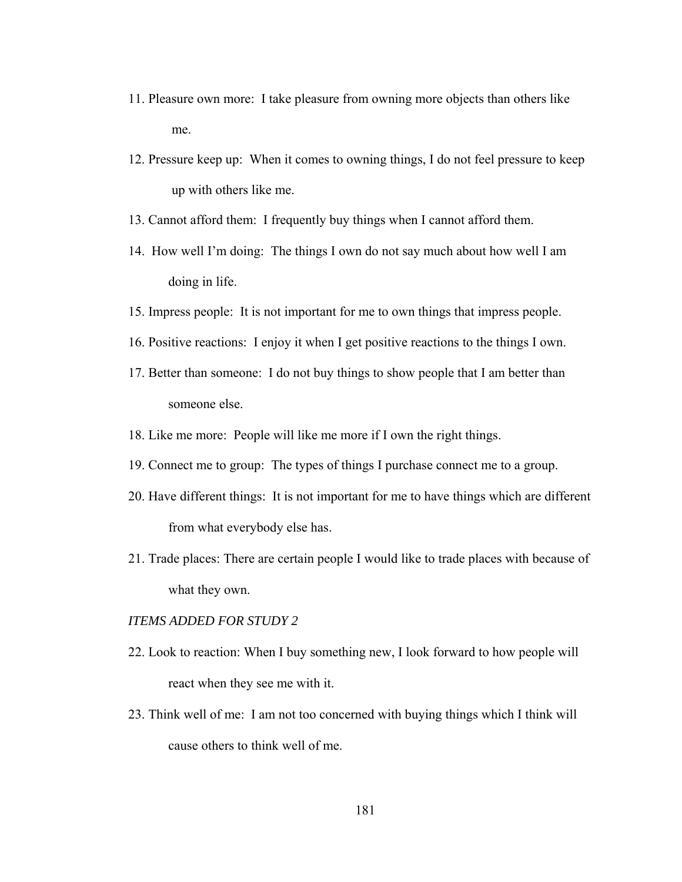11. Pleasure own more: I take pleasure from owning more objects than others like me.
12. Pressure keep up: When it comes to owning things, I do not feel pressure to keep up with others like me.
13. Cannot afford them: I frequently buy things when I cannot afford them.
14. How well I'm doing: The things I own do not say much about how well I am doing in life.
15. Impress people: It is not important for me to own things that impress people.
16. Positive reactions: I enjoy it when I get positive reactions to the things I own.
17. Better than someone: I do not buy things to show people that I am better than someone else.
18. Like me more: People will like me more if I own the right things.
19. Connect me to group: The types of things I purchase connect me to a group.
20. Have different things: It is not important for me to have things which are different from what everybody else has.
21. Trade places: There are certain people I would like to trade places with because of what they own.

*ITEMS ADDED FOR STUDY 2*

22. Look to reaction: When I buy something new, I look forward to how people will react when they see me with it.
23. Think well of me: I am not too concerned with buying things which I think will cause others to think well of me.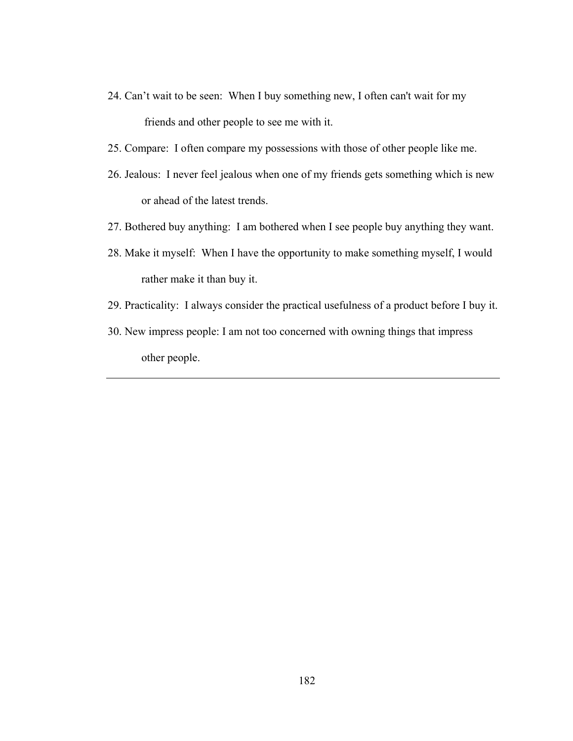24. Can't wait to be seen: When I buy something new, I often can't wait for my friends and other people to see me with it.
25. Compare: I often compare my possessions with those of other people like me.
26. Jealous: I never feel jealous when one of my friends gets something which is new or ahead of the latest trends.
27. Bothered buy anything: I am bothered when I see people buy anything they want.
28. Make it myself: When I have the opportunity to make something myself, I would rather make it than buy it.
29. Practicality: I always consider the practical usefulness of a product before I buy it.
30. New impress people: I am not too concerned with owning things that impress other people.

---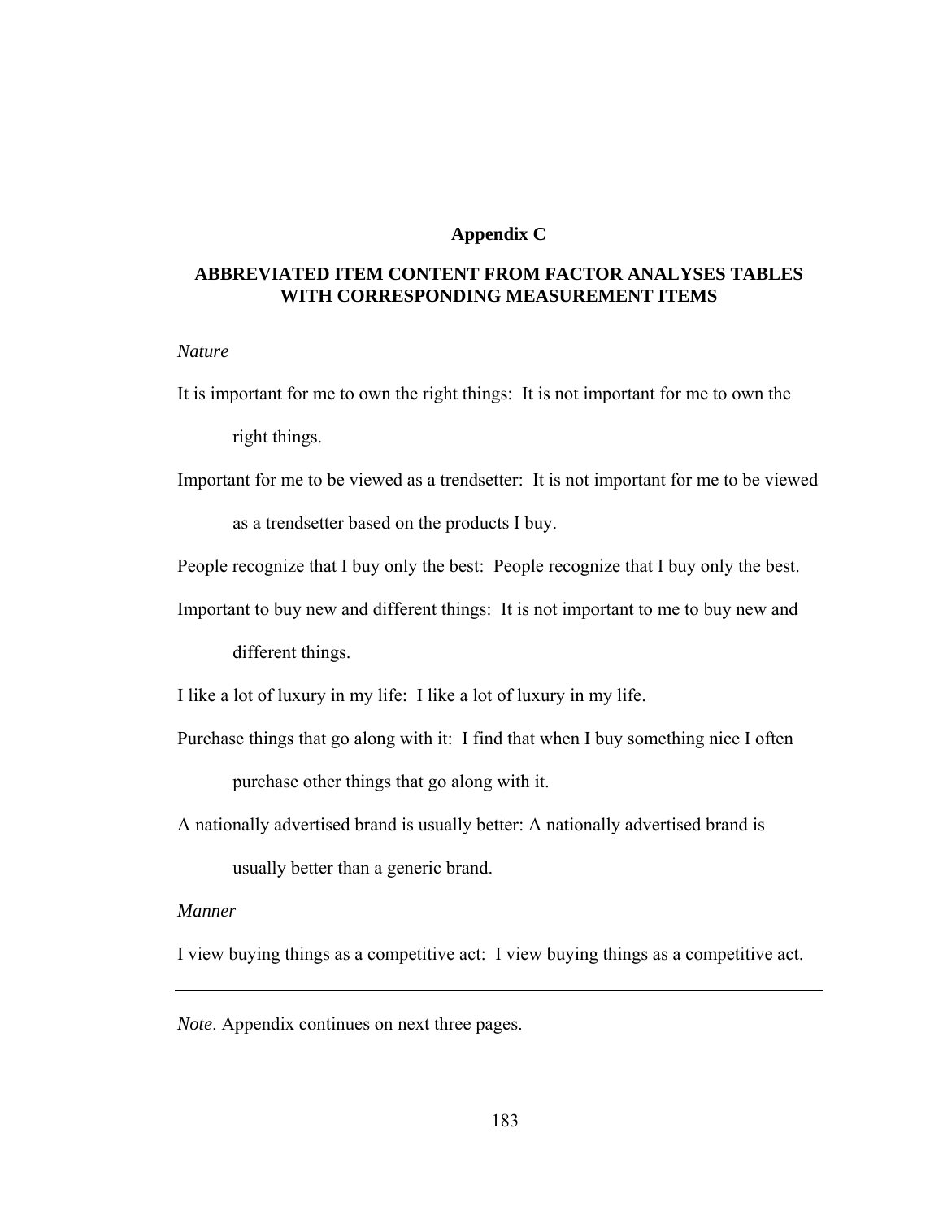## Appendix C

## ABBREVIATED ITEM CONTENT FROM FACTOR ANALYSES TABLES WITH CORRESPONDING MEASUREMENT ITEMS

*Nature*

It is important for me to own the right things: It is not important for me to own the right things.

Important for me to be viewed as a trendsetter: It is not important for me to be viewed as a trendsetter based on the products I buy.

People recognize that I buy only the best: People recognize that I buy only the best.

Important to buy new and different things: It is not important to me to buy new and different things.

I like a lot of luxury in my life: I like a lot of luxury in my life.

Purchase things that go along with it: I find that when I buy something nice I often purchase other things that go along with it.

A nationally advertised brand is usually better: A nationally advertised brand is usually better than a generic brand.

*Manner*

I view buying things as a competitive act: I view buying things as a competitive act.

---

*Note*. Appendix continues on next three pages.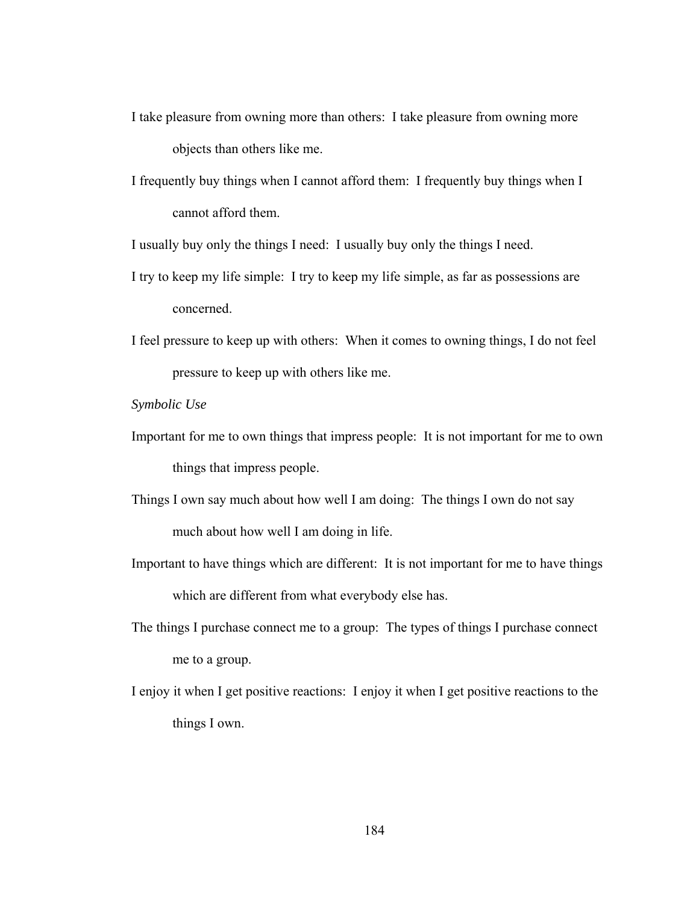I take pleasure from owning more than others: I take pleasure from owning more objects than others like me.

I frequently buy things when I cannot afford them: I frequently buy things when I cannot afford them.

I usually buy only the things I need: I usually buy only the things I need.

I try to keep my life simple: I try to keep my life simple, as far as possessions are concerned.

I feel pressure to keep up with others: When it comes to owning things, I do not feel pressure to keep up with others like me.

*Symbolic Use*

Important for me to own things that impress people: It is not important for me to own things that impress people.

Things I own say much about how well I am doing: The things I own do not say much about how well I am doing in life.

Important to have things which are different: It is not important for me to have things which are different from what everybody else has.

The things I purchase connect me to a group: The types of things I purchase connect me to a group.

I enjoy it when I get positive reactions: I enjoy it when I get positive reactions to the things I own.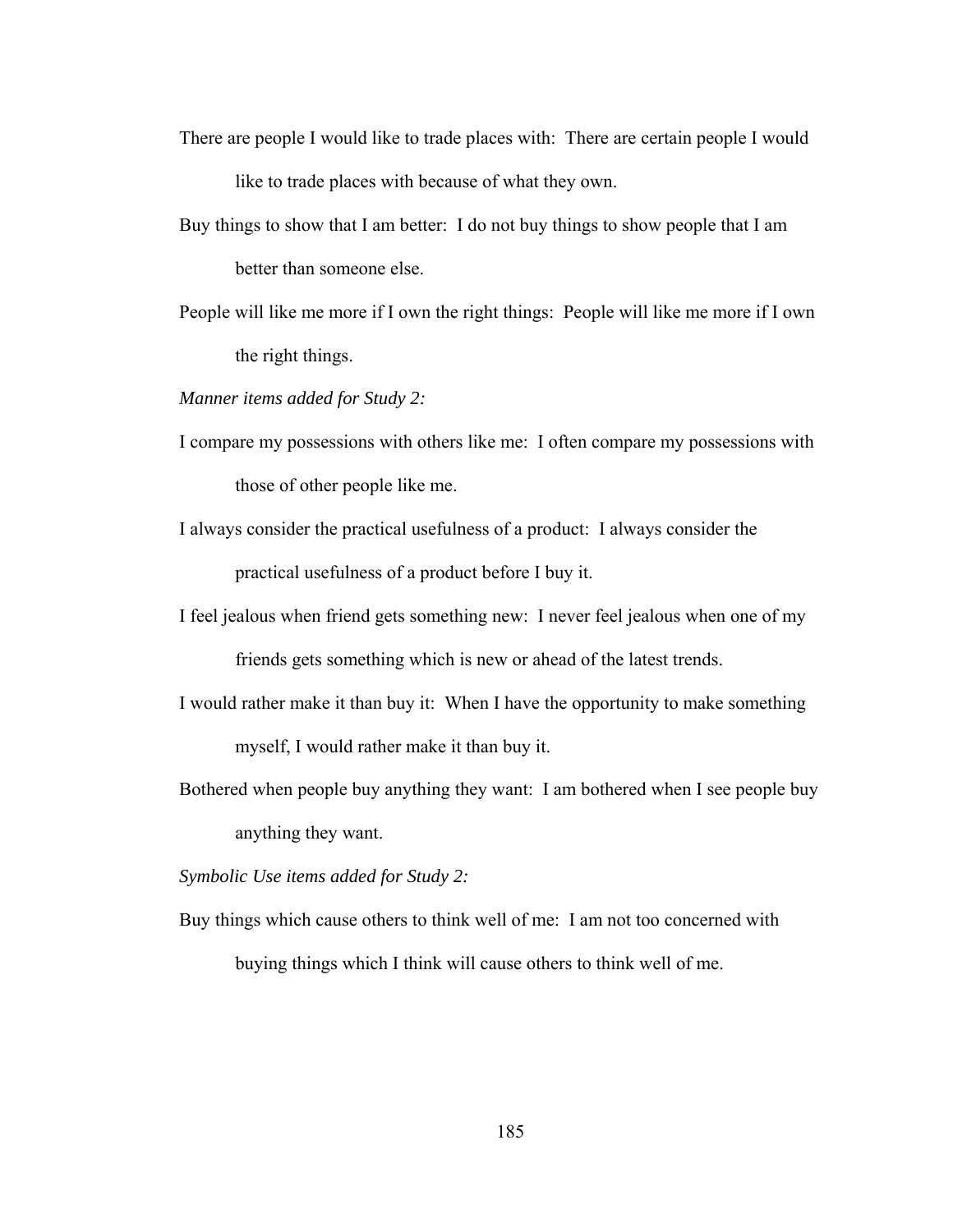There are people I would like to trade places with: There are certain people I would like to trade places with because of what they own.

Buy things to show that I am better: I do not buy things to show people that I am better than someone else.

People will like me more if I own the right things: People will like me more if I own the right things.

*Manner items added for Study 2:*

I compare my possessions with others like me: I often compare my possessions with those of other people like me.

I always consider the practical usefulness of a product: I always consider the practical usefulness of a product before I buy it.

I feel jealous when friend gets something new: I never feel jealous when one of my friends gets something which is new or ahead of the latest trends.

I would rather make it than buy it: When I have the opportunity to make something myself, I would rather make it than buy it.

Bothered when people buy anything they want: I am bothered when I see people buy anything they want.

*Symbolic Use items added for Study 2:*

Buy things which cause others to think well of me: I am not too concerned with buying things which I think will cause others to think well of me.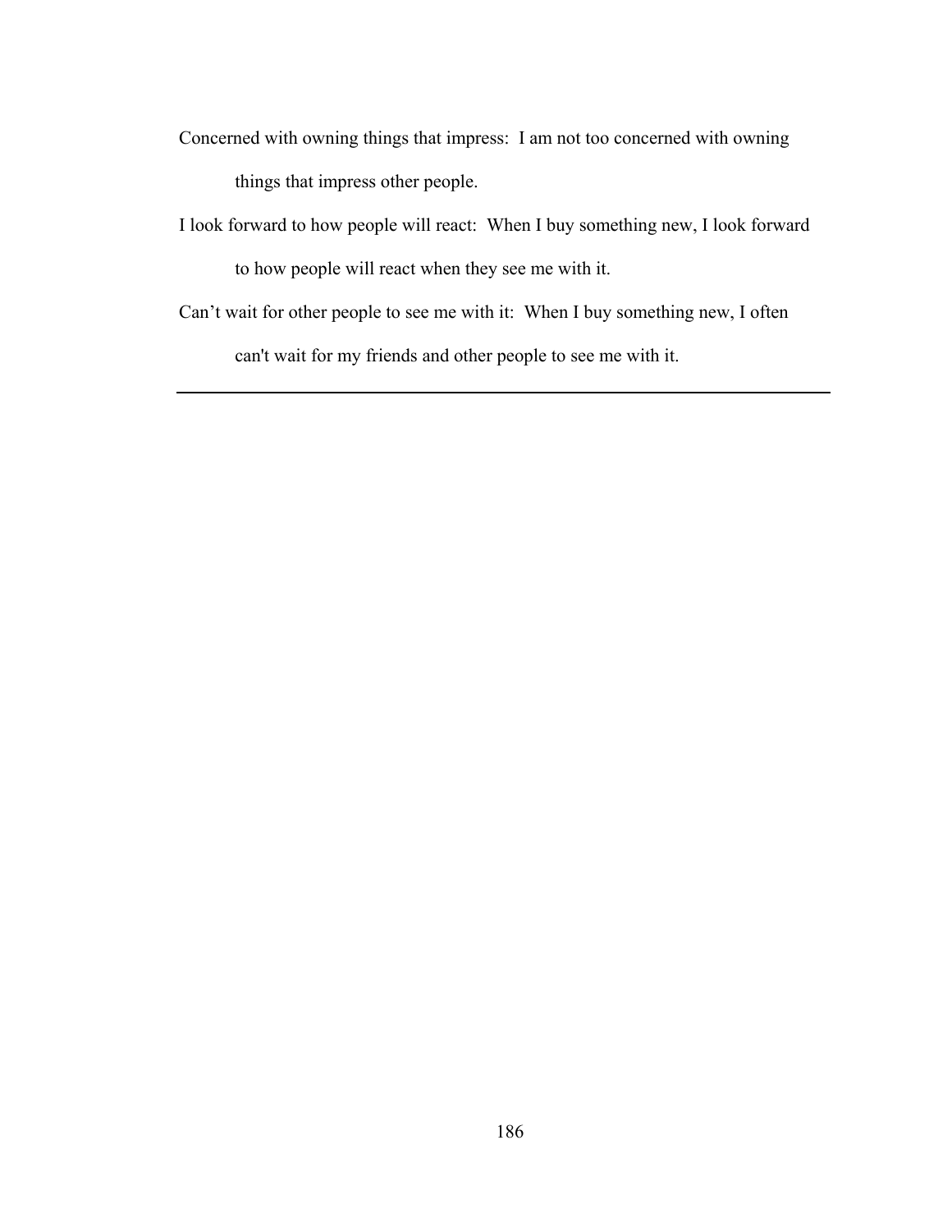Concerned with owning things that impress: I am not too concerned with owning things that impress other people.

I look forward to how people will react: When I buy something new, I look forward to how people will react when they see me with it.

Can't wait for other people to see me with it: When I buy something new, I often can't wait for my friends and other people to see me with it.

---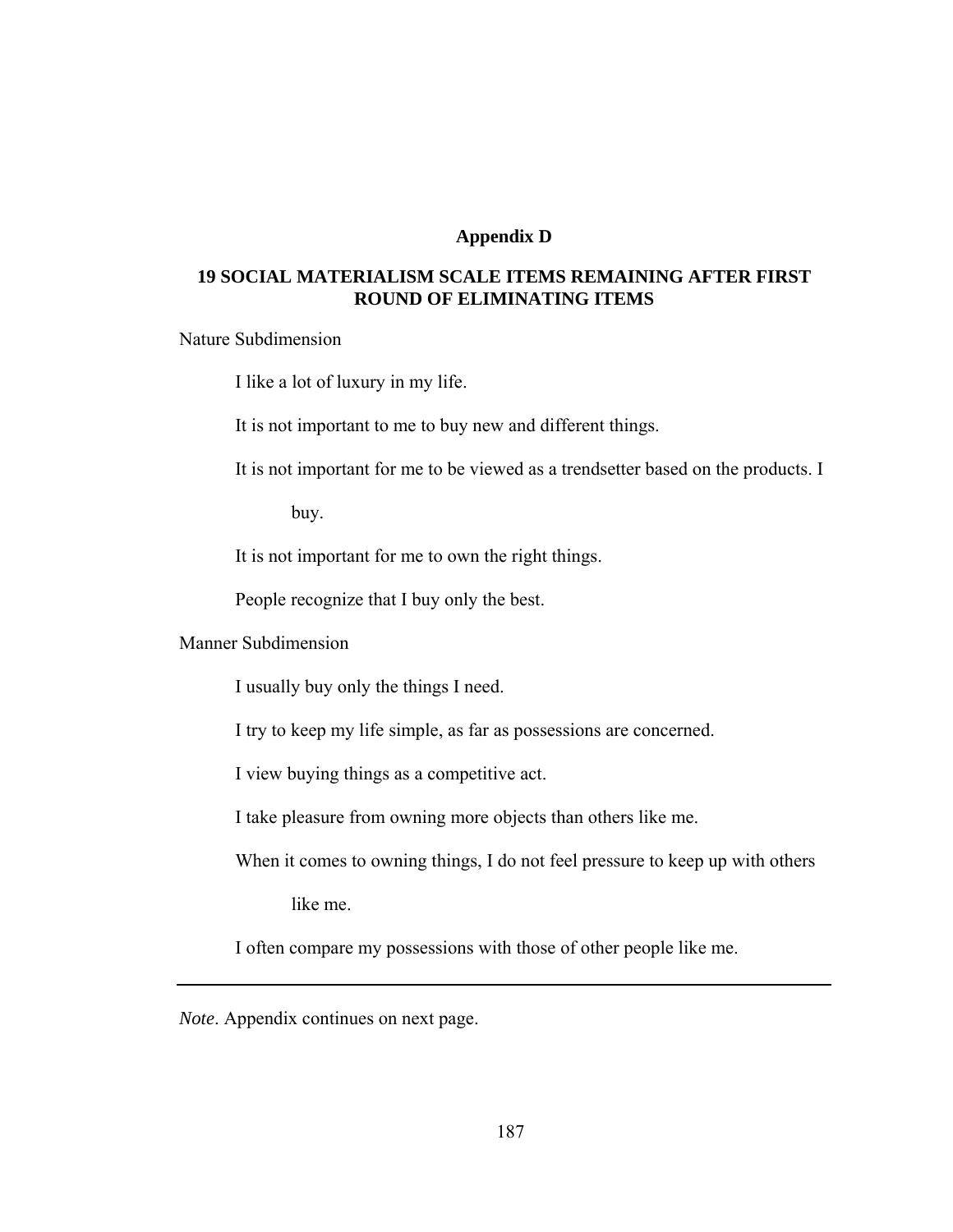## Appendix D

## 19 SOCIAL MATERIALISM SCALE ITEMS REMAINING AFTER FIRST ROUND OF ELIMINATING ITEMS

Nature Subdimension

I like a lot of luxury in my life.

It is not important to me to buy new and different things.

It is not important for me to be viewed as a trendsetter based on the products. I buy.

It is not important for me to own the right things.

People recognize that I buy only the best.

Manner Subdimension

I usually buy only the things I need.

I try to keep my life simple, as far as possessions are concerned.

I view buying things as a competitive act.

I take pleasure from owning more objects than others like me.

When it comes to owning things, I do not feel pressure to keep up with others like me.

I often compare my possessions with those of other people like me.

---

*Note*. Appendix continues on next page.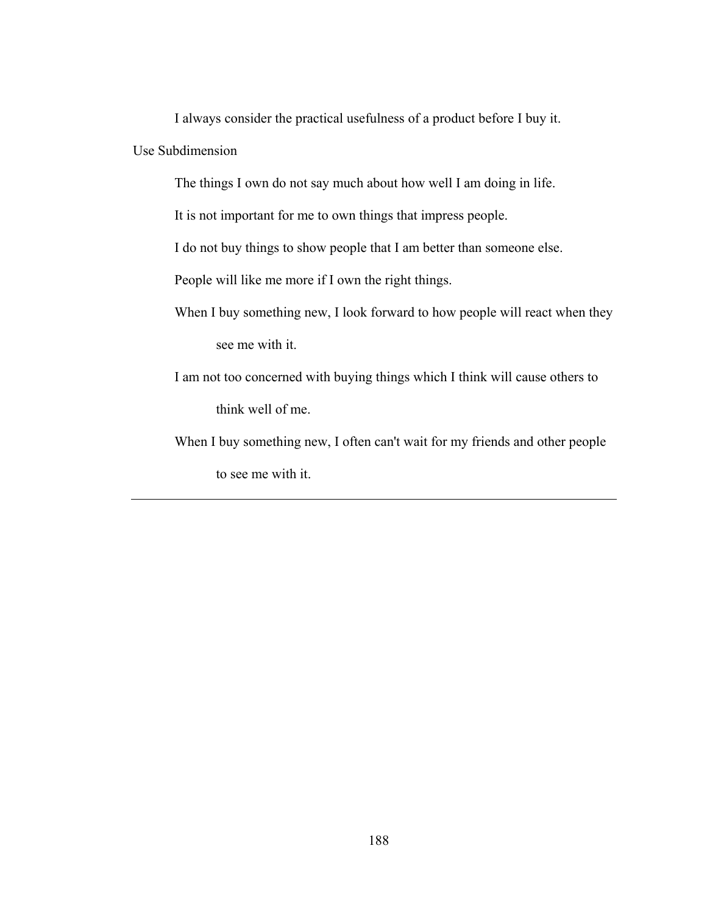I always consider the practical usefulness of a product before I buy it.

Use Subdimension

The things I own do not say much about how well I am doing in life.

It is not important for me to own things that impress people.

I do not buy things to show people that I am better than someone else.

People will like me more if I own the right things.

When I buy something new, I look forward to how people will react when they see me with it.

I am not too concerned with buying things which I think will cause others to think well of me.

When I buy something new, I often can't wait for my friends and other people to see me with it.

---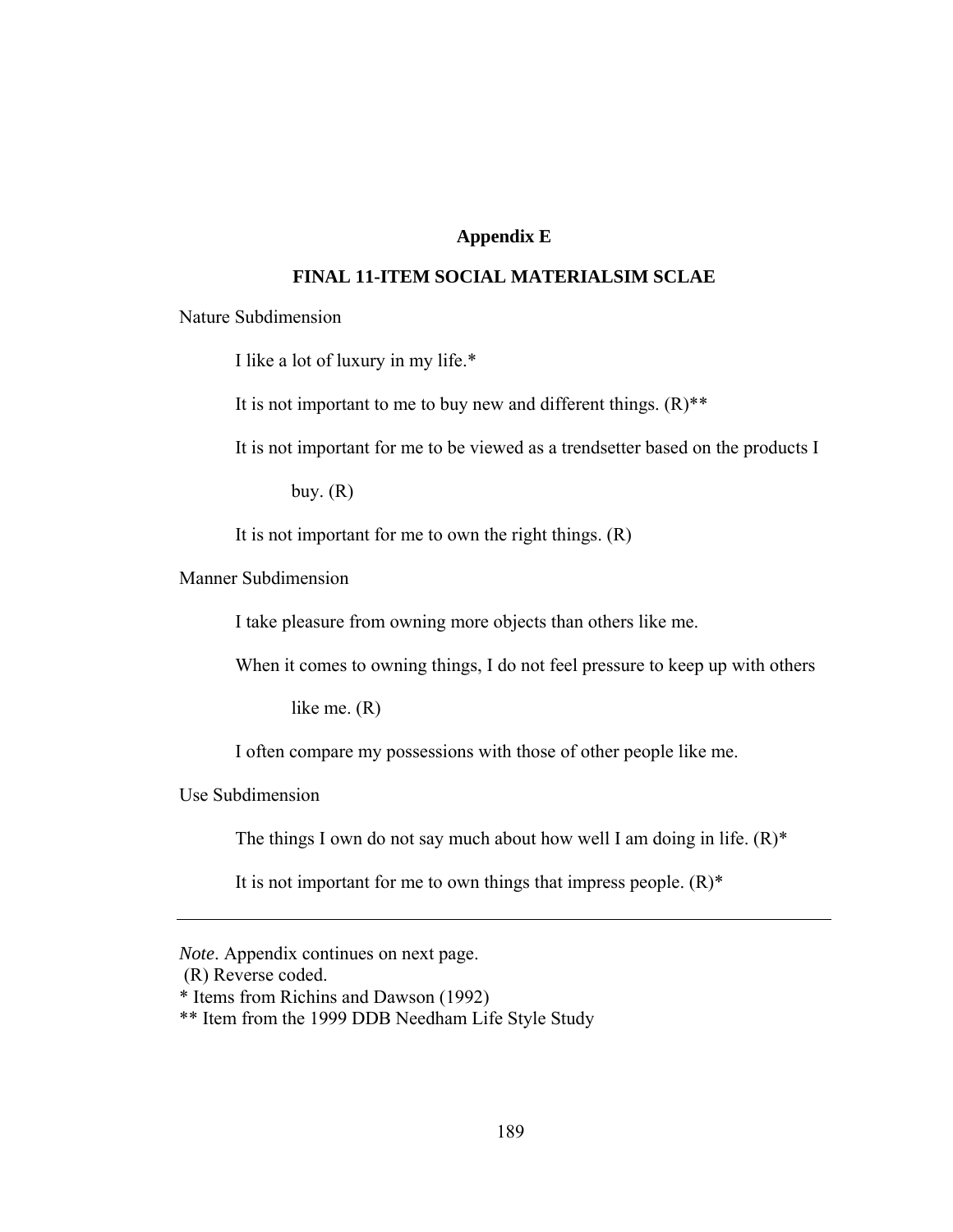## Appendix E

## FINAL 11-ITEM SOCIAL MATERIALSIM SCLAE

Nature Subdimension

I like a lot of luxury in my life.*

It is not important to me to buy new and different things. (R)**

It is not important for me to be viewed as a trendsetter based on the products I buy. (R)

It is not important for me to own the right things. (R)

Manner Subdimension

I take pleasure from owning more objects than others like me.

When it comes to owning things, I do not feel pressure to keep up with others like me. (R)

I often compare my possessions with those of other people like me.

Use Subdimension

The things I own do not say much about how well I am doing in life. (R)*

It is not important for me to own things that impress people. (R)*

---

*Note*. Appendix continues on next page.
(R) Reverse coded.
* Items from Richins and Dawson (1992)
** Item from the 1999 DDB Needham Life Style Study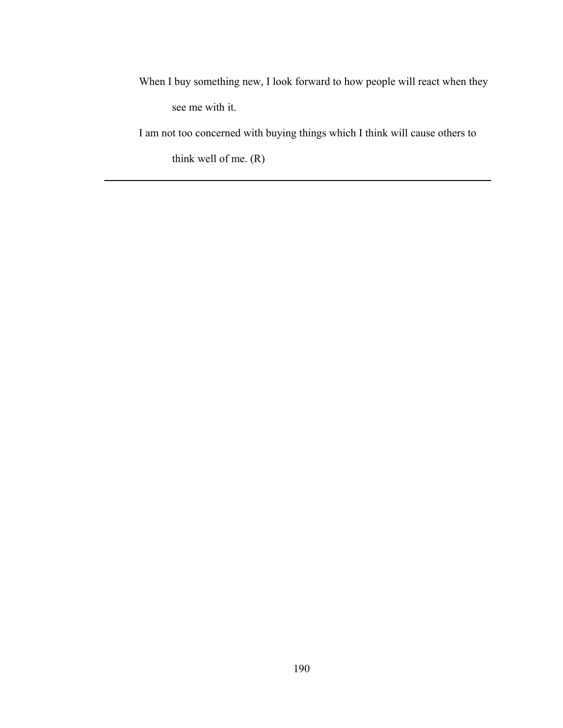When I buy something new, I look forward to how people will react when they see me with it.

I am not too concerned with buying things which I think will cause others to think well of me. (R)

---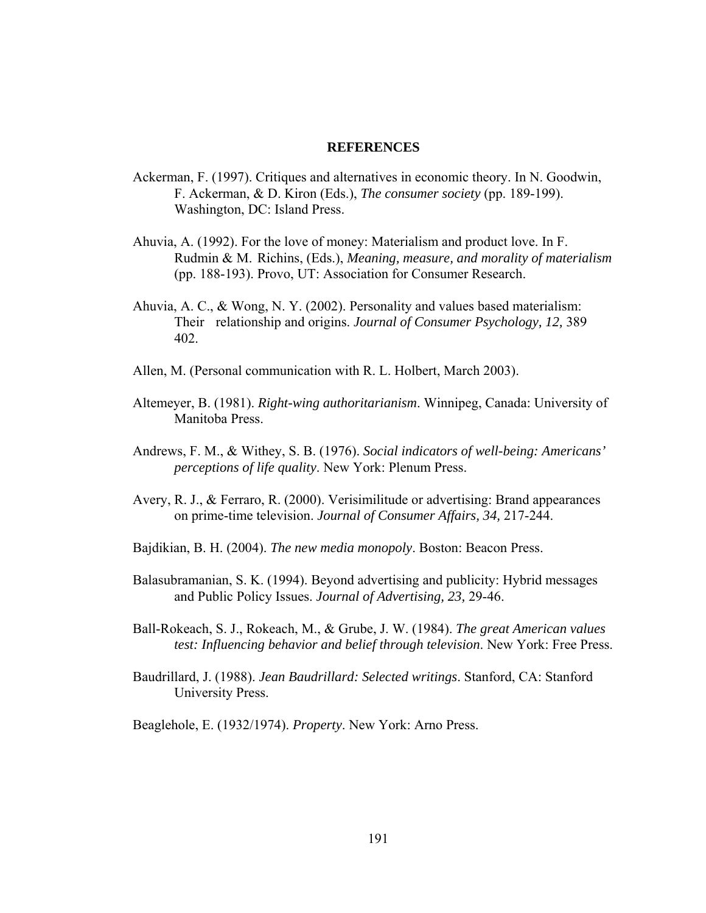# REFERENCES

Ackerman, F. (1997). Critiques and alternatives in economic theory. In N. Goodwin, F. Ackerman, & D. Kiron (Eds.), *The consumer society* (pp. 189-199). Washington, DC: Island Press.

Ahuvia, A. (1992). For the love of money: Materialism and product love. In F. Rudmin & M. Richins, (Eds.), *Meaning, measure, and morality of materialism* (pp. 188-193). Provo, UT: Association for Consumer Research.

Ahuvia, A. C., & Wong, N. Y. (2002). Personality and values based materialism: Their relationship and origins. *Journal of Consumer Psychology, 12,* 389 402.

Allen, M. (Personal communication with R. L. Holbert, March 2003).

Altemeyer, B. (1981). *Right-wing authoritarianism*. Winnipeg, Canada: University of Manitoba Press.

Andrews, F. M., & Withey, S. B. (1976). *Social indicators of well-being: Americans' perceptions of life quality*. New York: Plenum Press.

Avery, R. J., & Ferraro, R. (2000). Verisimilitude or advertising: Brand appearances on prime-time television. *Journal of Consumer Affairs, 34,* 217-244.

Bajdikian, B. H. (2004). *The new media monopoly*. Boston: Beacon Press.

Balasubramanian, S. K. (1994). Beyond advertising and publicity: Hybrid messages and Public Policy Issues. *Journal of Advertising, 23,* 29-46.

Ball-Rokeach, S. J., Rokeach, M., & Grube, J. W. (1984). *The great American values test: Influencing behavior and belief through television*. New York: Free Press.

Baudrillard, J. (1988). *Jean Baudrillard: Selected writings*. Stanford, CA: Stanford University Press.

Beaglehole, E. (1932/1974). *Property*. New York: Arno Press.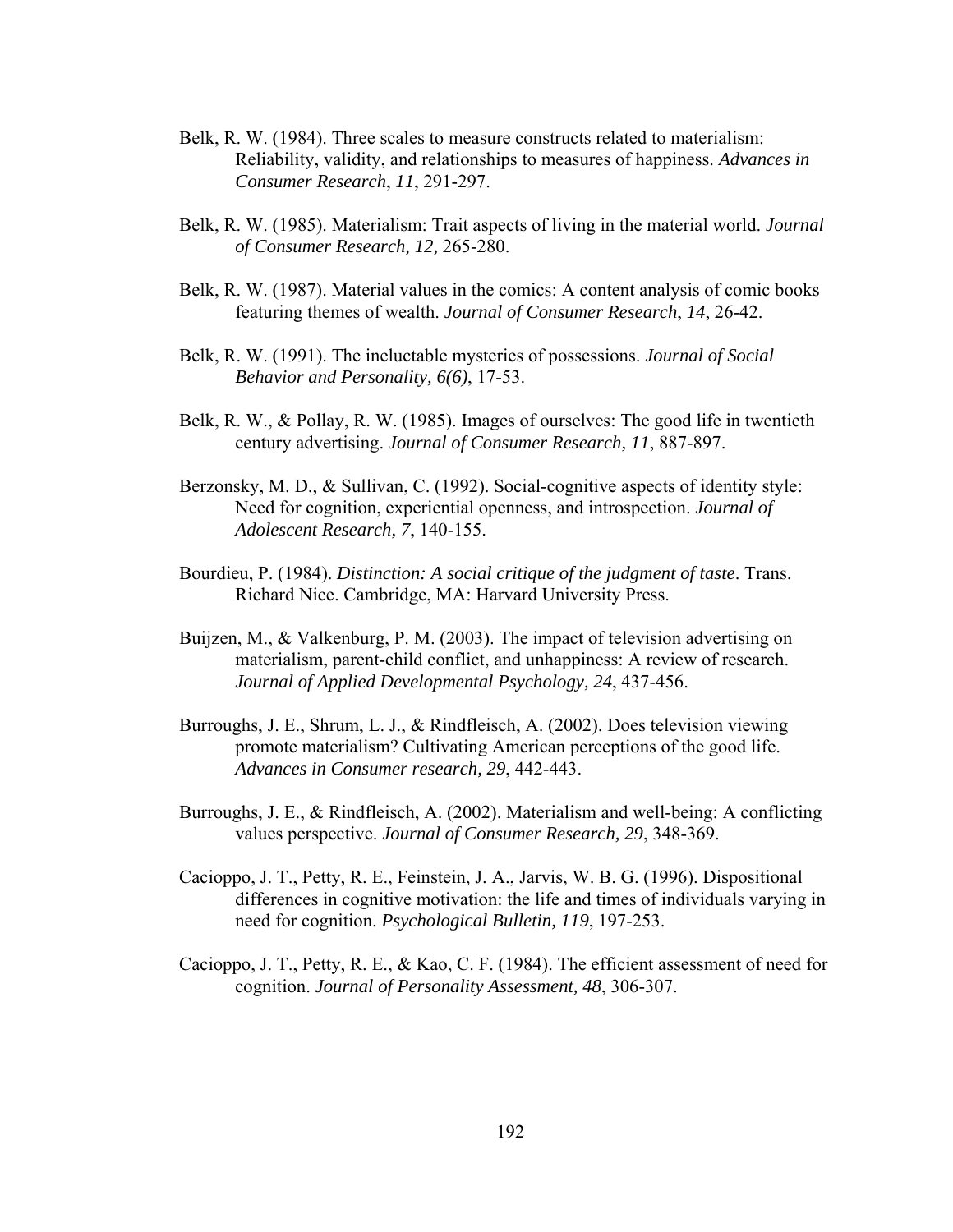Belk, R. W. (1984). Three scales to measure constructs related to materialism: Reliability, validity, and relationships to measures of happiness. *Advances in Consumer Research*, *11*, 291-297.

Belk, R. W. (1985). Materialism: Trait aspects of living in the material world. *Journal of Consumer Research, 12,* 265-280.

Belk, R. W. (1987). Material values in the comics: A content analysis of comic books featuring themes of wealth. *Journal of Consumer Research*, *14*, 26-42.

Belk, R. W. (1991). The ineluctable mysteries of possessions. *Journal of Social Behavior and Personality, 6(6)*, 17-53.

Belk, R. W., & Pollay, R. W. (1985). Images of ourselves: The good life in twentieth century advertising. *Journal of Consumer Research, 11*, 887-897.

Berzonsky, M. D., & Sullivan, C. (1992). Social-cognitive aspects of identity style: Need for cognition, experiential openness, and introspection. *Journal of Adolescent Research, 7*, 140-155.

Bourdieu, P. (1984). *Distinction: A social critique of the judgment of taste*. Trans. Richard Nice. Cambridge, MA: Harvard University Press.

Buijzen, M., & Valkenburg, P. M. (2003). The impact of television advertising on materialism, parent-child conflict, and unhappiness: A review of research. *Journal of Applied Developmental Psychology, 24*, 437-456.

Burroughs, J. E., Shrum, L. J., & Rindfleisch, A. (2002). Does television viewing promote materialism? Cultivating American perceptions of the good life. *Advances in Consumer research, 29*, 442-443.

Burroughs, J. E., & Rindfleisch, A. (2002). Materialism and well-being: A conflicting values perspective. *Journal of Consumer Research, 29*, 348-369.

Cacioppo, J. T., Petty, R. E., Feinstein, J. A., Jarvis, W. B. G. (1996). Dispositional differences in cognitive motivation: the life and times of individuals varying in need for cognition. *Psychological Bulletin, 119*, 197-253.

Cacioppo, J. T., Petty, R. E., & Kao, C. F. (1984). The efficient assessment of need for cognition. *Journal of Personality Assessment, 48*, 306-307.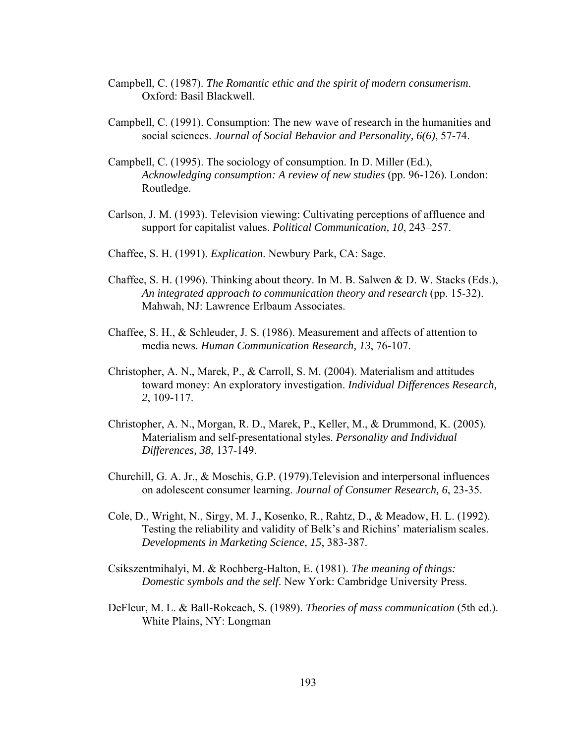Campbell, C. (1987). *The Romantic ethic and the spirit of modern consumerism*. Oxford: Basil Blackwell.

Campbell, C. (1991). Consumption: The new wave of research in the humanities and social sciences. *Journal of Social Behavior and Personality, 6(6)*, 57-74.

Campbell, C. (1995). The sociology of consumption. In D. Miller (Ed.), *Acknowledging consumption: A review of new studies* (pp. 96-126). London: Routledge.

Carlson, J. M. (1993). Television viewing: Cultivating perceptions of affluence and support for capitalist values. *Political Communication, 10*, 243–257.

Chaffee, S. H. (1991). *Explication*. Newbury Park, CA: Sage.

Chaffee, S. H. (1996). Thinking about theory. In M. B. Salwen & D. W. Stacks (Eds.), *An integrated approach to communication theory and research* (pp. 15-32). Mahwah, NJ: Lawrence Erlbaum Associates.

Chaffee, S. H., & Schleuder, J. S. (1986). Measurement and affects of attention to media news. *Human Communication Research, 13*, 76-107.

Christopher, A. N., Marek, P., & Carroll, S. M. (2004). Materialism and attitudes toward money: An exploratory investigation. *Individual Differences Research, 2*, 109-117.

Christopher, A. N., Morgan, R. D., Marek, P., Keller, M., & Drummond, K. (2005). Materialism and self-presentational styles. *Personality and Individual Differences, 38*, 137-149.

Churchill, G. A. Jr., & Moschis, G.P. (1979).Television and interpersonal influences on adolescent consumer learning. *Journal of Consumer Research, 6*, 23-35.

Cole, D., Wright, N., Sirgy, M. J., Kosenko, R., Rahtz, D., & Meadow, H. L. (1992). Testing the reliability and validity of Belk's and Richins' materialism scales. *Developments in Marketing Science, 15*, 383-387.

Csikszentmihalyi, M. & Rochberg-Halton, E. (1981). *The meaning of things: Domestic symbols and the self*. New York: Cambridge University Press.

DeFleur, M. L. & Ball-Rokeach, S. (1989). *Theories of mass communication* (5th ed.). White Plains, NY: Longman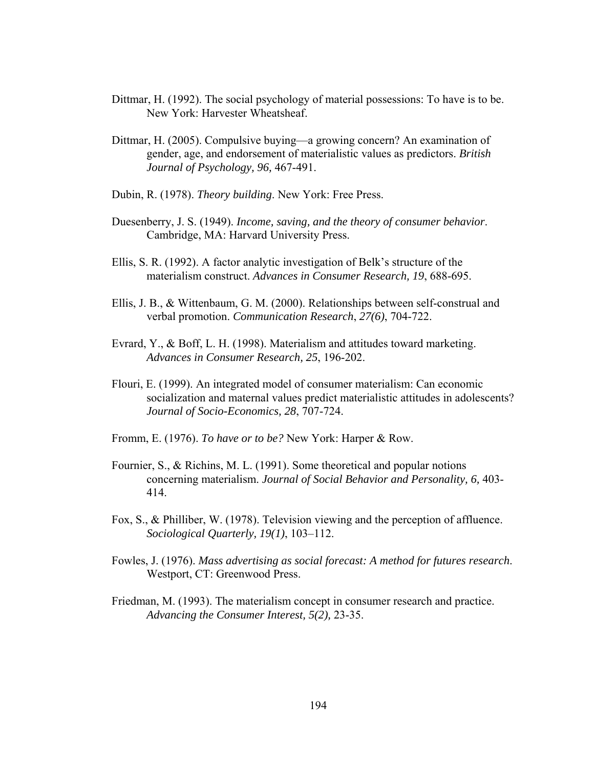Dittmar, H. (1992). The social psychology of material possessions: To have is to be. New York: Harvester Wheatsheaf.

Dittmar, H. (2005). Compulsive buying—a growing concern? An examination of gender, age, and endorsement of materialistic values as predictors. *British Journal of Psychology, 96,* 467-491.

Dubin, R. (1978). *Theory building*. New York: Free Press.

Duesenberry, J. S. (1949). *Income, saving, and the theory of consumer behavior*. Cambridge, MA: Harvard University Press.

Ellis, S. R. (1992). A factor analytic investigation of Belk's structure of the materialism construct. *Advances in Consumer Research, 19*, 688-695.

Ellis, J. B., & Wittenbaum, G. M. (2000). Relationships between self-construal and verbal promotion. *Communication Research*, *27(6)*, 704-722.

Evrard, Y., & Boff, L. H. (1998). Materialism and attitudes toward marketing. *Advances in Consumer Research, 25*, 196-202.

Flouri, E. (1999). An integrated model of consumer materialism: Can economic socialization and maternal values predict materialistic attitudes in adolescents? *Journal of Socio-Economics, 28*, 707-724.

Fromm, E. (1976). *To have or to be?* New York: Harper & Row.

Fournier, S., & Richins, M. L. (1991). Some theoretical and popular notions concerning materialism. *Journal of Social Behavior and Personality, 6,* 403-414.

Fox, S., & Philliber, W. (1978). Television viewing and the perception of affluence. *Sociological Quarterly, 19(1)*, 103–112.

Fowles, J. (1976). *Mass advertising as social forecast: A method for futures research*. Westport, CT: Greenwood Press.

Friedman, M. (1993). The materialism concept in consumer research and practice. *Advancing the Consumer Interest, 5(2),* 23-35.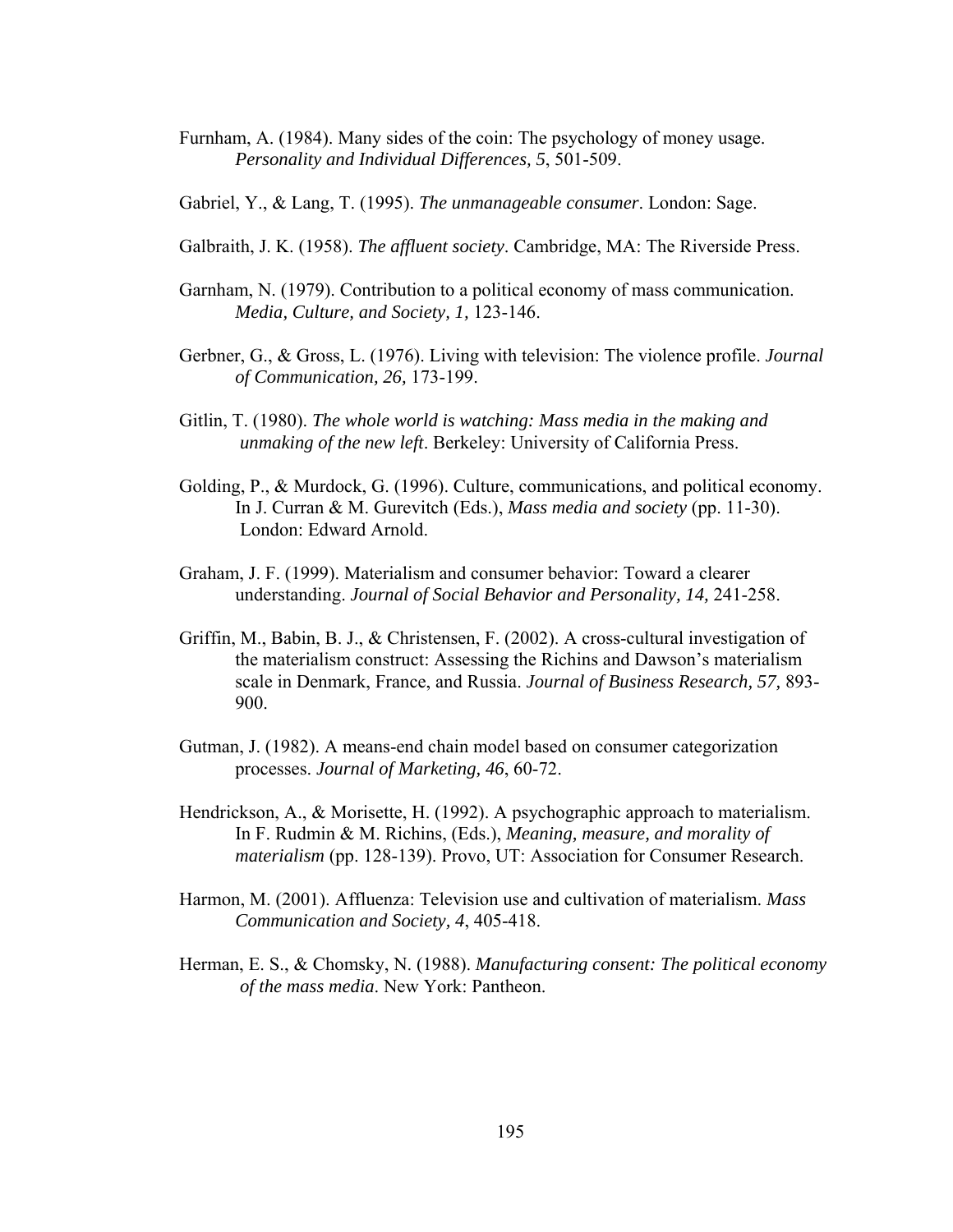Furnham, A. (1984). Many sides of the coin: The psychology of money usage. *Personality and Individual Differences, 5*, 501-509.

Gabriel, Y., & Lang, T. (1995). *The unmanageable consumer*. London: Sage.

Galbraith, J. K. (1958). *The affluent society*. Cambridge, MA: The Riverside Press.

Garnham, N. (1979). Contribution to a political economy of mass communication. *Media, Culture, and Society, 1,* 123-146.

Gerbner, G., & Gross, L. (1976). Living with television: The violence profile. *Journal of Communication, 26,* 173-199.

Gitlin, T. (1980). *The whole world is watching: Mass media in the making and unmaking of the new left*. Berkeley: University of California Press.

Golding, P., & Murdock, G. (1996). Culture, communications, and political economy. In J. Curran & M. Gurevitch (Eds.), *Mass media and society* (pp. 11-30). London: Edward Arnold.

Graham, J. F. (1999). Materialism and consumer behavior: Toward a clearer understanding. *Journal of Social Behavior and Personality, 14,* 241-258.

Griffin, M., Babin, B. J., & Christensen, F. (2002). A cross-cultural investigation of the materialism construct: Assessing the Richins and Dawson's materialism scale in Denmark, France, and Russia. *Journal of Business Research, 57,* 893-900.

Gutman, J. (1982). A means-end chain model based on consumer categorization processes. *Journal of Marketing, 46*, 60-72.

Hendrickson, A., & Morisette, H. (1992). A psychographic approach to materialism. In F. Rudmin & M. Richins, (Eds.), *Meaning, measure, and morality of materialism* (pp. 128-139). Provo, UT: Association for Consumer Research.

Harmon, M. (2001). Affluenza: Television use and cultivation of materialism. *Mass Communication and Society, 4*, 405-418.

Herman, E. S., & Chomsky, N. (1988). *Manufacturing consent: The political economy of the mass media*. New York: Pantheon.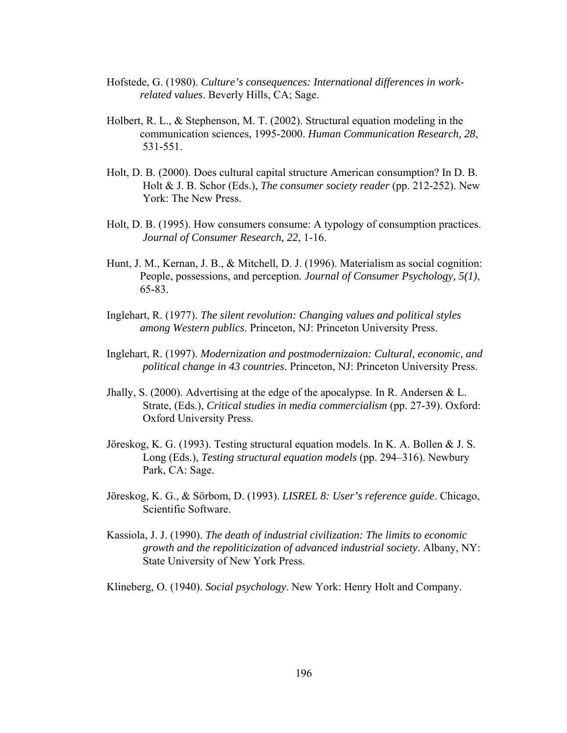Hofstede, G. (1980). *Culture's consequences: International differences in work-related values*. Beverly Hills, CA; Sage.

Holbert, R. L., & Stephenson, M. T. (2002). Structural equation modeling in the communication sciences, 1995-2000. *Human Communication Research, 28*, 531-551.

Holt, D. B. (2000). Does cultural capital structure American consumption? In D. B. Holt & J. B. Schor (Eds.), *The consumer society reader* (pp. 212-252). New York: The New Press.

Holt, D. B. (1995). How consumers consume: A typology of consumption practices. *Journal of Consumer Research, 22*, 1-16.

Hunt, J. M., Kernan, J. B., & Mitchell, D. J. (1996). Materialism as social cognition: People, possessions, and perception. *Journal of Consumer Psychology, 5(1)*, 65-83.

Inglehart, R. (1977). *The silent revolution: Changing values and political styles among Western publics*. Princeton, NJ: Princeton University Press.

Inglehart, R. (1997). *Modernization and postmodernizaion: Cultural, economic, and political change in 43 countries*. Princeton, NJ: Princeton University Press.

Jhally, S. (2000). Advertising at the edge of the apocalypse. In R. Andersen & L. Strate, (Eds.), *Critical studies in media commercialism* (pp. 27-39). Oxford: Oxford University Press.

Jöreskog, K. G. (1993). Testing structural equation models. In K. A. Bollen & J. S. Long (Eds.), *Testing structural equation models* (pp. 294–316). Newbury Park, CA: Sage.

Jöreskog, K. G., & Sörbom, D. (1993). *LISREL 8: User's reference guide*. Chicago, Scientific Software.

Kassiola, J. J. (1990). *The death of industrial civilization: The limits to economic growth and the repoliticization of advanced industrial society*. Albany, NY: State University of New York Press.

Klineberg, O. (1940). *Social psychology*. New York: Henry Holt and Company.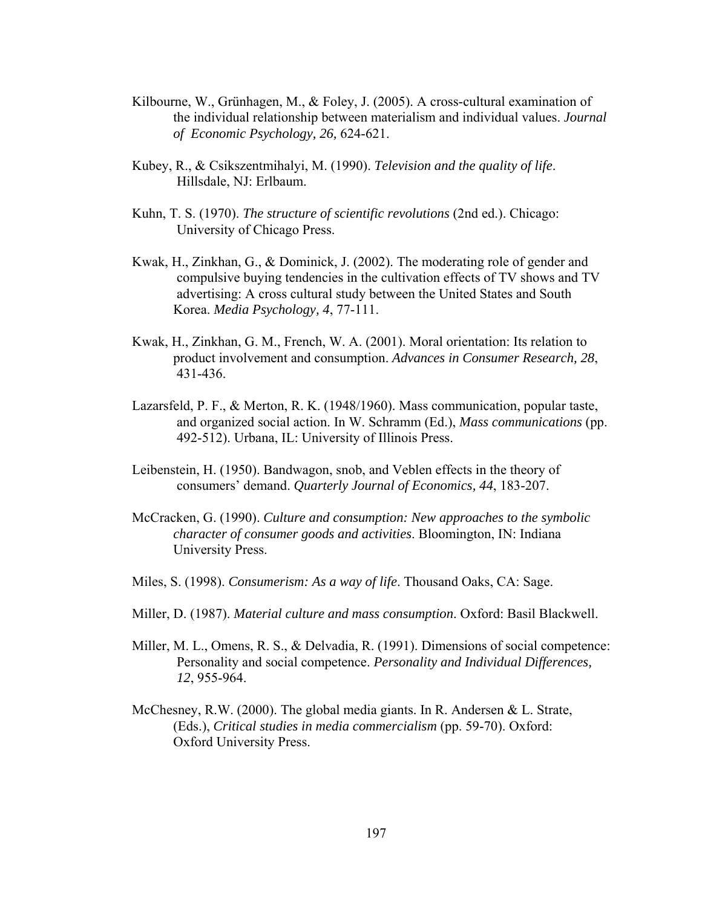Kilbourne, W., Grünhagen, M., & Foley, J. (2005). A cross-cultural examination of the individual relationship between materialism and individual values. *Journal of Economic Psychology, 26,* 624-621.

Kubey, R., & Csikszentmihalyi, M. (1990). *Television and the quality of life*. Hillsdale, NJ: Erlbaum.

Kuhn, T. S. (1970). *The structure of scientific revolutions* (2nd ed.). Chicago: University of Chicago Press.

Kwak, H., Zinkhan, G., & Dominick, J. (2002). The moderating role of gender and compulsive buying tendencies in the cultivation effects of TV shows and TV advertising: A cross cultural study between the United States and South Korea. *Media Psychology, 4*, 77-111.

Kwak, H., Zinkhan, G. M., French, W. A. (2001). Moral orientation: Its relation to product involvement and consumption. *Advances in Consumer Research, 28*, 431-436.

Lazarsfeld, P. F., & Merton, R. K. (1948/1960). Mass communication, popular taste, and organized social action. In W. Schramm (Ed.), *Mass communications* (pp. 492-512). Urbana, IL: University of Illinois Press.

Leibenstein, H. (1950). Bandwagon, snob, and Veblen effects in the theory of consumers' demand. *Quarterly Journal of Economics, 44*, 183-207.

McCracken, G. (1990). *Culture and consumption: New approaches to the symbolic character of consumer goods and activities*. Bloomington, IN: Indiana University Press.

Miles, S. (1998). *Consumerism: As a way of life*. Thousand Oaks, CA: Sage.

Miller, D. (1987). *Material culture and mass consumption*. Oxford: Basil Blackwell.

Miller, M. L., Omens, R. S., & Delvadia, R. (1991). Dimensions of social competence: Personality and social competence. *Personality and Individual Differences, 12*, 955-964.

McChesney, R.W. (2000). The global media giants. In R. Andersen & L. Strate, (Eds.), *Critical studies in media commercialism* (pp. 59-70). Oxford: Oxford University Press.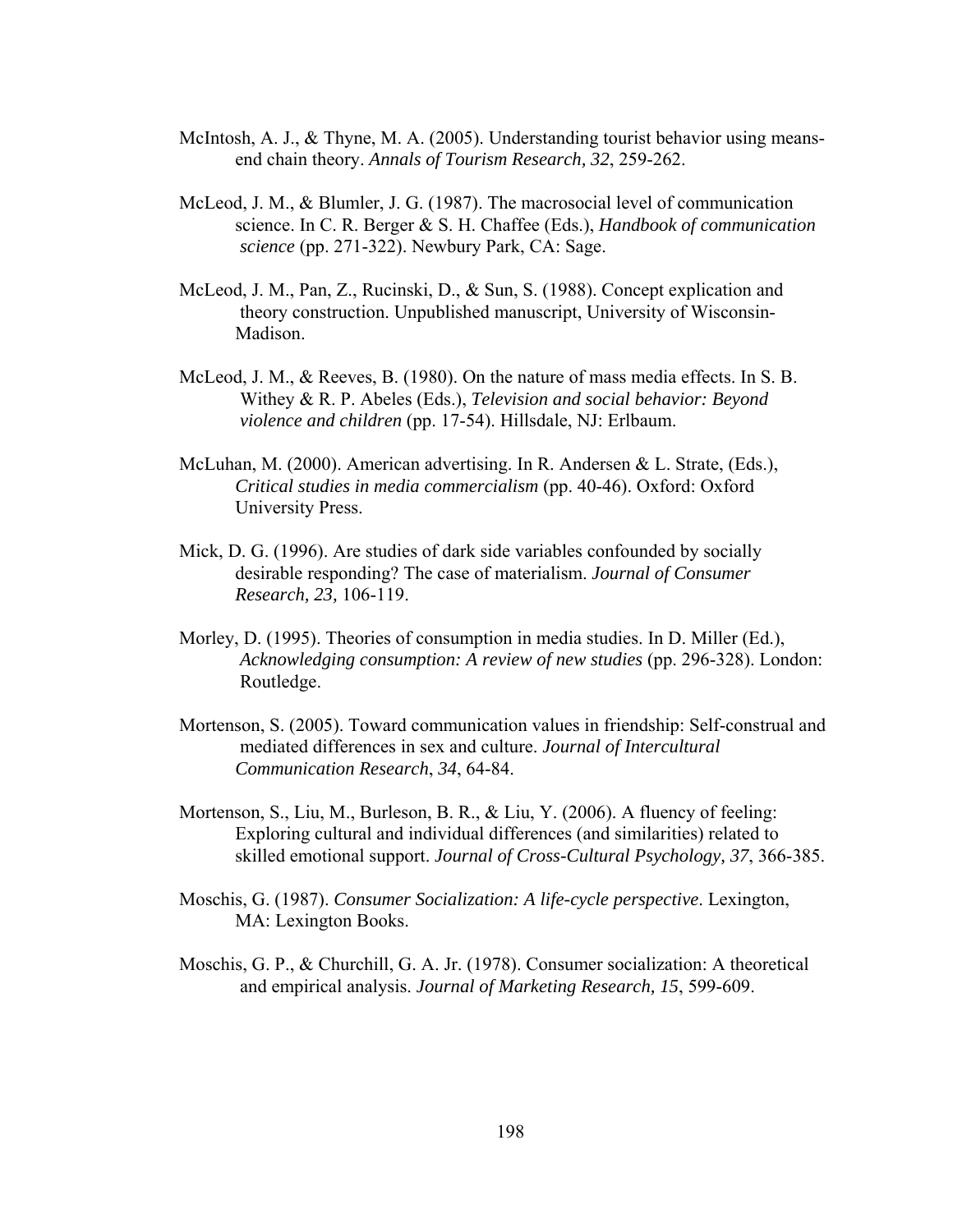McIntosh, A. J., & Thyne, M. A. (2005). Understanding tourist behavior using means-end chain theory. *Annals of Tourism Research, 32*, 259-262.

McLeod, J. M., & Blumler, J. G. (1987). The macrosocial level of communication science. In C. R. Berger & S. H. Chaffee (Eds.), *Handbook of communication science* (pp. 271-322). Newbury Park, CA: Sage.

McLeod, J. M., Pan, Z., Rucinski, D., & Sun, S. (1988). Concept explication and theory construction. Unpublished manuscript, University of Wisconsin-Madison.

McLeod, J. M., & Reeves, B. (1980). On the nature of mass media effects. In S. B. Withey & R. P. Abeles (Eds.), *Television and social behavior: Beyond violence and children* (pp. 17-54). Hillsdale, NJ: Erlbaum.

McLuhan, M. (2000). American advertising. In R. Andersen & L. Strate, (Eds.), *Critical studies in media commercialism* (pp. 40-46). Oxford: Oxford University Press.

Mick, D. G. (1996). Are studies of dark side variables confounded by socially desirable responding? The case of materialism. *Journal of Consumer Research, 23,* 106-119.

Morley, D. (1995). Theories of consumption in media studies. In D. Miller (Ed.), *Acknowledging consumption: A review of new studies* (pp. 296-328). London: Routledge.

Mortenson, S. (2005). Toward communication values in friendship: Self-construal and mediated differences in sex and culture. *Journal of Intercultural Communication Research*, *34*, 64-84.

Mortenson, S., Liu, M., Burleson, B. R., & Liu, Y. (2006). A fluency of feeling: Exploring cultural and individual differences (and similarities) related to skilled emotional support. *Journal of Cross-Cultural Psychology, 37*, 366-385.

Moschis, G. (1987). *Consumer Socialization: A life-cycle perspective*. Lexington, MA: Lexington Books.

Moschis, G. P., & Churchill, G. A. Jr. (1978). Consumer socialization: A theoretical and empirical analysis. *Journal of Marketing Research, 15*, 599-609.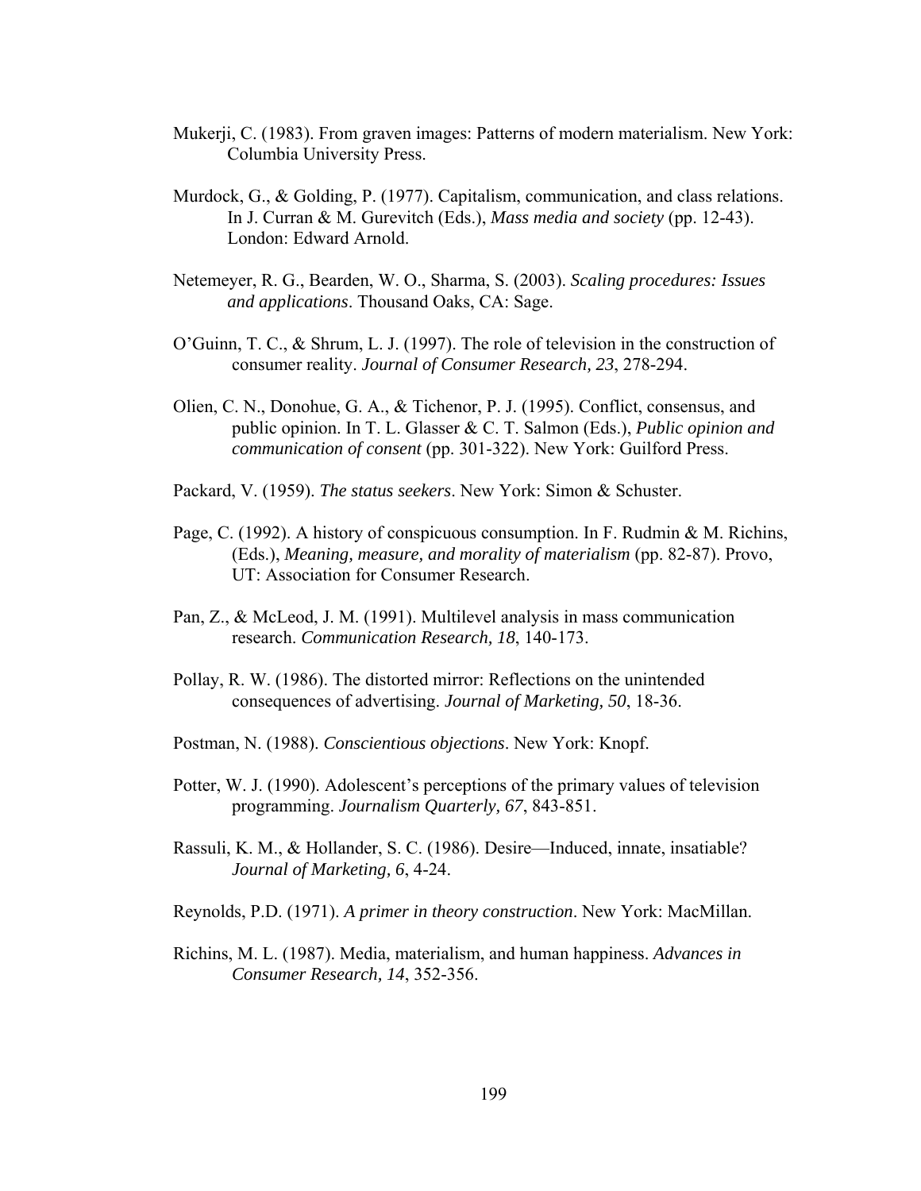Mukerji, C. (1983). From graven images: Patterns of modern materialism. New York: Columbia University Press.

Murdock, G., & Golding, P. (1977). Capitalism, communication, and class relations. In J. Curran & M. Gurevitch (Eds.), *Mass media and society* (pp. 12-43). London: Edward Arnold.

Netemeyer, R. G., Bearden, W. O., Sharma, S. (2003). *Scaling procedures: Issues and applications*. Thousand Oaks, CA: Sage.

O'Guinn, T. C., & Shrum, L. J. (1997). The role of television in the construction of consumer reality. *Journal of Consumer Research, 23*, 278-294.

Olien, C. N., Donohue, G. A., & Tichenor, P. J. (1995). Conflict, consensus, and public opinion. In T. L. Glasser & C. T. Salmon (Eds.), *Public opinion and communication of consent* (pp. 301-322). New York: Guilford Press.

Packard, V. (1959). *The status seekers*. New York: Simon & Schuster.

Page, C. (1992). A history of conspicuous consumption. In F. Rudmin & M. Richins, (Eds.), *Meaning, measure, and morality of materialism* (pp. 82-87). Provo, UT: Association for Consumer Research.

Pan, Z., & McLeod, J. M. (1991). Multilevel analysis in mass communication research. *Communication Research, 18*, 140-173.

Pollay, R. W. (1986). The distorted mirror: Reflections on the unintended consequences of advertising. *Journal of Marketing, 50*, 18-36.

Postman, N. (1988). *Conscientious objections*. New York: Knopf.

Potter, W. J. (1990). Adolescent's perceptions of the primary values of television programming. *Journalism Quarterly, 67*, 843-851.

Rassuli, K. M., & Hollander, S. C. (1986). Desire—Induced, innate, insatiable? *Journal of Marketing, 6*, 4-24.

Reynolds, P.D. (1971). *A primer in theory construction*. New York: MacMillan.

Richins, M. L. (1987). Media, materialism, and human happiness. *Advances in Consumer Research, 14*, 352-356.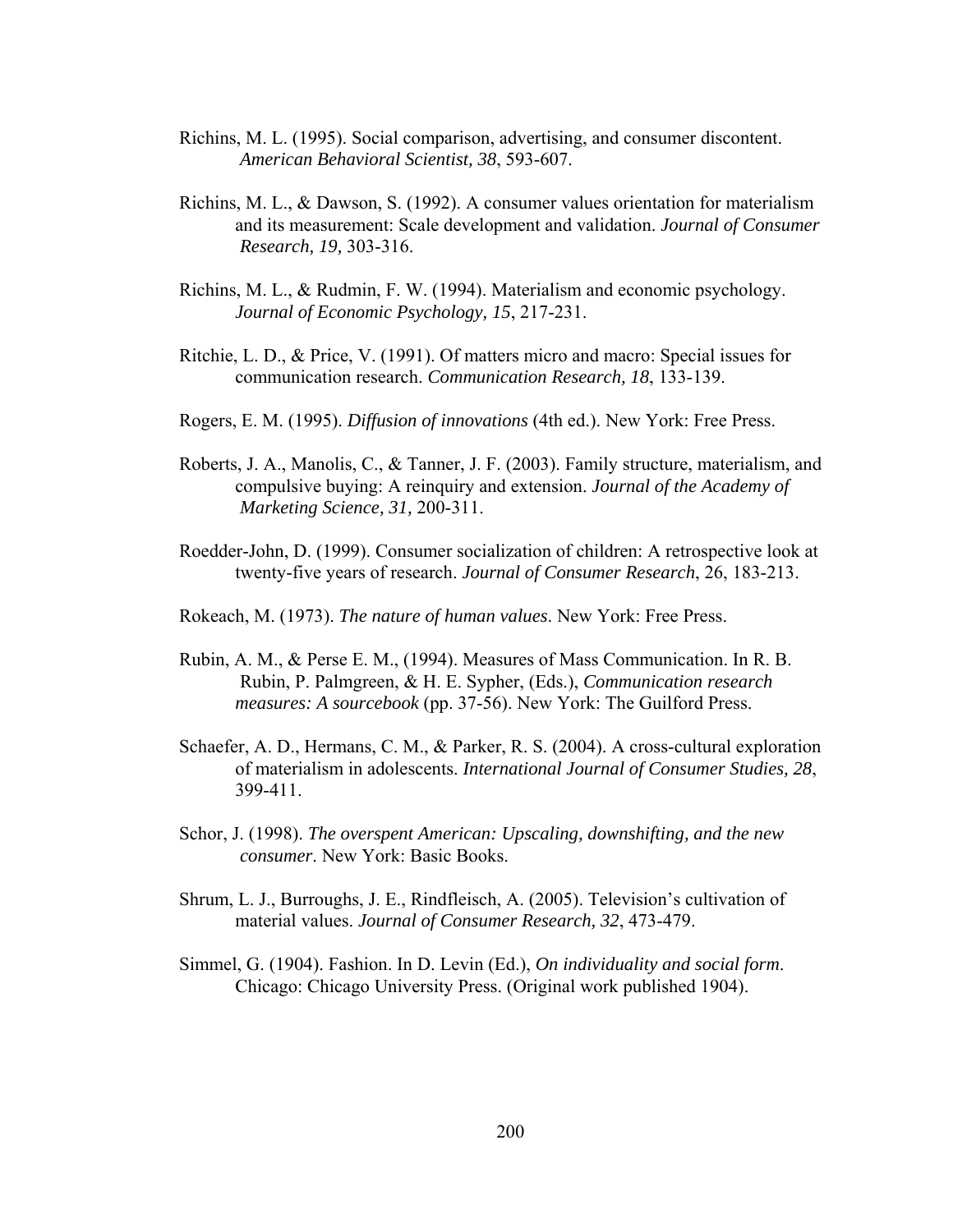Richins, M. L. (1995). Social comparison, advertising, and consumer discontent. *American Behavioral Scientist, 38*, 593-607.

Richins, M. L., & Dawson, S. (1992). A consumer values orientation for materialism and its measurement: Scale development and validation. *Journal of Consumer Research, 19,* 303-316.

Richins, M. L., & Rudmin, F. W. (1994). Materialism and economic psychology. *Journal of Economic Psychology, 15*, 217-231.

Ritchie, L. D., & Price, V. (1991). Of matters micro and macro: Special issues for communication research. *Communication Research, 18*, 133-139.

Rogers, E. M. (1995). *Diffusion of innovations* (4th ed.). New York: Free Press.

Roberts, J. A., Manolis, C., & Tanner, J. F. (2003). Family structure, materialism, and compulsive buying: A reinquiry and extension. *Journal of the Academy of Marketing Science, 31,* 200-311.

Roedder-John, D. (1999). Consumer socialization of children: A retrospective look at twenty-five years of research. *Journal of Consumer Research*, 26, 183-213.

Rokeach, M. (1973). *The nature of human values*. New York: Free Press.

Rubin, A. M., & Perse E. M., (1994). Measures of Mass Communication. In R. B. Rubin, P. Palmgreen, & H. E. Sypher, (Eds.), *Communication research measures: A sourcebook* (pp. 37-56). New York: The Guilford Press.

Schaefer, A. D., Hermans, C. M., & Parker, R. S. (2004). A cross-cultural exploration of materialism in adolescents. *International Journal of Consumer Studies, 28*, 399-411.

Schor, J. (1998). *The overspent American: Upscaling, downshifting, and the new consumer*. New York: Basic Books.

Shrum, L. J., Burroughs, J. E., Rindfleisch, A. (2005). Television's cultivation of material values. *Journal of Consumer Research, 32*, 473-479.

Simmel, G. (1904). Fashion. In D. Levin (Ed.), *On individuality and social form*. Chicago: Chicago University Press. (Original work published 1904).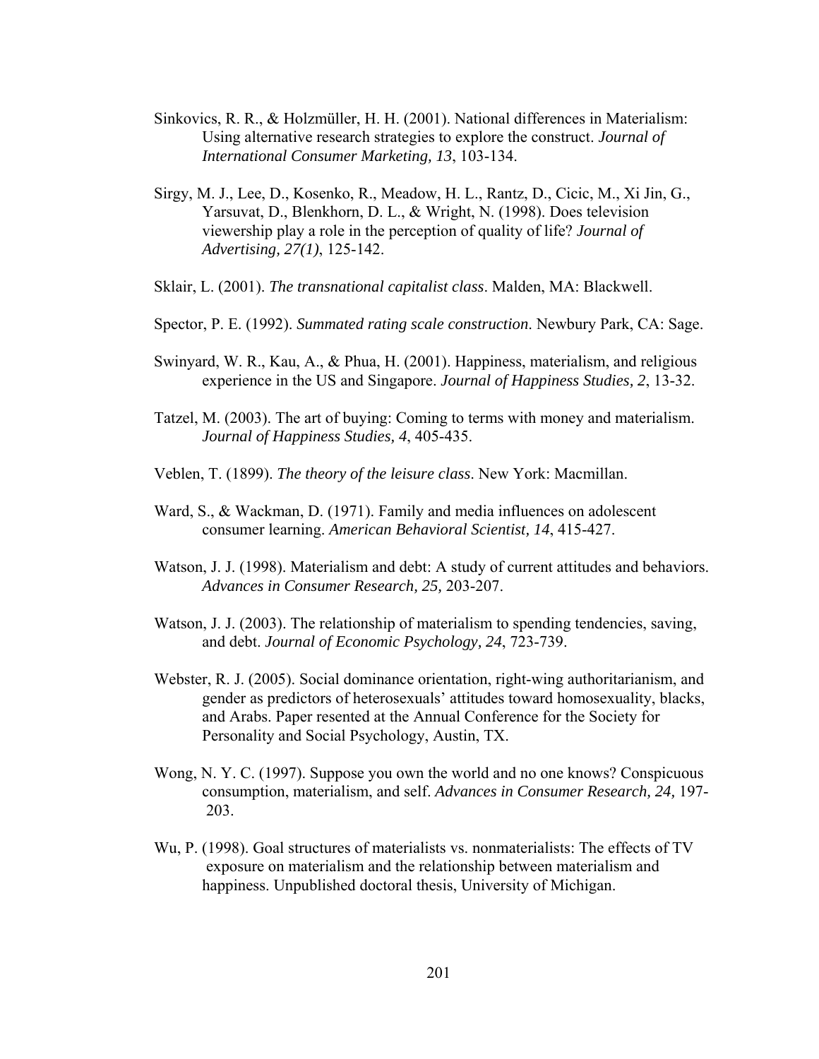Sinkovics, R. R., & Holzmüller, H. H. (2001). National differences in Materialism: Using alternative research strategies to explore the construct. *Journal of International Consumer Marketing, 13*, 103-134.

Sirgy, M. J., Lee, D., Kosenko, R., Meadow, H. L., Rantz, D., Cicic, M., Xi Jin, G., Yarsuvat, D., Blenkhorn, D. L., & Wright, N. (1998). Does television viewership play a role in the perception of quality of life? *Journal of Advertising, 27(1)*, 125-142.

Sklair, L. (2001). *The transnational capitalist class*. Malden, MA: Blackwell.

Spector, P. E. (1992). *Summated rating scale construction*. Newbury Park, CA: Sage.

Swinyard, W. R., Kau, A., & Phua, H. (2001). Happiness, materialism, and religious experience in the US and Singapore. *Journal of Happiness Studies, 2*, 13-32.

Tatzel, M. (2003). The art of buying: Coming to terms with money and materialism. *Journal of Happiness Studies, 4*, 405-435.

Veblen, T. (1899). *The theory of the leisure class*. New York: Macmillan.

Ward, S., & Wackman, D. (1971). Family and media influences on adolescent consumer learning. *American Behavioral Scientist, 14*, 415-427.

Watson, J. J. (1998). Materialism and debt: A study of current attitudes and behaviors. *Advances in Consumer Research, 25,* 203-207.

Watson, J. J. (2003). The relationship of materialism to spending tendencies, saving, and debt. *Journal of Economic Psychology, 24*, 723-739.

Webster, R. J. (2005). Social dominance orientation, right-wing authoritarianism, and gender as predictors of heterosexuals' attitudes toward homosexuality, blacks, and Arabs. Paper resented at the Annual Conference for the Society for Personality and Social Psychology, Austin, TX.

Wong, N. Y. C. (1997). Suppose you own the world and no one knows? Conspicuous consumption, materialism, and self. *Advances in Consumer Research, 24,* 197-203.

Wu, P. (1998). Goal structures of materialists vs. nonmaterialists: The effects of TV exposure on materialism and the relationship between materialism and happiness. Unpublished doctoral thesis, University of Michigan.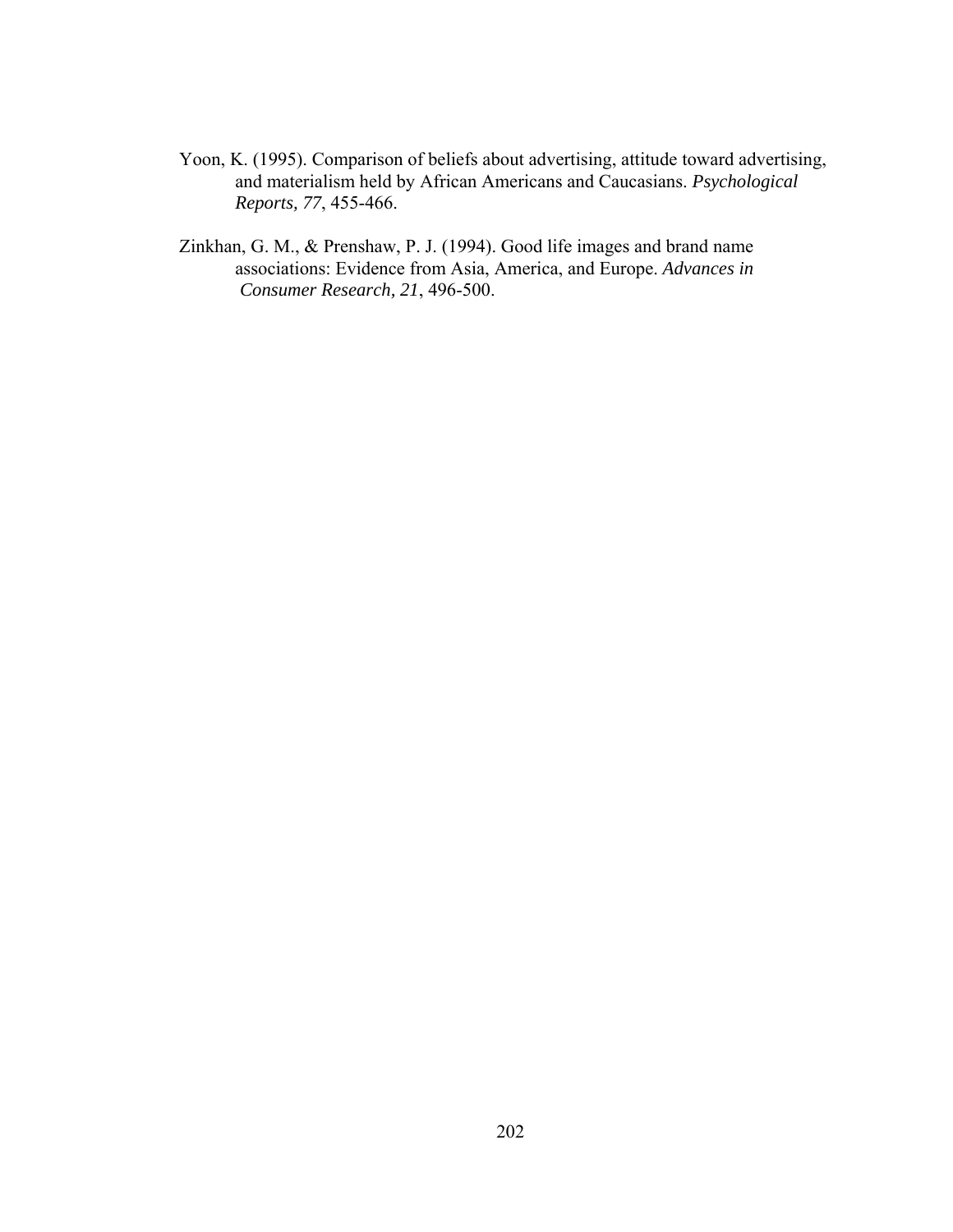Yoon, K. (1995). Comparison of beliefs about advertising, attitude toward advertising, and materialism held by African Americans and Caucasians. *Psychological Reports, 77*, 455-466.

Zinkhan, G. M., & Prenshaw, P. J. (1994). Good life images and brand name associations: Evidence from Asia, America, and Europe. *Advances in Consumer Research, 21*, 496-500.